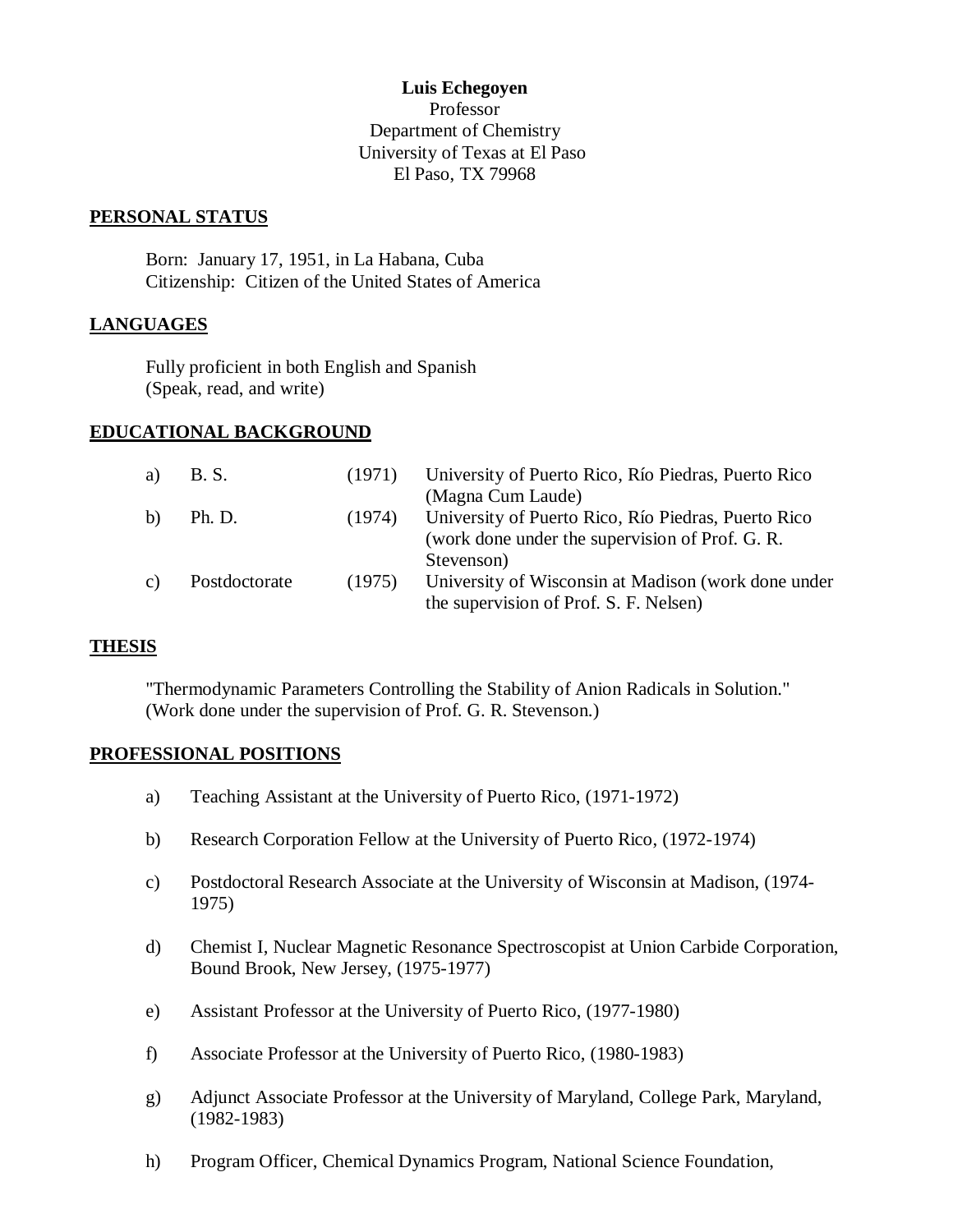**Luis Echegoyen**
Professor
Department of Chemistry
University of Texas at El Paso
El Paso, TX 79968

## PERSONAL STATUS

Born: January 17, 1951, in La Habana, Cuba
Citizenship: Citizen of the United States of America

## LANGUAGES

Fully proficient in both English and Spanish
(Speak, read, and write)

## EDUCATIONAL BACKGROUND

| | | | |
|---|---|---|---|
| a) | B. S. | (1971) | University of Puerto Rico, Río Piedras, Puerto Rico (Magna Cum Laude) |
| b) | Ph. D. | (1974) | University of Puerto Rico, Río Piedras, Puerto Rico (work done under the supervision of Prof. G. R. Stevenson) |
| c) | Postdoctorate | (1975) | University of Wisconsin at Madison (work done under the supervision of Prof. S. F. Nelsen) |

## THESIS

"Thermodynamic Parameters Controlling the Stability of Anion Radicals in Solution." (Work done under the supervision of Prof. G. R. Stevenson.)

## PROFESSIONAL POSITIONS

a) Teaching Assistant at the University of Puerto Rico, (1971-1972)

b) Research Corporation Fellow at the University of Puerto Rico, (1972-1974)

c) Postdoctoral Research Associate at the University of Wisconsin at Madison, (1974-1975)

d) Chemist I, Nuclear Magnetic Resonance Spectroscopist at Union Carbide Corporation, Bound Brook, New Jersey, (1975-1977)

e) Assistant Professor at the University of Puerto Rico, (1977-1980)

f) Associate Professor at the University of Puerto Rico, (1980-1983)

g) Adjunct Associate Professor at the University of Maryland, College Park, Maryland, (1982-1983)

h) Program Officer, Chemical Dynamics Program, National Science Foundation,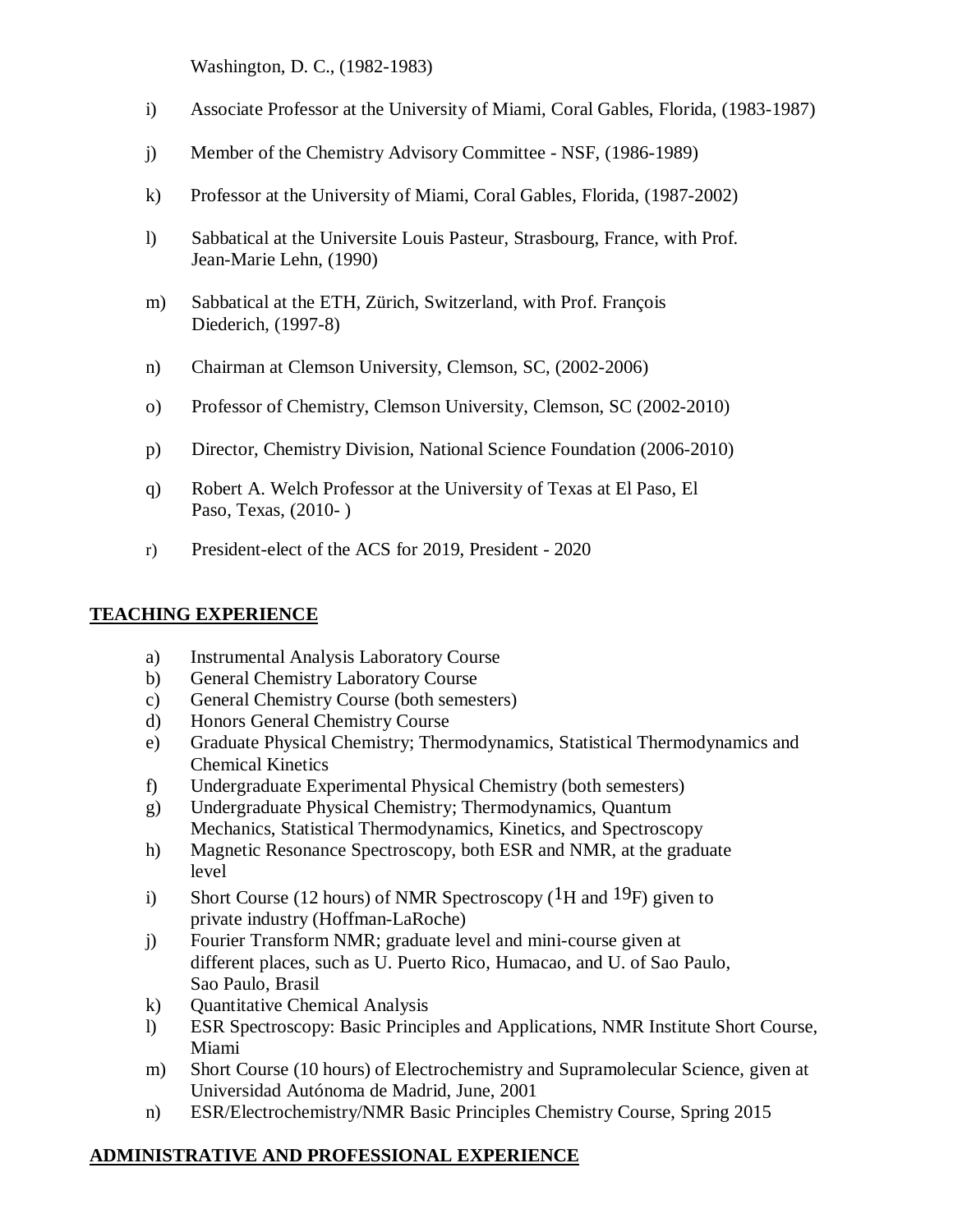Washington, D. C., (1982-1983)

i) Associate Professor at the University of Miami, Coral Gables, Florida, (1983-1987)

j) Member of the Chemistry Advisory Committee - NSF, (1986-1989)

k) Professor at the University of Miami, Coral Gables, Florida, (1987-2002)

l) Sabbatical at the Universite Louis Pasteur, Strasbourg, France, with Prof. Jean-Marie Lehn, (1990)

m) Sabbatical at the ETH, Zürich, Switzerland, with Prof. François Diederich, (1997-8)

n) Chairman at Clemson University, Clemson, SC, (2002-2006)

o) Professor of Chemistry, Clemson University, Clemson, SC (2002-2010)

p) Director, Chemistry Division, National Science Foundation (2006-2010)

q) Robert A. Welch Professor at the University of Texas at El Paso, El Paso, Texas, (2010- )

r) President-elect of the ACS for 2019, President - 2020

## TEACHING EXPERIENCE

a) Instrumental Analysis Laboratory Course
b) General Chemistry Laboratory Course
c) General Chemistry Course (both semesters)
d) Honors General Chemistry Course
e) Graduate Physical Chemistry; Thermodynamics, Statistical Thermodynamics and Chemical Kinetics
f) Undergraduate Experimental Physical Chemistry (both semesters)
g) Undergraduate Physical Chemistry; Thermodynamics, Quantum Mechanics, Statistical Thermodynamics, Kinetics, and Spectroscopy
h) Magnetic Resonance Spectroscopy, both ESR and NMR, at the graduate level
i) Short Course (12 hours) of NMR Spectroscopy ($^{1}H$ and $^{19}F$) given to private industry (Hoffman-LaRoche)
j) Fourier Transform NMR; graduate level and mini-course given at different places, such as U. Puerto Rico, Humacao, and U. of Sao Paulo, Sao Paulo, Brasil
k) Quantitative Chemical Analysis
l) ESR Spectroscopy: Basic Principles and Applications, NMR Institute Short Course, Miami
m) Short Course (10 hours) of Electrochemistry and Supramolecular Science, given at Universidad Autónoma de Madrid, June, 2001
n) ESR/Electrochemistry/NMR Basic Principles Chemistry Course, Spring 2015

## ADMINISTRATIVE AND PROFESSIONAL EXPERIENCE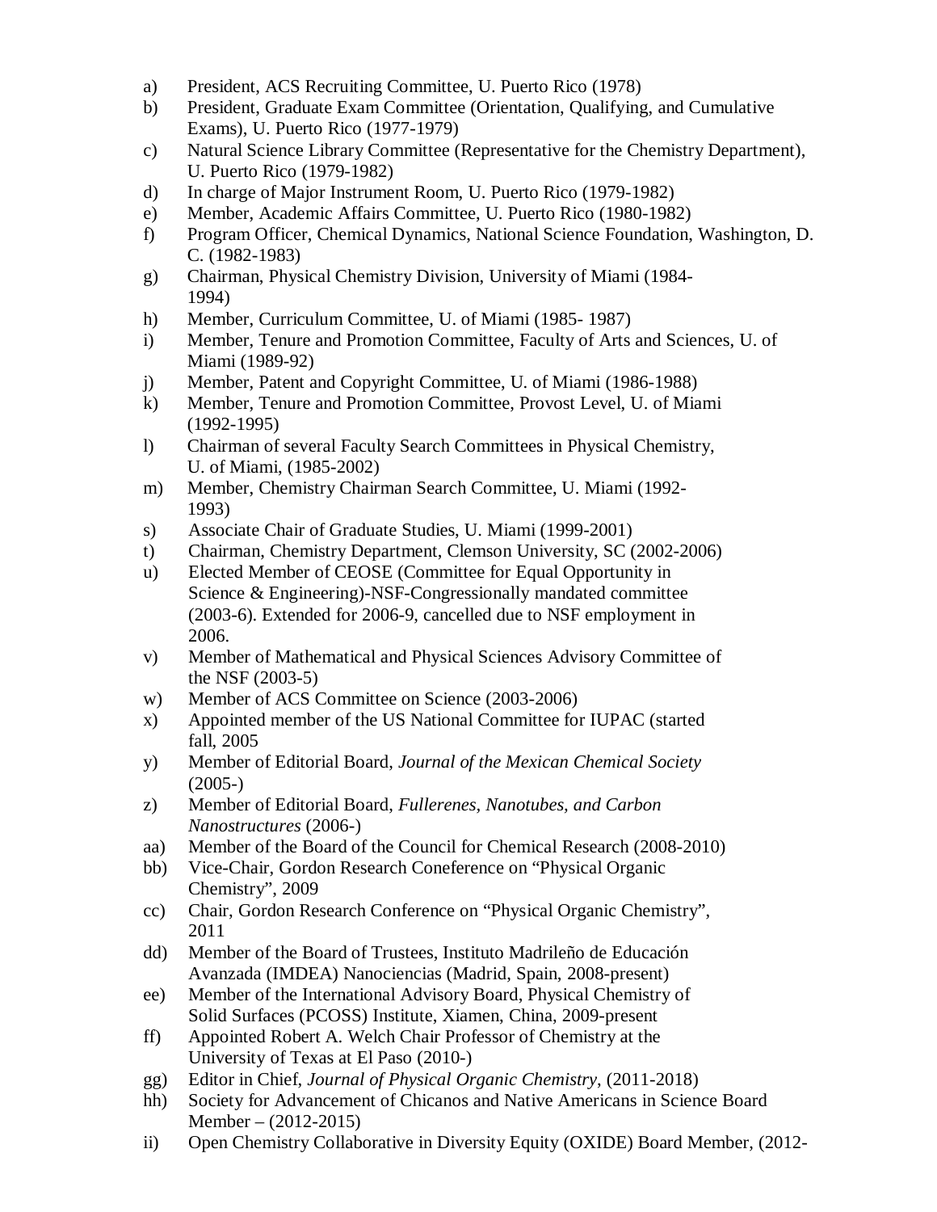a) President, ACS Recruiting Committee, U. Puerto Rico (1978)
b) President, Graduate Exam Committee (Orientation, Qualifying, and Cumulative Exams), U. Puerto Rico (1977-1979)
c) Natural Science Library Committee (Representative for the Chemistry Department), U. Puerto Rico (1979-1982)
d) In charge of Major Instrument Room, U. Puerto Rico (1979-1982)
e) Member, Academic Affairs Committee, U. Puerto Rico (1980-1982)
f) Program Officer, Chemical Dynamics, National Science Foundation, Washington, D. C. (1982-1983)
g) Chairman, Physical Chemistry Division, University of Miami (1984-1994)
h) Member, Curriculum Committee, U. of Miami (1985- 1987)
i) Member, Tenure and Promotion Committee, Faculty of Arts and Sciences, U. of Miami (1989-92)
j) Member, Patent and Copyright Committee, U. of Miami (1986-1988)
k) Member, Tenure and Promotion Committee, Provost Level, U. of Miami (1992-1995)
l) Chairman of several Faculty Search Committees in Physical Chemistry, U. of Miami, (1985-2002)
m) Member, Chemistry Chairman Search Committee, U. Miami (1992-1993)
s) Associate Chair of Graduate Studies, U. Miami (1999-2001)
t) Chairman, Chemistry Department, Clemson University, SC (2002-2006)
u) Elected Member of CEOSE (Committee for Equal Opportunity in Science & Engineering)-NSF-Congressionally mandated committee (2003-6). Extended for 2006-9, cancelled due to NSF employment in 2006.
v) Member of Mathematical and Physical Sciences Advisory Committee of the NSF (2003-5)
w) Member of ACS Committee on Science (2003-2006)
x) Appointed member of the US National Committee for IUPAC (started fall, 2005
y) Member of Editorial Board, *Journal of the Mexican Chemical Society* (2005-)
z) Member of Editorial Board, *Fullerenes, Nanotubes, and Carbon Nanostructures* (2006-)
aa) Member of the Board of the Council for Chemical Research (2008-2010)
bb) Vice-Chair, Gordon Research Coneference on "Physical Organic Chemistry", 2009
cc) Chair, Gordon Research Conference on "Physical Organic Chemistry", 2011
dd) Member of the Board of Trustees, Instituto Madrileño de Educación Avanzada (IMDEA) Nanociencias (Madrid, Spain, 2008-present)
ee) Member of the International Advisory Board, Physical Chemistry of Solid Surfaces (PCOSS) Institute, Xiamen, China, 2009-present
ff) Appointed Robert A. Welch Chair Professor of Chemistry at the University of Texas at El Paso (2010-)
gg) Editor in Chief, *Journal of Physical Organic Chemistry,* (2011-2018)
hh) Society for Advancement of Chicanos and Native Americans in Science Board Member – (2012-2015)
ii) Open Chemistry Collaborative in Diversity Equity (OXIDE) Board Member, (2012-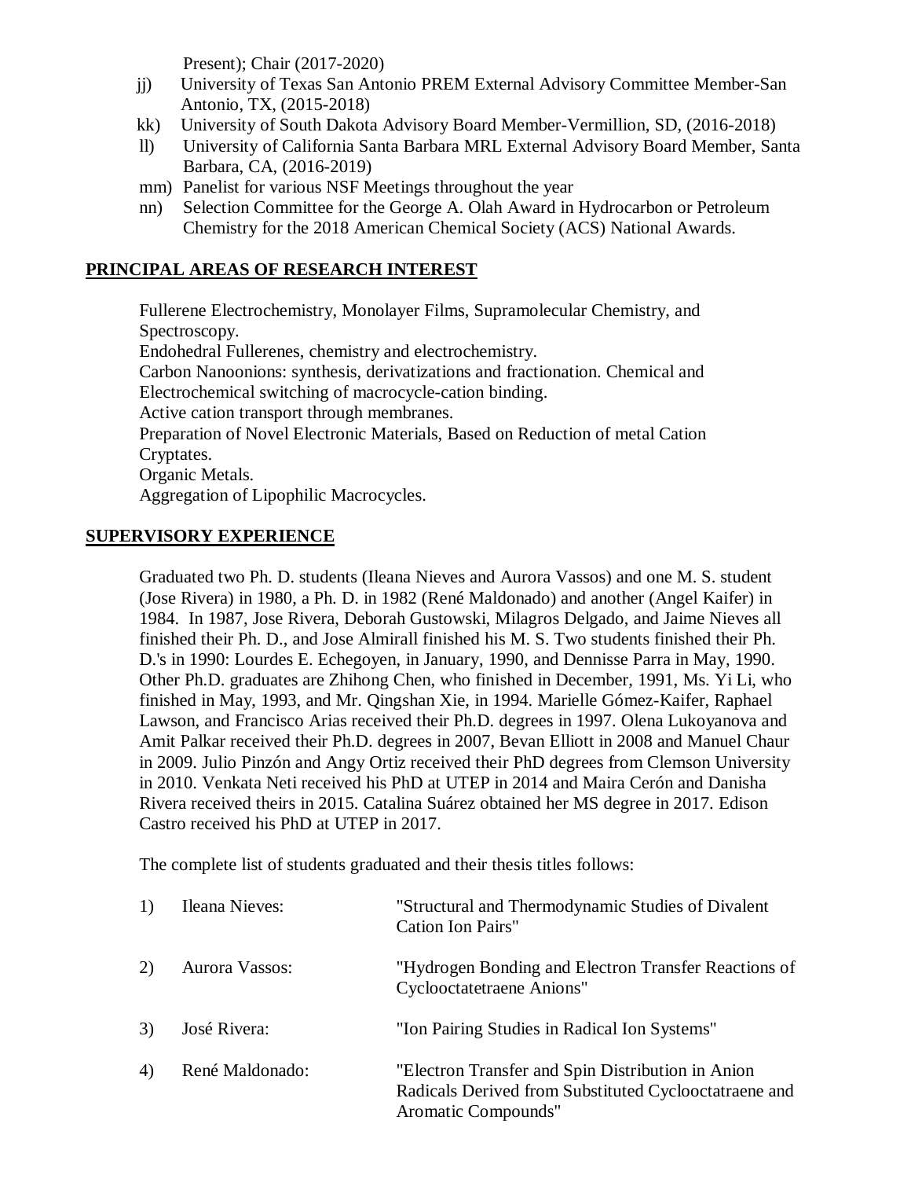Present); Chair (2017-2020)

jj) University of Texas San Antonio PREM External Advisory Committee Member-San Antonio, TX, (2015-2018)

kk) University of South Dakota Advisory Board Member-Vermillion, SD, (2016-2018)

ll) University of California Santa Barbara MRL External Advisory Board Member, Santa Barbara, CA, (2016-2019)

mm) Panelist for various NSF Meetings throughout the year

nn) Selection Committee for the George A. Olah Award in Hydrocarbon or Petroleum Chemistry for the 2018 American Chemical Society (ACS) National Awards.

## PRINCIPAL AREAS OF RESEARCH INTEREST

Fullerene Electrochemistry, Monolayer Films, Supramolecular Chemistry, and Spectroscopy.
Endohedral Fullerenes, chemistry and electrochemistry.
Carbon Nanoonions: synthesis, derivatizations and fractionation. Chemical and Electrochemical switching of macrocycle-cation binding.
Active cation transport through membranes.
Preparation of Novel Electronic Materials, Based on Reduction of metal Cation Cryptates.
Organic Metals.
Aggregation of Lipophilic Macrocycles.

## SUPERVISORY EXPERIENCE

Graduated two Ph. D. students (Ileana Nieves and Aurora Vassos) and one M. S. student (Jose Rivera) in 1980, a Ph. D. in 1982 (René Maldonado) and another (Angel Kaifer) in 1984. In 1987, Jose Rivera, Deborah Gustowski, Milagros Delgado, and Jaime Nieves all finished their Ph. D., and Jose Almirall finished his M. S. Two students finished their Ph. D.'s in 1990: Lourdes E. Echegoyen, in January, 1990, and Dennisse Parra in May, 1990. Other Ph.D. graduates are Zhihong Chen, who finished in December, 1991, Ms. Yi Li, who finished in May, 1993, and Mr. Qingshan Xie, in 1994. Marielle Gómez-Kaifer, Raphael Lawson, and Francisco Arias received their Ph.D. degrees in 1997. Olena Lukoyanova and Amit Palkar received their Ph.D. degrees in 2007, Bevan Elliott in 2008 and Manuel Chaur in 2009. Julio Pinzón and Angy Ortiz received their PhD degrees from Clemson University in 2010. Venkata Neti received his PhD at UTEP in 2014 and Maira Cerón and Danisha Rivera received theirs in 2015. Catalina Suárez obtained her MS degree in 2017. Edison Castro received his PhD at UTEP in 2017.

The complete list of students graduated and their thesis titles follows:

1) Ileana Nieves: "Structural and Thermodynamic Studies of Divalent Cation Ion Pairs"

2) Aurora Vassos: "Hydrogen Bonding and Electron Transfer Reactions of Cyclooctatetraene Anions"

3) José Rivera: "Ion Pairing Studies in Radical Ion Systems"

4) René Maldonado: "Electron Transfer and Spin Distribution in Anion Radicals Derived from Substituted Cyclooctatraene and Aromatic Compounds"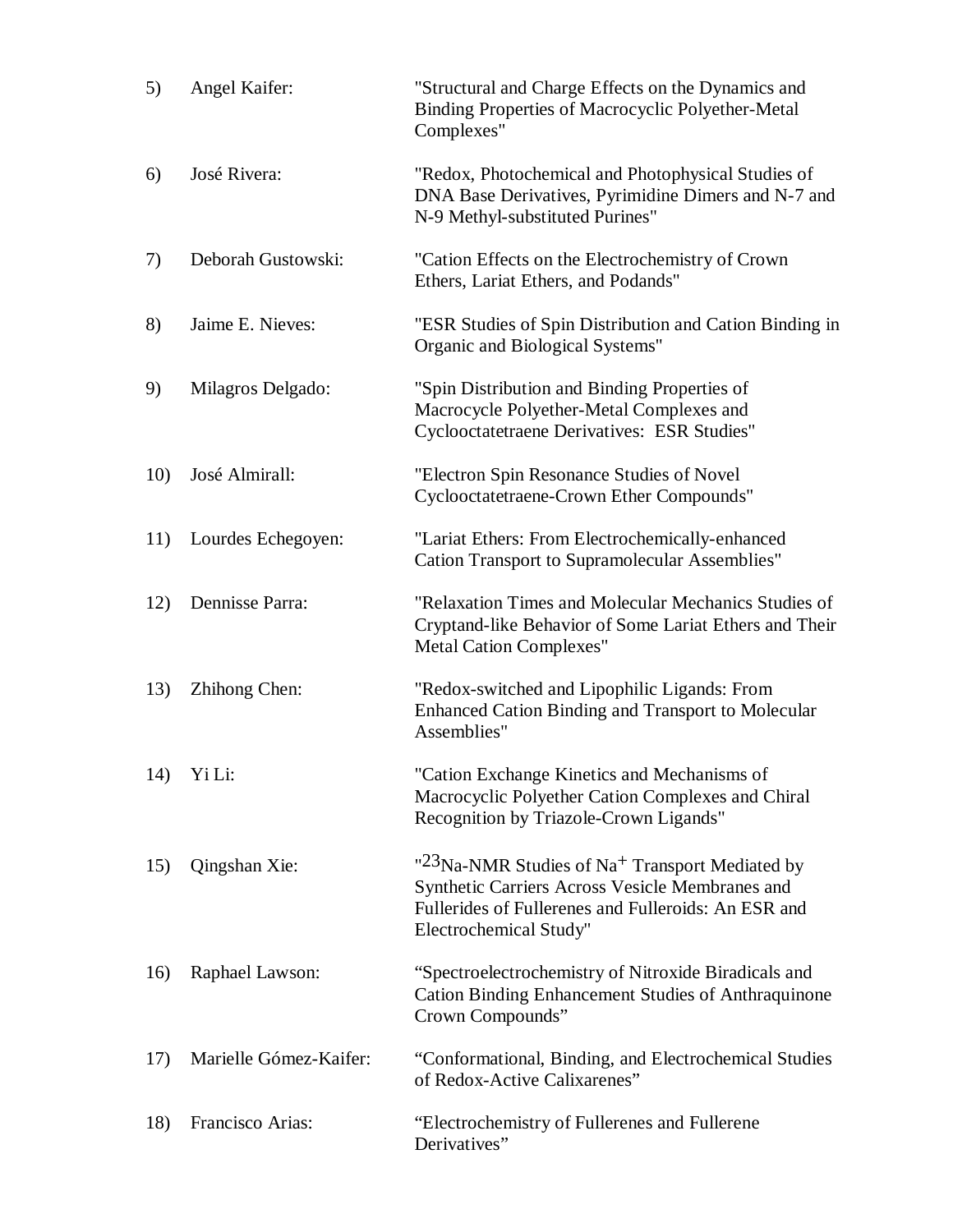5) Angel Kaifer: "Structural and Charge Effects on the Dynamics and Binding Properties of Macrocyclic Polyether-Metal Complexes"

6) José Rivera: "Redox, Photochemical and Photophysical Studies of DNA Base Derivatives, Pyrimidine Dimers and N-7 and N-9 Methyl-substituted Purines"

7) Deborah Gustowski: "Cation Effects on the Electrochemistry of Crown Ethers, Lariat Ethers, and Podands"

8) Jaime E. Nieves: "ESR Studies of Spin Distribution and Cation Binding in Organic and Biological Systems"

9) Milagros Delgado: "Spin Distribution and Binding Properties of Macrocycle Polyether-Metal Complexes and Cyclooctatetraene Derivatives: ESR Studies"

10) José Almirall: "Electron Spin Resonance Studies of Novel Cyclooctatetraene-Crown Ether Compounds"

11) Lourdes Echegoyen: "Lariat Ethers: From Electrochemically-enhanced Cation Transport to Supramolecular Assemblies"

12) Dennisse Parra: "Relaxation Times and Molecular Mechanics Studies of Cryptand-like Behavior of Some Lariat Ethers and Their Metal Cation Complexes"

13) Zhihong Chen: "Redox-switched and Lipophilic Ligands: From Enhanced Cation Binding and Transport to Molecular Assemblies"

14) Yi Li: "Cation Exchange Kinetics and Mechanisms of Macrocyclic Polyether Cation Complexes and Chiral Recognition by Triazole-Crown Ligands"

15) Qingshan Xie: "$^{23}$Na-NMR Studies of $Na^+$ Transport Mediated by Synthetic Carriers Across Vesicle Membranes and Fullerides of Fullerenes and Fulleroids: An ESR and Electrochemical Study"

16) Raphael Lawson: "Spectroelectrochemistry of Nitroxide Biradicals and Cation Binding Enhancement Studies of Anthraquinone Crown Compounds"

17) Marielle Gómez-Kaifer: "Conformational, Binding, and Electrochemical Studies of Redox-Active Calixarenes"

18) Francisco Arias: "Electrochemistry of Fullerenes and Fullerene Derivatives"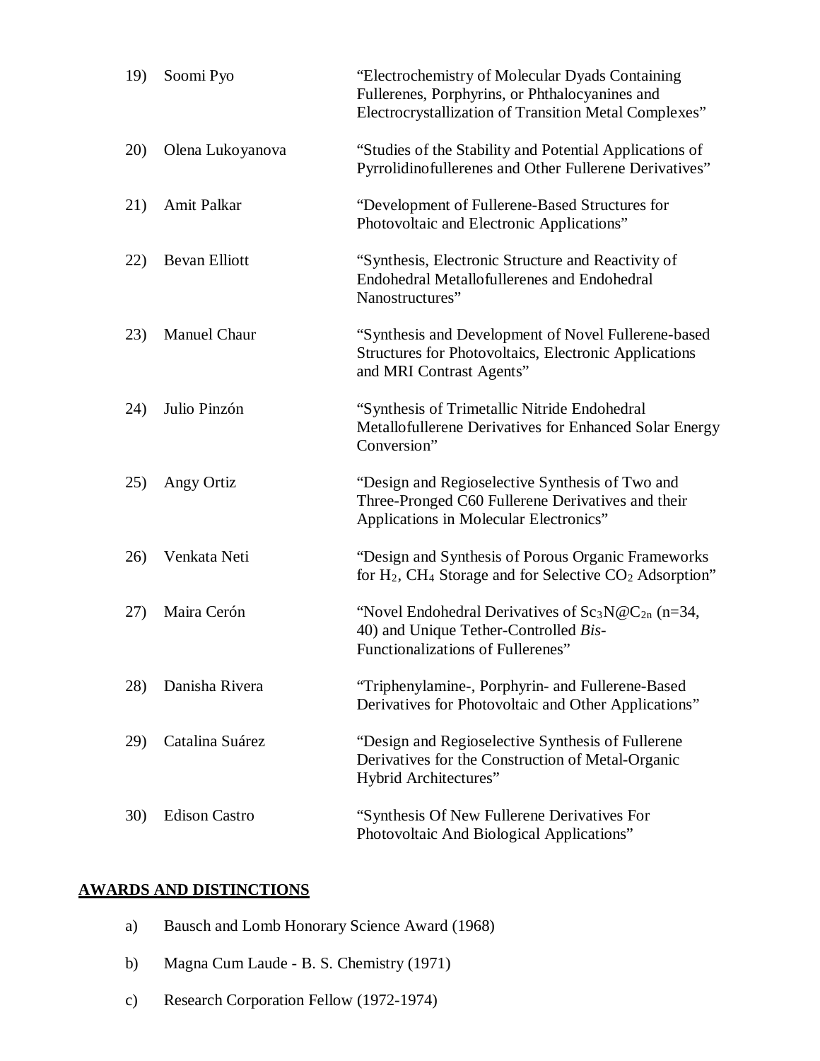19) Soomi Pyo — "Electrochemistry of Molecular Dyads Containing Fullerenes, Porphyrins, or Phthalocyanines and Electrocrystallization of Transition Metal Complexes"

20) Olena Lukoyanova — "Studies of the Stability and Potential Applications of Pyrrolidinofullerenes and Other Fullerene Derivatives"

21) Amit Palkar — "Development of Fullerene-Based Structures for Photovoltaic and Electronic Applications"

22) Bevan Elliott — "Synthesis, Electronic Structure and Reactivity of Endohedral Metallofullerenes and Endohedral Nanostructures"

23) Manuel Chaur — "Synthesis and Development of Novel Fullerene-based Structures for Photovoltaics, Electronic Applications and MRI Contrast Agents"

24) Julio Pinzón — "Synthesis of Trimetallic Nitride Endohedral Metallofullerene Derivatives for Enhanced Solar Energy Conversion"

25) Angy Ortiz — "Design and Regioselective Synthesis of Two and Three-Pronged C60 Fullerene Derivatives and their Applications in Molecular Electronics"

26) Venkata Neti — "Design and Synthesis of Porous Organic Frameworks for $H_2$, $CH_4$ Storage and for Selective $CO_2$ Adsorption"

27) Maira Cerón — "Novel Endohedral Derivatives of $Sc_3N@C_{2n}$ (n=34, 40) and Unique Tether-Controlled *Bis*-Functionalizations of Fullerenes"

28) Danisha Rivera — "Triphenylamine-, Porphyrin- and Fullerene-Based Derivatives for Photovoltaic and Other Applications"

29) Catalina Suárez — "Design and Regioselective Synthesis of Fullerene Derivatives for the Construction of Metal-Organic Hybrid Architectures"

30) Edison Castro — "Synthesis Of New Fullerene Derivatives For Photovoltaic And Biological Applications"

## AWARDS AND DISTINCTIONS

a) Bausch and Lomb Honorary Science Award (1968)

b) Magna Cum Laude - B. S. Chemistry (1971)

c) Research Corporation Fellow (1972-1974)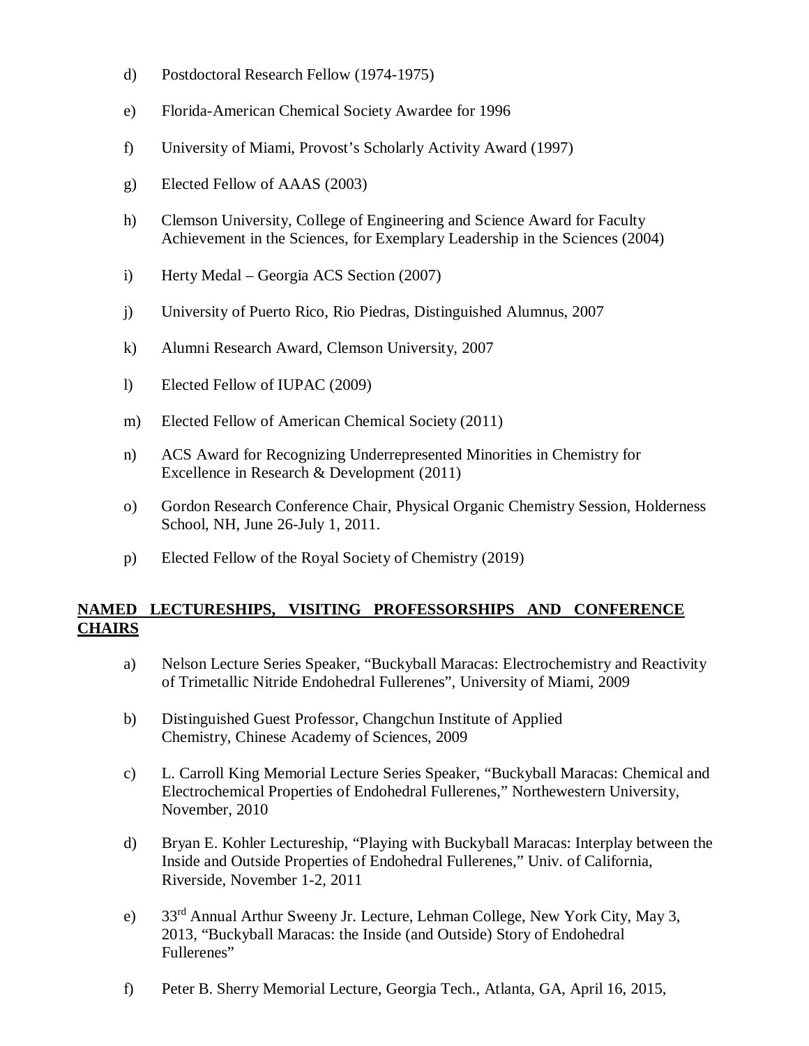d) Postdoctoral Research Fellow (1974-1975)

e) Florida-American Chemical Society Awardee for 1996

f) University of Miami, Provost's Scholarly Activity Award (1997)

g) Elected Fellow of AAAS (2003)

h) Clemson University, College of Engineering and Science Award for Faculty Achievement in the Sciences, for Exemplary Leadership in the Sciences (2004)

i) Herty Medal – Georgia ACS Section (2007)

j) University of Puerto Rico, Rio Piedras, Distinguished Alumnus, 2007

k) Alumni Research Award, Clemson University, 2007

l) Elected Fellow of IUPAC (2009)

m) Elected Fellow of American Chemical Society (2011)

n) ACS Award for Recognizing Underrepresented Minorities in Chemistry for Excellence in Research & Development (2011)

o) Gordon Research Conference Chair, Physical Organic Chemistry Session, Holderness School, NH, June 26-July 1, 2011.

p) Elected Fellow of the Royal Society of Chemistry (2019)

**NAMED LECTURESHIPS, VISITING PROFESSORSHIPS AND CONFERENCE CHAIRS**

a) Nelson Lecture Series Speaker, "Buckyball Maracas: Electrochemistry and Reactivity of Trimetallic Nitride Endohedral Fullerenes", University of Miami, 2009

b) Distinguished Guest Professor, Changchun Institute of Applied Chemistry, Chinese Academy of Sciences, 2009

c) L. Carroll King Memorial Lecture Series Speaker, "Buckyball Maracas: Chemical and Electrochemical Properties of Endohedral Fullerenes," Northwestern University, November, 2010

d) Bryan E. Kohler Lectureship, "Playing with Buckyball Maracas: Interplay between the Inside and Outside Properties of Endohedral Fullerenes," Univ. of California, Riverside, November 1-2, 2011

e) 33rd Annual Arthur Sweeny Jr. Lecture, Lehman College, New York City, May 3, 2013, "Buckyball Maracas: the Inside (and Outside) Story of Endohedral Fullerenes"

f) Peter B. Sherry Memorial Lecture, Georgia Tech., Atlanta, GA, April 16, 2015,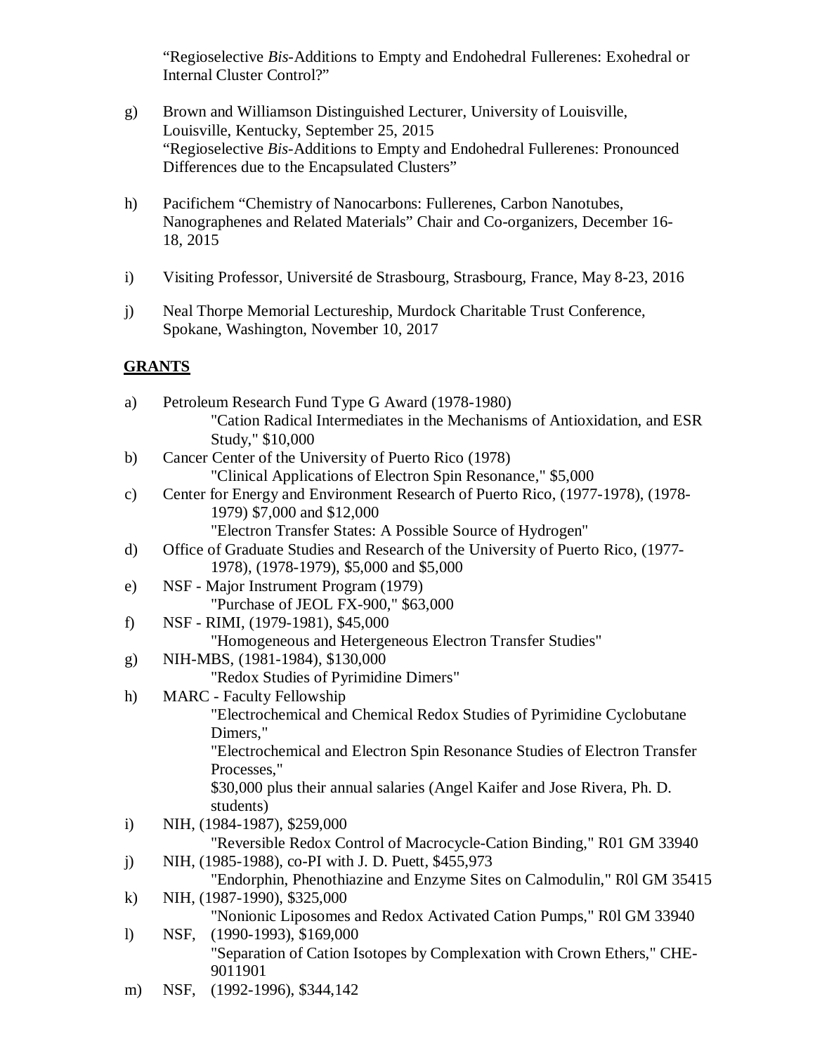"Regioselective *Bis*-Additions to Empty and Endohedral Fullerenes: Exohedral or Internal Cluster Control?"

g) Brown and Williamson Distinguished Lecturer, University of Louisville, Louisville, Kentucky, September 25, 2015
"Regioselective *Bis*-Additions to Empty and Endohedral Fullerenes: Pronounced Differences due to the Encapsulated Clusters"

h) Pacifichem "Chemistry of Nanocarbons: Fullerenes, Carbon Nanotubes, Nanographenes and Related Materials" Chair and Co-organizers, December 16-18, 2015

i) Visiting Professor, Université de Strasbourg, Strasbourg, France, May 8-23, 2016

j) Neal Thorpe Memorial Lectureship, Murdock Charitable Trust Conference, Spokane, Washington, November 10, 2017

## GRANTS

a) Petroleum Research Fund Type G Award (1978-1980)
"Cation Radical Intermediates in the Mechanisms of Antioxidation, and ESR Study," $10,000

b) Cancer Center of the University of Puerto Rico (1978)
"Clinical Applications of Electron Spin Resonance," $5,000

c) Center for Energy and Environment Research of Puerto Rico, (1977-1978), (1978-1979) $7,000 and $12,000
"Electron Transfer States: A Possible Source of Hydrogen"

d) Office of Graduate Studies and Research of the University of Puerto Rico, (1977-1978), (1978-1979), $5,000 and $5,000

e) NSF - Major Instrument Program (1979)
"Purchase of JEOL FX-900," $63,000

f) NSF - RIMI, (1979-1981), $45,000
"Homogeneous and Hetergeneous Electron Transfer Studies"

g) NIH-MBS, (1981-1984), $130,000
"Redox Studies of Pyrimidine Dimers"

h) MARC - Faculty Fellowship
"Electrochemical and Chemical Redox Studies of Pyrimidine Cyclobutane Dimers,"
"Electrochemical and Electron Spin Resonance Studies of Electron Transfer Processes,"
$30,000 plus their annual salaries (Angel Kaifer and Jose Rivera, Ph. D. students)

i) NIH, (1984-1987), $259,000
"Reversible Redox Control of Macrocycle-Cation Binding," R01 GM 33940

j) NIH, (1985-1988), co-PI with J. D. Puett, $455,973
"Endorphin, Phenothiazine and Enzyme Sites on Calmodulin," R0l GM 35415

k) NIH, (1987-1990), $325,000
"Nonionic Liposomes and Redox Activated Cation Pumps," R0l GM 33940

l) NSF, (1990-1993), $169,000
"Separation of Cation Isotopes by Complexation with Crown Ethers," CHE-9011901

m) NSF, (1992-1996), $344,142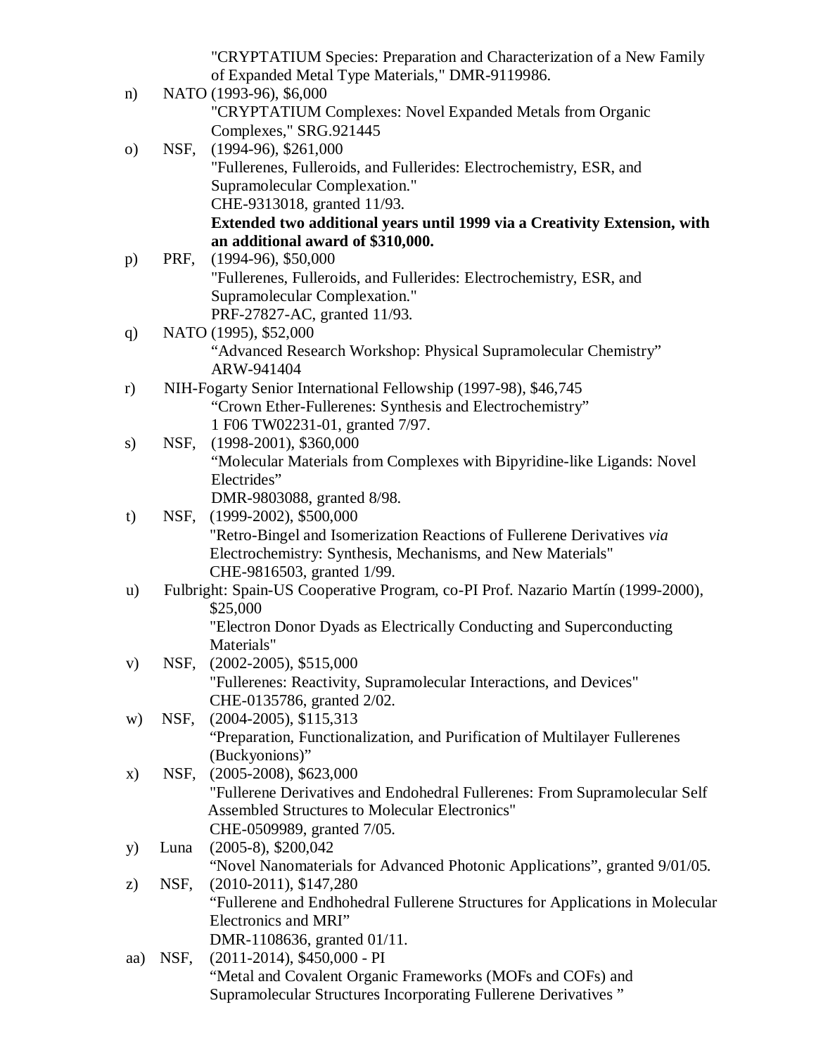"CRYPTATIUM Species: Preparation and Characterization of a New Family of Expanded Metal Type Materials," DMR-9119986.

n) NATO (1993-96), $6,000
"CRYPTATIUM Complexes: Novel Expanded Metals from Organic Complexes," SRG.921445

o) NSF, (1994-96), $261,000
"Fullerenes, Fulleroids, and Fullerides: Electrochemistry, ESR, and Supramolecular Complexation."
CHE-9313018, granted 11/93.
**Extended two additional years until 1999 via a Creativity Extension, with an additional award of $310,000.**

p) PRF, (1994-96), $50,000
"Fullerenes, Fulleroids, and Fullerides: Electrochemistry, ESR, and Supramolecular Complexation."
PRF-27827-AC, granted 11/93.

q) NATO (1995), $52,000
"Advanced Research Workshop: Physical Supramolecular Chemistry"
ARW-941404

r) NIH-Fogarty Senior International Fellowship (1997-98), $46,745
"Crown Ether-Fullerenes: Synthesis and Electrochemistry"
1 F06 TW02231-01, granted 7/97.

s) NSF, (1998-2001), $360,000
"Molecular Materials from Complexes with Bipyridine-like Ligands: Novel Electrides"
DMR-9803088, granted 8/98.

t) NSF, (1999-2002), $500,000
"Retro-Bingel and Isomerization Reactions of Fullerene Derivatives *via* Electrochemistry: Synthesis, Mechanisms, and New Materials"
CHE-9816503, granted 1/99.

u) Fulbright: Spain-US Cooperative Program, co-PI Prof. Nazario Martín (1999-2000), $25,000
"Electron Donor Dyads as Electrically Conducting and Superconducting Materials"

v) NSF, (2002-2005), $515,000
"Fullerenes: Reactivity, Supramolecular Interactions, and Devices"
CHE-0135786, granted 2/02.

w) NSF, (2004-2005), $115,313
"Preparation, Functionalization, and Purification of Multilayer Fullerenes (Buckyonions)"

x) NSF, (2005-2008), $623,000
"Fullerene Derivatives and Endohedral Fullerenes: From Supramolecular Self Assembled Structures to Molecular Electronics"
CHE-0509989, granted 7/05.

y) Luna (2005-8), $200,042
"Novel Nanomaterials for Advanced Photonic Applications", granted 9/01/05.

z) NSF, (2010-2011), $147,280
"Fullerene and Endhohedral Fullerene Structures for Applications in Molecular Electronics and MRI"
DMR-1108636, granted 01/11.

aa) NSF, (2011-2014), $450,000 - PI
"Metal and Covalent Organic Frameworks (MOFs and COFs) and Supramolecular Structures Incorporating Fullerene Derivatives "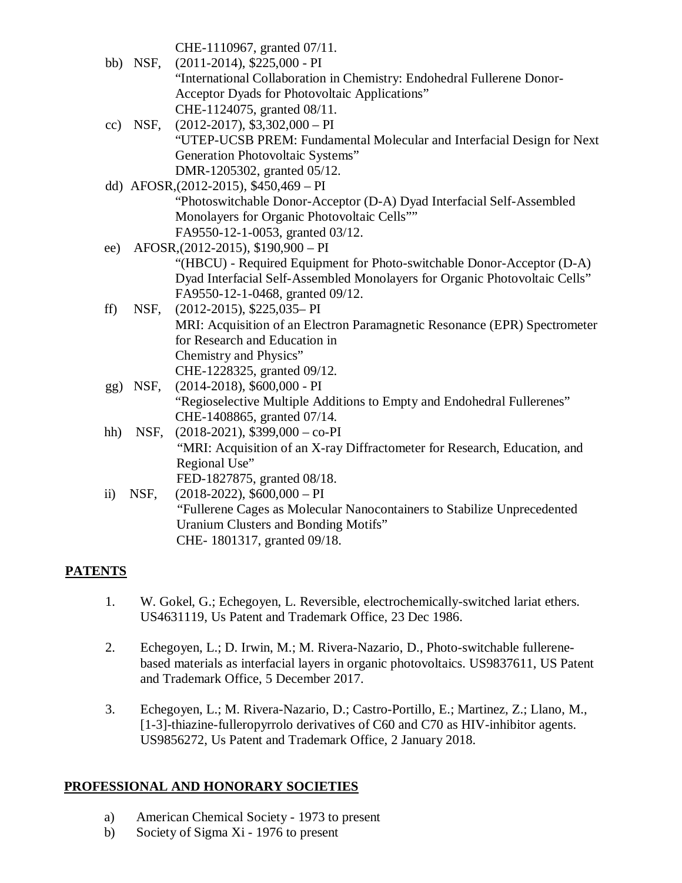CHE-1110967, granted 07/11.

bb) NSF, (2011-2014), $225,000 - PI
"International Collaboration in Chemistry: Endohedral Fullerene Donor-Acceptor Dyads for Photovoltaic Applications"
CHE-1124075, granted 08/11.

cc) NSF, (2012-2017), $3,302,000 – PI
"UTEP-UCSB PREM: Fundamental Molecular and Interfacial Design for Next Generation Photovoltaic Systems"
DMR-1205302, granted 05/12.

dd) AFOSR,(2012-2015), $450,469 – PI
"Photoswitchable Donor-Acceptor (D-A) Dyad Interfacial Self-Assembled Monolayers for Organic Photovoltaic Cells""
FA9550-12-1-0053, granted 03/12.

ee) AFOSR,(2012-2015), $190,900 – PI
"(HBCU) - Required Equipment for Photo-switchable Donor-Acceptor (D-A) Dyad Interfacial Self-Assembled Monolayers for Organic Photovoltaic Cells"
FA9550-12-1-0468, granted 09/12.

ff) NSF, (2012-2015), $225,035– PI
MRI: Acquisition of an Electron Paramagnetic Resonance (EPR) Spectrometer for Research and Education in
Chemistry and Physics"
CHE-1228325, granted 09/12.

gg) NSF, (2014-2018), $600,000 - PI
"Regioselective Multiple Additions to Empty and Endohedral Fullerenes"
CHE-1408865, granted 07/14.

hh) NSF, (2018-2021), $399,000 – co-PI
"MRI: Acquisition of an X-ray Diffractometer for Research, Education, and Regional Use"
FED-1827875, granted 08/18.

ii) NSF, (2018-2022), $600,000 – PI
"Fullerene Cages as Molecular Nanocontainers to Stabilize Unprecedented Uranium Clusters and Bonding Motifs"
CHE- 1801317, granted 09/18.

## PATENTS

1. W. Gokel, G.; Echegoyen, L. Reversible, electrochemically-switched lariat ethers. US4631119, Us Patent and Trademark Office, 23 Dec 1986.

2. Echegoyen, L.; D. Irwin, M.; M. Rivera-Nazario, D., Photo-switchable fullerene-based materials as interfacial layers in organic photovoltaics. US9837611, US Patent and Trademark Office, 5 December 2017.

3. Echegoyen, L.; M. Rivera-Nazario, D.; Castro-Portillo, E.; Martinez, Z.; Llano, M., [1-3]-thiazine-fulleropyrrolo derivatives of C60 and C70 as HIV-inhibitor agents. US9856272, Us Patent and Trademark Office, 2 January 2018.

## PROFESSIONAL AND HONORARY SOCIETIES

a) American Chemical Society - 1973 to present
b) Society of Sigma Xi - 1976 to present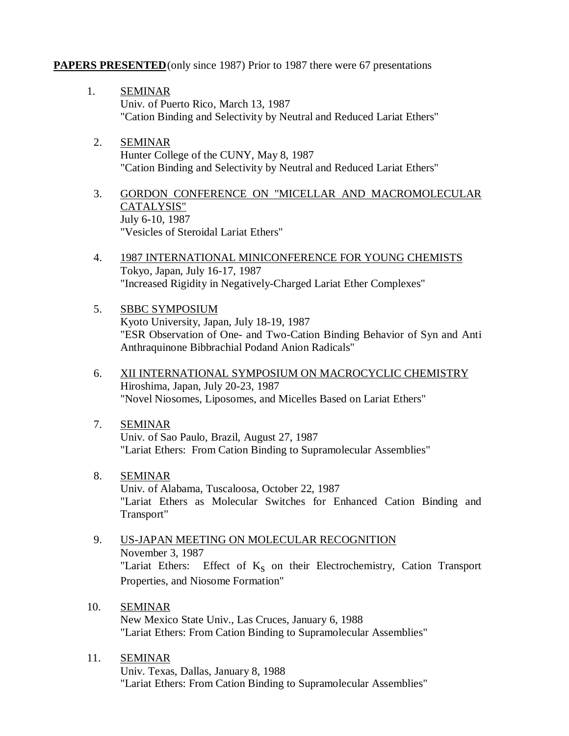**PAPERS PRESENTED** (only since 1987) Prior to 1987 there were 67 presentations

1. SEMINAR
   Univ. of Puerto Rico, March 13, 1987
   "Cation Binding and Selectivity by Neutral and Reduced Lariat Ethers"

2. SEMINAR
   Hunter College of the CUNY, May 8, 1987
   "Cation Binding and Selectivity by Neutral and Reduced Lariat Ethers"

3. GORDON CONFERENCE ON "MICELLAR AND MACROMOLECULAR CATALYSIS"
   July 6-10, 1987
   "Vesicles of Steroidal Lariat Ethers"

4. 1987 INTERNATIONAL MINICONFERENCE FOR YOUNG CHEMISTS
   Tokyo, Japan, July 16-17, 1987
   "Increased Rigidity in Negatively-Charged Lariat Ether Complexes"

5. SBBC SYMPOSIUM
   Kyoto University, Japan, July 18-19, 1987
   "ESR Observation of One- and Two-Cation Binding Behavior of Syn and Anti Anthraquinone Bibbrachial Podand Anion Radicals"

6. XII INTERNATIONAL SYMPOSIUM ON MACROCYCLIC CHEMISTRY
   Hiroshima, Japan, July 20-23, 1987
   "Novel Niosomes, Liposomes, and Micelles Based on Lariat Ethers"

7. SEMINAR
   Univ. of Sao Paulo, Brazil, August 27, 1987
   "Lariat Ethers: From Cation Binding to Supramolecular Assemblies"

8. SEMINAR
   Univ. of Alabama, Tuscaloosa, October 22, 1987
   "Lariat Ethers as Molecular Switches for Enhanced Cation Binding and Transport"

9. US-JAPAN MEETING ON MOLECULAR RECOGNITION
   November 3, 1987
   "Lariat Ethers: Effect of $K_S$ on their Electrochemistry, Cation Transport Properties, and Niosome Formation"

10. SEMINAR
    New Mexico State Univ., Las Cruces, January 6, 1988
    "Lariat Ethers: From Cation Binding to Supramolecular Assemblies"

11. SEMINAR
    Univ. Texas, Dallas, January 8, 1988
    "Lariat Ethers: From Cation Binding to Supramolecular Assemblies"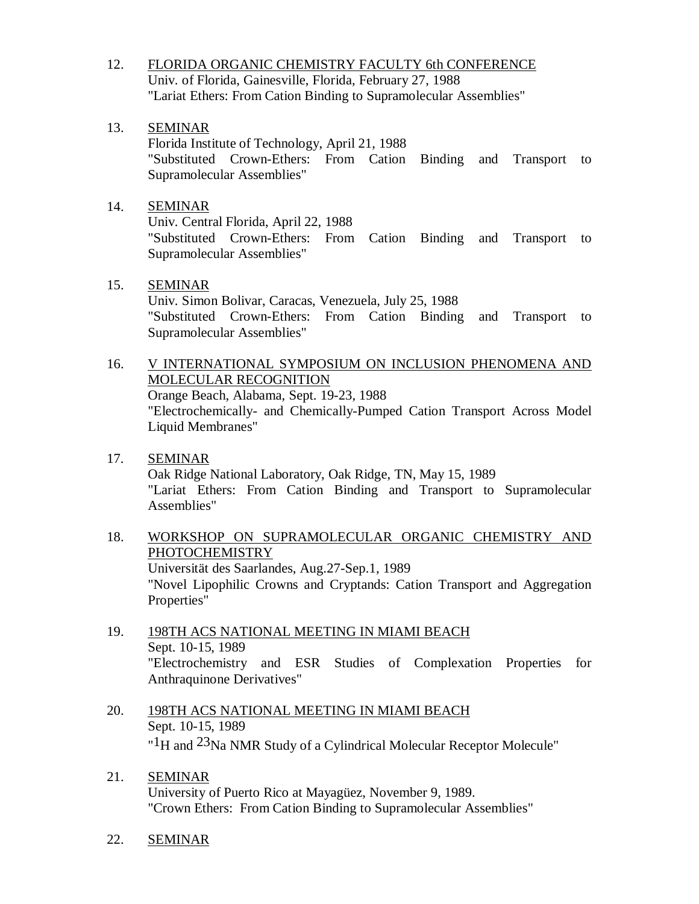12. FLORIDA ORGANIC CHEMISTRY FACULTY 6th CONFERENCE
    Univ. of Florida, Gainesville, Florida, February 27, 1988
    "Lariat Ethers: From Cation Binding to Supramolecular Assemblies"

13. SEMINAR
    Florida Institute of Technology, April 21, 1988
    "Substituted Crown-Ethers: From Cation Binding and Transport to Supramolecular Assemblies"

14. SEMINAR
    Univ. Central Florida, April 22, 1988
    "Substituted Crown-Ethers: From Cation Binding and Transport to Supramolecular Assemblies"

15. SEMINAR
    Univ. Simon Bolivar, Caracas, Venezuela, July 25, 1988
    "Substituted Crown-Ethers: From Cation Binding and Transport to Supramolecular Assemblies"

16. V INTERNATIONAL SYMPOSIUM ON INCLUSION PHENOMENA AND MOLECULAR RECOGNITION
    Orange Beach, Alabama, Sept. 19-23, 1988
    "Electrochemically- and Chemically-Pumped Cation Transport Across Model Liquid Membranes"

17. SEMINAR
    Oak Ridge National Laboratory, Oak Ridge, TN, May 15, 1989
    "Lariat Ethers: From Cation Binding and Transport to Supramolecular Assemblies"

18. WORKSHOP ON SUPRAMOLECULAR ORGANIC CHEMISTRY AND PHOTOCHEMISTRY
    Universität des Saarlandes, Aug.27-Sep.1, 1989
    "Novel Lipophilic Crowns and Cryptands: Cation Transport and Aggregation Properties"

19. 198TH ACS NATIONAL MEETING IN MIAMI BEACH
    Sept. 10-15, 1989
    "Electrochemistry and ESR Studies of Complexation Properties for Anthraquinone Derivatives"

20. 198TH ACS NATIONAL MEETING IN MIAMI BEACH
    Sept. 10-15, 1989
    "$^{1}$H and $^{23}$Na NMR Study of a Cylindrical Molecular Receptor Molecule"

21. SEMINAR
    University of Puerto Rico at Mayagüez, November 9, 1989.
    "Crown Ethers: From Cation Binding to Supramolecular Assemblies"

22. SEMINAR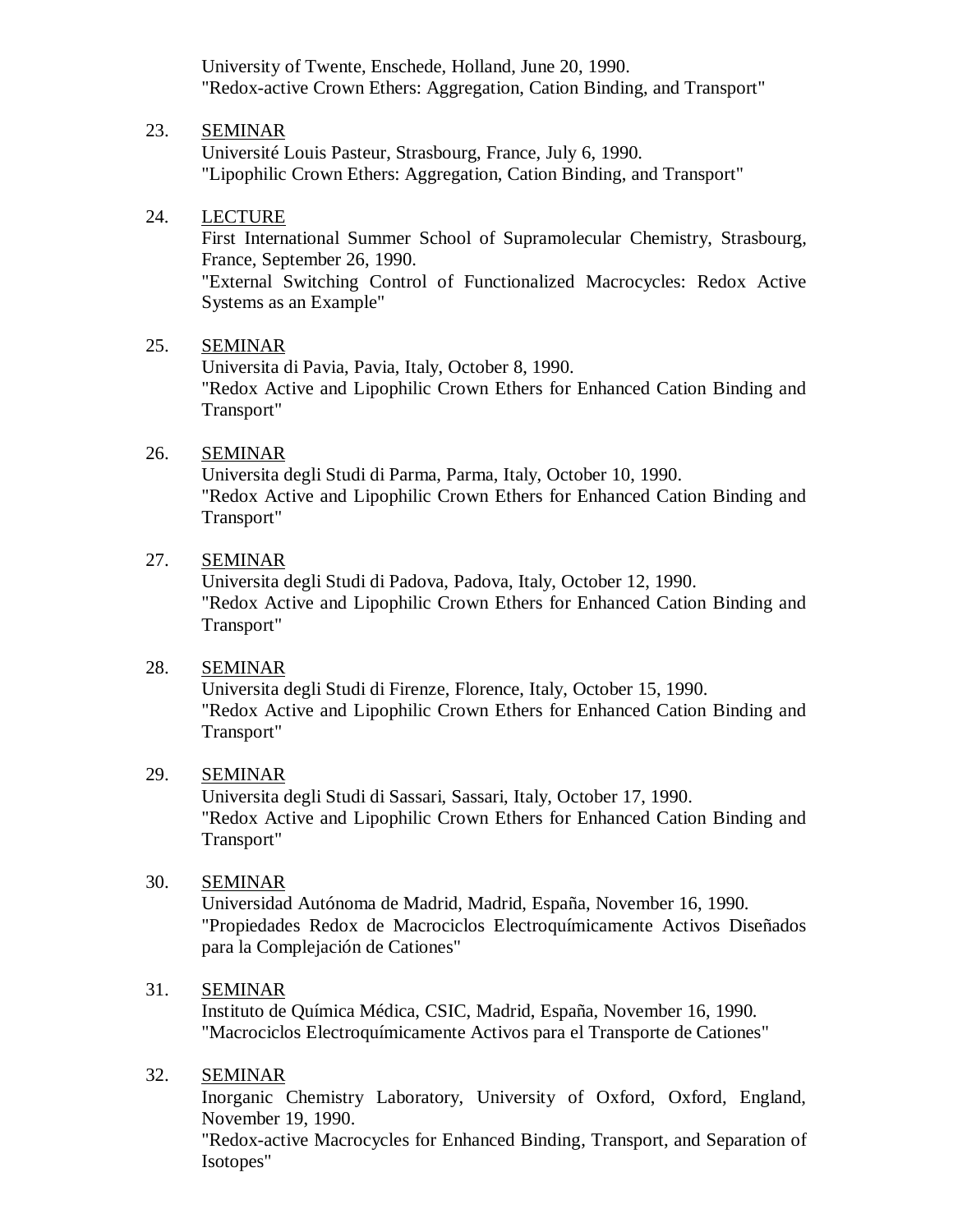University of Twente, Enschede, Holland, June 20, 1990.
"Redox-active Crown Ethers: Aggregation, Cation Binding, and Transport"

23. <u>SEMINAR</u>
    Université Louis Pasteur, Strasbourg, France, July 6, 1990.
    "Lipophilic Crown Ethers: Aggregation, Cation Binding, and Transport"

24. <u>LECTURE</u>
    First International Summer School of Supramolecular Chemistry, Strasbourg, France, September 26, 1990.
    "External Switching Control of Functionalized Macrocycles: Redox Active Systems as an Example"

25. <u>SEMINAR</u>
    Universita di Pavia, Pavia, Italy, October 8, 1990.
    "Redox Active and Lipophilic Crown Ethers for Enhanced Cation Binding and Transport"

26. <u>SEMINAR</u>
    Universita degli Studi di Parma, Parma, Italy, October 10, 1990.
    "Redox Active and Lipophilic Crown Ethers for Enhanced Cation Binding and Transport"

27. <u>SEMINAR</u>
    Universita degli Studi di Padova, Padova, Italy, October 12, 1990.
    "Redox Active and Lipophilic Crown Ethers for Enhanced Cation Binding and Transport"

28. <u>SEMINAR</u>
    Universita degli Studi di Firenze, Florence, Italy, October 15, 1990.
    "Redox Active and Lipophilic Crown Ethers for Enhanced Cation Binding and Transport"

29. <u>SEMINAR</u>
    Universita degli Studi di Sassari, Sassari, Italy, October 17, 1990.
    "Redox Active and Lipophilic Crown Ethers for Enhanced Cation Binding and Transport"

30. <u>SEMINAR</u>
    Universidad Autónoma de Madrid, Madrid, España, November 16, 1990.
    "Propiedades Redox de Macrociclos Electroquímicamente Activos Diseñados para la Complejación de Cationes"

31. <u>SEMINAR</u>
    Instituto de Química Médica, CSIC, Madrid, España, November 16, 1990.
    "Macrociclos Electroquímicamente Activos para el Transporte de Cationes"

32. <u>SEMINAR</u>
    Inorganic Chemistry Laboratory, University of Oxford, Oxford, England, November 19, 1990.
    "Redox-active Macrocycles for Enhanced Binding, Transport, and Separation of Isotopes"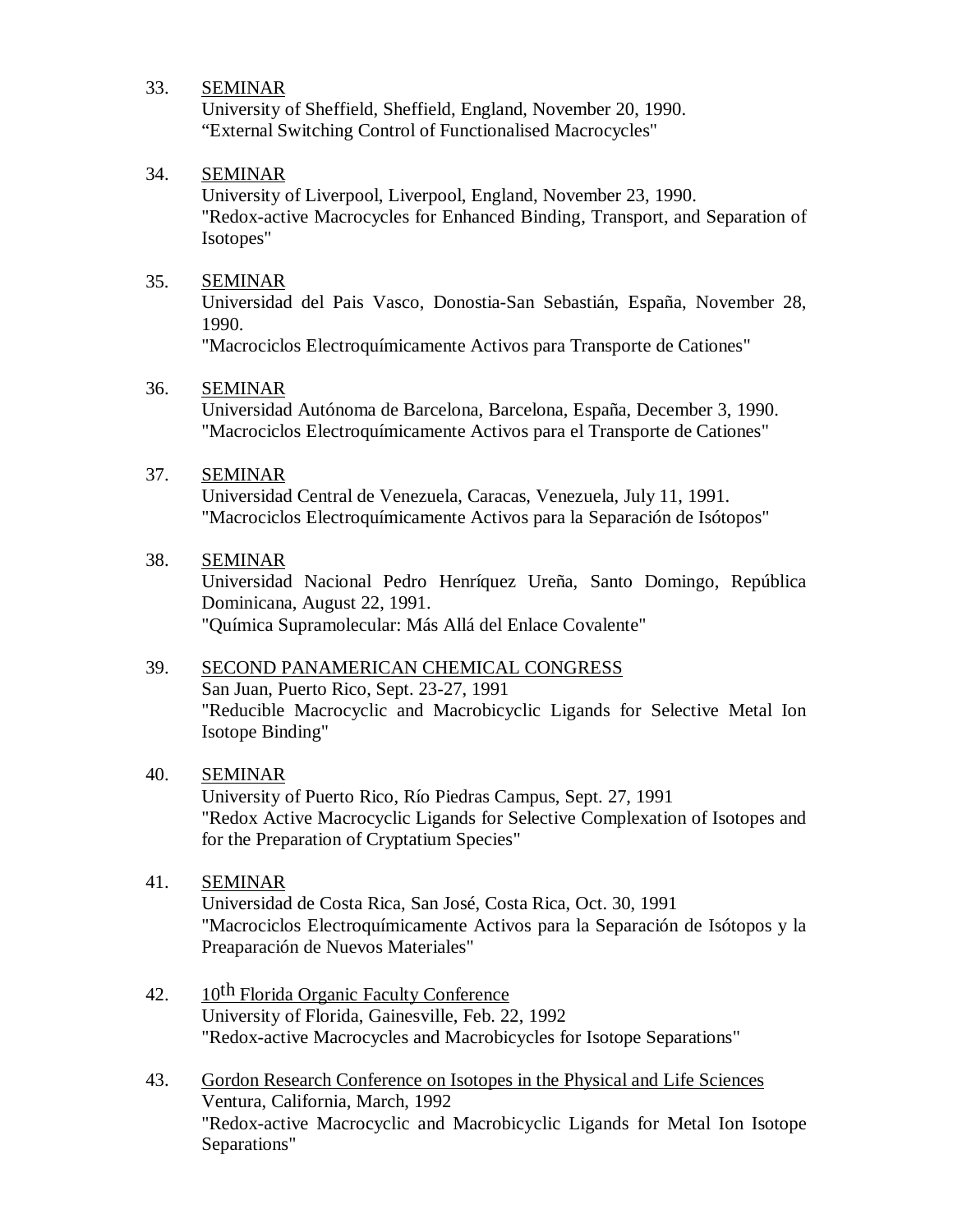33. SEMINAR
    University of Sheffield, Sheffield, England, November 20, 1990.
    "External Switching Control of Functionalised Macrocycles"

34. SEMINAR
    University of Liverpool, Liverpool, England, November 23, 1990.
    "Redox-active Macrocycles for Enhanced Binding, Transport, and Separation of Isotopes"

35. SEMINAR
    Universidad del Pais Vasco, Donostia-San Sebastián, España, November 28, 1990.
    "Macrociclos Electroquímicamente Activos para Transporte de Cationes"

36. SEMINAR
    Universidad Autónoma de Barcelona, Barcelona, España, December 3, 1990.
    "Macrociclos Electroquímicamente Activos para el Transporte de Cationes"

37. SEMINAR
    Universidad Central de Venezuela, Caracas, Venezuela, July 11, 1991.
    "Macrociclos Electroquímicamente Activos para la Separación de Isótopos"

38. SEMINAR
    Universidad Nacional Pedro Henríquez Ureña, Santo Domingo, República Dominicana, August 22, 1991.
    "Química Supramolecular: Más Allá del Enlace Covalente"

39. SECOND PANAMERICAN CHEMICAL CONGRESS
    San Juan, Puerto Rico, Sept. 23-27, 1991
    "Reducible Macrocyclic and Macrobicyclic Ligands for Selective Metal Ion Isotope Binding"

40. SEMINAR
    University of Puerto Rico, Río Piedras Campus, Sept. 27, 1991
    "Redox Active Macrocyclic Ligands for Selective Complexation of Isotopes and for the Preparation of Cryptatium Species"

41. SEMINAR
    Universidad de Costa Rica, San José, Costa Rica, Oct. 30, 1991
    "Macrociclos Electroquímicamente Activos para la Separación de Isótopos y la Preaparación de Nuevos Materiales"

42. 10th Florida Organic Faculty Conference
    University of Florida, Gainesville, Feb. 22, 1992
    "Redox-active Macrocycles and Macrobicycles for Isotope Separations"

43. Gordon Research Conference on Isotopes in the Physical and Life Sciences
    Ventura, California, March, 1992
    "Redox-active Macrocyclic and Macrobicyclic Ligands for Metal Ion Isotope Separations"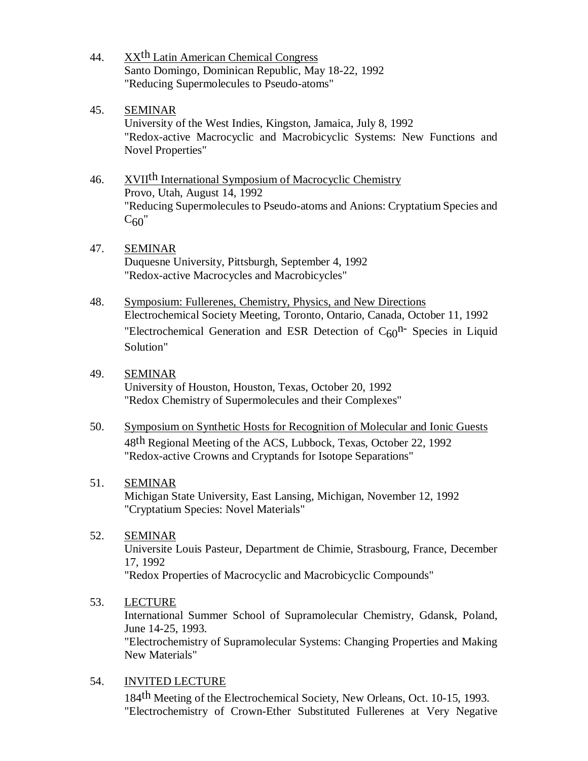44. XX<sup>th</sup> Latin American Chemical Congress
    Santo Domingo, Dominican Republic, May 18-22, 1992
    "Reducing Supermolecules to Pseudo-atoms"

45. SEMINAR
    University of the West Indies, Kingston, Jamaica, July 8, 1992
    "Redox-active Macrocyclic and Macrobicyclic Systems: New Functions and Novel Properties"

46. XVII<sup>th</sup> International Symposium of Macrocyclic Chemistry
    Provo, Utah, August 14, 1992
    "Reducing Supermolecules to Pseudo-atoms and Anions: Cryptatium Species and $C_{60}$"

47. SEMINAR
    Duquesne University, Pittsburgh, September 4, 1992
    "Redox-active Macrocycles and Macrobicycles"

48. Symposium: Fullerenes, Chemistry, Physics, and New Directions
    Electrochemical Society Meeting, Toronto, Ontario, Canada, October 11, 1992
    "Electrochemical Generation and ESR Detection of $C_{60}^{n-}$ Species in Liquid Solution"

49. SEMINAR
    University of Houston, Houston, Texas, October 20, 1992
    "Redox Chemistry of Supermolecules and their Complexes"

50. Symposium on Synthetic Hosts for Recognition of Molecular and Ionic Guests
    48th Regional Meeting of the ACS, Lubbock, Texas, October 22, 1992
    "Redox-active Crowns and Cryptands for Isotope Separations"

51. SEMINAR
    Michigan State University, East Lansing, Michigan, November 12, 1992
    "Cryptatium Species: Novel Materials"

52. SEMINAR
    Universite Louis Pasteur, Department de Chimie, Strasbourg, France, December 17, 1992
    "Redox Properties of Macrocyclic and Macrobicyclic Compounds"

53. LECTURE
    International Summer School of Supramolecular Chemistry, Gdansk, Poland, June 14-25, 1993.
    "Electrochemistry of Supramolecular Systems: Changing Properties and Making New Materials"

54. INVITED LECTURE
    184th Meeting of the Electrochemical Society, New Orleans, Oct. 10-15, 1993.
    "Electrochemistry of Crown-Ether Substituted Fullerenes at Very Negative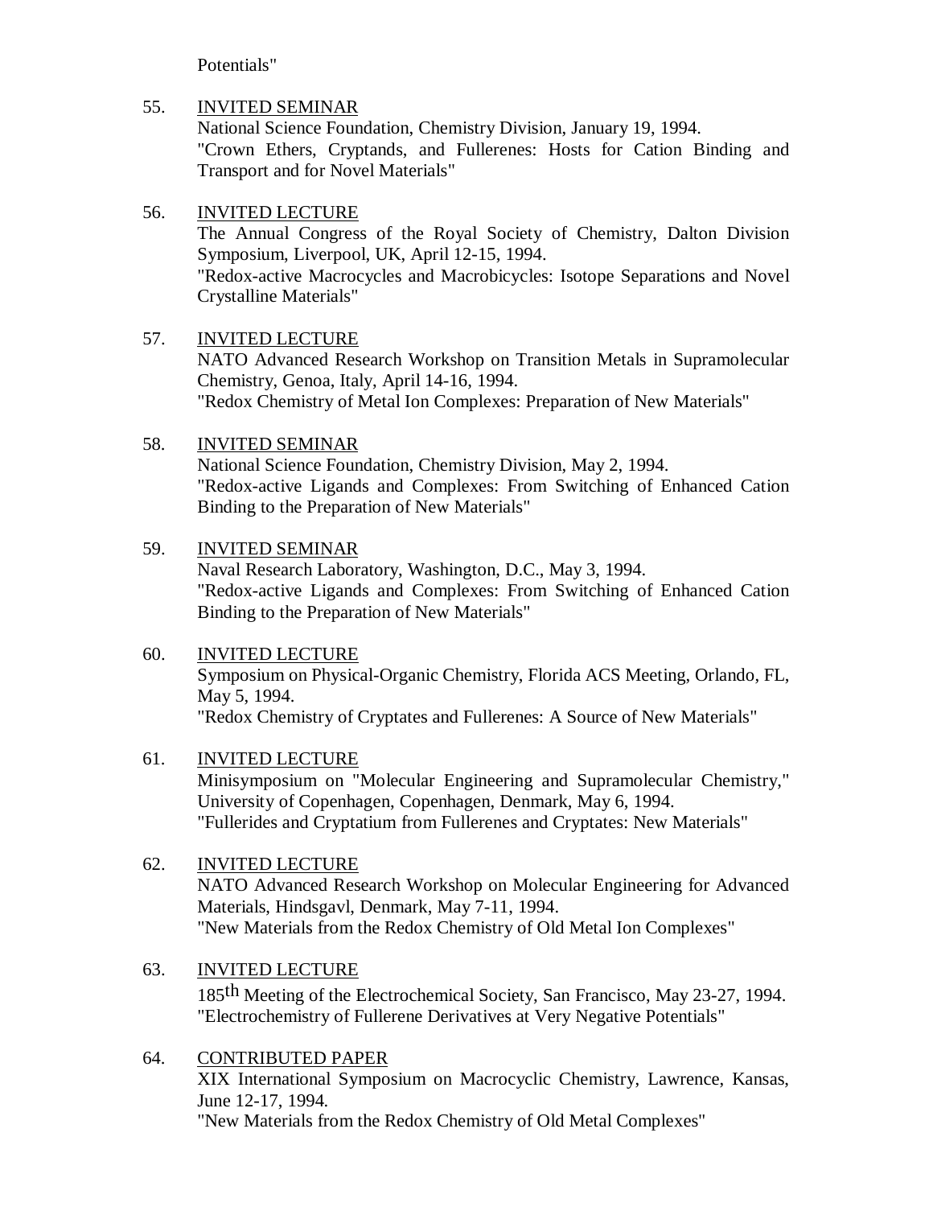Potentials"

55. <u>INVITED SEMINAR</u>
    National Science Foundation, Chemistry Division, January 19, 1994.
    "Crown Ethers, Cryptands, and Fullerenes: Hosts for Cation Binding and Transport and for Novel Materials"

56. <u>INVITED LECTURE</u>
    The Annual Congress of the Royal Society of Chemistry, Dalton Division Symposium, Liverpool, UK, April 12-15, 1994.
    "Redox-active Macrocycles and Macrobicycles: Isotope Separations and Novel Crystalline Materials"

57. <u>INVITED LECTURE</u>
    NATO Advanced Research Workshop on Transition Metals in Supramolecular Chemistry, Genoa, Italy, April 14-16, 1994.
    "Redox Chemistry of Metal Ion Complexes: Preparation of New Materials"

58. <u>INVITED SEMINAR</u>
    National Science Foundation, Chemistry Division, May 2, 1994.
    "Redox-active Ligands and Complexes: From Switching of Enhanced Cation Binding to the Preparation of New Materials"

59. <u>INVITED SEMINAR</u>
    Naval Research Laboratory, Washington, D.C., May 3, 1994.
    "Redox-active Ligands and Complexes: From Switching of Enhanced Cation Binding to the Preparation of New Materials"

60. <u>INVITED LECTURE</u>
    Symposium on Physical-Organic Chemistry, Florida ACS Meeting, Orlando, FL, May 5, 1994.
    "Redox Chemistry of Cryptates and Fullerenes: A Source of New Materials"

61. <u>INVITED LECTURE</u>
    Minisymposium on "Molecular Engineering and Supramolecular Chemistry," University of Copenhagen, Copenhagen, Denmark, May 6, 1994.
    "Fullerides and Cryptatium from Fullerenes and Cryptates: New Materials"

62. <u>INVITED LECTURE</u>
    NATO Advanced Research Workshop on Molecular Engineering for Advanced Materials, Hindsgavl, Denmark, May 7-11, 1994.
    "New Materials from the Redox Chemistry of Old Metal Ion Complexes"

63. <u>INVITED LECTURE</u>
    185th Meeting of the Electrochemical Society, San Francisco, May 23-27, 1994.
    "Electrochemistry of Fullerene Derivatives at Very Negative Potentials"

64. <u>CONTRIBUTED PAPER</u>
    XIX International Symposium on Macrocyclic Chemistry, Lawrence, Kansas, June 12-17, 1994.
    "New Materials from the Redox Chemistry of Old Metal Complexes"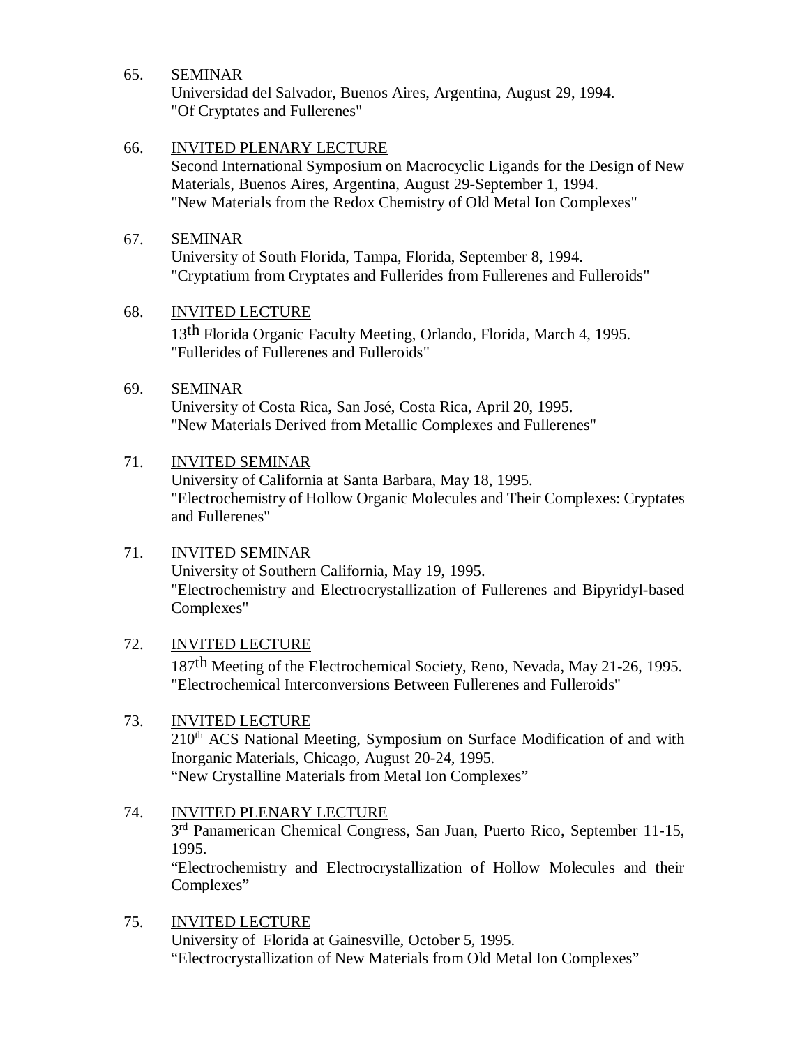65. <u>SEMINAR</u>
    Universidad del Salvador, Buenos Aires, Argentina, August 29, 1994.
    "Of Cryptates and Fullerenes"

66. <u>INVITED PLENARY LECTURE</u>
    Second International Symposium on Macrocyclic Ligands for the Design of New Materials, Buenos Aires, Argentina, August 29-September 1, 1994.
    "New Materials from the Redox Chemistry of Old Metal Ion Complexes"

67. <u>SEMINAR</u>
    University of South Florida, Tampa, Florida, September 8, 1994.
    "Cryptatium from Cryptates and Fullerides from Fullerenes and Fulleroids"

68. <u>INVITED LECTURE</u>
    13th Florida Organic Faculty Meeting, Orlando, Florida, March 4, 1995.
    "Fullerides of Fullerenes and Fulleroids"

69. <u>SEMINAR</u>
    University of Costa Rica, San José, Costa Rica, April 20, 1995.
    "New Materials Derived from Metallic Complexes and Fullerenes"

71. <u>INVITED SEMINAR</u>
    University of California at Santa Barbara, May 18, 1995.
    "Electrochemistry of Hollow Organic Molecules and Their Complexes: Cryptates and Fullerenes"

71. <u>INVITED SEMINAR</u>
    University of Southern California, May 19, 1995.
    "Electrochemistry and Electrocrystallization of Fullerenes and Bipyridyl-based Complexes"

72. <u>INVITED LECTURE</u>
    187th Meeting of the Electrochemical Society, Reno, Nevada, May 21-26, 1995.
    "Electrochemical Interconversions Between Fullerenes and Fulleroids"

73. <u>INVITED LECTURE</u>
    210th ACS National Meeting, Symposium on Surface Modification of and with Inorganic Materials, Chicago, August 20-24, 1995.
    "New Crystalline Materials from Metal Ion Complexes"

74. <u>INVITED PLENARY LECTURE</u>
    3rd Panamerican Chemical Congress, San Juan, Puerto Rico, September 11-15, 1995.
    "Electrochemistry and Electrocrystallization of Hollow Molecules and their Complexes"

75. <u>INVITED LECTURE</u>
    University of Florida at Gainesville, October 5, 1995.
    "Electrocrystallization of New Materials from Old Metal Ion Complexes"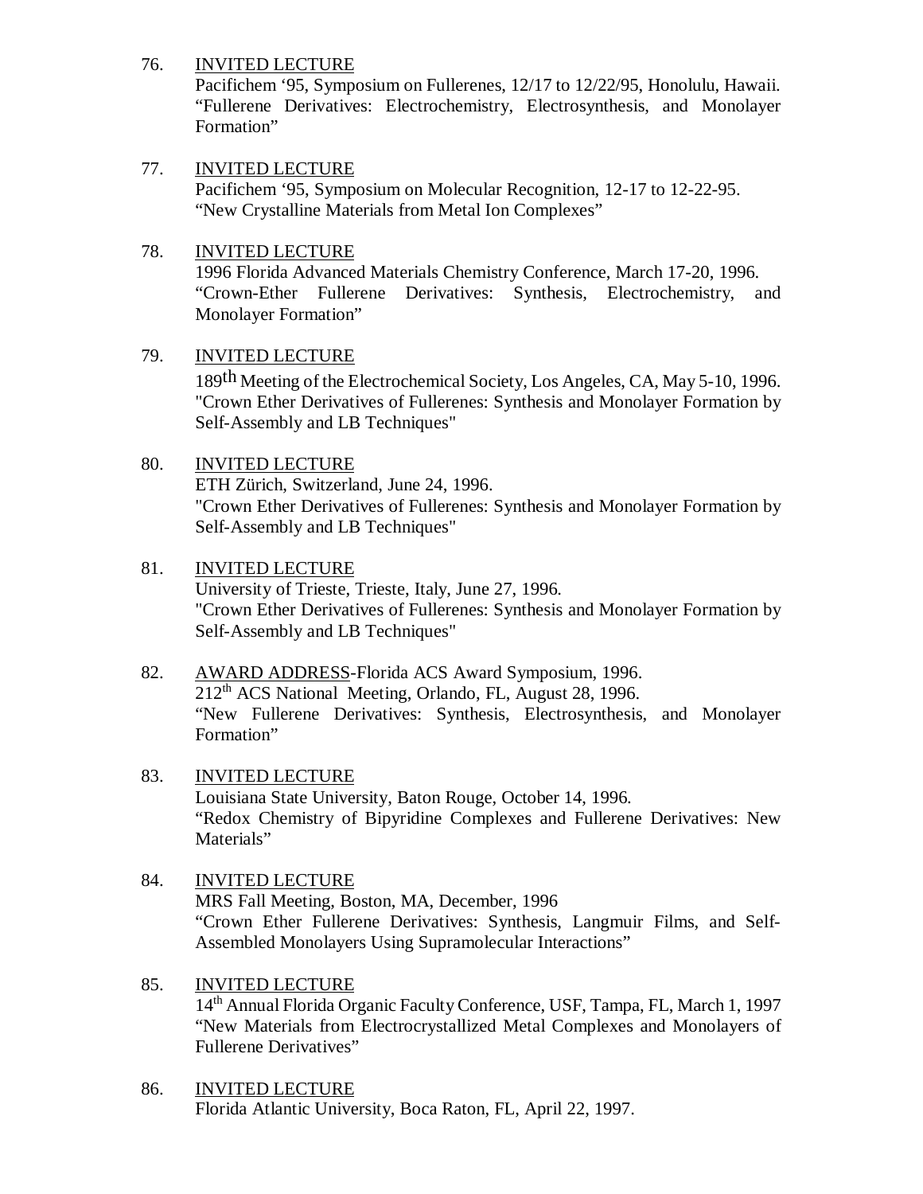76. <u>INVITED LECTURE</u>
    Pacifichem ‘95, Symposium on Fullerenes, 12/17 to 12/22/95, Honolulu, Hawaii.
    “Fullerene Derivatives: Electrochemistry, Electrosynthesis, and Monolayer Formation”

77. <u>INVITED LECTURE</u>
    Pacifichem ‘95, Symposium on Molecular Recognition, 12-17 to 12-22-95.
    “New Crystalline Materials from Metal Ion Complexes”

78. <u>INVITED LECTURE</u>
    1996 Florida Advanced Materials Chemistry Conference, March 17-20, 1996.
    “Crown-Ether Fullerene Derivatives: Synthesis, Electrochemistry, and Monolayer Formation”

79. <u>INVITED LECTURE</u>
    189th Meeting of the Electrochemical Society, Los Angeles, CA, May 5-10, 1996.
    "Crown Ether Derivatives of Fullerenes: Synthesis and Monolayer Formation by Self-Assembly and LB Techniques"

80. <u>INVITED LECTURE</u>
    ETH Zürich, Switzerland, June 24, 1996.
    "Crown Ether Derivatives of Fullerenes: Synthesis and Monolayer Formation by Self-Assembly and LB Techniques"

81. <u>INVITED LECTURE</u>
    University of Trieste, Trieste, Italy, June 27, 1996.
    "Crown Ether Derivatives of Fullerenes: Synthesis and Monolayer Formation by Self-Assembly and LB Techniques"

82. <u>AWARD ADDRESS</u>-Florida ACS Award Symposium, 1996.
    212th ACS National Meeting, Orlando, FL, August 28, 1996.
    “New Fullerene Derivatives: Synthesis, Electrosynthesis, and Monolayer Formation”

83. <u>INVITED LECTURE</u>
    Louisiana State University, Baton Rouge, October 14, 1996.
    “Redox Chemistry of Bipyridine Complexes and Fullerene Derivatives: New Materials”

84. <u>INVITED LECTURE</u>
    MRS Fall Meeting, Boston, MA, December, 1996
    “Crown Ether Fullerene Derivatives: Synthesis, Langmuir Films, and Self-Assembled Monolayers Using Supramolecular Interactions”

85. <u>INVITED LECTURE</u>
    14th Annual Florida Organic Faculty Conference, USF, Tampa, FL, March 1, 1997
    “New Materials from Electrocrystallized Metal Complexes and Monolayers of Fullerene Derivatives”

86. <u>INVITED LECTURE</u>
    Florida Atlantic University, Boca Raton, FL, April 22, 1997.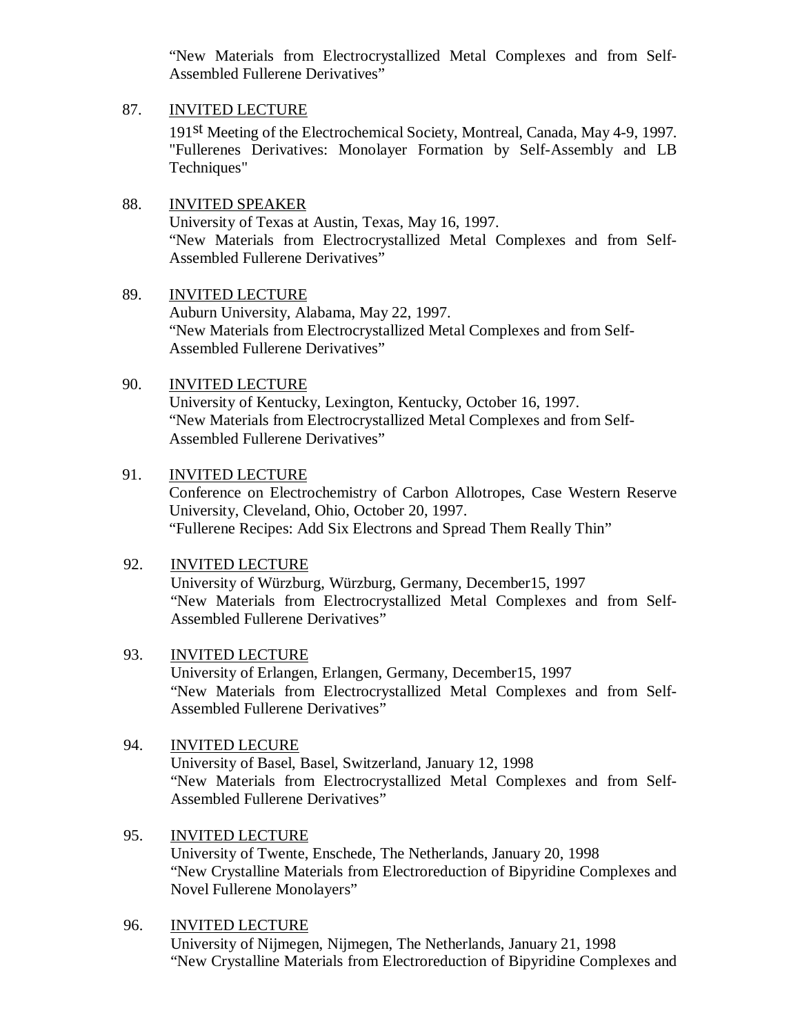"New Materials from Electrocrystallized Metal Complexes and from Self-Assembled Fullerene Derivatives"

87. INVITED LECTURE

    191st Meeting of the Electrochemical Society, Montreal, Canada, May 4-9, 1997. "Fullerenes Derivatives: Monolayer Formation by Self-Assembly and LB Techniques"

88. INVITED SPEAKER

    University of Texas at Austin, Texas, May 16, 1997.
    "New Materials from Electrocrystallized Metal Complexes and from Self-Assembled Fullerene Derivatives"

89. INVITED LECTURE

    Auburn University, Alabama, May 22, 1997.
    "New Materials from Electrocrystallized Metal Complexes and from Self-Assembled Fullerene Derivatives"

90. INVITED LECTURE

    University of Kentucky, Lexington, Kentucky, October 16, 1997.
    "New Materials from Electrocrystallized Metal Complexes and from Self-Assembled Fullerene Derivatives"

91. INVITED LECTURE

    Conference on Electrochemistry of Carbon Allotropes, Case Western Reserve University, Cleveland, Ohio, October 20, 1997.
    "Fullerene Recipes: Add Six Electrons and Spread Them Really Thin"

92. INVITED LECTURE

    University of Würzburg, Würzburg, Germany, December15, 1997
    "New Materials from Electrocrystallized Metal Complexes and from Self-Assembled Fullerene Derivatives"

93. INVITED LECTURE

    University of Erlangen, Erlangen, Germany, December15, 1997
    "New Materials from Electrocrystallized Metal Complexes and from Self-Assembled Fullerene Derivatives"

94. INVITED LECURE

    University of Basel, Basel, Switzerland, January 12, 1998
    "New Materials from Electrocrystallized Metal Complexes and from Self-Assembled Fullerene Derivatives"

95. INVITED LECTURE

    University of Twente, Enschede, The Netherlands, January 20, 1998
    "New Crystalline Materials from Electroreduction of Bipyridine Complexes and Novel Fullerene Monolayers"

96. INVITED LECTURE

    University of Nijmegen, Nijmegen, The Netherlands, January 21, 1998
    "New Crystalline Materials from Electroreduction of Bipyridine Complexes and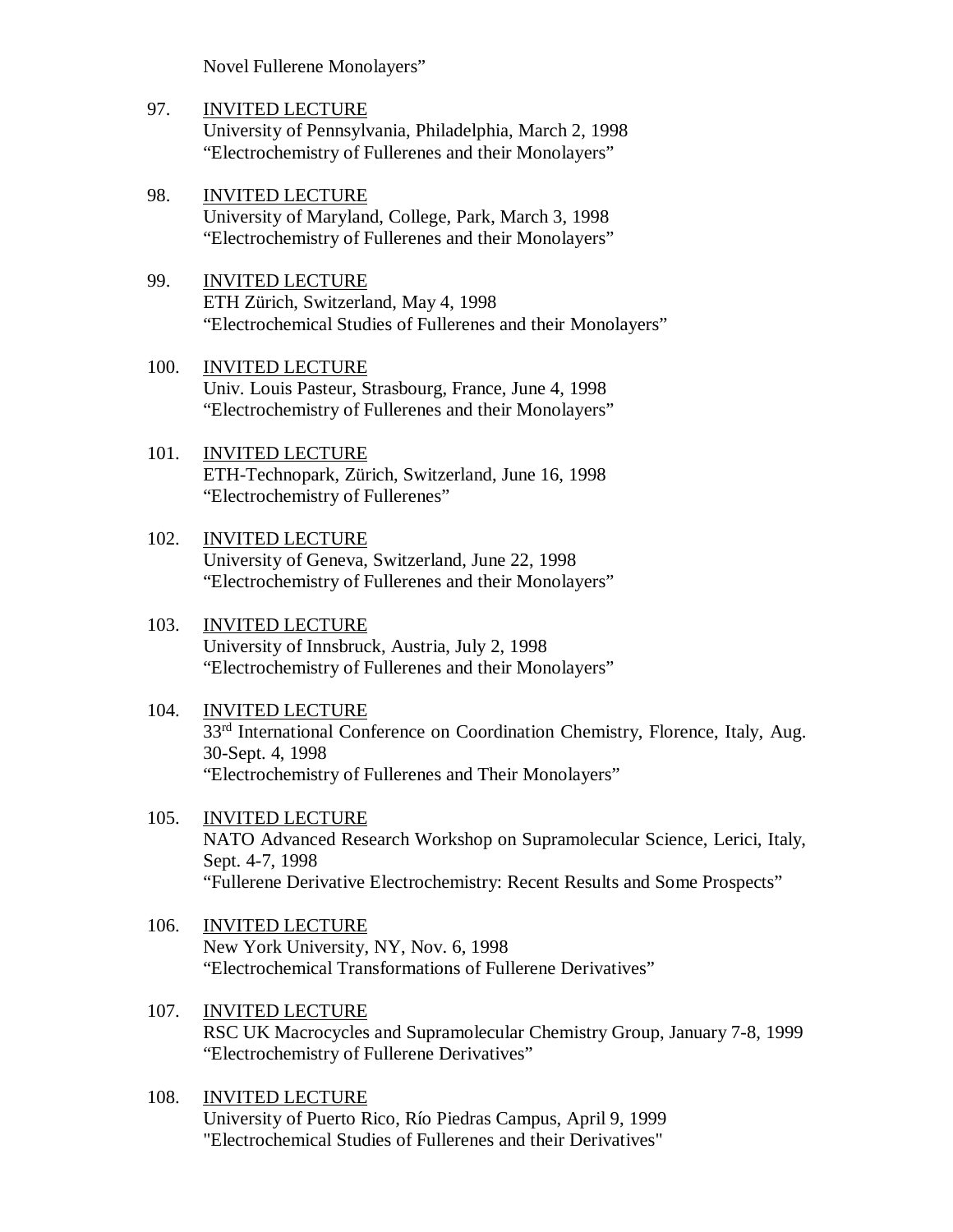Novel Fullerene Monolayers"

97. <u>INVITED LECTURE</u>
    University of Pennsylvania, Philadelphia, March 2, 1998
    "Electrochemistry of Fullerenes and their Monolayers"

98. <u>INVITED LECTURE</u>
    University of Maryland, College, Park, March 3, 1998
    "Electrochemistry of Fullerenes and their Monolayers"

99. <u>INVITED LECTURE</u>
    ETH Zürich, Switzerland, May 4, 1998
    "Electrochemical Studies of Fullerenes and their Monolayers"

100. <u>INVITED LECTURE</u>
    Univ. Louis Pasteur, Strasbourg, France, June 4, 1998
    "Electrochemistry of Fullerenes and their Monolayers"

101. <u>INVITED LECTURE</u>
    ETH-Technopark, Zürich, Switzerland, June 16, 1998
    "Electrochemistry of Fullerenes"

102. <u>INVITED LECTURE</u>
    University of Geneva, Switzerland, June 22, 1998
    "Electrochemistry of Fullerenes and their Monolayers"

103. <u>INVITED LECTURE</u>
    University of Innsbruck, Austria, July 2, 1998
    "Electrochemistry of Fullerenes and their Monolayers"

104. <u>INVITED LECTURE</u>
    33rd International Conference on Coordination Chemistry, Florence, Italy, Aug. 30-Sept. 4, 1998
    "Electrochemistry of Fullerenes and Their Monolayers"

105. <u>INVITED LECTURE</u>
    NATO Advanced Research Workshop on Supramolecular Science, Lerici, Italy, Sept. 4-7, 1998
    "Fullerene Derivative Electrochemistry: Recent Results and Some Prospects"

106. <u>INVITED LECTURE</u>
    New York University, NY, Nov. 6, 1998
    "Electrochemical Transformations of Fullerene Derivatives"

107. <u>INVITED LECTURE</u>
    RSC UK Macrocycles and Supramolecular Chemistry Group, January 7-8, 1999
    "Electrochemistry of Fullerene Derivatives"

108. <u>INVITED LECTURE</u>
    University of Puerto Rico, Río Piedras Campus, April 9, 1999
    "Electrochemical Studies of Fullerenes and their Derivatives"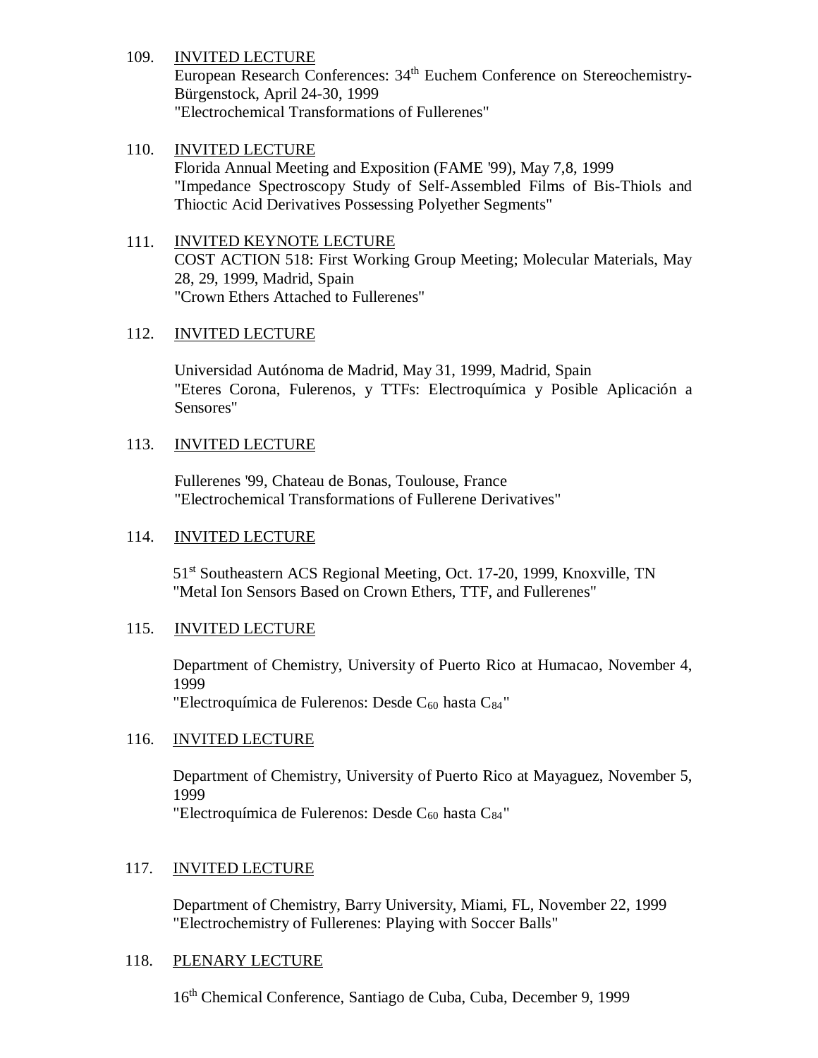109. <u>INVITED LECTURE</u>
European Research Conferences: 34th Euchem Conference on Stereochemistry-Bürgenstock, April 24-30, 1999
"Electrochemical Transformations of Fullerenes"

110. <u>INVITED LECTURE</u>
Florida Annual Meeting and Exposition (FAME '99), May 7,8, 1999
"Impedance Spectroscopy Study of Self-Assembled Films of Bis-Thiols and Thioctic Acid Derivatives Possessing Polyether Segments"

111. <u>INVITED KEYNOTE LECTURE</u>
COST ACTION 518: First Working Group Meeting; Molecular Materials, May 28, 29, 1999, Madrid, Spain
"Crown Ethers Attached to Fullerenes"

112. <u>INVITED LECTURE</u>
Universidad Autónoma de Madrid, May 31, 1999, Madrid, Spain
"Eteres Corona, Fulerenos, y TTFs: Electroquímica y Posible Aplicación a Sensores"

113. <u>INVITED LECTURE</u>
Fullerenes '99, Chateau de Bonas, Toulouse, France
"Electrochemical Transformations of Fullerene Derivatives"

114. <u>INVITED LECTURE</u>
51st Southeastern ACS Regional Meeting, Oct. 17-20, 1999, Knoxville, TN
"Metal Ion Sensors Based on Crown Ethers, TTF, and Fullerenes"

115. <u>INVITED LECTURE</u>
Department of Chemistry, University of Puerto Rico at Humacao, November 4, 1999
"Electroquímica de Fulerenos: Desde $C_{60}$ hasta $C_{84}$"

116. <u>INVITED LECTURE</u>
Department of Chemistry, University of Puerto Rico at Mayaguez, November 5, 1999
"Electroquímica de Fulerenos: Desde $C_{60}$ hasta $C_{84}$"

117. <u>INVITED LECTURE</u>
Department of Chemistry, Barry University, Miami, FL, November 22, 1999
"Electrochemistry of Fullerenes: Playing with Soccer Balls"

118. <u>PLENARY LECTURE</u>
16th Chemical Conference, Santiago de Cuba, Cuba, December 9, 1999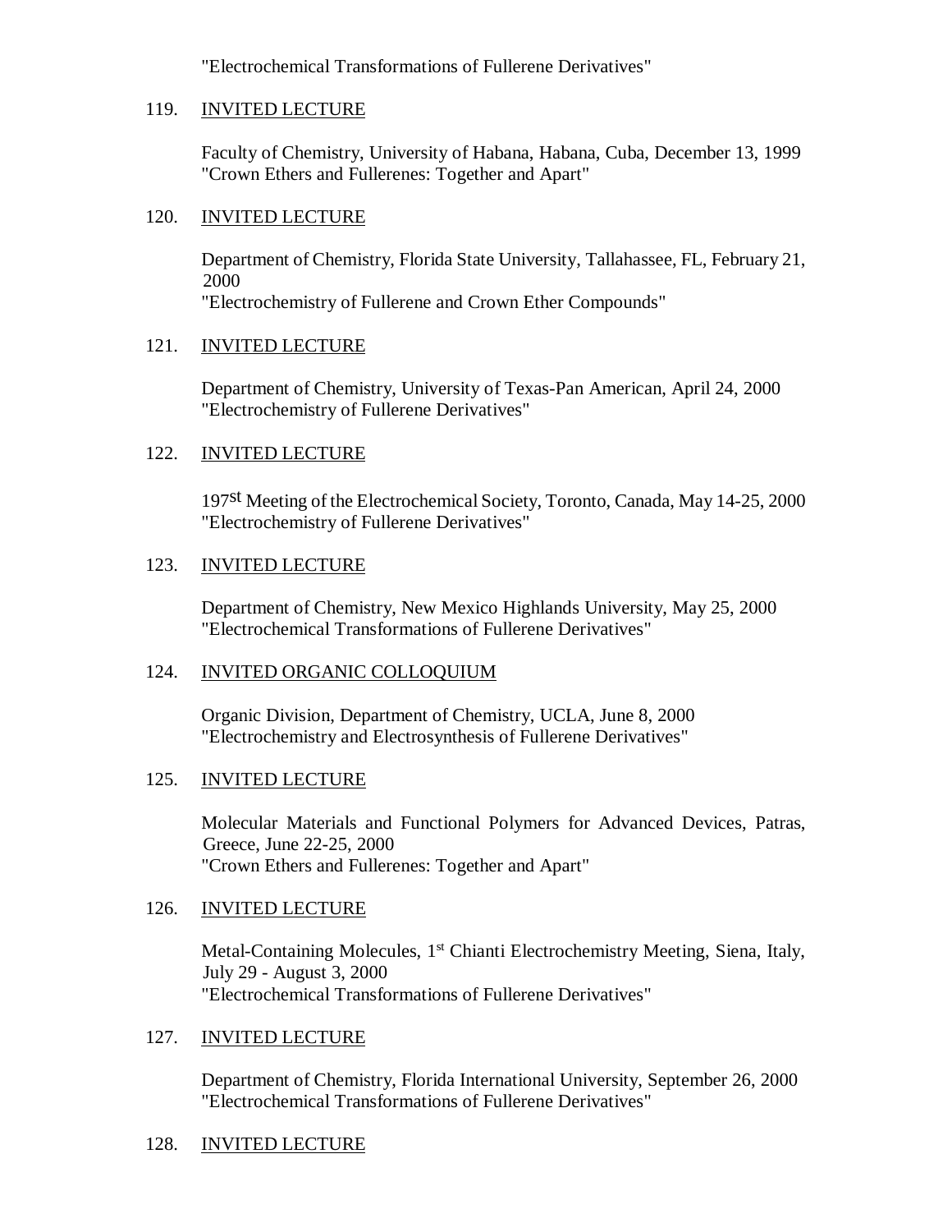"Electrochemical Transformations of Fullerene Derivatives"

119. <u>INVITED LECTURE</u>

Faculty of Chemistry, University of Habana, Habana, Cuba, December 13, 1999
"Crown Ethers and Fullerenes: Together and Apart"

120. <u>INVITED LECTURE</u>

Department of Chemistry, Florida State University, Tallahassee, FL, February 21, 2000
"Electrochemistry of Fullerene and Crown Ether Compounds"

121. <u>INVITED LECTURE</u>

Department of Chemistry, University of Texas-Pan American, April 24, 2000
"Electrochemistry of Fullerene Derivatives"

122. <u>INVITED LECTURE</u>

197st Meeting of the Electrochemical Society, Toronto, Canada, May 14-25, 2000
"Electrochemistry of Fullerene Derivatives"

123. <u>INVITED LECTURE</u>

Department of Chemistry, New Mexico Highlands University, May 25, 2000
"Electrochemical Transformations of Fullerene Derivatives"

124. <u>INVITED ORGANIC COLLOQUIUM</u>

Organic Division, Department of Chemistry, UCLA, June 8, 2000
"Electrochemistry and Electrosynthesis of Fullerene Derivatives"

125. <u>INVITED LECTURE</u>

Molecular Materials and Functional Polymers for Advanced Devices, Patras, Greece, June 22-25, 2000
"Crown Ethers and Fullerenes: Together and Apart"

126. <u>INVITED LECTURE</u>

Metal-Containing Molecules, 1st Chianti Electrochemistry Meeting, Siena, Italy, July 29 - August 3, 2000
"Electrochemical Transformations of Fullerene Derivatives"

127. <u>INVITED LECTURE</u>

Department of Chemistry, Florida International University, September 26, 2000
"Electrochemical Transformations of Fullerene Derivatives"

128. <u>INVITED LECTURE</u>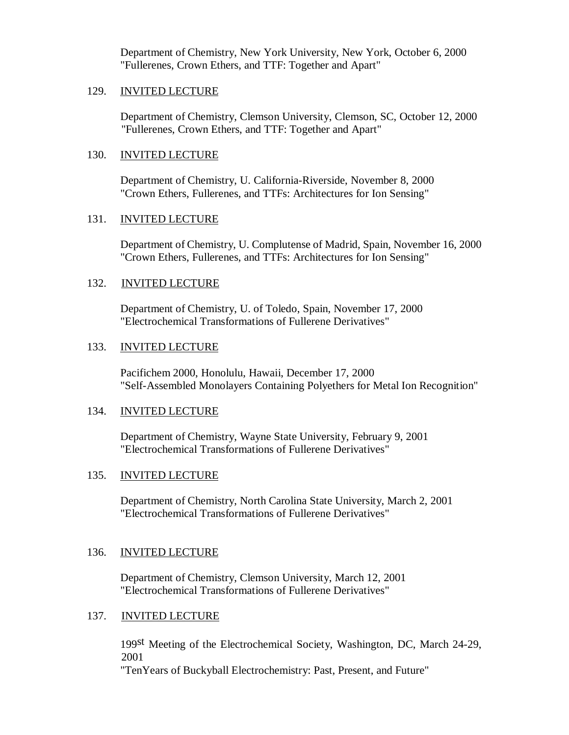Department of Chemistry, New York University, New York, October 6, 2000
"Fullerenes, Crown Ethers, and TTF: Together and Apart"

129. INVITED LECTURE

Department of Chemistry, Clemson University, Clemson, SC, October 12, 2000
"Fullerenes, Crown Ethers, and TTF: Together and Apart"

130. INVITED LECTURE

Department of Chemistry, U. California-Riverside, November 8, 2000
"Crown Ethers, Fullerenes, and TTFs: Architectures for Ion Sensing"

131. INVITED LECTURE

Department of Chemistry, U. Complutense of Madrid, Spain, November 16, 2000
"Crown Ethers, Fullerenes, and TTFs: Architectures for Ion Sensing"

132. INVITED LECTURE

Department of Chemistry, U. of Toledo, Spain, November 17, 2000
"Electrochemical Transformations of Fullerene Derivatives"

133. INVITED LECTURE

Pacifichem 2000, Honolulu, Hawaii, December 17, 2000
"Self-Assembled Monolayers Containing Polyethers for Metal Ion Recognition"

134. INVITED LECTURE

Department of Chemistry, Wayne State University, February 9, 2001
"Electrochemical Transformations of Fullerene Derivatives"

135. INVITED LECTURE

Department of Chemistry, North Carolina State University, March 2, 2001
"Electrochemical Transformations of Fullerene Derivatives"

136. INVITED LECTURE

Department of Chemistry, Clemson University, March 12, 2001
"Electrochemical Transformations of Fullerene Derivatives"

137. INVITED LECTURE

199st Meeting of the Electrochemical Society, Washington, DC, March 24-29, 2001
"TenYears of Buckyball Electrochemistry: Past, Present, and Future"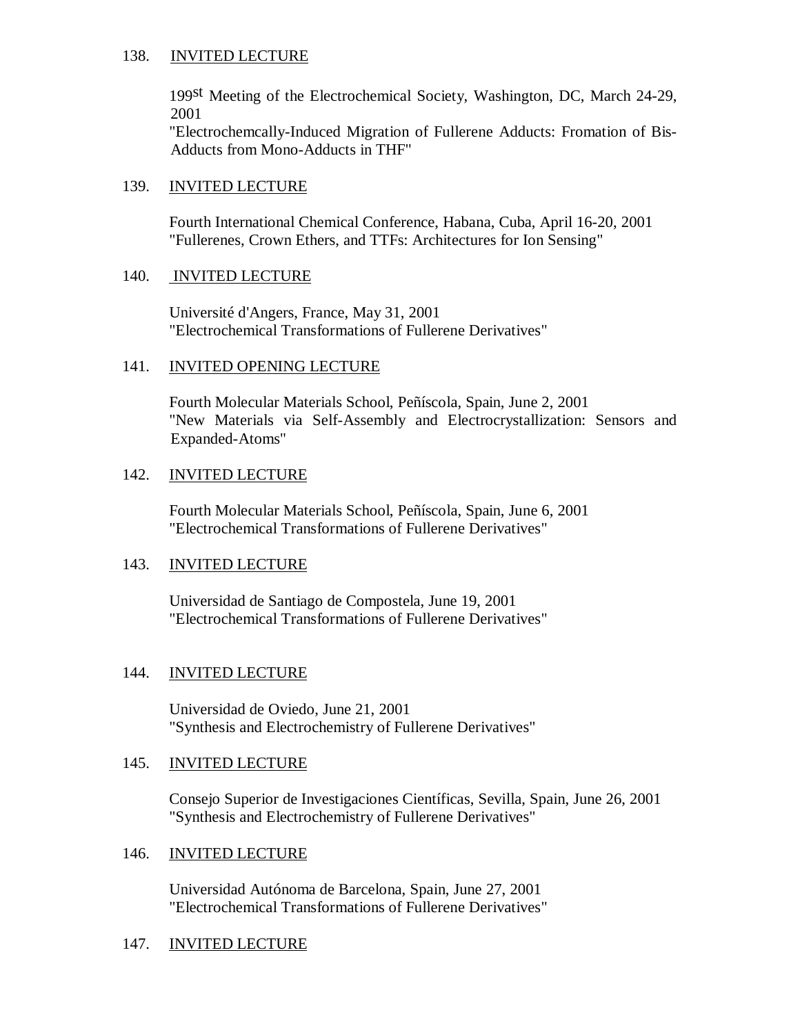138. <u>INVITED LECTURE</u>

   199st Meeting of the Electrochemical Society, Washington, DC, March 24-29, 2001
   "Electrochemcally-Induced Migration of Fullerene Adducts: Fromation of Bis-Adducts from Mono-Adducts in THF"

139. <u>INVITED LECTURE</u>

   Fourth International Chemical Conference, Habana, Cuba, April 16-20, 2001
   "Fullerenes, Crown Ethers, and TTFs: Architectures for Ion Sensing"

140. <u>INVITED LECTURE</u>

   Université d'Angers, France, May 31, 2001
   "Electrochemical Transformations of Fullerene Derivatives"

141. <u>INVITED OPENING LECTURE</u>

   Fourth Molecular Materials School, Peñíscola, Spain, June 2, 2001
   "New Materials via Self-Assembly and Electrocrystallization: Sensors and Expanded-Atoms"

142. <u>INVITED LECTURE</u>

   Fourth Molecular Materials School, Peñíscola, Spain, June 6, 2001
   "Electrochemical Transformations of Fullerene Derivatives"

143. <u>INVITED LECTURE</u>

   Universidad de Santiago de Compostela, June 19, 2001
   "Electrochemical Transformations of Fullerene Derivatives"

144. <u>INVITED LECTURE</u>

   Universidad de Oviedo, June 21, 2001
   "Synthesis and Electrochemistry of Fullerene Derivatives"

145. <u>INVITED LECTURE</u>

   Consejo Superior de Investigaciones Científicas, Sevilla, Spain, June 26, 2001
   "Synthesis and Electrochemistry of Fullerene Derivatives"

146. <u>INVITED LECTURE</u>

   Universidad Autónoma de Barcelona, Spain, June 27, 2001
   "Electrochemical Transformations of Fullerene Derivatives"

147. <u>INVITED LECTURE</u>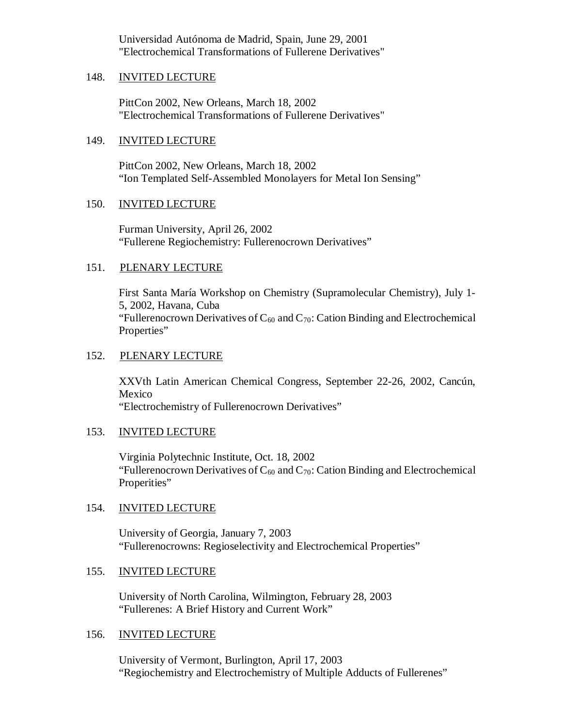Universidad Autónoma de Madrid, Spain, June 29, 2001
"Electrochemical Transformations of Fullerene Derivatives"

148. INVITED LECTURE

PittCon 2002, New Orleans, March 18, 2002
"Electrochemical Transformations of Fullerene Derivatives"

149. INVITED LECTURE

PittCon 2002, New Orleans, March 18, 2002
"Ion Templated Self-Assembled Monolayers for Metal Ion Sensing"

150. INVITED LECTURE

Furman University, April 26, 2002
"Fullerene Regiochemistry: Fullerenocrown Derivatives"

151. PLENARY LECTURE

First Santa María Workshop on Chemistry (Supramolecular Chemistry), July 1-5, 2002, Havana, Cuba
"Fullerenocrown Derivatives of $C_{60}$ and $C_{70}$: Cation Binding and Electrochemical Properties"

152. PLENARY LECTURE

XXVth Latin American Chemical Congress, September 22-26, 2002, Cancún, Mexico
"Electrochemistry of Fullerenocrown Derivatives"

153. INVITED LECTURE

Virginia Polytechnic Institute, Oct. 18, 2002
"Fullerenocrown Derivatives of $C_{60}$ and $C_{70}$: Cation Binding and Electrochemical Properities"

154. INVITED LECTURE

University of Georgia, January 7, 2003
"Fullerenocrowns: Regioselectivity and Electrochemical Properties"

155. INVITED LECTURE

University of North Carolina, Wilmington, February 28, 2003
"Fullerenes: A Brief History and Current Work"

156. INVITED LECTURE

University of Vermont, Burlington, April 17, 2003
"Regiochemistry and Electrochemistry of Multiple Adducts of Fullerenes"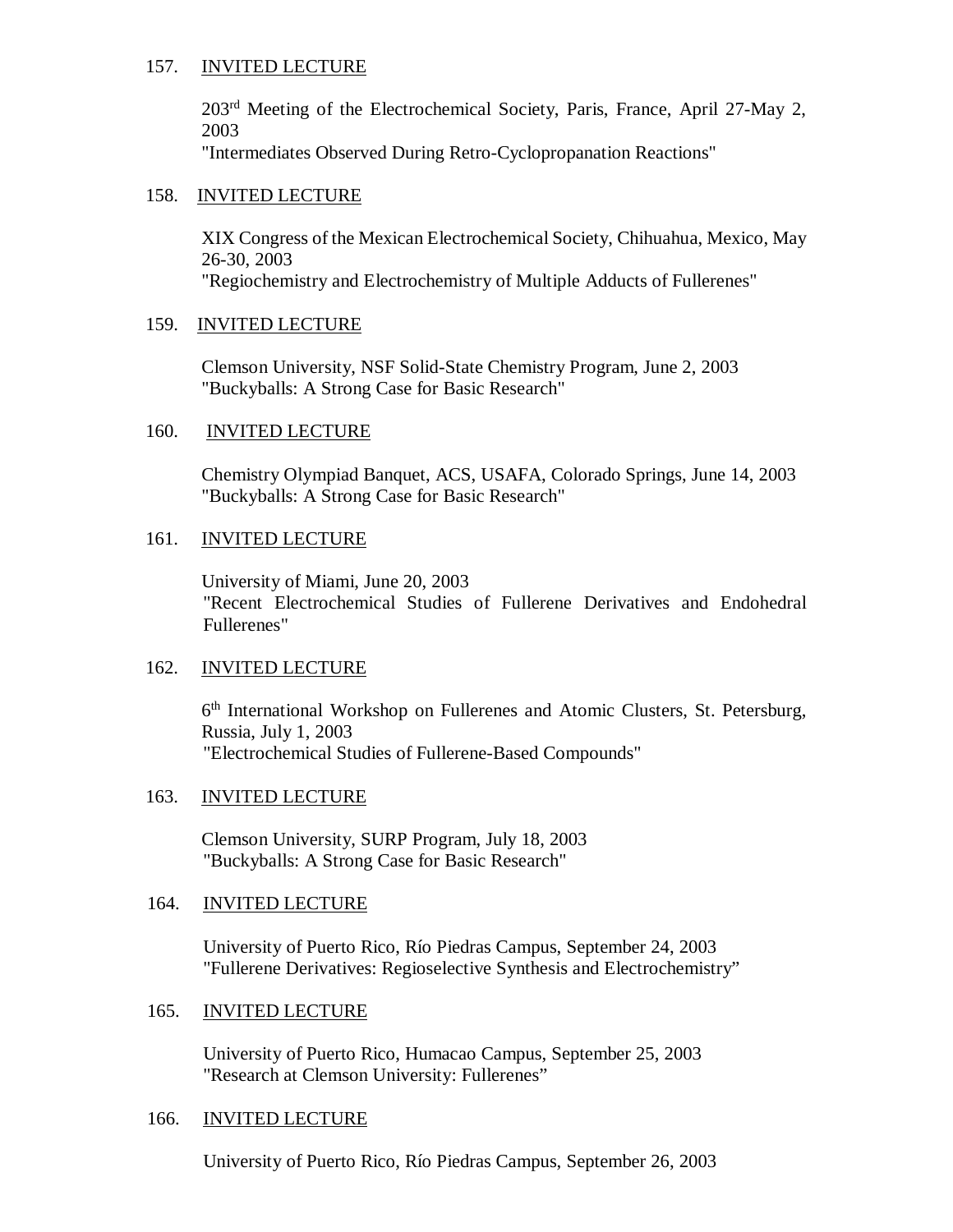157. INVITED LECTURE

203rd Meeting of the Electrochemical Society, Paris, France, April 27-May 2, 2003
"Intermediates Observed During Retro-Cyclopropanation Reactions"

158. INVITED LECTURE

XIX Congress of the Mexican Electrochemical Society, Chihuahua, Mexico, May 26-30, 2003
"Regiochemistry and Electrochemistry of Multiple Adducts of Fullerenes"

159. INVITED LECTURE

Clemson University, NSF Solid-State Chemistry Program, June 2, 2003
"Buckyballs: A Strong Case for Basic Research"

160. INVITED LECTURE

Chemistry Olympiad Banquet, ACS, USAFA, Colorado Springs, June 14, 2003
"Buckyballs: A Strong Case for Basic Research"

161. INVITED LECTURE

University of Miami, June 20, 2003
"Recent Electrochemical Studies of Fullerene Derivatives and Endohedral Fullerenes"

162. INVITED LECTURE

6th International Workshop on Fullerenes and Atomic Clusters, St. Petersburg, Russia, July 1, 2003
"Electrochemical Studies of Fullerene-Based Compounds"

163. INVITED LECTURE

Clemson University, SURP Program, July 18, 2003
"Buckyballs: A Strong Case for Basic Research"

164. INVITED LECTURE

University of Puerto Rico, Río Piedras Campus, September 24, 2003
"Fullerene Derivatives: Regioselective Synthesis and Electrochemistry"

165. INVITED LECTURE

University of Puerto Rico, Humacao Campus, September 25, 2003
"Research at Clemson University: Fullerenes"

166. INVITED LECTURE

University of Puerto Rico, Río Piedras Campus, September 26, 2003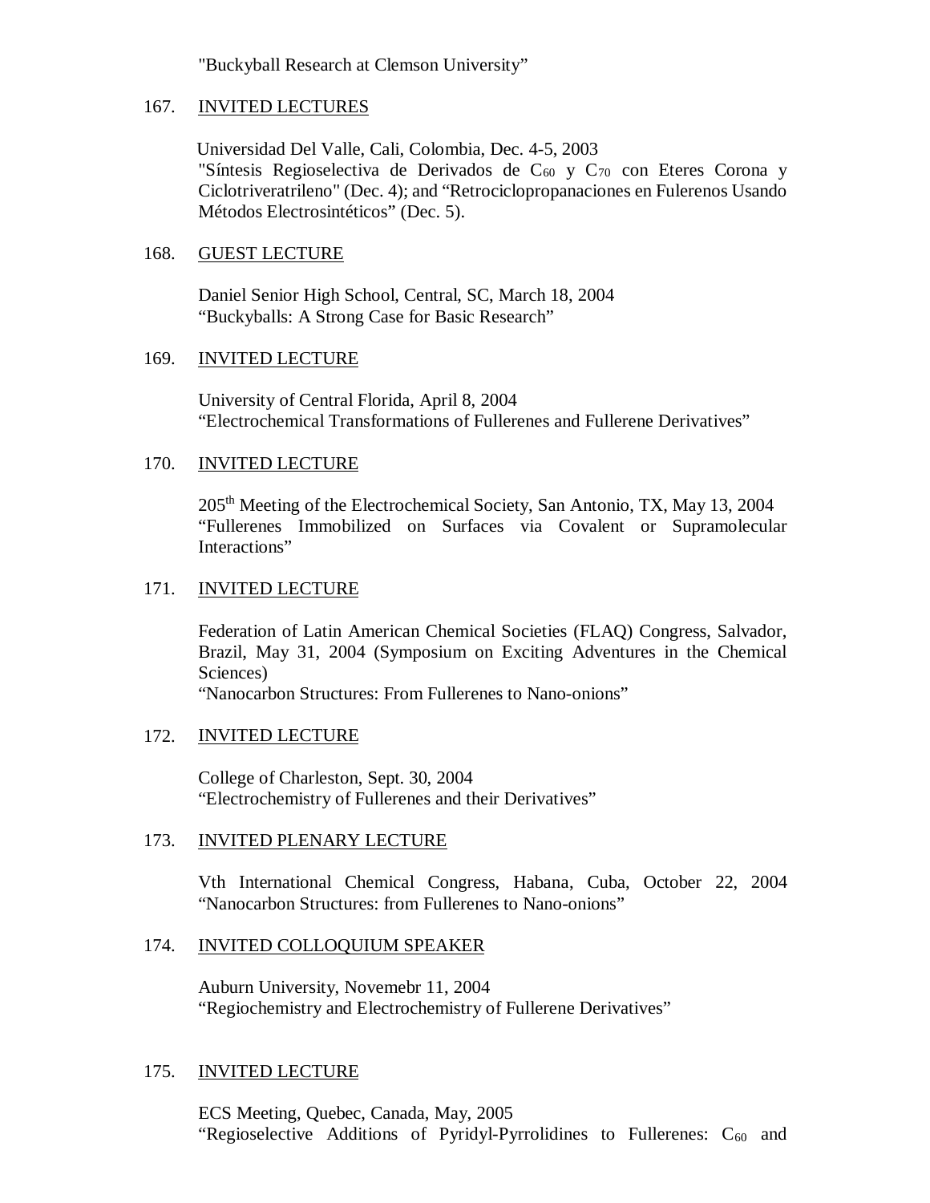"Buckyball Research at Clemson University"

167. INVITED LECTURES

Universidad Del Valle, Cali, Colombia, Dec. 4-5, 2003
"Síntesis Regioselectiva de Derivados de $C_{60}$ y $C_{70}$ con Eteres Corona y Ciclotriveratrileno" (Dec. 4); and "Retrociclopropanaciones en Fulerenos Usando Métodos Electrosintéticos" (Dec. 5).

168. GUEST LECTURE

Daniel Senior High School, Central, SC, March 18, 2004
"Buckyballs: A Strong Case for Basic Research"

169. INVITED LECTURE

University of Central Florida, April 8, 2004
"Electrochemical Transformations of Fullerenes and Fullerene Derivatives"

170. INVITED LECTURE

205th Meeting of the Electrochemical Society, San Antonio, TX, May 13, 2004
"Fullerenes Immobilized on Surfaces via Covalent or Supramolecular Interactions"

171. INVITED LECTURE

Federation of Latin American Chemical Societies (FLAQ) Congress, Salvador, Brazil, May 31, 2004 (Symposium on Exciting Adventures in the Chemical Sciences)
"Nanocarbon Structures: From Fullerenes to Nano-onions"

172. INVITED LECTURE

College of Charleston, Sept. 30, 2004
"Electrochemistry of Fullerenes and their Derivatives"

173. INVITED PLENARY LECTURE

Vth International Chemical Congress, Habana, Cuba, October 22, 2004
"Nanocarbon Structures: from Fullerenes to Nano-onions"

174. INVITED COLLOQUIUM SPEAKER

Auburn University, Novemebr 11, 2004
"Regiochemistry and Electrochemistry of Fullerene Derivatives"

175. INVITED LECTURE

ECS Meeting, Quebec, Canada, May, 2005
"Regioselective Additions of Pyridyl-Pyrrolidines to Fullerenes: $C_{60}$ and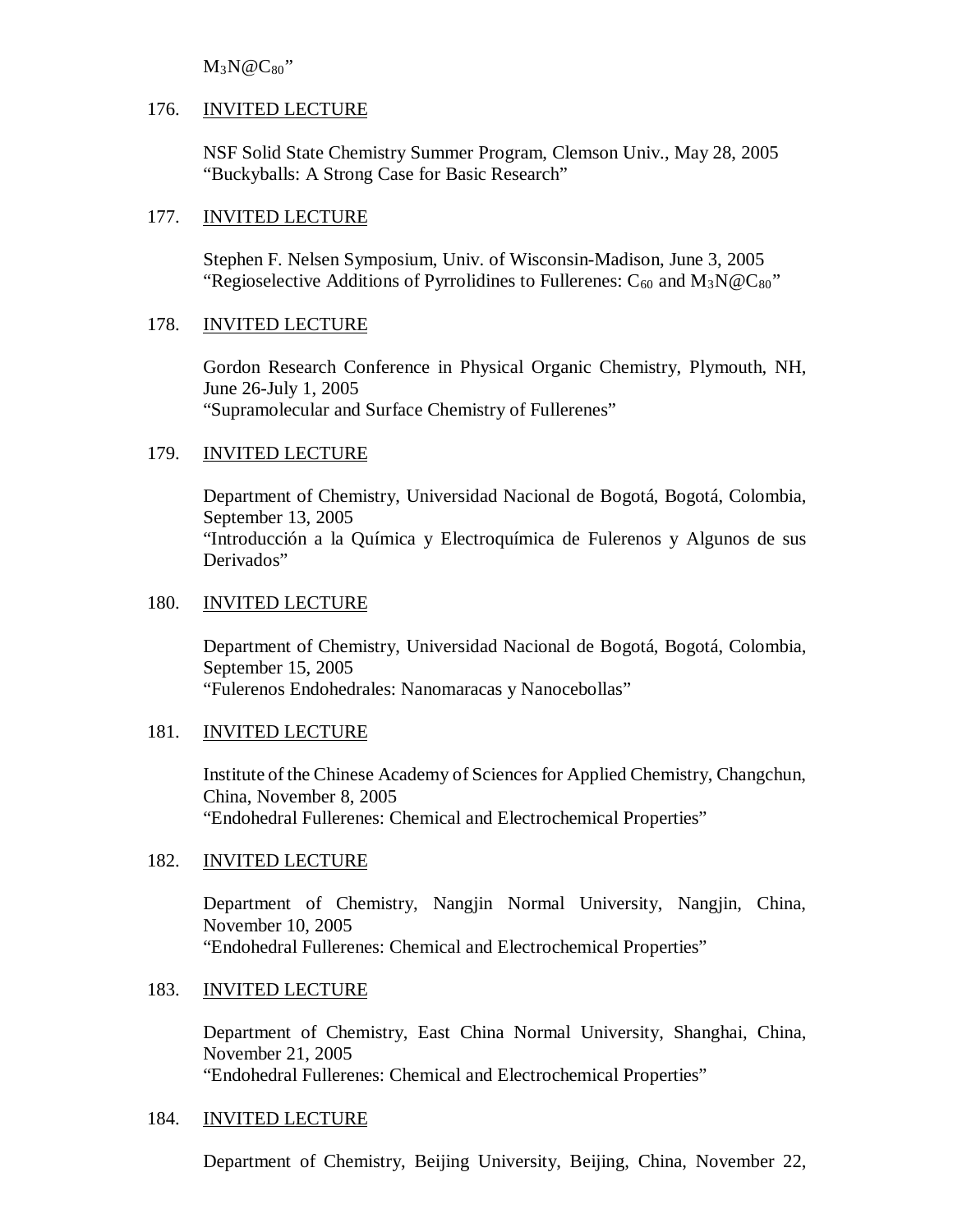$M_3N@C_{80}$"

176. INVITED LECTURE

NSF Solid State Chemistry Summer Program, Clemson Univ., May 28, 2005
"Buckyballs: A Strong Case for Basic Research"

177. INVITED LECTURE

Stephen F. Nelsen Symposium, Univ. of Wisconsin-Madison, June 3, 2005
"Regioselective Additions of Pyrrolidines to Fullerenes: $C_{60}$ and $M_3N@C_{80}$"

178. INVITED LECTURE

Gordon Research Conference in Physical Organic Chemistry, Plymouth, NH, June 26-July 1, 2005
"Supramolecular and Surface Chemistry of Fullerenes"

179. INVITED LECTURE

Department of Chemistry, Universidad Nacional de Bogotá, Bogotá, Colombia, September 13, 2005
"Introducción a la Química y Electroquímica de Fulerenos y Algunos de sus Derivados"

180. INVITED LECTURE

Department of Chemistry, Universidad Nacional de Bogotá, Bogotá, Colombia, September 15, 2005
"Fulerenos Endohedrales: Nanomaracas y Nanocebollas"

181. INVITED LECTURE

Institute of the Chinese Academy of Sciences for Applied Chemistry, Changchun, China, November 8, 2005
"Endohedral Fullerenes: Chemical and Electrochemical Properties"

182. INVITED LECTURE

Department of Chemistry, Nangjin Normal University, Nangjin, China, November 10, 2005
"Endohedral Fullerenes: Chemical and Electrochemical Properties"

183. INVITED LECTURE

Department of Chemistry, East China Normal University, Shanghai, China, November 21, 2005
"Endohedral Fullerenes: Chemical and Electrochemical Properties"

184. INVITED LECTURE

Department of Chemistry, Beijing University, Beijing, China, November 22,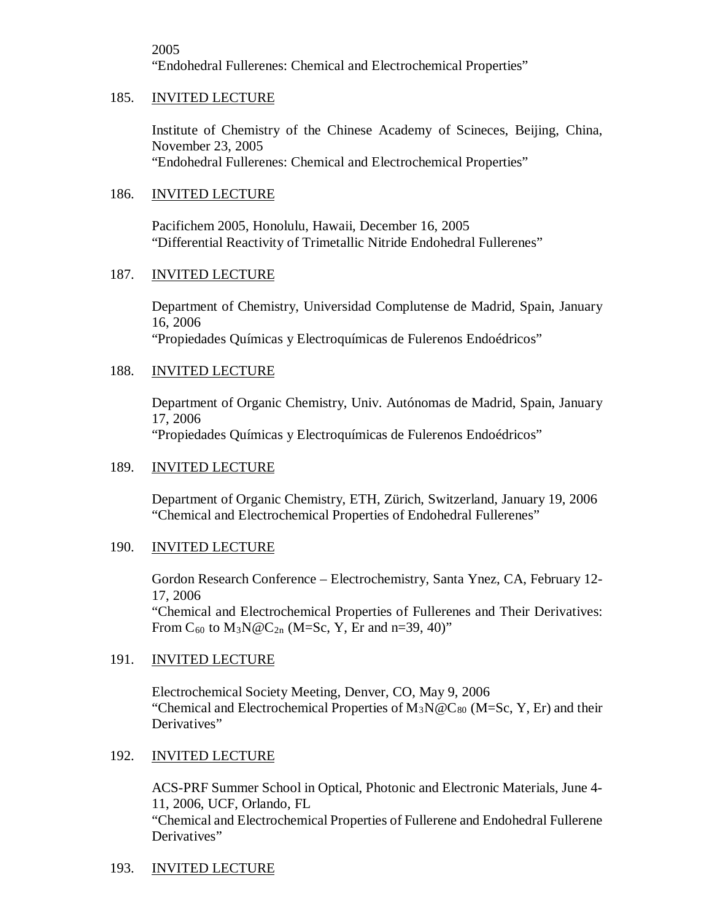2005
"Endohedral Fullerenes: Chemical and Electrochemical Properties"

185. INVITED LECTURE

Institute of Chemistry of the Chinese Academy of Scineces, Beijing, China, November 23, 2005
"Endohedral Fullerenes: Chemical and Electrochemical Properties"

186. INVITED LECTURE

Pacifichem 2005, Honolulu, Hawaii, December 16, 2005
"Differential Reactivity of Trimetallic Nitride Endohedral Fullerenes"

187. INVITED LECTURE

Department of Chemistry, Universidad Complutense de Madrid, Spain, January 16, 2006
"Propiedades Químicas y Electroquímicas de Fulerenos Endoédricos"

188. INVITED LECTURE

Department of Organic Chemistry, Univ. Autónomas de Madrid, Spain, January 17, 2006
"Propiedades Químicas y Electroquímicas de Fulerenos Endoédricos"

189. INVITED LECTURE

Department of Organic Chemistry, ETH, Zürich, Switzerland, January 19, 2006
"Chemical and Electrochemical Properties of Endohedral Fullerenes"

190. INVITED LECTURE

Gordon Research Conference – Electrochemistry, Santa Ynez, CA, February 12-17, 2006
"Chemical and Electrochemical Properties of Fullerenes and Their Derivatives: From $C_{60}$ to $M_3N@C_{2n}$ (M=Sc, Y, Er and n=39, 40)"

191. INVITED LECTURE

Electrochemical Society Meeting, Denver, CO, May 9, 2006
"Chemical and Electrochemical Properties of $M_3N@C_{80}$ (M=Sc, Y, Er) and their Derivatives"

192. INVITED LECTURE

ACS-PRF Summer School in Optical, Photonic and Electronic Materials, June 4-11, 2006, UCF, Orlando, FL
"Chemical and Electrochemical Properties of Fullerene and Endohedral Fullerene Derivatives"

193. INVITED LECTURE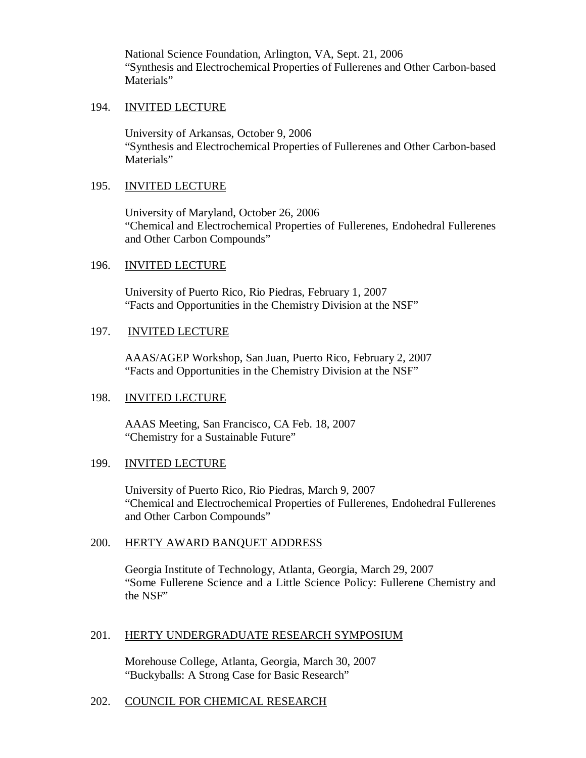National Science Foundation, Arlington, VA, Sept. 21, 2006
"Synthesis and Electrochemical Properties of Fullerenes and Other Carbon-based Materials"

194. INVITED LECTURE

University of Arkansas, October 9, 2006
"Synthesis and Electrochemical Properties of Fullerenes and Other Carbon-based Materials"

195. INVITED LECTURE

University of Maryland, October 26, 2006
"Chemical and Electrochemical Properties of Fullerenes, Endohedral Fullerenes and Other Carbon Compounds"

196. INVITED LECTURE

University of Puerto Rico, Rio Piedras, February 1, 2007
"Facts and Opportunities in the Chemistry Division at the NSF"

197. INVITED LECTURE

AAAS/AGEP Workshop, San Juan, Puerto Rico, February 2, 2007
"Facts and Opportunities in the Chemistry Division at the NSF"

198. INVITED LECTURE

AAAS Meeting, San Francisco, CA Feb. 18, 2007
"Chemistry for a Sustainable Future"

199. INVITED LECTURE

University of Puerto Rico, Rio Piedras, March 9, 2007
"Chemical and Electrochemical Properties of Fullerenes, Endohedral Fullerenes and Other Carbon Compounds"

200. HERTY AWARD BANQUET ADDRESS

Georgia Institute of Technology, Atlanta, Georgia, March 29, 2007
"Some Fullerene Science and a Little Science Policy: Fullerene Chemistry and the NSF"

201. HERTY UNDERGRADUATE RESEARCH SYMPOSIUM

Morehouse College, Atlanta, Georgia, March 30, 2007
"Buckyballs: A Strong Case for Basic Research"

202. COUNCIL FOR CHEMICAL RESEARCH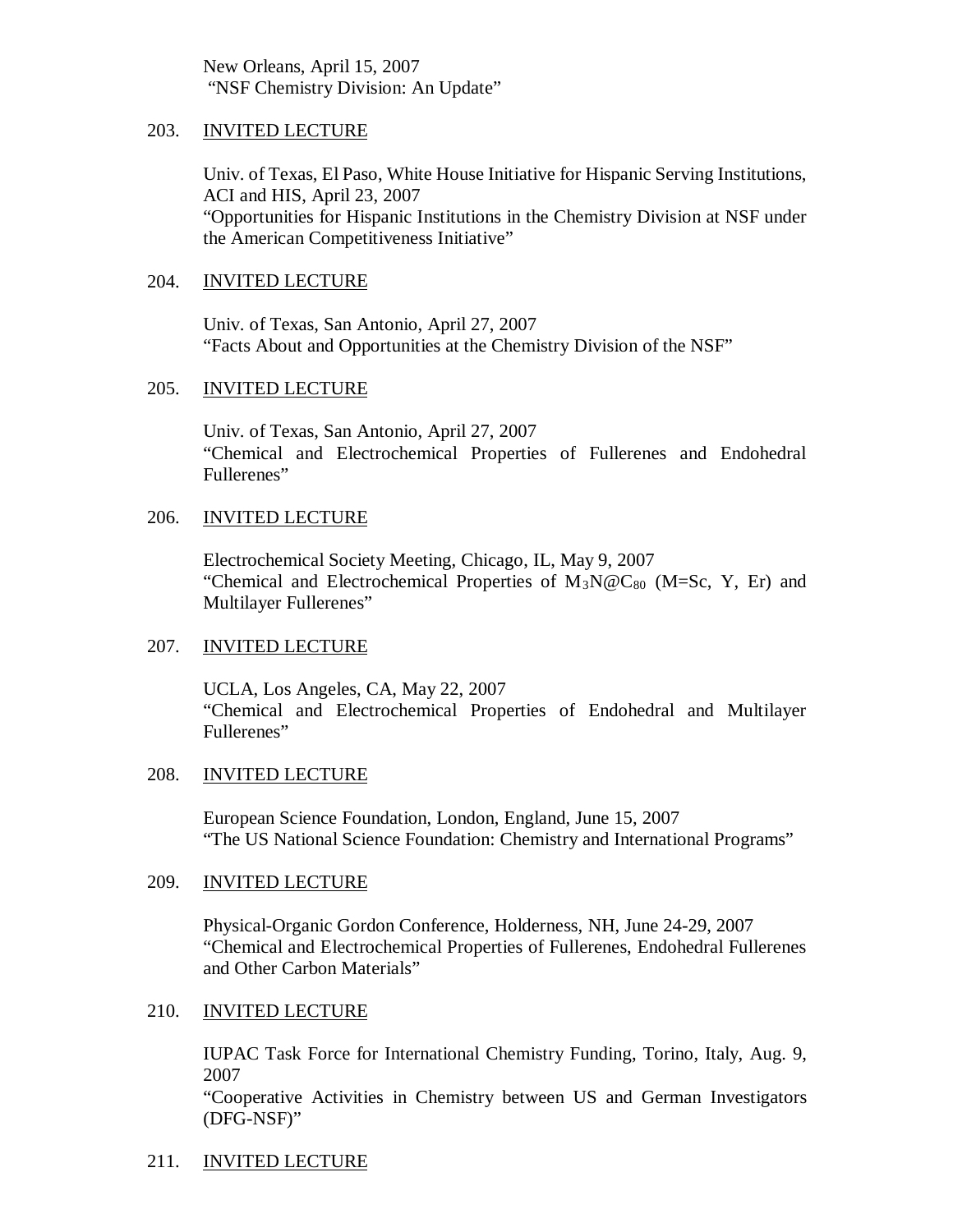New Orleans, April 15, 2007
"NSF Chemistry Division: An Update"

203. <u>INVITED LECTURE</u>

Univ. of Texas, El Paso, White House Initiative for Hispanic Serving Institutions, ACI and HIS, April 23, 2007
"Opportunities for Hispanic Institutions in the Chemistry Division at NSF under the American Competitiveness Initiative"

204. <u>INVITED LECTURE</u>

Univ. of Texas, San Antonio, April 27, 2007
"Facts About and Opportunities at the Chemistry Division of the NSF"

205. <u>INVITED LECTURE</u>

Univ. of Texas, San Antonio, April 27, 2007
"Chemical and Electrochemical Properties of Fullerenes and Endohedral Fullerenes"

206. <u>INVITED LECTURE</u>

Electrochemical Society Meeting, Chicago, IL, May 9, 2007
"Chemical and Electrochemical Properties of $M_3N@C_{80}$ (M=Sc, Y, Er) and Multilayer Fullerenes"

207. <u>INVITED LECTURE</u>

UCLA, Los Angeles, CA, May 22, 2007
"Chemical and Electrochemical Properties of Endohedral and Multilayer Fullerenes"

208. <u>INVITED LECTURE</u>

European Science Foundation, London, England, June 15, 2007
"The US National Science Foundation: Chemistry and International Programs"

209. <u>INVITED LECTURE</u>

Physical-Organic Gordon Conference, Holderness, NH, June 24-29, 2007
"Chemical and Electrochemical Properties of Fullerenes, Endohedral Fullerenes and Other Carbon Materials"

210. <u>INVITED LECTURE</u>

IUPAC Task Force for International Chemistry Funding, Torino, Italy, Aug. 9, 2007
"Cooperative Activities in Chemistry between US and German Investigators (DFG-NSF)"

211. <u>INVITED LECTURE</u>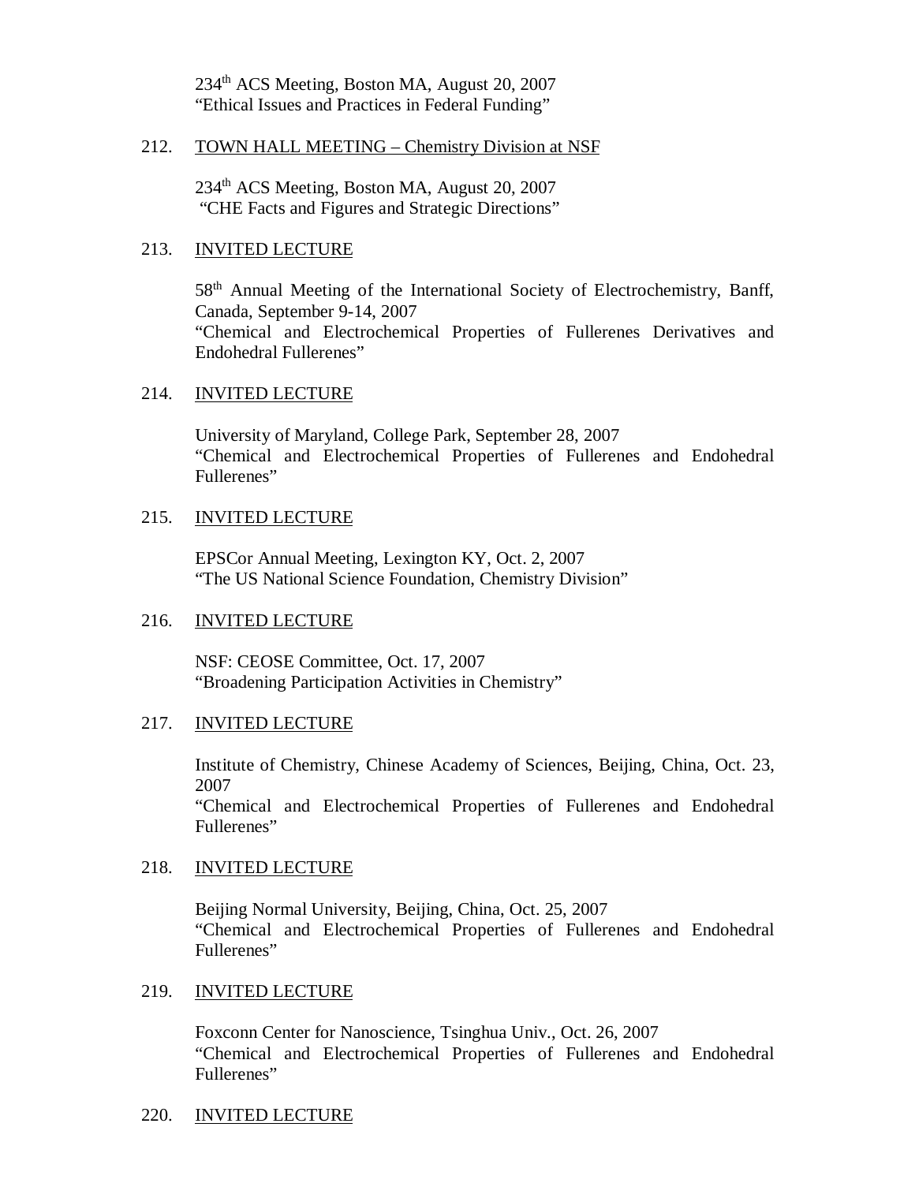234th ACS Meeting, Boston MA, August 20, 2007
"Ethical Issues and Practices in Federal Funding"

212. TOWN HALL MEETING – Chemistry Division at NSF

234th ACS Meeting, Boston MA, August 20, 2007
"CHE Facts and Figures and Strategic Directions"

213. INVITED LECTURE

58th Annual Meeting of the International Society of Electrochemistry, Banff, Canada, September 9-14, 2007
"Chemical and Electrochemical Properties of Fullerenes Derivatives and Endohedral Fullerenes"

214. INVITED LECTURE

University of Maryland, College Park, September 28, 2007
"Chemical and Electrochemical Properties of Fullerenes and Endohedral Fullerenes"

215. INVITED LECTURE

EPSCor Annual Meeting, Lexington KY, Oct. 2, 2007
"The US National Science Foundation, Chemistry Division"

216. INVITED LECTURE

NSF: CEOSE Committee, Oct. 17, 2007
"Broadening Participation Activities in Chemistry"

217. INVITED LECTURE

Institute of Chemistry, Chinese Academy of Sciences, Beijing, China, Oct. 23, 2007
"Chemical and Electrochemical Properties of Fullerenes and Endohedral Fullerenes"

218. INVITED LECTURE

Beijing Normal University, Beijing, China, Oct. 25, 2007
"Chemical and Electrochemical Properties of Fullerenes and Endohedral Fullerenes"

219. INVITED LECTURE

Foxconn Center for Nanoscience, Tsinghua Univ., Oct. 26, 2007
"Chemical and Electrochemical Properties of Fullerenes and Endohedral Fullerenes"

220. INVITED LECTURE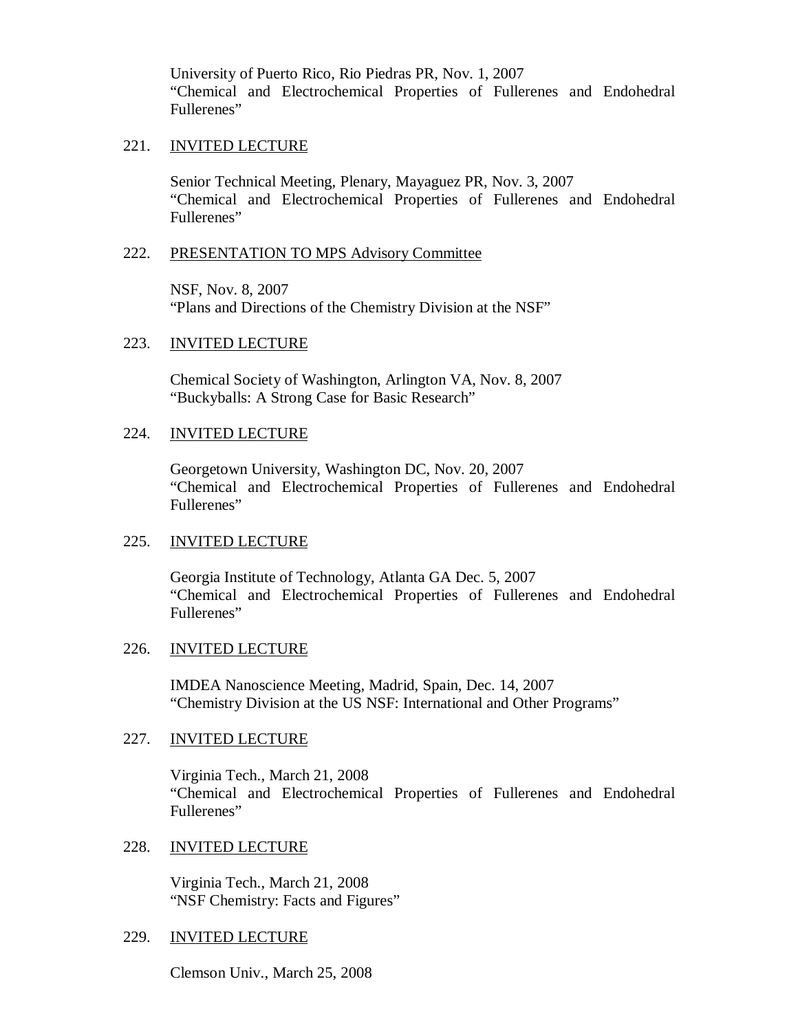University of Puerto Rico, Rio Piedras PR, Nov. 1, 2007
"Chemical and Electrochemical Properties of Fullerenes and Endohedral Fullerenes"

221. INVITED LECTURE

Senior Technical Meeting, Plenary, Mayaguez PR, Nov. 3, 2007
"Chemical and Electrochemical Properties of Fullerenes and Endohedral Fullerenes"

222. PRESENTATION TO MPS Advisory Committee

NSF, Nov. 8, 2007
"Plans and Directions of the Chemistry Division at the NSF"

223. INVITED LECTURE

Chemical Society of Washington, Arlington VA, Nov. 8, 2007
"Buckyballs: A Strong Case for Basic Research"

224. INVITED LECTURE

Georgetown University, Washington DC, Nov. 20, 2007
"Chemical and Electrochemical Properties of Fullerenes and Endohedral Fullerenes"

225. INVITED LECTURE

Georgia Institute of Technology, Atlanta GA Dec. 5, 2007
"Chemical and Electrochemical Properties of Fullerenes and Endohedral Fullerenes"

226. INVITED LECTURE

IMDEA Nanoscience Meeting, Madrid, Spain, Dec. 14, 2007
"Chemistry Division at the US NSF: International and Other Programs"

227. INVITED LECTURE

Virginia Tech., March 21, 2008
"Chemical and Electrochemical Properties of Fullerenes and Endohedral Fullerenes"

228. INVITED LECTURE

Virginia Tech., March 21, 2008
"NSF Chemistry: Facts and Figures"

229. INVITED LECTURE

Clemson Univ., March 25, 2008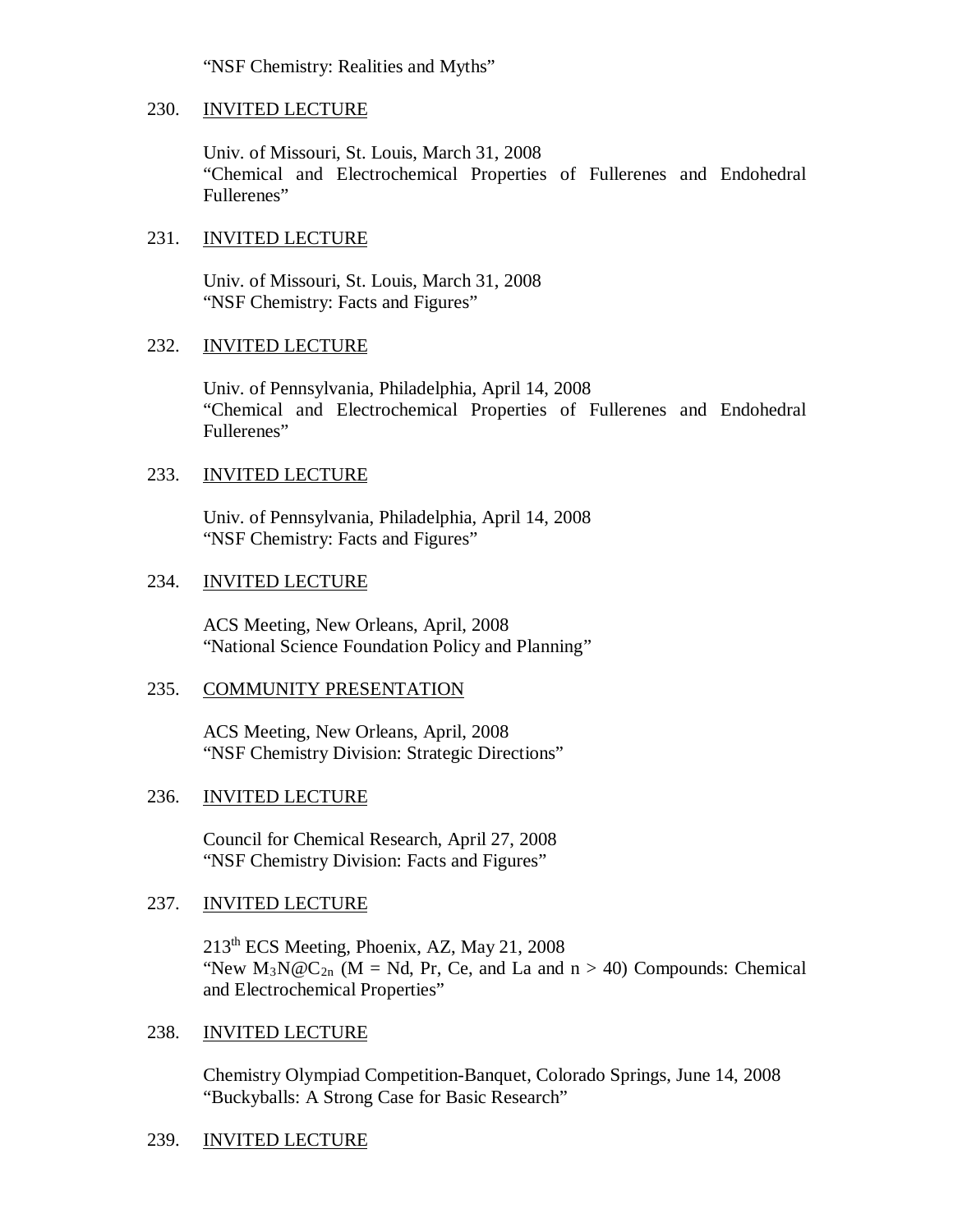"NSF Chemistry: Realities and Myths"

230. INVITED LECTURE

Univ. of Missouri, St. Louis, March 31, 2008
"Chemical and Electrochemical Properties of Fullerenes and Endohedral Fullerenes"

231. INVITED LECTURE

Univ. of Missouri, St. Louis, March 31, 2008
"NSF Chemistry: Facts and Figures"

232. INVITED LECTURE

Univ. of Pennsylvania, Philadelphia, April 14, 2008
"Chemical and Electrochemical Properties of Fullerenes and Endohedral Fullerenes"

233. INVITED LECTURE

Univ. of Pennsylvania, Philadelphia, April 14, 2008
"NSF Chemistry: Facts and Figures"

234. INVITED LECTURE

ACS Meeting, New Orleans, April, 2008
"National Science Foundation Policy and Planning"

235. COMMUNITY PRESENTATION

ACS Meeting, New Orleans, April, 2008
"NSF Chemistry Division: Strategic Directions"

236. INVITED LECTURE

Council for Chemical Research, April 27, 2008
"NSF Chemistry Division: Facts and Figures"

237. INVITED LECTURE

213th ECS Meeting, Phoenix, AZ, May 21, 2008
"New $M_3N@C_{2n}$ (M = Nd, Pr, Ce, and La and n > 40) Compounds: Chemical and Electrochemical Properties"

238. INVITED LECTURE

Chemistry Olympiad Competition-Banquet, Colorado Springs, June 14, 2008
"Buckyballs: A Strong Case for Basic Research"

239. INVITED LECTURE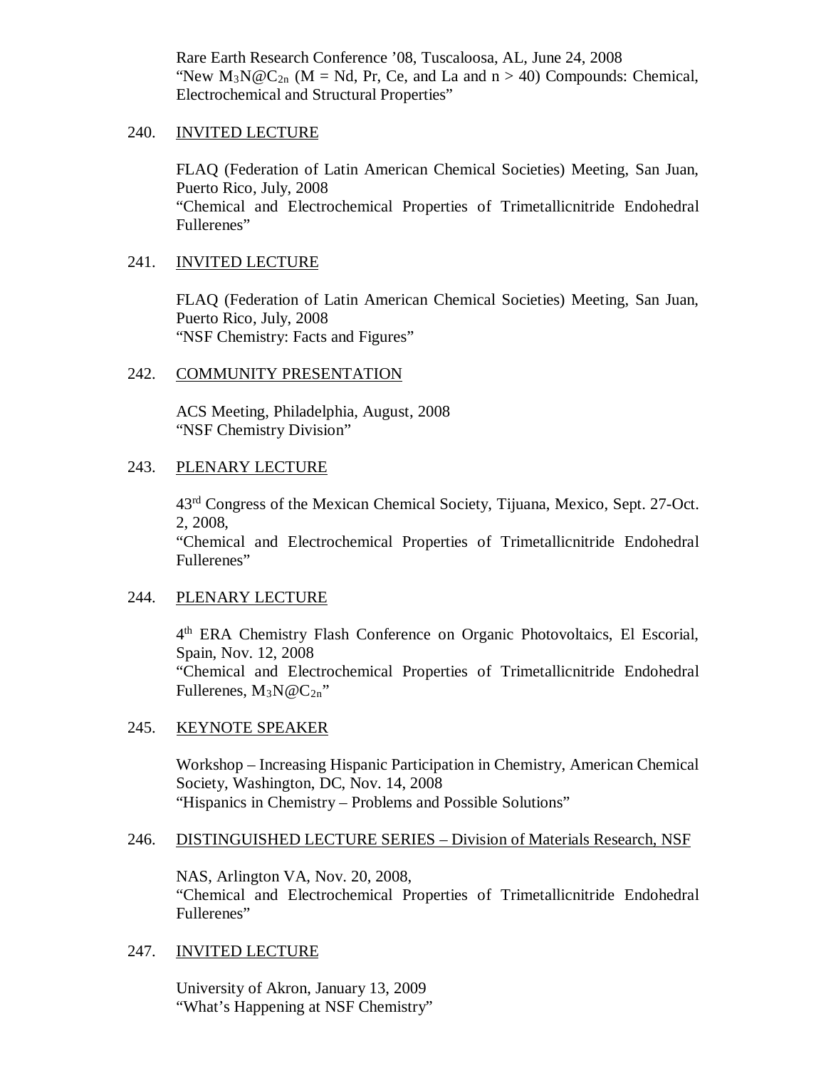Rare Earth Research Conference '08, Tuscaloosa, AL, June 24, 2008
"New $M_3N@C_{2n}$ (M = Nd, Pr, Ce, and La and n > 40) Compounds: Chemical, Electrochemical and Structural Properties"

240. INVITED LECTURE

FLAQ (Federation of Latin American Chemical Societies) Meeting, San Juan, Puerto Rico, July, 2008
"Chemical and Electrochemical Properties of Trimetallicnitride Endohedral Fullerenes"

241. INVITED LECTURE

FLAQ (Federation of Latin American Chemical Societies) Meeting, San Juan, Puerto Rico, July, 2008
"NSF Chemistry: Facts and Figures"

242. COMMUNITY PRESENTATION

ACS Meeting, Philadelphia, August, 2008
"NSF Chemistry Division"

243. PLENARY LECTURE

43rd Congress of the Mexican Chemical Society, Tijuana, Mexico, Sept. 27-Oct. 2, 2008,
"Chemical and Electrochemical Properties of Trimetallicnitride Endohedral Fullerenes"

244. PLENARY LECTURE

4th ERA Chemistry Flash Conference on Organic Photovoltaics, El Escorial, Spain, Nov. 12, 2008
"Chemical and Electrochemical Properties of Trimetallicnitride Endohedral Fullerenes, $M_3N@C_{2n}$"

245. KEYNOTE SPEAKER

Workshop – Increasing Hispanic Participation in Chemistry, American Chemical Society, Washington, DC, Nov. 14, 2008
"Hispanics in Chemistry – Problems and Possible Solutions"

246. DISTINGUISHED LECTURE SERIES – Division of Materials Research, NSF

NAS, Arlington VA, Nov. 20, 2008,
"Chemical and Electrochemical Properties of Trimetallicnitride Endohedral Fullerenes"

247. INVITED LECTURE

University of Akron, January 13, 2009
"What's Happening at NSF Chemistry"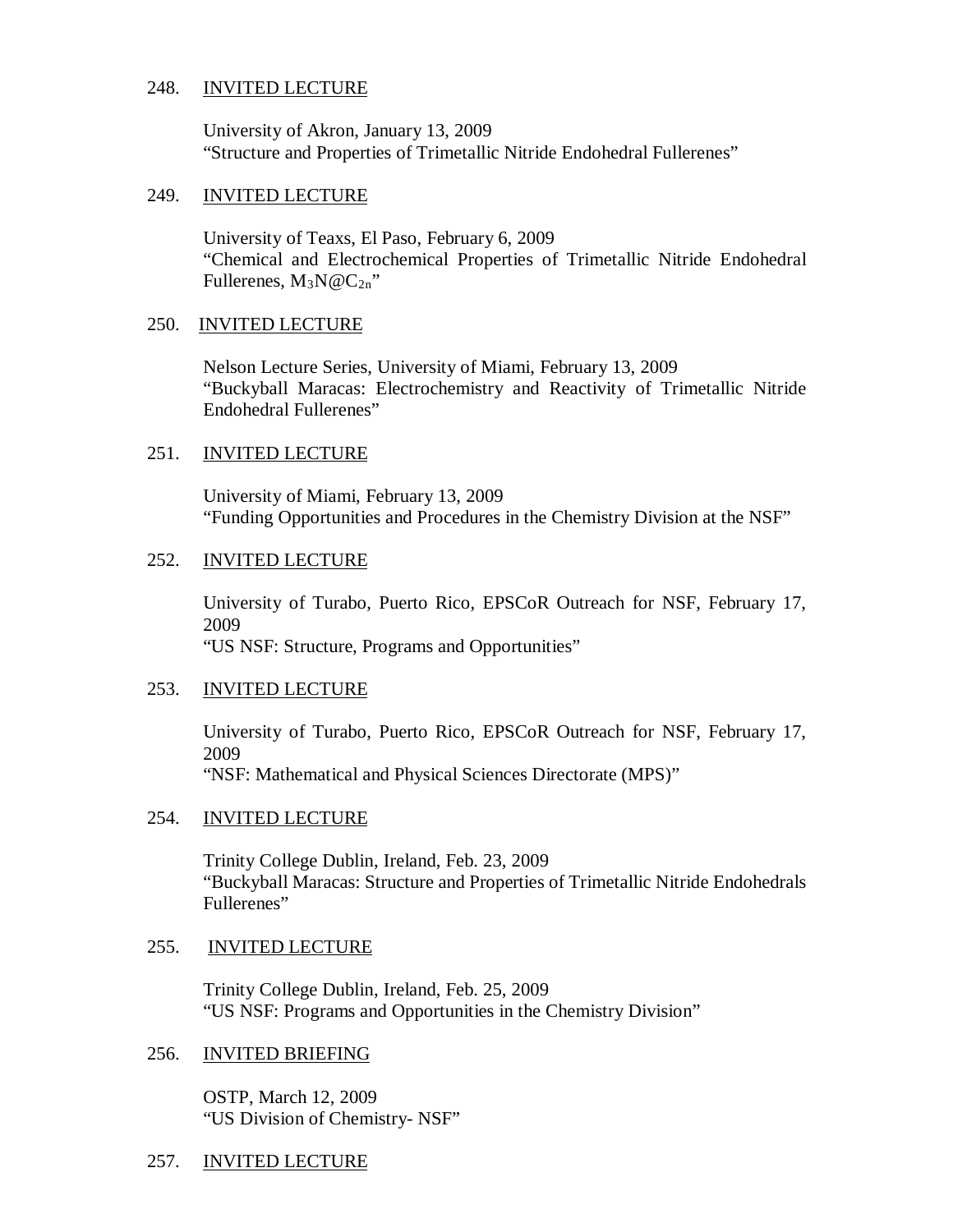248. <u>INVITED LECTURE</u>

 University of Akron, January 13, 2009
 "Structure and Properties of Trimetallic Nitride Endohedral Fullerenes"

249. <u>INVITED LECTURE</u>

 University of Teaxs, El Paso, February 6, 2009
 "Chemical and Electrochemical Properties of Trimetallic Nitride Endohedral Fullerenes, $M_3N@C_{2n}$"

250. <u>INVITED LECTURE</u>

 Nelson Lecture Series, University of Miami, February 13, 2009
 "Buckyball Maracas: Electrochemistry and Reactivity of Trimetallic Nitride Endohedral Fullerenes"

251. <u>INVITED LECTURE</u>

 University of Miami, February 13, 2009
 "Funding Opportunities and Procedures in the Chemistry Division at the NSF"

252. <u>INVITED LECTURE</u>

 University of Turabo, Puerto Rico, EPSCoR Outreach for NSF, February 17, 2009
 "US NSF: Structure, Programs and Opportunities"

253. <u>INVITED LECTURE</u>

 University of Turabo, Puerto Rico, EPSCoR Outreach for NSF, February 17, 2009
 "NSF: Mathematical and Physical Sciences Directorate (MPS)"

254. <u>INVITED LECTURE</u>

 Trinity College Dublin, Ireland, Feb. 23, 2009
 "Buckyball Maracas: Structure and Properties of Trimetallic Nitride Endohedrals Fullerenes"

255. <u>INVITED LECTURE</u>

 Trinity College Dublin, Ireland, Feb. 25, 2009
 "US NSF: Programs and Opportunities in the Chemistry Division"

256. <u>INVITED BRIEFING</u>

 OSTP, March 12, 2009
 "US Division of Chemistry- NSF"

257. <u>INVITED LECTURE</u>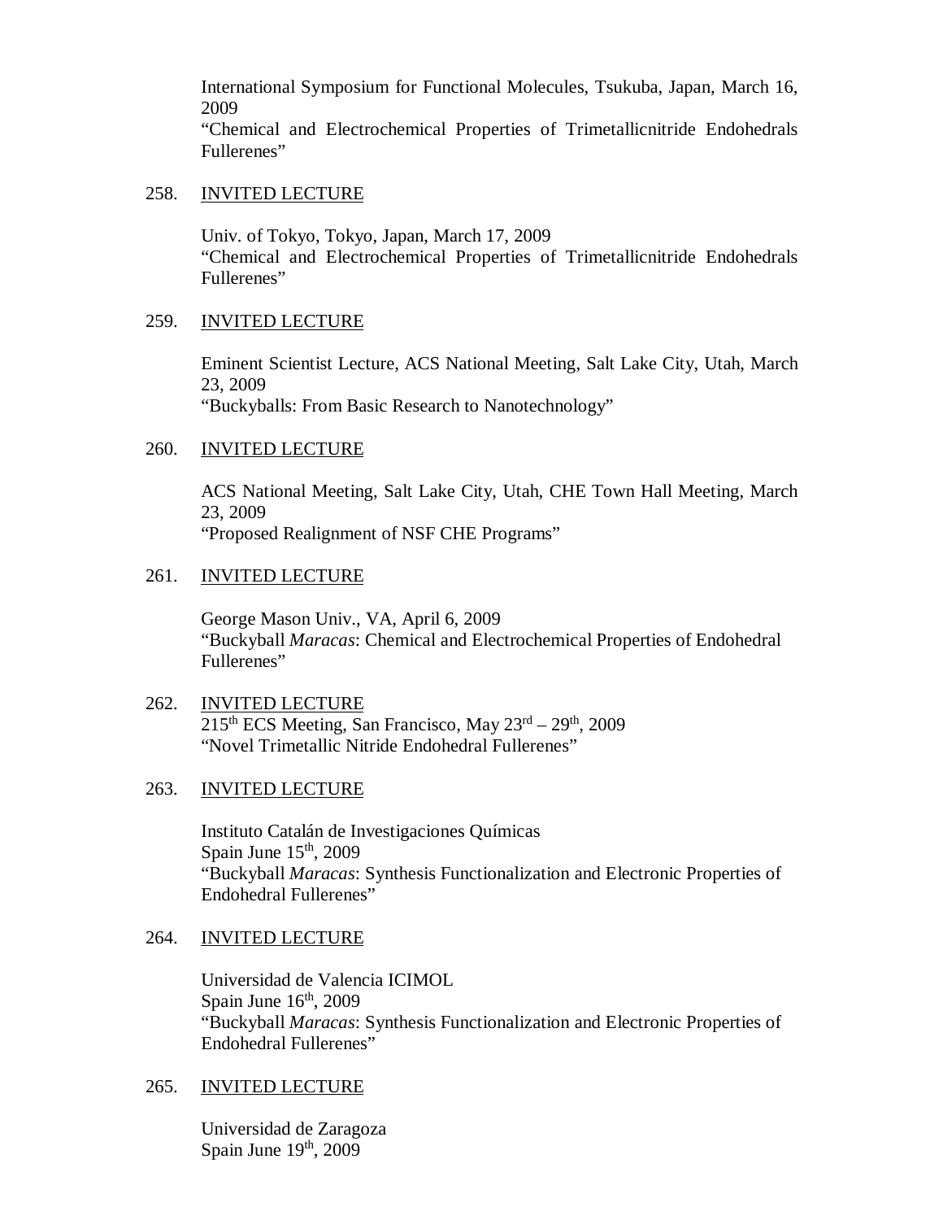International Symposium for Functional Molecules, Tsukuba, Japan, March 16, 2009
"Chemical and Electrochemical Properties of Trimetallicnitride Endohedrals Fullerenes"

258. <u>INVITED LECTURE</u>

Univ. of Tokyo, Tokyo, Japan, March 17, 2009
"Chemical and Electrochemical Properties of Trimetallicnitride Endohedrals Fullerenes"

259. <u>INVITED LECTURE</u>

Eminent Scientist Lecture, ACS National Meeting, Salt Lake City, Utah, March 23, 2009
"Buckyballs: From Basic Research to Nanotechnology"

260. <u>INVITED LECTURE</u>

ACS National Meeting, Salt Lake City, Utah, CHE Town Hall Meeting, March 23, 2009
"Proposed Realignment of NSF CHE Programs"

261. <u>INVITED LECTURE</u>

George Mason Univ., VA, April 6, 2009
"Buckyball *Maracas*: Chemical and Electrochemical Properties of Endohedral Fullerenes"

262. <u>INVITED LECTURE</u>
215th ECS Meeting, San Francisco, May 23rd – 29th, 2009
"Novel Trimetallic Nitride Endohedral Fullerenes"

263. <u>INVITED LECTURE</u>

Instituto Catalán de Investigaciones Químicas
Spain June 15th, 2009
"Buckyball *Maracas*: Synthesis Functionalization and Electronic Properties of Endohedral Fullerenes"

264. <u>INVITED LECTURE</u>

Universidad de Valencia ICIMOL
Spain June 16th, 2009
"Buckyball *Maracas*: Synthesis Functionalization and Electronic Properties of Endohedral Fullerenes"

265. <u>INVITED LECTURE</u>

Universidad de Zaragoza
Spain June 19th, 2009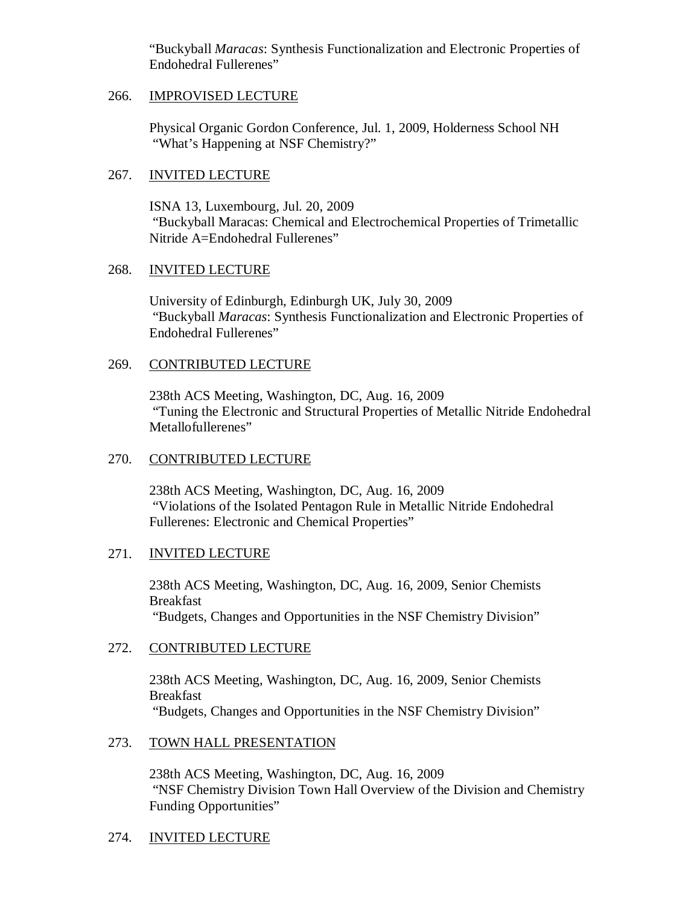"Buckyball *Maracas*: Synthesis Functionalization and Electronic Properties of Endohedral Fullerenes"

266. <u>IMPROVISED LECTURE</u>

Physical Organic Gordon Conference, Jul. 1, 2009, Holderness School NH
"What's Happening at NSF Chemistry?"

267. <u>INVITED LECTURE</u>

ISNA 13, Luxembourg, Jul. 20, 2009
"Buckyball Maracas: Chemical and Electrochemical Properties of Trimetallic Nitride A=Endohedral Fullerenes"

268. <u>INVITED LECTURE</u>

University of Edinburgh, Edinburgh UK, July 30, 2009
"Buckyball *Maracas*: Synthesis Functionalization and Electronic Properties of Endohedral Fullerenes"

269. <u>CONTRIBUTED LECTURE</u>

238th ACS Meeting, Washington, DC, Aug. 16, 2009
"Tuning the Electronic and Structural Properties of Metallic Nitride Endohedral Metallofullerenes"

270. <u>CONTRIBUTED LECTURE</u>

238th ACS Meeting, Washington, DC, Aug. 16, 2009
"Violations of the Isolated Pentagon Rule in Metallic Nitride Endohedral Fullerenes: Electronic and Chemical Properties"

271. <u>INVITED LECTURE</u>

238th ACS Meeting, Washington, DC, Aug. 16, 2009, Senior Chemists Breakfast
"Budgets, Changes and Opportunities in the NSF Chemistry Division"

272. <u>CONTRIBUTED LECTURE</u>

238th ACS Meeting, Washington, DC, Aug. 16, 2009, Senior Chemists Breakfast
"Budgets, Changes and Opportunities in the NSF Chemistry Division"

273. <u>TOWN HALL PRESENTATION</u>

238th ACS Meeting, Washington, DC, Aug. 16, 2009
"NSF Chemistry Division Town Hall Overview of the Division and Chemistry Funding Opportunities"

274. <u>INVITED LECTURE</u>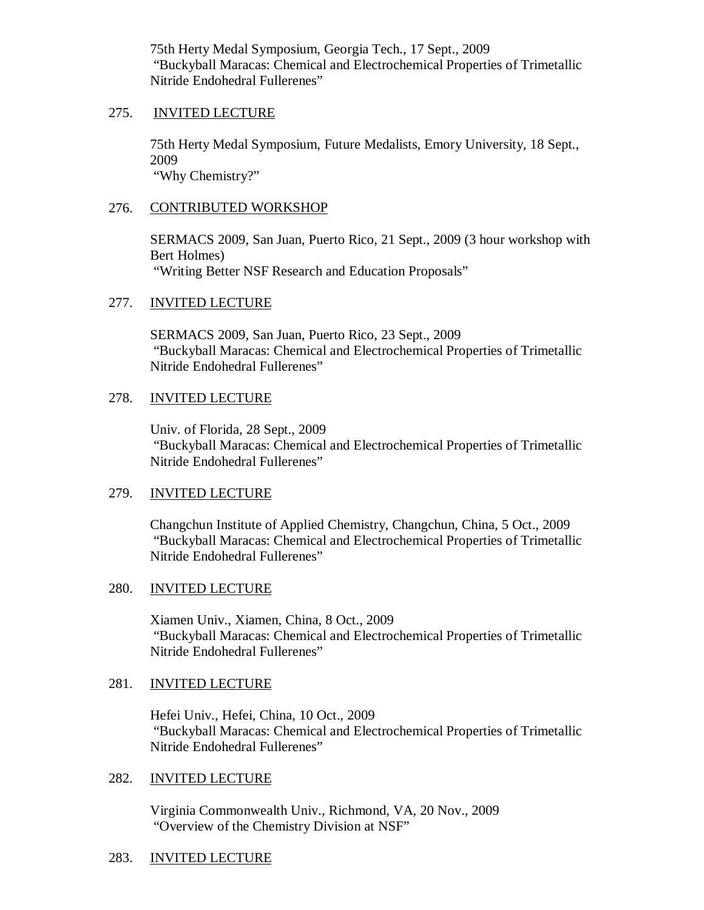75th Herty Medal Symposium, Georgia Tech., 17 Sept., 2009
"Buckyball Maracas: Chemical and Electrochemical Properties of Trimetallic Nitride Endohedral Fullerenes"

275. <u>INVITED LECTURE</u>

75th Herty Medal Symposium, Future Medalists, Emory University, 18 Sept., 2009
"Why Chemistry?"

276. <u>CONTRIBUTED WORKSHOP</u>

SERMACS 2009, San Juan, Puerto Rico, 21 Sept., 2009 (3 hour workshop with Bert Holmes)
"Writing Better NSF Research and Education Proposals"

277. <u>INVITED LECTURE</u>

SERMACS 2009, San Juan, Puerto Rico, 23 Sept., 2009
"Buckyball Maracas: Chemical and Electrochemical Properties of Trimetallic Nitride Endohedral Fullerenes"

278. <u>INVITED LECTURE</u>

Univ. of Florida, 28 Sept., 2009
"Buckyball Maracas: Chemical and Electrochemical Properties of Trimetallic Nitride Endohedral Fullerenes"

279. <u>INVITED LECTURE</u>

Changchun Institute of Applied Chemistry, Changchun, China, 5 Oct., 2009
"Buckyball Maracas: Chemical and Electrochemical Properties of Trimetallic Nitride Endohedral Fullerenes"

280. <u>INVITED LECTURE</u>

Xiamen Univ., Xiamen, China, 8 Oct., 2009
"Buckyball Maracas: Chemical and Electrochemical Properties of Trimetallic Nitride Endohedral Fullerenes"

281. <u>INVITED LECTURE</u>

Hefei Univ., Hefei, China, 10 Oct., 2009
"Buckyball Maracas: Chemical and Electrochemical Properties of Trimetallic Nitride Endohedral Fullerenes"

282. <u>INVITED LECTURE</u>

Virginia Commonwealth Univ., Richmond, VA, 20 Nov., 2009
"Overview of the Chemistry Division at NSF"

283. <u>INVITED LECTURE</u>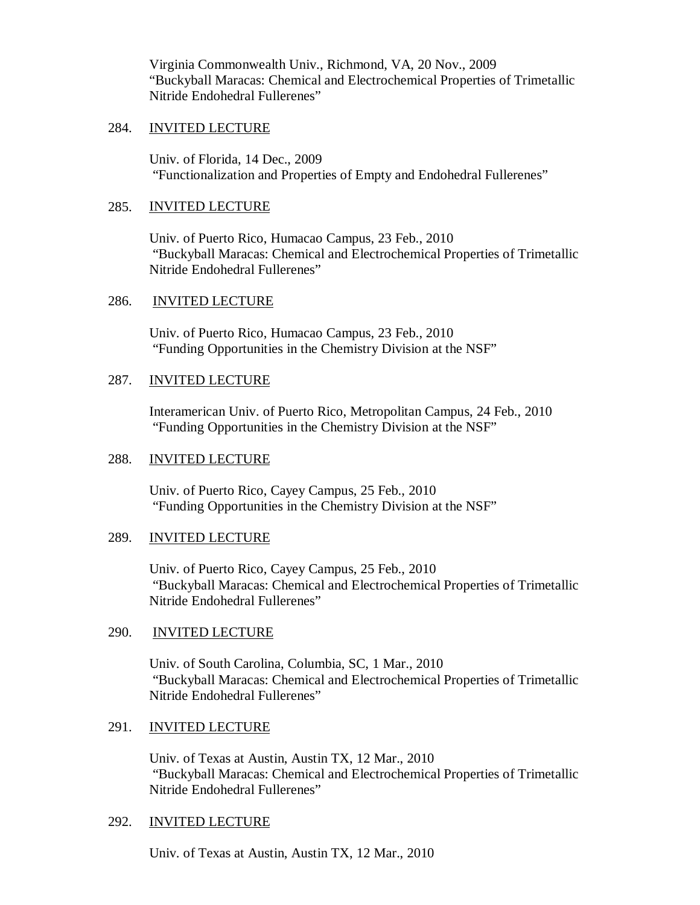Virginia Commonwealth Univ., Richmond, VA, 20 Nov., 2009
"Buckyball Maracas: Chemical and Electrochemical Properties of Trimetallic Nitride Endohedral Fullerenes"

284. INVITED LECTURE

Univ. of Florida, 14 Dec., 2009
"Functionalization and Properties of Empty and Endohedral Fullerenes"

285. INVITED LECTURE

Univ. of Puerto Rico, Humacao Campus, 23 Feb., 2010
"Buckyball Maracas: Chemical and Electrochemical Properties of Trimetallic Nitride Endohedral Fullerenes"

286. INVITED LECTURE

Univ. of Puerto Rico, Humacao Campus, 23 Feb., 2010
"Funding Opportunities in the Chemistry Division at the NSF"

287. INVITED LECTURE

Interamerican Univ. of Puerto Rico, Metropolitan Campus, 24 Feb., 2010
"Funding Opportunities in the Chemistry Division at the NSF"

288. INVITED LECTURE

Univ. of Puerto Rico, Cayey Campus, 25 Feb., 2010
"Funding Opportunities in the Chemistry Division at the NSF"

289. INVITED LECTURE

Univ. of Puerto Rico, Cayey Campus, 25 Feb., 2010
"Buckyball Maracas: Chemical and Electrochemical Properties of Trimetallic Nitride Endohedral Fullerenes"

290. INVITED LECTURE

Univ. of South Carolina, Columbia, SC, 1 Mar., 2010
"Buckyball Maracas: Chemical and Electrochemical Properties of Trimetallic Nitride Endohedral Fullerenes"

291. INVITED LECTURE

Univ. of Texas at Austin, Austin TX, 12 Mar., 2010
"Buckyball Maracas: Chemical and Electrochemical Properties of Trimetallic Nitride Endohedral Fullerenes"

292. INVITED LECTURE

Univ. of Texas at Austin, Austin TX, 12 Mar., 2010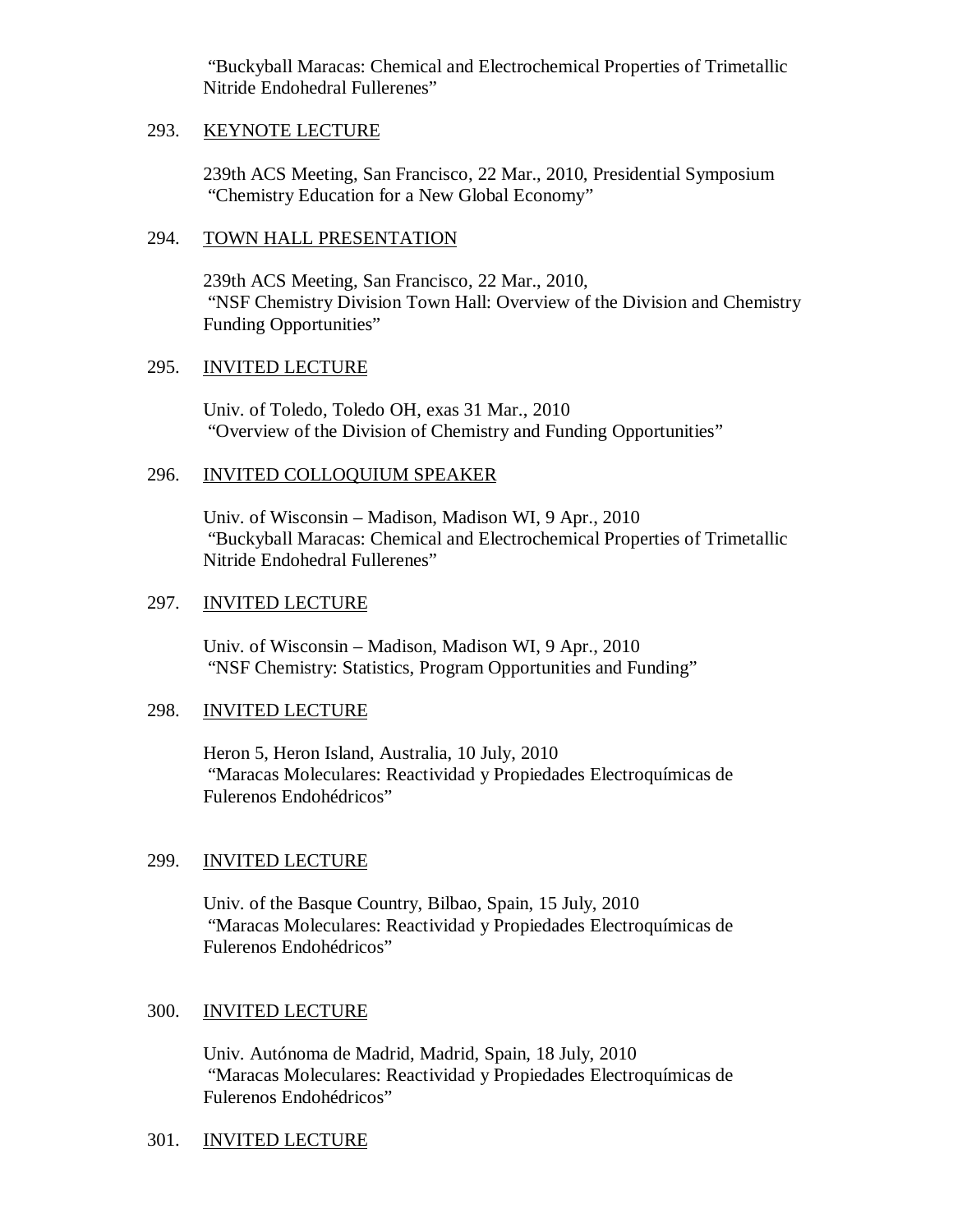"Buckyball Maracas: Chemical and Electrochemical Properties of Trimetallic Nitride Endohedral Fullerenes"

293. KEYNOTE LECTURE

239th ACS Meeting, San Francisco, 22 Mar., 2010, Presidential Symposium
"Chemistry Education for a New Global Economy"

294. TOWN HALL PRESENTATION

239th ACS Meeting, San Francisco, 22 Mar., 2010,
"NSF Chemistry Division Town Hall: Overview of the Division and Chemistry Funding Opportunities"

295. INVITED LECTURE

Univ. of Toledo, Toledo OH, exas 31 Mar., 2010
"Overview of the Division of Chemistry and Funding Opportunities"

296. INVITED COLLOQUIUM SPEAKER

Univ. of Wisconsin – Madison, Madison WI, 9 Apr., 2010
"Buckyball Maracas: Chemical and Electrochemical Properties of Trimetallic Nitride Endohedral Fullerenes"

297. INVITED LECTURE

Univ. of Wisconsin – Madison, Madison WI, 9 Apr., 2010
"NSF Chemistry: Statistics, Program Opportunities and Funding"

298. INVITED LECTURE

Heron 5, Heron Island, Australia, 10 July, 2010
"Maracas Moleculares: Reactividad y Propiedades Electroquímicas de Fulerenos Endohédricos"

299. INVITED LECTURE

Univ. of the Basque Country, Bilbao, Spain, 15 July, 2010
"Maracas Moleculares: Reactividad y Propiedades Electroquímicas de Fulerenos Endohédricos"

300. INVITED LECTURE

Univ. Autónoma de Madrid, Madrid, Spain, 18 July, 2010
"Maracas Moleculares: Reactividad y Propiedades Electroquímicas de Fulerenos Endohédricos"

301. INVITED LECTURE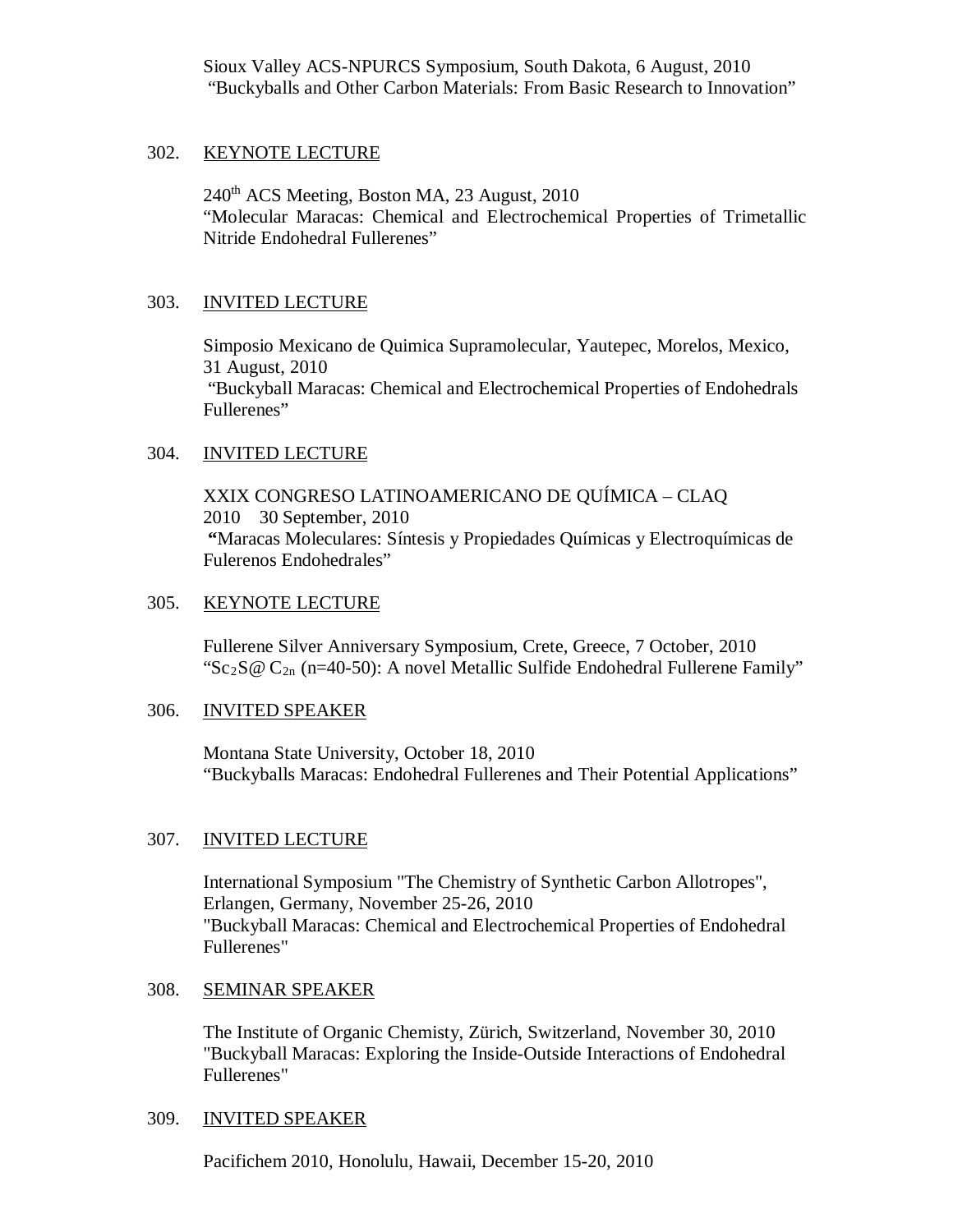Sioux Valley ACS-NPURCS Symposium, South Dakota, 6 August, 2010
"Buckyballs and Other Carbon Materials: From Basic Research to Innovation"

302. KEYNOTE LECTURE

240th ACS Meeting, Boston MA, 23 August, 2010
"Molecular Maracas: Chemical and Electrochemical Properties of Trimetallic Nitride Endohedral Fullerenes"

303. INVITED LECTURE

Simposio Mexicano de Quimica Supramolecular, Yautepec, Morelos, Mexico, 31 August, 2010
"Buckyball Maracas: Chemical and Electrochemical Properties of Endohedrals Fullerenes"

304. INVITED LECTURE

XXIX CONGRESO LATINOAMERICANO DE QUÍMICA – CLAQ 2010 30 September, 2010
**"**Maracas Moleculares: Síntesis y Propiedades Químicas y Electroquímicas de Fulerenos Endohedrales"

305. KEYNOTE LECTURE

Fullerene Silver Anniversary Symposium, Crete, Greece, 7 October, 2010
"$Sc_2S@C_{2n}$ (n=40-50): A novel Metallic Sulfide Endohedral Fullerene Family"

306. INVITED SPEAKER

Montana State University, October 18, 2010
"Buckyballs Maracas: Endohedral Fullerenes and Their Potential Applications"

307. INVITED LECTURE

International Symposium "The Chemistry of Synthetic Carbon Allotropes", Erlangen, Germany, November 25-26, 2010
"Buckyball Maracas: Chemical and Electrochemical Properties of Endohedral Fullerenes"

308. SEMINAR SPEAKER

The Institute of Organic Chemisty, Zürich, Switzerland, November 30, 2010
"Buckyball Maracas: Exploring the Inside-Outside Interactions of Endohedral Fullerenes"

309. INVITED SPEAKER

Pacifichem 2010, Honolulu, Hawaii, December 15-20, 2010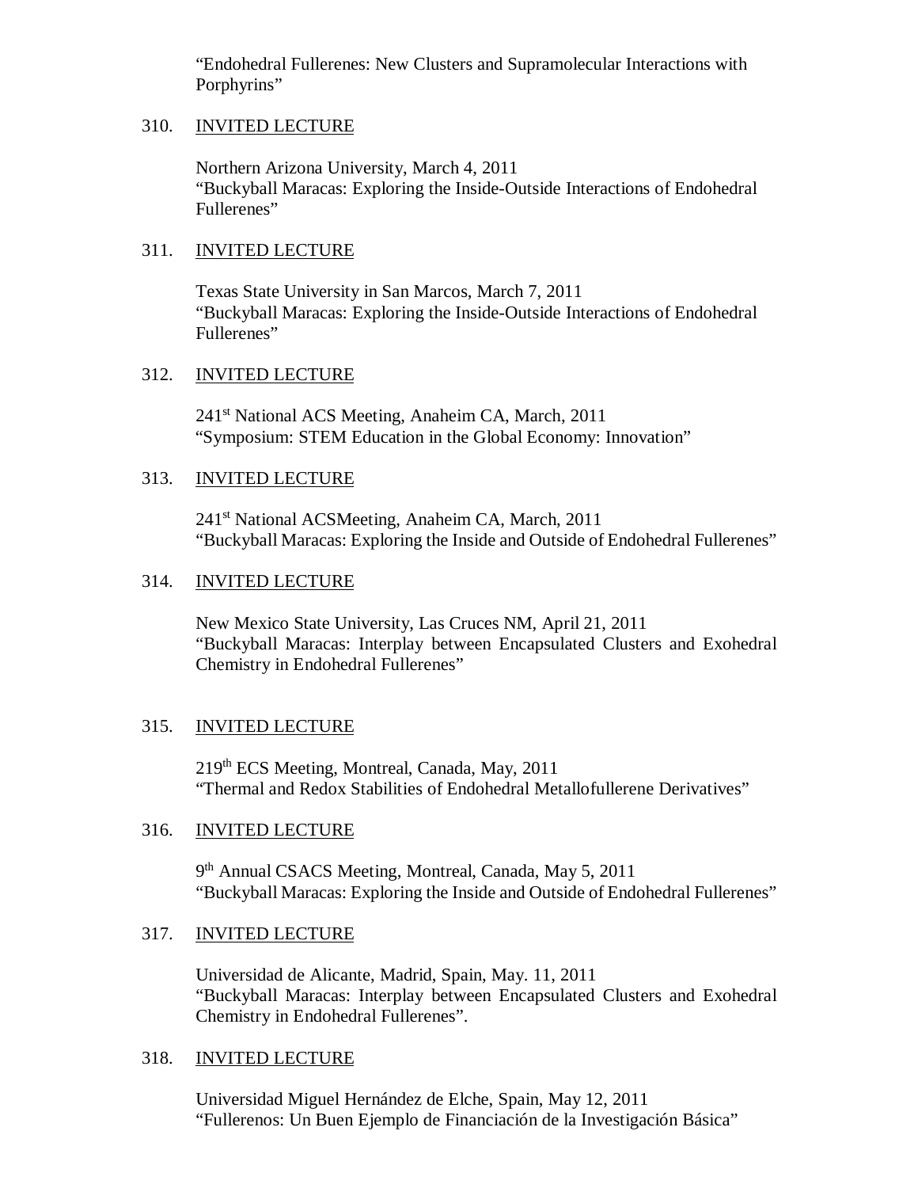"Endohedral Fullerenes: New Clusters and Supramolecular Interactions with Porphyrins"

310. <u>INVITED LECTURE</u>

Northern Arizona University, March 4, 2011
"Buckyball Maracas: Exploring the Inside-Outside Interactions of Endohedral Fullerenes"

311. <u>INVITED LECTURE</u>

Texas State University in San Marcos, March 7, 2011
"Buckyball Maracas: Exploring the Inside-Outside Interactions of Endohedral Fullerenes"

312. <u>INVITED LECTURE</u>

241st National ACS Meeting, Anaheim CA, March, 2011
"Symposium: STEM Education in the Global Economy: Innovation"

313. <u>INVITED LECTURE</u>

241st National ACSMeeting, Anaheim CA, March, 2011
"Buckyball Maracas: Exploring the Inside and Outside of Endohedral Fullerenes"

314. <u>INVITED LECTURE</u>

New Mexico State University, Las Cruces NM, April 21, 2011
"Buckyball Maracas: Interplay between Encapsulated Clusters and Exohedral Chemistry in Endohedral Fullerenes"

315. <u>INVITED LECTURE</u>

219th ECS Meeting, Montreal, Canada, May, 2011
"Thermal and Redox Stabilities of Endohedral Metallofullerene Derivatives"

316. <u>INVITED LECTURE</u>

9th Annual CSACS Meeting, Montreal, Canada, May 5, 2011
"Buckyball Maracas: Exploring the Inside and Outside of Endohedral Fullerenes"

317. <u>INVITED LECTURE</u>

Universidad de Alicante, Madrid, Spain, May. 11, 2011
"Buckyball Maracas: Interplay between Encapsulated Clusters and Exohedral Chemistry in Endohedral Fullerenes".

318. <u>INVITED LECTURE</u>

Universidad Miguel Hernández de Elche, Spain, May 12, 2011
"Fullerenos: Un Buen Ejemplo de Financiación de la Investigación Básica"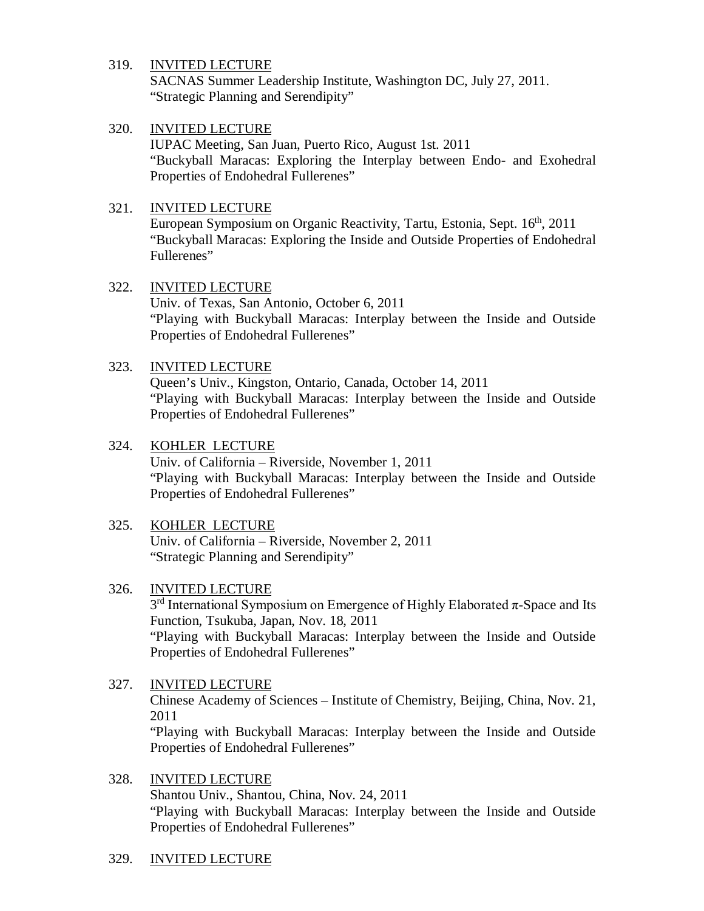319. INVITED LECTURE
SACNAS Summer Leadership Institute, Washington DC, July 27, 2011.
"Strategic Planning and Serendipity"

320. INVITED LECTURE
IUPAC Meeting, San Juan, Puerto Rico, August 1st. 2011
"Buckyball Maracas: Exploring the Interplay between Endo- and Exohedral Properties of Endohedral Fullerenes"

321. INVITED LECTURE
European Symposium on Organic Reactivity, Tartu, Estonia, Sept. 16th, 2011
"Buckyball Maracas: Exploring the Inside and Outside Properties of Endohedral Fullerenes"

322. INVITED LECTURE
Univ. of Texas, San Antonio, October 6, 2011
"Playing with Buckyball Maracas: Interplay between the Inside and Outside Properties of Endohedral Fullerenes"

323. INVITED LECTURE
Queen's Univ., Kingston, Ontario, Canada, October 14, 2011
"Playing with Buckyball Maracas: Interplay between the Inside and Outside Properties of Endohedral Fullerenes"

324. KOHLER LECTURE
Univ. of California – Riverside, November 1, 2011
"Playing with Buckyball Maracas: Interplay between the Inside and Outside Properties of Endohedral Fullerenes"

325. KOHLER LECTURE
Univ. of California – Riverside, November 2, 2011
"Strategic Planning and Serendipity"

326. INVITED LECTURE
3rd International Symposium on Emergence of Highly Elaborated π-Space and Its Function, Tsukuba, Japan, Nov. 18, 2011
"Playing with Buckyball Maracas: Interplay between the Inside and Outside Properties of Endohedral Fullerenes"

327. INVITED LECTURE
Chinese Academy of Sciences – Institute of Chemistry, Beijing, China, Nov. 21, 2011
"Playing with Buckyball Maracas: Interplay between the Inside and Outside Properties of Endohedral Fullerenes"

328. INVITED LECTURE
Shantou Univ., Shantou, China, Nov. 24, 2011
"Playing with Buckyball Maracas: Interplay between the Inside and Outside Properties of Endohedral Fullerenes"

329. INVITED LECTURE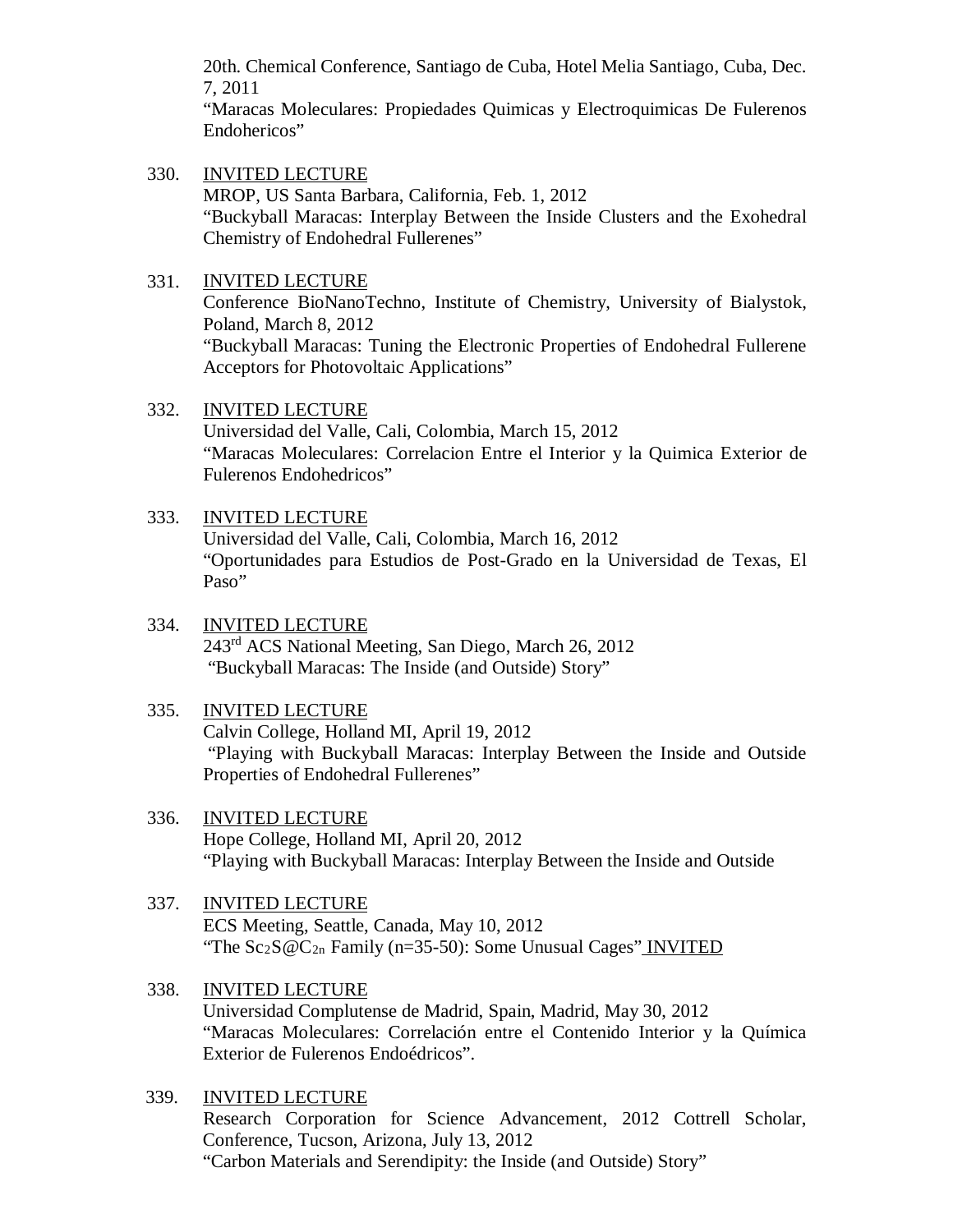20th. Chemical Conference, Santiago de Cuba, Hotel Melia Santiago, Cuba, Dec. 7, 2011
"Maracas Moleculares: Propiedades Quimicas y Electroquimicas De Fulerenos Endohericos"

330. <u>INVITED LECTURE</u>
MROP, US Santa Barbara, California, Feb. 1, 2012
"Buckyball Maracas: Interplay Between the Inside Clusters and the Exohedral Chemistry of Endohedral Fullerenes"

331. <u>INVITED LECTURE</u>
Conference BioNanoTechno, Institute of Chemistry, University of Bialystok, Poland, March 8, 2012
"Buckyball Maracas: Tuning the Electronic Properties of Endohedral Fullerene Acceptors for Photovoltaic Applications"

332. <u>INVITED LECTURE</u>
Universidad del Valle, Cali, Colombia, March 15, 2012
"Maracas Moleculares: Correlacion Entre el Interior y la Quimica Exterior de Fulerenos Endohedricos"

333. <u>INVITED LECTURE</u>
Universidad del Valle, Cali, Colombia, March 16, 2012
"Oportunidades para Estudios de Post-Grado en la Universidad de Texas, El Paso"

334. <u>INVITED LECTURE</u>
243rd ACS National Meeting, San Diego, March 26, 2012
"Buckyball Maracas: The Inside (and Outside) Story"

335. <u>INVITED LECTURE</u>
Calvin College, Holland MI, April 19, 2012
"Playing with Buckyball Maracas: Interplay Between the Inside and Outside Properties of Endohedral Fullerenes"

336. <u>INVITED LECTURE</u>
Hope College, Holland MI, April 20, 2012
"Playing with Buckyball Maracas: Interplay Between the Inside and Outside

337. <u>INVITED LECTURE</u>
ECS Meeting, Seattle, Canada, May 10, 2012
"The $Sc_2S@C_{2n}$ Family (n=35-50): Some Unusual Cages" <u>INVITED</u>

338. <u>INVITED LECTURE</u>
Universidad Complutense de Madrid, Spain, Madrid, May 30, 2012
"Maracas Moleculares: Correlación entre el Contenido Interior y la Química Exterior de Fulerenos Endoédricos".

339. <u>INVITED LECTURE</u>
Research Corporation for Science Advancement, 2012 Cottrell Scholar, Conference, Tucson, Arizona, July 13, 2012
"Carbon Materials and Serendipity: the Inside (and Outside) Story"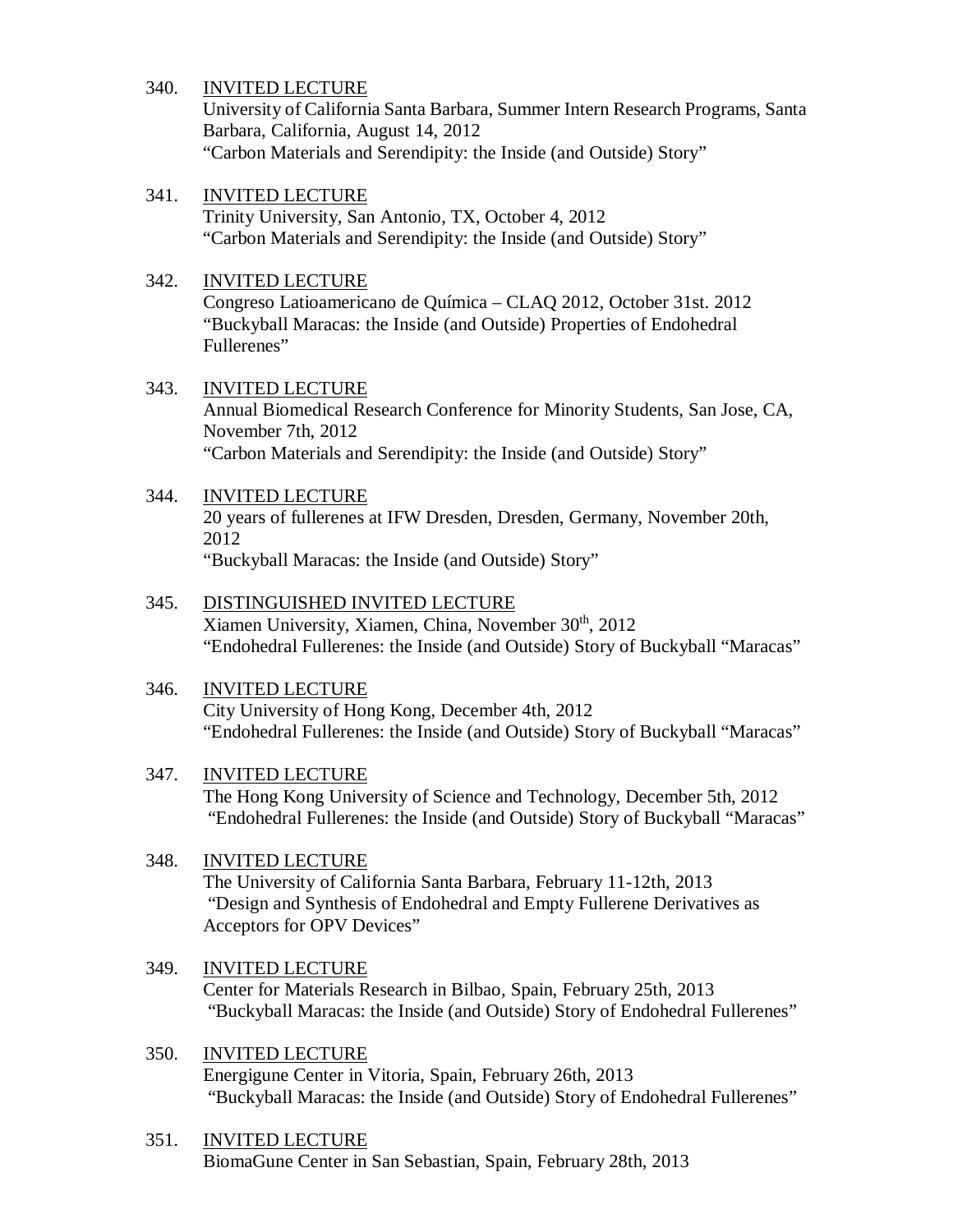340. <u>INVITED LECTURE</u>
University of California Santa Barbara, Summer Intern Research Programs, Santa Barbara, California, August 14, 2012
"Carbon Materials and Serendipity: the Inside (and Outside) Story"

341. <u>INVITED LECTURE</u>
Trinity University, San Antonio, TX, October 4, 2012
"Carbon Materials and Serendipity: the Inside (and Outside) Story"

342. <u>INVITED LECTURE</u>
Congreso Latioamericano de Química – CLAQ 2012, October 31st. 2012
"Buckyball Maracas: the Inside (and Outside) Properties of Endohedral Fullerenes"

343. <u>INVITED LECTURE</u>
Annual Biomedical Research Conference for Minority Students, San Jose, CA, November 7th, 2012
"Carbon Materials and Serendipity: the Inside (and Outside) Story"

344. <u>INVITED LECTURE</u>
20 years of fullerenes at IFW Dresden, Dresden, Germany, November 20th, 2012
"Buckyball Maracas: the Inside (and Outside) Story"

345. <u>DISTINGUISHED INVITED LECTURE</u>
Xiamen University, Xiamen, China, November 30th, 2012
"Endohedral Fullerenes: the Inside (and Outside) Story of Buckyball "Maracas"

346. <u>INVITED LECTURE</u>
City University of Hong Kong, December 4th, 2012
"Endohedral Fullerenes: the Inside (and Outside) Story of Buckyball "Maracas"

347. <u>INVITED LECTURE</u>
The Hong Kong University of Science and Technology, December 5th, 2012
"Endohedral Fullerenes: the Inside (and Outside) Story of Buckyball "Maracas"

348. <u>INVITED LECTURE</u>
The University of California Santa Barbara, February 11-12th, 2013
"Design and Synthesis of Endohedral and Empty Fullerene Derivatives as Acceptors for OPV Devices"

349. <u>INVITED LECTURE</u>
Center for Materials Research in Bilbao, Spain, February 25th, 2013
"Buckyball Maracas: the Inside (and Outside) Story of Endohedral Fullerenes"

350. <u>INVITED LECTURE</u>
Energigune Center in Vitoria, Spain, February 26th, 2013
"Buckyball Maracas: the Inside (and Outside) Story of Endohedral Fullerenes"

351. <u>INVITED LECTURE</u>
BiomaGune Center in San Sebastian, Spain, February 28th, 2013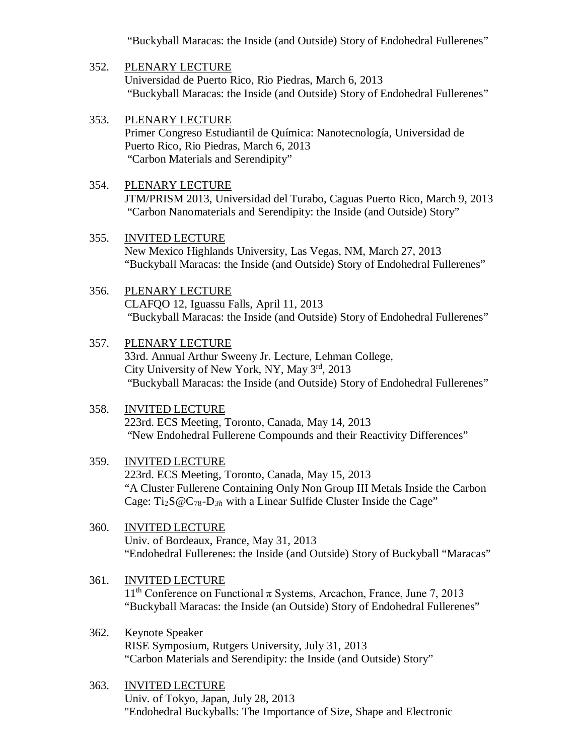"Buckyball Maracas: the Inside (and Outside) Story of Endohedral Fullerenes"

352. PLENARY LECTURE
Universidad de Puerto Rico, Rio Piedras, March 6, 2013
"Buckyball Maracas: the Inside (and Outside) Story of Endohedral Fullerenes"

353. PLENARY LECTURE
Primer Congreso Estudiantil de Química: Nanotecnología, Universidad de Puerto Rico, Rio Piedras, March 6, 2013
"Carbon Materials and Serendipity"

354. PLENARY LECTURE
JTM/PRISM 2013, Universidad del Turabo, Caguas Puerto Rico, March 9, 2013
"Carbon Nanomaterials and Serendipity: the Inside (and Outside) Story"

355. INVITED LECTURE
New Mexico Highlands University, Las Vegas, NM, March 27, 2013
"Buckyball Maracas: the Inside (and Outside) Story of Endohedral Fullerenes"

356. PLENARY LECTURE
CLAFQO 12, Iguassu Falls, April 11, 2013
"Buckyball Maracas: the Inside (and Outside) Story of Endohedral Fullerenes"

357. PLENARY LECTURE
33rd. Annual Arthur Sweeny Jr. Lecture, Lehman College, City University of New York, NY, May 3rd, 2013
"Buckyball Maracas: the Inside (and Outside) Story of Endohedral Fullerenes"

358. INVITED LECTURE
223rd. ECS Meeting, Toronto, Canada, May 14, 2013
"New Endohedral Fullerene Compounds and their Reactivity Differences"

359. INVITED LECTURE
223rd. ECS Meeting, Toronto, Canada, May 15, 2013
"A Cluster Fullerene Containing Only Non Group III Metals Inside the Carbon Cage: $Ti_2S@C_{78}$-$D_{3h}$ with a Linear Sulfide Cluster Inside the Cage"

360. INVITED LECTURE
Univ. of Bordeaux, France, May 31, 2013
"Endohedral Fullerenes: the Inside (and Outside) Story of Buckyball "Maracas"

361. INVITED LECTURE
11th Conference on Functional π Systems, Arcachon, France, June 7, 2013
"Buckyball Maracas: the Inside (an Outside) Story of Endohedral Fullerenes"

362. Keynote Speaker
RISE Symposium, Rutgers University, July 31, 2013
"Carbon Materials and Serendipity: the Inside (and Outside) Story"

363. INVITED LECTURE
Univ. of Tokyo, Japan, July 28, 2013
"Endohedral Buckyballs: The Importance of Size, Shape and Electronic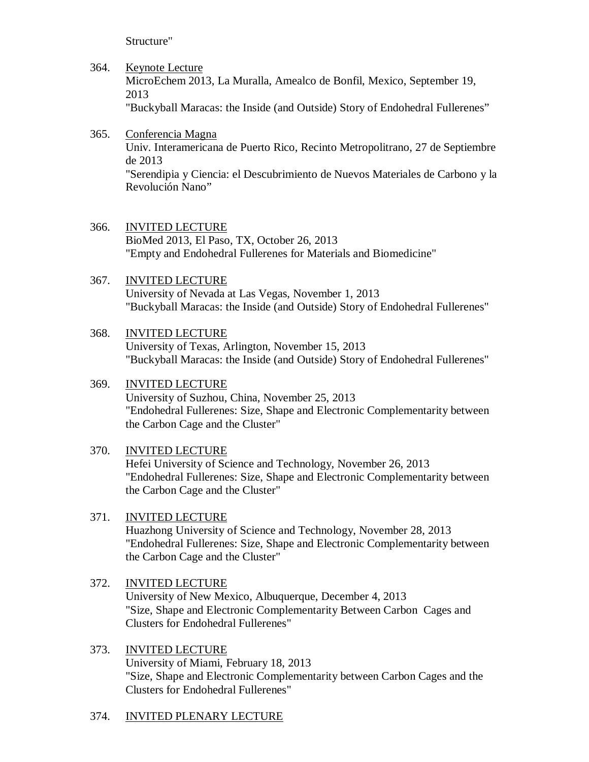Structure"

364. Keynote Lecture
MicroEchem 2013, La Muralla, Amealco de Bonfil, Mexico, September 19, 2013
"Buckyball Maracas: the Inside (and Outside) Story of Endohedral Fullerenes"

365. Conferencia Magna
Univ. Interamericana de Puerto Rico, Recinto Metropolitrano, 27 de Septiembre de 2013
"Serendipia y Ciencia: el Descubrimiento de Nuevos Materiales de Carbono y la Revolución Nano"

366. INVITED LECTURE
BioMed 2013, El Paso, TX, October 26, 2013
"Empty and Endohedral Fullerenes for Materials and Biomedicine"

367. INVITED LECTURE
University of Nevada at Las Vegas, November 1, 2013
"Buckyball Maracas: the Inside (and Outside) Story of Endohedral Fullerenes"

368. INVITED LECTURE
University of Texas, Arlington, November 15, 2013
"Buckyball Maracas: the Inside (and Outside) Story of Endohedral Fullerenes"

369. INVITED LECTURE
University of Suzhou, China, November 25, 2013
"Endohedral Fullerenes: Size, Shape and Electronic Complementarity between the Carbon Cage and the Cluster"

370. INVITED LECTURE
Hefei University of Science and Technology, November 26, 2013
"Endohedral Fullerenes: Size, Shape and Electronic Complementarity between the Carbon Cage and the Cluster"

371. INVITED LECTURE
Huazhong University of Science and Technology, November 28, 2013
"Endohedral Fullerenes: Size, Shape and Electronic Complementarity between the Carbon Cage and the Cluster"

372. INVITED LECTURE
University of New Mexico, Albuquerque, December 4, 2013
"Size, Shape and Electronic Complementarity Between Carbon Cages and Clusters for Endohedral Fullerenes"

373. INVITED LECTURE
University of Miami, February 18, 2013
"Size, Shape and Electronic Complementarity between Carbon Cages and the Clusters for Endohedral Fullerenes"

374. INVITED PLENARY LECTURE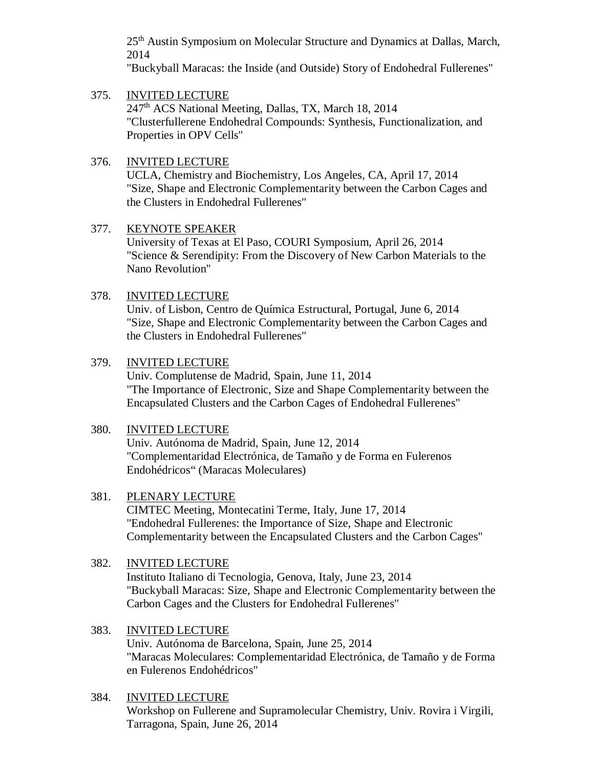25th Austin Symposium on Molecular Structure and Dynamics at Dallas, March, 2014
"Buckyball Maracas: the Inside (and Outside) Story of Endohedral Fullerenes"

375. INVITED LECTURE
247th ACS National Meeting, Dallas, TX, March 18, 2014
"Clusterfullerene Endohedral Compounds: Synthesis, Functionalization, and Properties in OPV Cells"

376. INVITED LECTURE
UCLA, Chemistry and Biochemistry, Los Angeles, CA, April 17, 2014
"Size, Shape and Electronic Complementarity between the Carbon Cages and the Clusters in Endohedral Fullerenes"

377. KEYNOTE SPEAKER
University of Texas at El Paso, COURI Symposium, April 26, 2014
"Science & Serendipity: From the Discovery of New Carbon Materials to the Nano Revolution"

378. INVITED LECTURE
Univ. of Lisbon, Centro de Química Estructural, Portugal, June 6, 2014
"Size, Shape and Electronic Complementarity between the Carbon Cages and the Clusters in Endohedral Fullerenes"

379. INVITED LECTURE
Univ. Complutense de Madrid, Spain, June 11, 2014
"The Importance of Electronic, Size and Shape Complementarity between the Encapsulated Clusters and the Carbon Cages of Endohedral Fullerenes"

380. INVITED LECTURE
Univ. Autónoma de Madrid, Spain, June 12, 2014
"Complementaridad Electrónica, de Tamaño y de Forma en Fulerenos Endohédricos“ (Maracas Moleculares)

381. PLENARY LECTURE
CIMTEC Meeting, Montecatini Terme, Italy, June 17, 2014
"Endohedral Fullerenes: the Importance of Size, Shape and Electronic Complementarity between the Encapsulated Clusters and the Carbon Cages"

382. INVITED LECTURE
Instituto Italiano di Tecnologia, Genova, Italy, June 23, 2014
"Buckyball Maracas: Size, Shape and Electronic Complementarity between the Carbon Cages and the Clusters for Endohedral Fullerenes"

383. INVITED LECTURE
Univ. Autónoma de Barcelona, Spain, June 25, 2014
"Maracas Moleculares: Complementaridad Electrónica, de Tamaño y de Forma en Fulerenos Endohédricos"

384. INVITED LECTURE
Workshop on Fullerene and Supramolecular Chemistry, Univ. Rovira i Virgili, Tarragona, Spain, June 26, 2014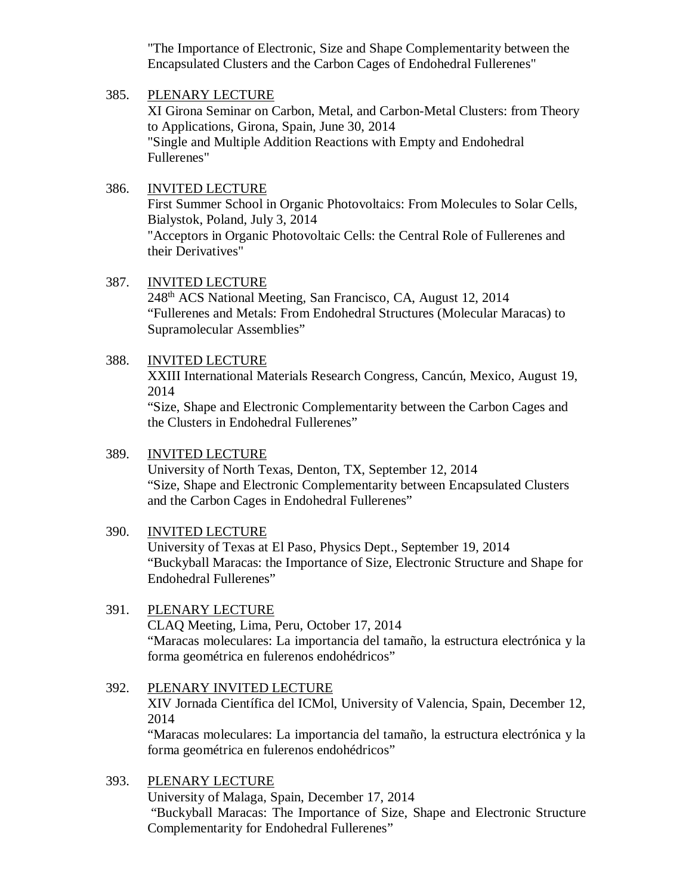"The Importance of Electronic, Size and Shape Complementarity between the Encapsulated Clusters and the Carbon Cages of Endohedral Fullerenes"

385. PLENARY LECTURE
XI Girona Seminar on Carbon, Metal, and Carbon-Metal Clusters: from Theory to Applications, Girona, Spain, June 30, 2014
"Single and Multiple Addition Reactions with Empty and Endohedral Fullerenes"

386. INVITED LECTURE
First Summer School in Organic Photovoltaics: From Molecules to Solar Cells, Bialystok, Poland, July 3, 2014
"Acceptors in Organic Photovoltaic Cells: the Central Role of Fullerenes and their Derivatives"

387. INVITED LECTURE
248th ACS National Meeting, San Francisco, CA, August 12, 2014
"Fullerenes and Metals: From Endohedral Structures (Molecular Maracas) to Supramolecular Assemblies"

388. INVITED LECTURE
XXIII International Materials Research Congress, Cancún, Mexico, August 19, 2014
"Size, Shape and Electronic Complementarity between the Carbon Cages and the Clusters in Endohedral Fullerenes"

389. INVITED LECTURE
University of North Texas, Denton, TX, September 12, 2014
"Size, Shape and Electronic Complementarity between Encapsulated Clusters and the Carbon Cages in Endohedral Fullerenes"

390. INVITED LECTURE
University of Texas at El Paso, Physics Dept., September 19, 2014
"Buckyball Maracas: the Importance of Size, Electronic Structure and Shape for Endohedral Fullerenes"

391. PLENARY LECTURE
CLAQ Meeting, Lima, Peru, October 17, 2014
"Maracas moleculares: La importancia del tamaño, la estructura electrónica y la forma geométrica en fulerenos endohédricos"

392. PLENARY INVITED LECTURE
XIV Jornada Científica del ICMol, University of Valencia, Spain, December 12, 2014
"Maracas moleculares: La importancia del tamaño, la estructura electrónica y la forma geométrica en fulerenos endohédricos"

393. PLENARY LECTURE
University of Malaga, Spain, December 17, 2014
"Buckyball Maracas: The Importance of Size, Shape and Electronic Structure Complementarity for Endohedral Fullerenes"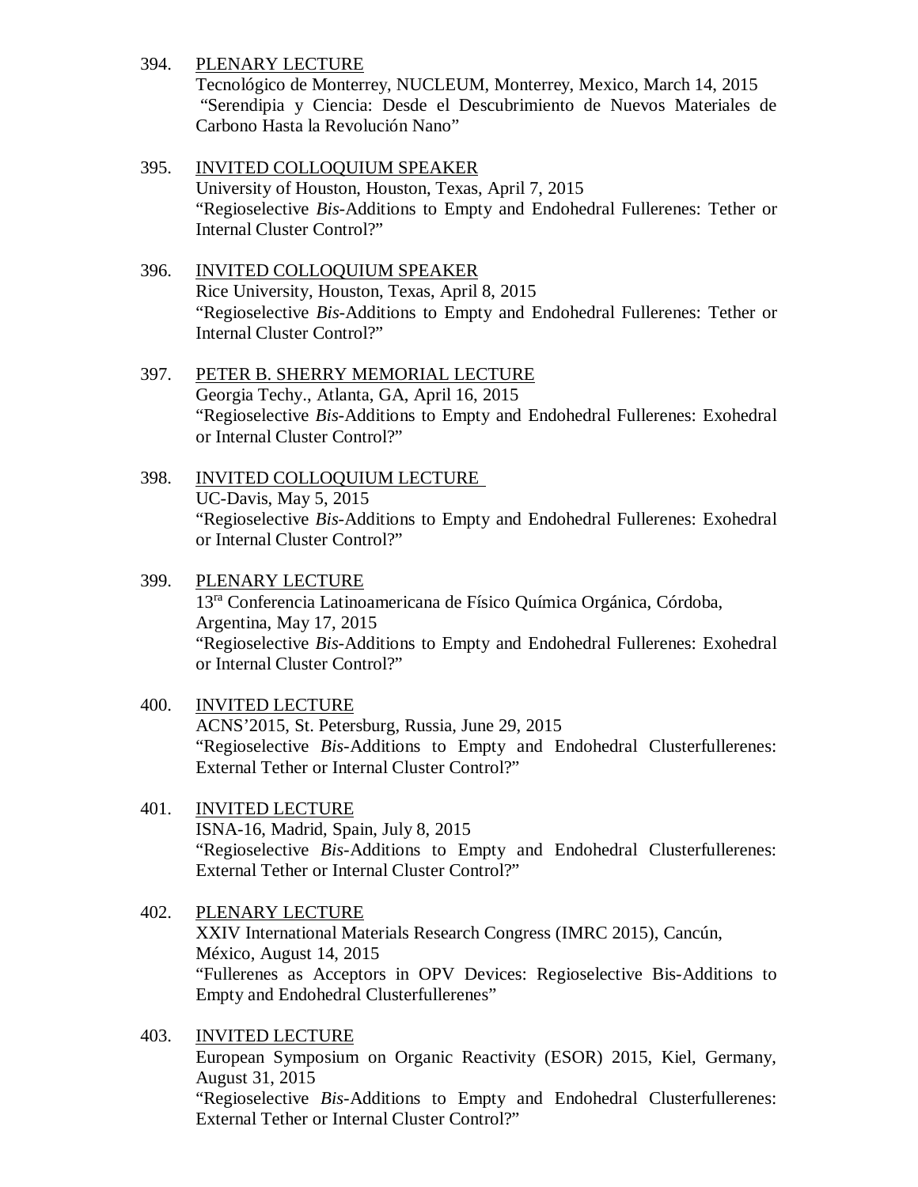394. PLENARY LECTURE
Tecnológico de Monterrey, NUCLEUM, Monterrey, Mexico, March 14, 2015
"Serendipia y Ciencia: Desde el Descubrimiento de Nuevos Materiales de Carbono Hasta la Revolución Nano"

395. INVITED COLLOQUIUM SPEAKER
University of Houston, Houston, Texas, April 7, 2015
"Regioselective *Bis*-Additions to Empty and Endohedral Fullerenes: Tether or Internal Cluster Control?"

396. INVITED COLLOQUIUM SPEAKER
Rice University, Houston, Texas, April 8, 2015
"Regioselective *Bis*-Additions to Empty and Endohedral Fullerenes: Tether or Internal Cluster Control?"

397. PETER B. SHERRY MEMORIAL LECTURE
Georgia Techy., Atlanta, GA, April 16, 2015
"Regioselective *Bis*-Additions to Empty and Endohedral Fullerenes: Exohedral or Internal Cluster Control?"

398. INVITED COLLOQUIUM LECTURE
UC-Davis, May 5, 2015
"Regioselective *Bis*-Additions to Empty and Endohedral Fullerenes: Exohedral or Internal Cluster Control?"

399. PLENARY LECTURE
13ra Conferencia Latinoamericana de Físico Química Orgánica, Córdoba, Argentina, May 17, 2015
"Regioselective *Bis*-Additions to Empty and Endohedral Fullerenes: Exohedral or Internal Cluster Control?"

400. INVITED LECTURE
ACNS'2015, St. Petersburg, Russia, June 29, 2015
"Regioselective *Bis*-Additions to Empty and Endohedral Clusterfullerenes: External Tether or Internal Cluster Control?"

401. INVITED LECTURE
ISNA-16, Madrid, Spain, July 8, 2015
"Regioselective *Bis*-Additions to Empty and Endohedral Clusterfullerenes: External Tether or Internal Cluster Control?"

402. PLENARY LECTURE
XXIV International Materials Research Congress (IMRC 2015), Cancún, México, August 14, 2015
"Fullerenes as Acceptors in OPV Devices: Regioselective Bis-Additions to Empty and Endohedral Clusterfullerenes"

403. INVITED LECTURE
European Symposium on Organic Reactivity (ESOR) 2015, Kiel, Germany, August 31, 2015
"Regioselective *Bis*-Additions to Empty and Endohedral Clusterfullerenes: External Tether or Internal Cluster Control?"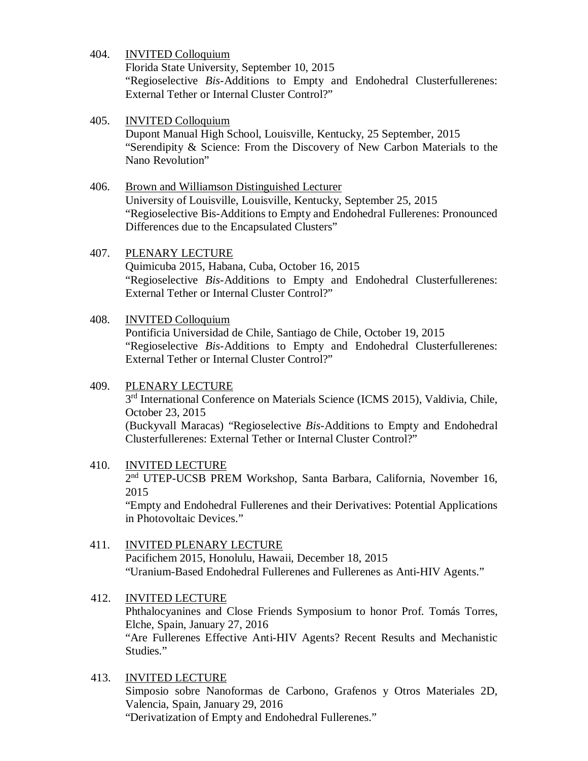404. INVITED Colloquium
Florida State University, September 10, 2015
"Regioselective *Bis*-Additions to Empty and Endohedral Clusterfullerenes: External Tether or Internal Cluster Control?"

405. INVITED Colloquium
Dupont Manual High School, Louisville, Kentucky, 25 September, 2015
"Serendipity & Science: From the Discovery of New Carbon Materials to the Nano Revolution"

406. Brown and Williamson Distinguished Lecturer
University of Louisville, Louisville, Kentucky, September 25, 2015
"Regioselective Bis-Additions to Empty and Endohedral Fullerenes: Pronounced Differences due to the Encapsulated Clusters"

407. PLENARY LECTURE
Quimicuba 2015, Habana, Cuba, October 16, 2015
"Regioselective *Bis*-Additions to Empty and Endohedral Clusterfullerenes: External Tether or Internal Cluster Control?"

408. INVITED Colloquium
Pontificia Universidad de Chile, Santiago de Chile, October 19, 2015
"Regioselective *Bis*-Additions to Empty and Endohedral Clusterfullerenes: External Tether or Internal Cluster Control?"

409. PLENARY LECTURE
3rd International Conference on Materials Science (ICMS 2015), Valdivia, Chile, October 23, 2015
(Buckyvall Maracas) "Regioselective *Bis*-Additions to Empty and Endohedral Clusterfullerenes: External Tether or Internal Cluster Control?"

410. INVITED LECTURE
2nd UTEP-UCSB PREM Workshop, Santa Barbara, California, November 16, 2015
"Empty and Endohedral Fullerenes and their Derivatives: Potential Applications in Photovoltaic Devices."

411. INVITED PLENARY LECTURE
Pacifichem 2015, Honolulu, Hawaii, December 18, 2015
"Uranium-Based Endohedral Fullerenes and Fullerenes as Anti-HIV Agents."

412. INVITED LECTURE
Phthalocyanines and Close Friends Symposium to honor Prof. Tomás Torres, Elche, Spain, January 27, 2016
"Are Fullerenes Effective Anti-HIV Agents? Recent Results and Mechanistic Studies."

413. INVITED LECTURE
Simposio sobre Nanoformas de Carbono, Grafenos y Otros Materiales 2D, Valencia, Spain, January 29, 2016
"Derivatization of Empty and Endohedral Fullerenes."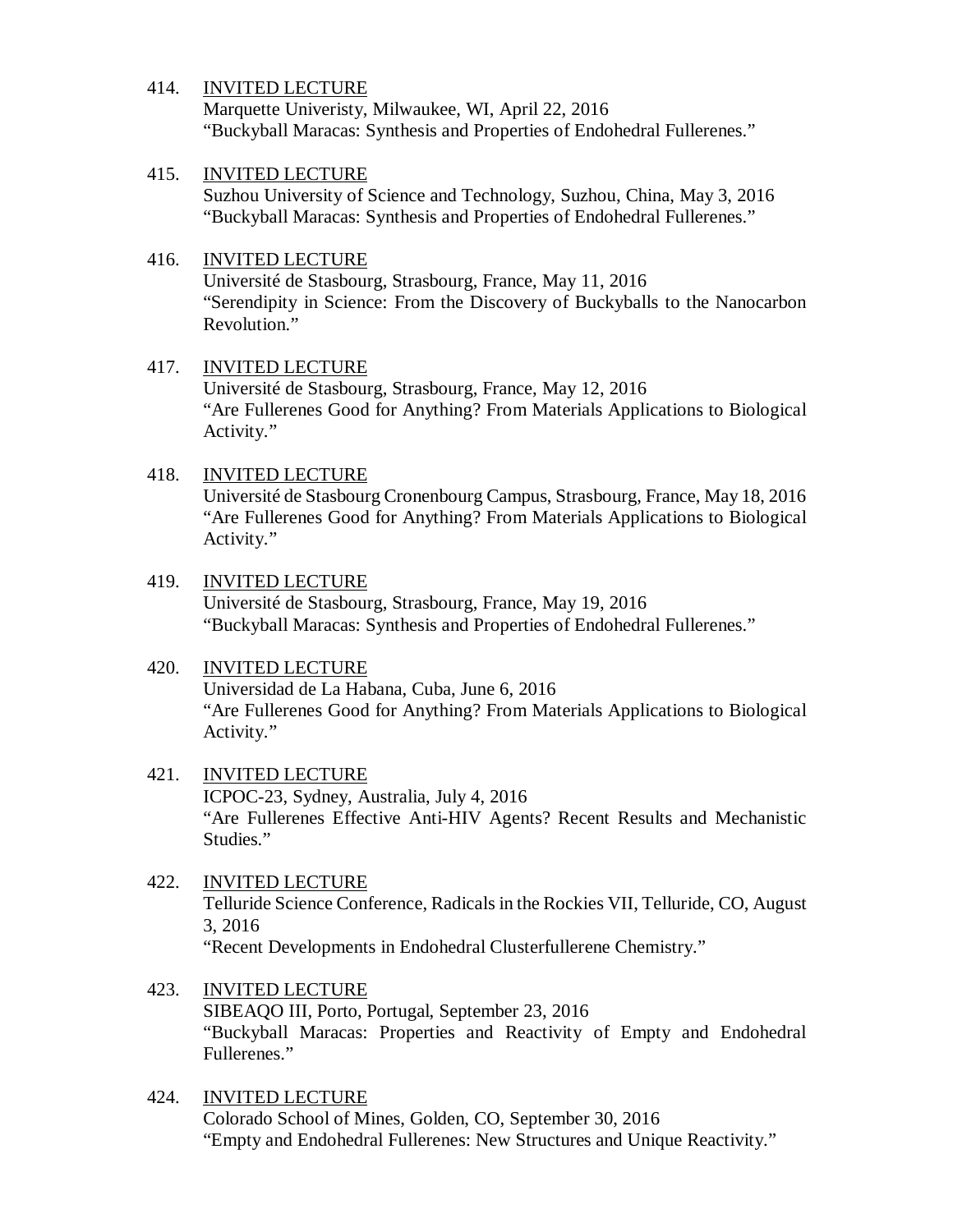414. INVIDED LECTURE

414. INVITED LECTURE
Marquette Univeristy, Milwaukee, WI, April 22, 2016
"Buckyball Maracas: Synthesis and Properties of Endohedral Fullerenes."

415. INVITED LECTURE
Suzhou University of Science and Technology, Suzhou, China, May 3, 2016
"Buckyball Maracas: Synthesis and Properties of Endohedral Fullerenes."

416. INVITED LECTURE
Université de Stasbourg, Strasbourg, France, May 11, 2016
"Serendipity in Science: From the Discovery of Buckyballs to the Nanocarbon Revolution."

417. INVITED LECTURE
Université de Stasbourg, Strasbourg, France, May 12, 2016
"Are Fullerenes Good for Anything? From Materials Applications to Biological Activity."

418. INVITED LECTURE
Université de Stasbourg Cronenbourg Campus, Strasbourg, France, May 18, 2016
"Are Fullerenes Good for Anything? From Materials Applications to Biological Activity."

419. INVITED LECTURE
Université de Stasbourg, Strasbourg, France, May 19, 2016
"Buckyball Maracas: Synthesis and Properties of Endohedral Fullerenes."

420. INVITED LECTURE
Universidad de La Habana, Cuba, June 6, 2016
"Are Fullerenes Good for Anything? From Materials Applications to Biological Activity."

421. INVITED LECTURE
ICPOC-23, Sydney, Australia, July 4, 2016
"Are Fullerenes Effective Anti-HIV Agents? Recent Results and Mechanistic Studies."

422. INVITED LECTURE
Telluride Science Conference, Radicals in the Rockies VII, Telluride, CO, August 3, 2016
"Recent Developments in Endohedral Clusterfullerene Chemistry."

423. INVITED LECTURE
SIBEAQO III, Porto, Portugal, September 23, 2016
"Buckyball Maracas: Properties and Reactivity of Empty and Endohedral Fullerenes."

424. INVITED LECTURE
Colorado School of Mines, Golden, CO, September 30, 2016
"Empty and Endohedral Fullerenes: New Structures and Unique Reactivity."

414. INVITED LECTURE
Marquette Univeristy, Milwaukee, WI, April 22, 2016
"Buckyball Maracas: Synthesis and Properties of Endohedral Fullerenes."

415. INVITED LECTURE
Suzhou University of Science and Technology, Suzhou, China, May 3, 2016
"Buckyball Maracas: Synthesis and Properties of Endohedral Fullerenes."

416. INVITED LECTURE
Université de Stasbourg, Strasbourg, France, May 11, 2016
"Serendipity in Science: From the Discovery of Buckyballs to the Nanocarbon Revolution."

417. INVITED LECTURE
Université de Stasbourg, Strasbourg, France, May 12, 2016
"Are Fullerenes Good for Anything? From Materials Applications to Biological Activity."

418. INVITED LECTURE
Université de Stasbourg Cronenbourg Campus, Strasbourg, France, May 18, 2016
"Are Fullerenes Good for Anything? From Materials Applications to Biological Activity."

419. INVITED LECTURE
Université de Stasbourg, Strasbourg, France, May 19, 2016
"Buckyball Maracas: Synthesis and Properties of Endohedral Fullerenes."

420. INVITED LECTURE
Universidad de La Habana, Cuba, June 6, 2016
"Are Fullerenes Good for Anything? From Materials Applications to Biological Activity."

421. INVITED LECTURE
ICPOC-23, Sydney, Australia, July 4, 2016
"Are Fullerenes Effective Anti-HIV Agents? Recent Results and Mechanistic Studies."

422. INVITED LECTURE
Telluride Science Conference, Radicals in the Rockies VII, Telluride, CO, August 3, 2016
"Recent Developments in Endohedral Clusterfullerene Chemistry."

423. INVITED LECTURE
SIBEAQO III, Porto, Portugal, September 23, 2016
"Buckyball Maracas: Properties and Reactivity of Empty and Endohedral Fullerenes."

424. INVITED LECTURE
Colorado School of Mines, Golden, CO, September 30, 2016
"Empty and Endohedral Fullerenes: New Structures and Unique Reactivity."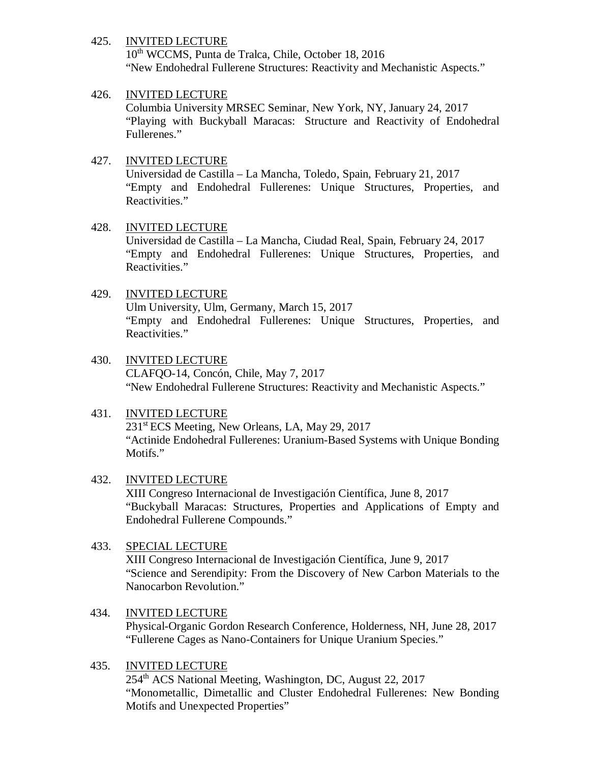425. <u>INVITED LECTURE</u>
10th WCCMS, Punta de Tralca, Chile, October 18, 2016
"New Endohedral Fullerene Structures: Reactivity and Mechanistic Aspects."

426. <u>INVITED LECTURE</u>
Columbia University MRSEC Seminar, New York, NY, January 24, 2017
"Playing with Buckyball Maracas: Structure and Reactivity of Endohedral Fullerenes."

427. <u>INVITED LECTURE</u>
Universidad de Castilla – La Mancha, Toledo, Spain, February 21, 2017
"Empty and Endohedral Fullerenes: Unique Structures, Properties, and Reactivities."

428. <u>INVITED LECTURE</u>
Universidad de Castilla – La Mancha, Ciudad Real, Spain, February 24, 2017
"Empty and Endohedral Fullerenes: Unique Structures, Properties, and Reactivities."

429. <u>INVITED LECTURE</u>
Ulm University, Ulm, Germany, March 15, 2017
"Empty and Endohedral Fullerenes: Unique Structures, Properties, and Reactivities."

430. <u>INVITED LECTURE</u>
CLAFQO-14, Concón, Chile, May 7, 2017
"New Endohedral Fullerene Structures: Reactivity and Mechanistic Aspects."

431. <u>INVITED LECTURE</u>
231st ECS Meeting, New Orleans, LA, May 29, 2017
"Actinide Endohedral Fullerenes: Uranium-Based Systems with Unique Bonding Motifs."

432. <u>INVITED LECTURE</u>
XIII Congreso Internacional de Investigación Científica, June 8, 2017
"Buckyball Maracas: Structures, Properties and Applications of Empty and Endohedral Fullerene Compounds."

433. <u>SPECIAL LECTURE</u>
XIII Congreso Internacional de Investigación Científica, June 9, 2017
"Science and Serendipity: From the Discovery of New Carbon Materials to the Nanocarbon Revolution."

434. <u>INVITED LECTURE</u>
Physical-Organic Gordon Research Conference, Holderness, NH, June 28, 2017
"Fullerene Cages as Nano-Containers for Unique Uranium Species."

435. <u>INVITED LECTURE</u>
254th ACS National Meeting, Washington, DC, August 22, 2017
"Monometallic, Dimetallic and Cluster Endohedral Fullerenes: New Bonding Motifs and Unexpected Properties"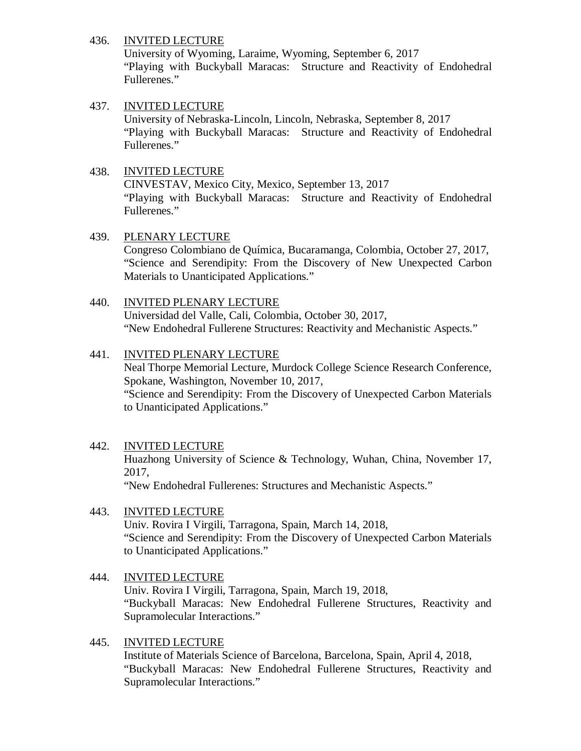436. <u>INVITED LECTURE</u>
University of Wyoming, Laraime, Wyoming, September 6, 2017
"Playing with Buckyball Maracas: Structure and Reactivity of Endohedral Fullerenes."

437. <u>INVITED LECTURE</u>
University of Nebraska-Lincoln, Lincoln, Nebraska, September 8, 2017
"Playing with Buckyball Maracas: Structure and Reactivity of Endohedral Fullerenes."

438. <u>INVITED LECTURE</u>
CINVESTAV, Mexico City, Mexico, September 13, 2017
"Playing with Buckyball Maracas: Structure and Reactivity of Endohedral Fullerenes."

439. <u>PLENARY LECTURE</u>
Congreso Colombiano de Química, Bucaramanga, Colombia, October 27, 2017,
"Science and Serendipity: From the Discovery of New Unexpected Carbon Materials to Unanticipated Applications."

440. <u>INVITED PLENARY LECTURE</u>
Universidad del Valle, Cali, Colombia, October 30, 2017,
"New Endohedral Fullerene Structures: Reactivity and Mechanistic Aspects."

441. <u>INVITED PLENARY LECTURE</u>
Neal Thorpe Memorial Lecture, Murdock College Science Research Conference, Spokane, Washington, November 10, 2017,
"Science and Serendipity: From the Discovery of Unexpected Carbon Materials to Unanticipated Applications."

442. <u>INVITED LECTURE</u>
Huazhong University of Science & Technology, Wuhan, China, November 17, 2017,
"New Endohedral Fullerenes: Structures and Mechanistic Aspects."

443. <u>INVITED LECTURE</u>
Univ. Rovira I Virgili, Tarragona, Spain, March 14, 2018,
"Science and Serendipity: From the Discovery of Unexpected Carbon Materials to Unanticipated Applications."

444. <u>INVITED LECTURE</u>
Univ. Rovira I Virgili, Tarragona, Spain, March 19, 2018,
"Buckyball Maracas: New Endohedral Fullerene Structures, Reactivity and Supramolecular Interactions."

445. <u>INVITED LECTURE</u>
Institute of Materials Science of Barcelona, Barcelona, Spain, April 4, 2018,
"Buckyball Maracas: New Endohedral Fullerene Structures, Reactivity and Supramolecular Interactions."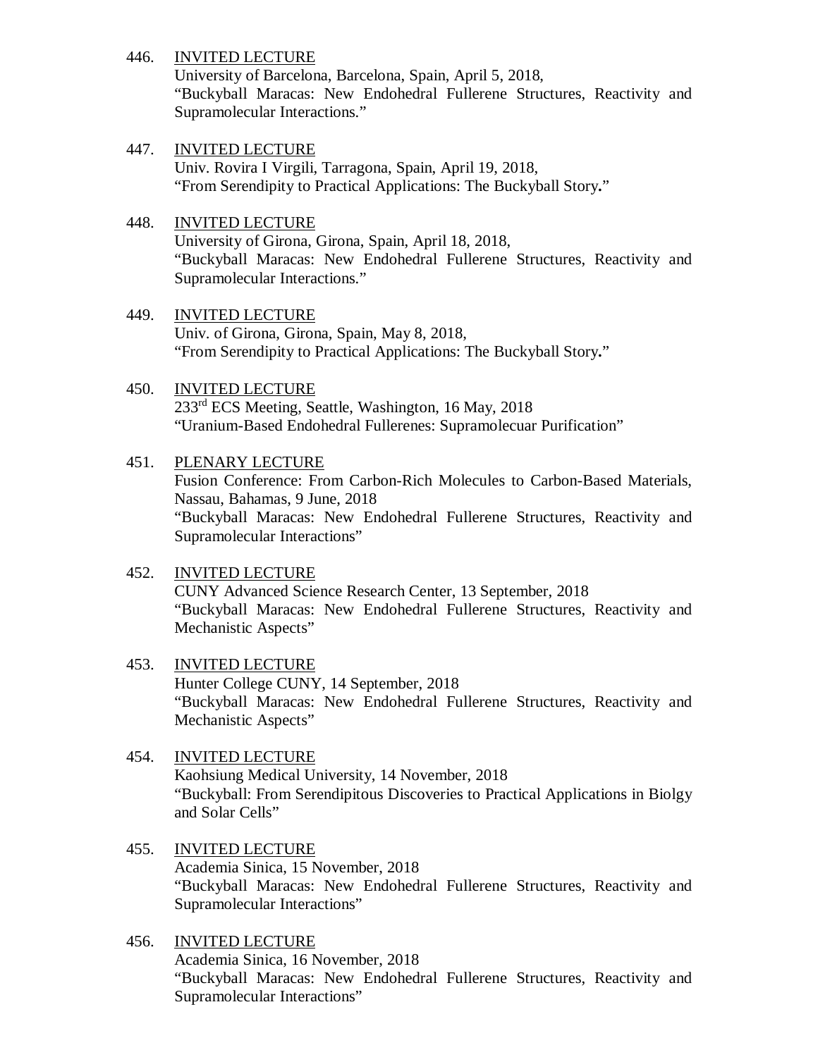446. <u>INVITED LECTURE</u>
University of Barcelona, Barcelona, Spain, April 5, 2018,
"Buckyball Maracas: New Endohedral Fullerene Structures, Reactivity and Supramolecular Interactions."

447. <u>INVITED LECTURE</u>
Univ. Rovira I Virgili, Tarragona, Spain, April 19, 2018,
"From Serendipity to Practical Applications: The Buckyball Story."

448. <u>INVITED LECTURE</u>
University of Girona, Girona, Spain, April 18, 2018,
"Buckyball Maracas: New Endohedral Fullerene Structures, Reactivity and Supramolecular Interactions."

449. <u>INVITED LECTURE</u>
Univ. of Girona, Girona, Spain, May 8, 2018,
"From Serendipity to Practical Applications: The Buckyball Story."

450. <u>INVITED LECTURE</u>
233rd ECS Meeting, Seattle, Washington, 16 May, 2018
"Uranium-Based Endohedral Fullerenes: Supramolecuar Purification"

451. <u>PLENARY LECTURE</u>
Fusion Conference: From Carbon-Rich Molecules to Carbon-Based Materials, Nassau, Bahamas, 9 June, 2018
"Buckyball Maracas: New Endohedral Fullerene Structures, Reactivity and Supramolecular Interactions"

452. <u>INVITED LECTURE</u>
CUNY Advanced Science Research Center, 13 September, 2018
"Buckyball Maracas: New Endohedral Fullerene Structures, Reactivity and Mechanistic Aspects"

453. <u>INVITED LECTURE</u>
Hunter College CUNY, 14 September, 2018
"Buckyball Maracas: New Endohedral Fullerene Structures, Reactivity and Mechanistic Aspects"

454. <u>INVITED LECTURE</u>
Kaohsiung Medical University, 14 November, 2018
"Buckyball: From Serendipitous Discoveries to Practical Applications in Biolgy and Solar Cells"

455. <u>INVITED LECTURE</u>
Academia Sinica, 15 November, 2018
"Buckyball Maracas: New Endohedral Fullerene Structures, Reactivity and Supramolecular Interactions"

456. <u>INVITED LECTURE</u>
Academia Sinica, 16 November, 2018
"Buckyball Maracas: New Endohedral Fullerene Structures, Reactivity and Supramolecular Interactions"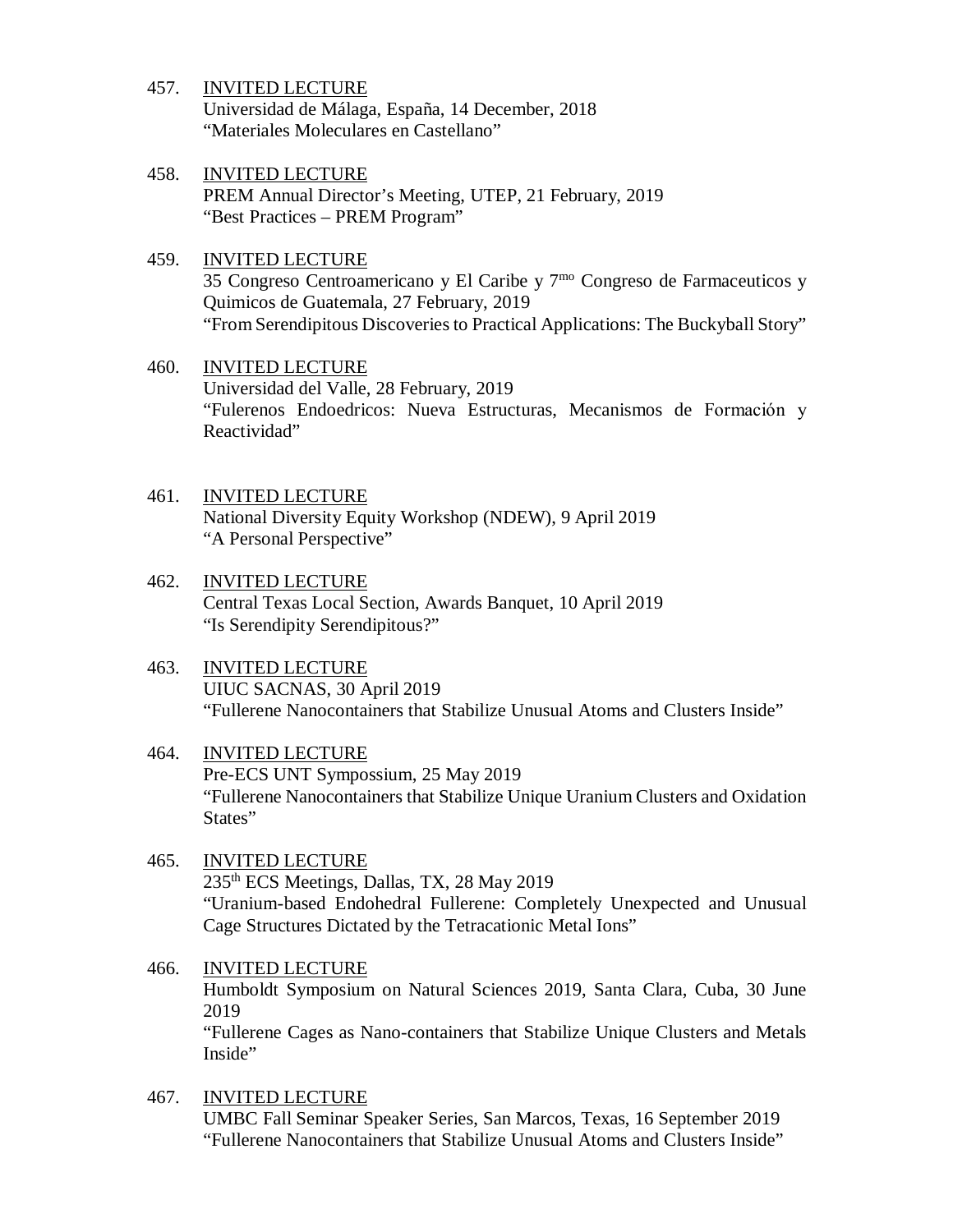457. INVITED LECTURE
Universidad de Málaga, España, 14 December, 2018
"Materiales Moleculares en Castellano"

458. INVITED LECTURE
PREM Annual Director's Meeting, UTEP, 21 February, 2019
"Best Practices – PREM Program"

459. INVITED LECTURE
35 Congreso Centroamericano y El Caribe y 7$^{mo}$ Congreso de Farmaceuticos y Quimicos de Guatemala, 27 February, 2019
"From Serendipitous Discoveries to Practical Applications: The Buckyball Story"

460. INVITED LECTURE
Universidad del Valle, 28 February, 2019
"Fulerenos Endoedricos: Nueva Estructuras, Mecanismos de Formación y Reactividad"

461. INVITED LECTURE
National Diversity Equity Workshop (NDEW), 9 April 2019
"A Personal Perspective"

462. INVITED LECTURE
Central Texas Local Section, Awards Banquet, 10 April 2019
"Is Serendipity Serendipitous?"

463. INVITED LECTURE
UIUC SACNAS, 30 April 2019
"Fullerene Nanocontainers that Stabilize Unusual Atoms and Clusters Inside"

464. INVITED LECTURE
Pre-ECS UNT Sympossium, 25 May 2019
"Fullerene Nanocontainers that Stabilize Unique Uranium Clusters and Oxidation States"

465. INVITED LECTURE
235$^{th}$ ECS Meetings, Dallas, TX, 28 May 2019
"Uranium-based Endohedral Fullerene: Completely Unexpected and Unusual Cage Structures Dictated by the Tetracationic Metal Ions"

466. INVITED LECTURE
Humboldt Symposium on Natural Sciences 2019, Santa Clara, Cuba, 30 June 2019
"Fullerene Cages as Nano-containers that Stabilize Unique Clusters and Metals Inside"

467. INVITED LECTURE
UMBC Fall Seminar Speaker Series, San Marcos, Texas, 16 September 2019
"Fullerene Nanocontainers that Stabilize Unusual Atoms and Clusters Inside"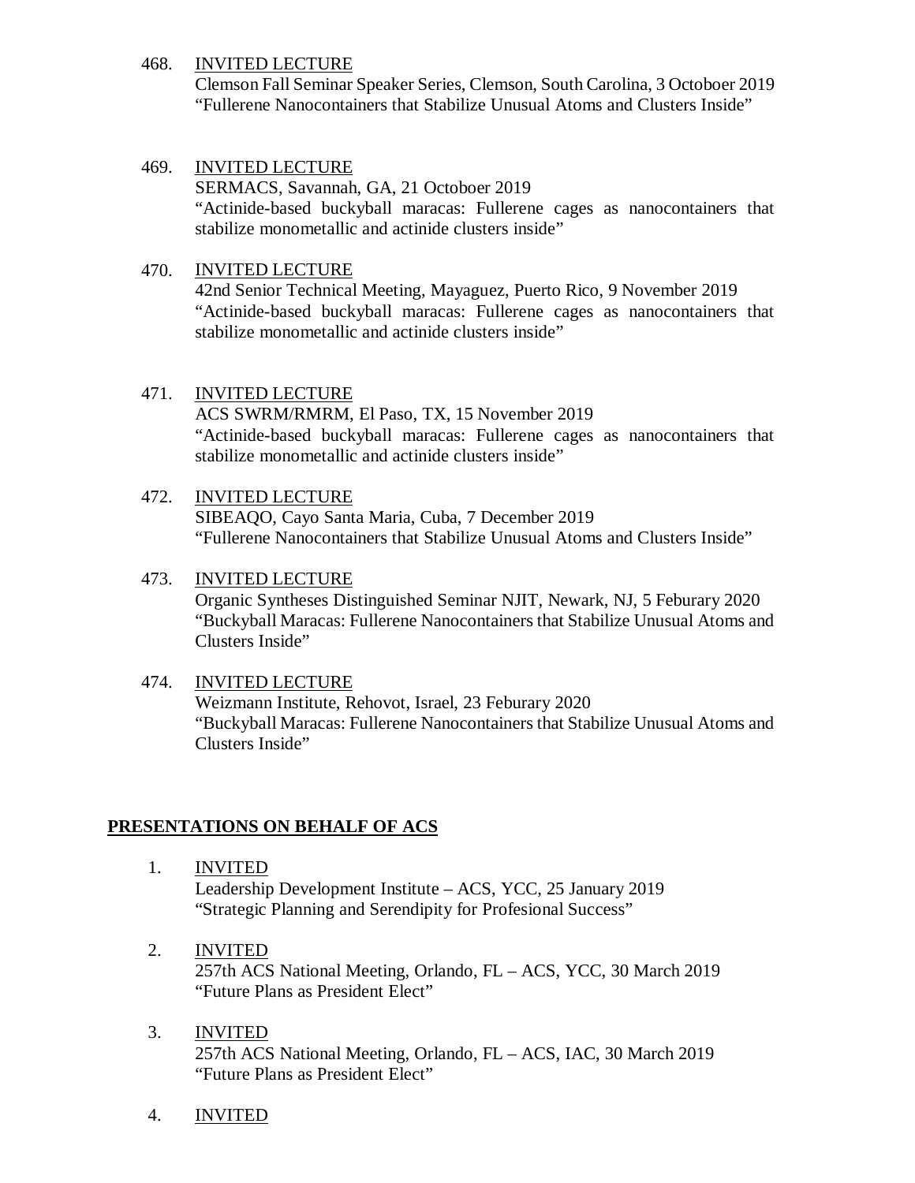468. INVITED LECTURE
Clemson Fall Seminar Speaker Series, Clemson, South Carolina, 3 Octoboer 2019
"Fullerene Nanocontainers that Stabilize Unusual Atoms and Clusters Inside"

469. INVITED LECTURE
SERMACS, Savannah, GA, 21 Octoboer 2019
"Actinide-based buckyball maracas: Fullerene cages as nanocontainers that stabilize monometallic and actinide clusters inside"

470. INVITED LECTURE
42nd Senior Technical Meeting, Mayaguez, Puerto Rico, 9 November 2019
"Actinide-based buckyball maracas: Fullerene cages as nanocontainers that stabilize monometallic and actinide clusters inside"

471. INVITED LECTURE
ACS SWRM/RMRM, El Paso, TX, 15 November 2019
"Actinide-based buckyball maracas: Fullerene cages as nanocontainers that stabilize monometallic and actinide clusters inside"

472. INVITED LECTURE
SIBEAQO, Cayo Santa Maria, Cuba, 7 December 2019
"Fullerene Nanocontainers that Stabilize Unusual Atoms and Clusters Inside"

473. INVITED LECTURE
Organic Syntheses Distinguished Seminar NJIT, Newark, NJ, 5 Feburary 2020
"Buckyball Maracas: Fullerene Nanocontainers that Stabilize Unusual Atoms and Clusters Inside"

474. INVITED LECTURE
Weizmann Institute, Rehovot, Israel, 23 Feburary 2020
"Buckyball Maracas: Fullerene Nanocontainers that Stabilize Unusual Atoms and Clusters Inside"

## PRESENTATIONS ON BEHALF OF ACS

1. INVITED
Leadership Development Institute – ACS, YCC, 25 January 2019
"Strategic Planning and Serendipity for Profesional Success"

2. INVITED
257th ACS National Meeting, Orlando, FL – ACS, YCC, 30 March 2019
"Future Plans as President Elect"

3. INVITED
257th ACS National Meeting, Orlando, FL – ACS, IAC, 30 March 2019
"Future Plans as President Elect"

4. INVITED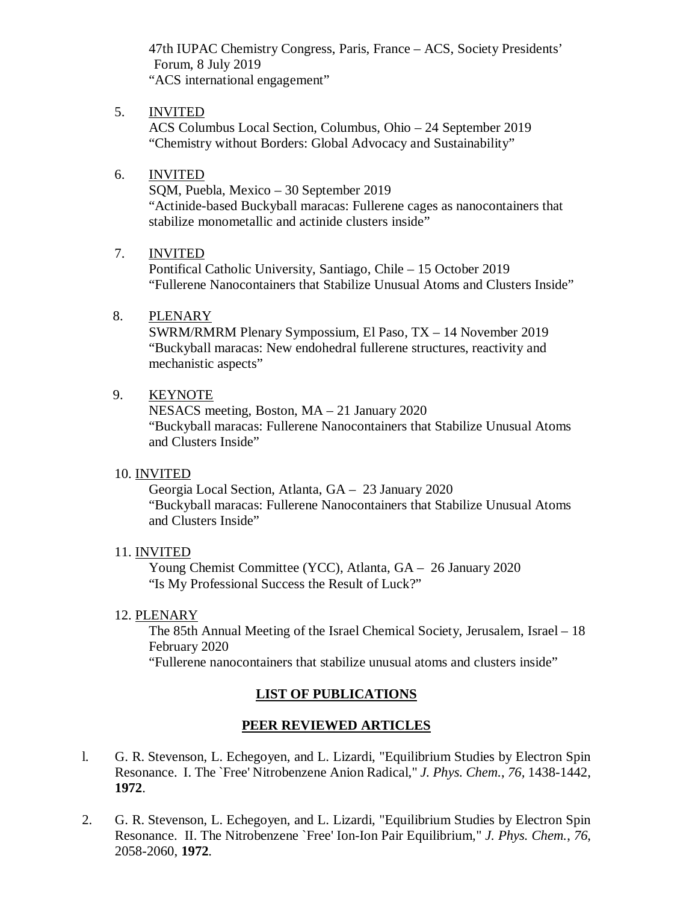47th IUPAC Chemistry Congress, Paris, France – ACS, Society Presidents' Forum, 8 July 2019
"ACS international engagement"

5. <u>INVITED</u>
   ACS Columbus Local Section, Columbus, Ohio – 24 September 2019
   "Chemistry without Borders: Global Advocacy and Sustainability"

6. <u>INVITED</u>
   SQM, Puebla, Mexico – 30 September 2019
   "Actinide-based Buckyball maracas: Fullerene cages as nanocontainers that stabilize monometallic and actinide clusters inside"

7. <u>INVITED</u>
   Pontifical Catholic University, Santiago, Chile – 15 October 2019
   "Fullerene Nanocontainers that Stabilize Unusual Atoms and Clusters Inside"

8. <u>PLENARY</u>
   SWRM/RMRM Plenary Sympossium, El Paso, TX – 14 November 2019
   "Buckyball maracas: New endohedral fullerene structures, reactivity and mechanistic aspects"

9. <u>KEYNOTE</u>
   NESACS meeting, Boston, MA – 21 January 2020
   "Buckyball maracas: Fullerene Nanocontainers that Stabilize Unusual Atoms and Clusters Inside"

10. <u>INVITED</u>
    Georgia Local Section, Atlanta, GA – 23 January 2020
    "Buckyball maracas: Fullerene Nanocontainers that Stabilize Unusual Atoms and Clusters Inside"

11. <u>INVITED</u>
    Young Chemist Committee (YCC), Atlanta, GA – 26 January 2020
    "Is My Professional Success the Result of Luck?"

12. <u>PLENARY</u>
    The 85th Annual Meeting of the Israel Chemical Society, Jerusalem, Israel – 18 February 2020
    "Fullerene nanocontainers that stabilize unusual atoms and clusters inside"

## LIST OF PUBLICATIONS

## PEER REVIEWED ARTICLES

1. G. R. Stevenson, L. Echegoyen, and L. Lizardi, "Equilibrium Studies by Electron Spin Resonance. I. The `Free' Nitrobenzene Anion Radical," *J. Phys. Chem.*, *76*, 1438-1442, **1972**.

2. G. R. Stevenson, L. Echegoyen, and L. Lizardi, "Equilibrium Studies by Electron Spin Resonance. II. The Nitrobenzene `Free' Ion-Ion Pair Equilibrium," *J. Phys. Chem.*, *76*, 2058-2060, **1972**.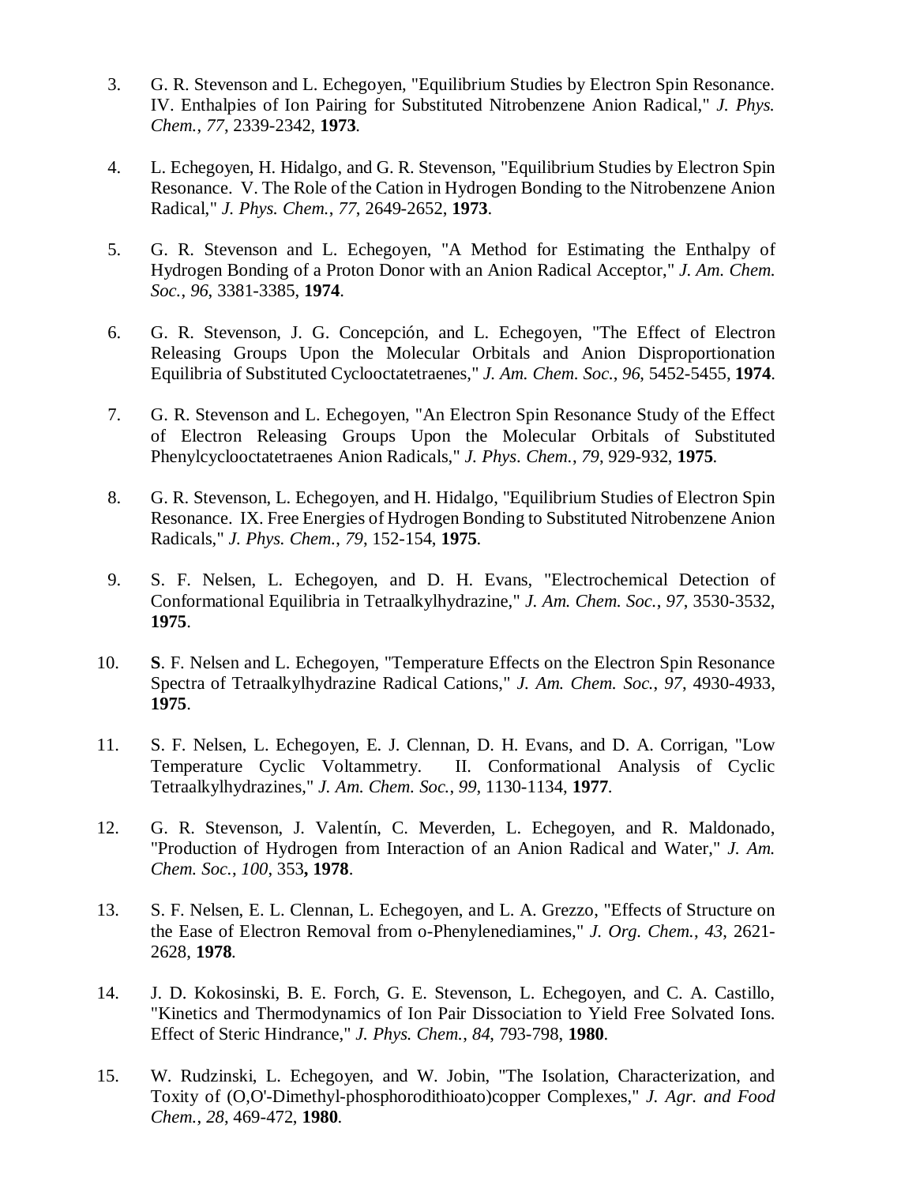3. G. R. Stevenson and L. Echegoyen, "Equilibrium Studies by Electron Spin Resonance. IV. Enthalpies of Ion Pairing for Substituted Nitrobenzene Anion Radical," *J. Phys. Chem.*, *77*, 2339-2342, **1973**.

4. L. Echegoyen, H. Hidalgo, and G. R. Stevenson, "Equilibrium Studies by Electron Spin Resonance. V. The Role of the Cation in Hydrogen Bonding to the Nitrobenzene Anion Radical," *J. Phys. Chem.*, *77*, 2649-2652, **1973**.

5. G. R. Stevenson and L. Echegoyen, "A Method for Estimating the Enthalpy of Hydrogen Bonding of a Proton Donor with an Anion Radical Acceptor," *J. Am. Chem. Soc.*, *96*, 3381-3385, **1974**.

6. G. R. Stevenson, J. G. Concepción, and L. Echegoyen, "The Effect of Electron Releasing Groups Upon the Molecular Orbitals and Anion Disproportionation Equilibria of Substituted Cyclooctatetraenes," *J. Am. Chem. Soc.*, *96*, 5452-5455, **1974**.

7. G. R. Stevenson and L. Echegoyen, "An Electron Spin Resonance Study of the Effect of Electron Releasing Groups Upon the Molecular Orbitals of Substituted Phenylcyclooctatetraenes Anion Radicals," *J. Phys. Chem.*, *79*, 929-932, **1975**.

8. G. R. Stevenson, L. Echegoyen, and H. Hidalgo, "Equilibrium Studies of Electron Spin Resonance. IX. Free Energies of Hydrogen Bonding to Substituted Nitrobenzene Anion Radicals," *J. Phys. Chem.*, *79*, 152-154, **1975**.

9. S. F. Nelsen, L. Echegoyen, and D. H. Evans, "Electrochemical Detection of Conformational Equilibria in Tetraalkylhydrazine," *J. Am. Chem. Soc.*, *97*, 3530-3532, **1975**.

10. **S**. F. Nelsen and L. Echegoyen, "Temperature Effects on the Electron Spin Resonance Spectra of Tetraalkylhydrazine Radical Cations," *J. Am. Chem. Soc.*, *97*, 4930-4933, **1975**.

11. S. F. Nelsen, L. Echegoyen, E. J. Clennan, D. H. Evans, and D. A. Corrigan, "Low Temperature Cyclic Voltammetry. II. Conformational Analysis of Cyclic Tetraalkylhydrazines," *J. Am. Chem. Soc.*, *99*, 1130-1134, **1977**.

12. G. R. Stevenson, J. Valentín, C. Meverden, L. Echegoyen, and R. Maldonado, "Production of Hydrogen from Interaction of an Anion Radical and Water," *J. Am. Chem. Soc.*, *100*, 353**, 1978**.

13. S. F. Nelsen, E. L. Clennan, L. Echegoyen, and L. A. Grezzo, "Effects of Structure on the Ease of Electron Removal from o-Phenylenediamines," *J. Org. Chem.*, *43*, 2621-2628, **1978**.

14. J. D. Kokosinski, B. E. Forch, G. E. Stevenson, L. Echegoyen, and C. A. Castillo, "Kinetics and Thermodynamics of Ion Pair Dissociation to Yield Free Solvated Ions. Effect of Steric Hindrance," *J. Phys. Chem.*, *84*, 793-798, **1980**.

15. W. Rudzinski, L. Echegoyen, and W. Jobin, "The Isolation, Characterization, and Toxity of (O,O'-Dimethyl-phosphorodithioato)copper Complexes," *J. Agr. and Food Chem.*, *28*, 469-472, **1980**.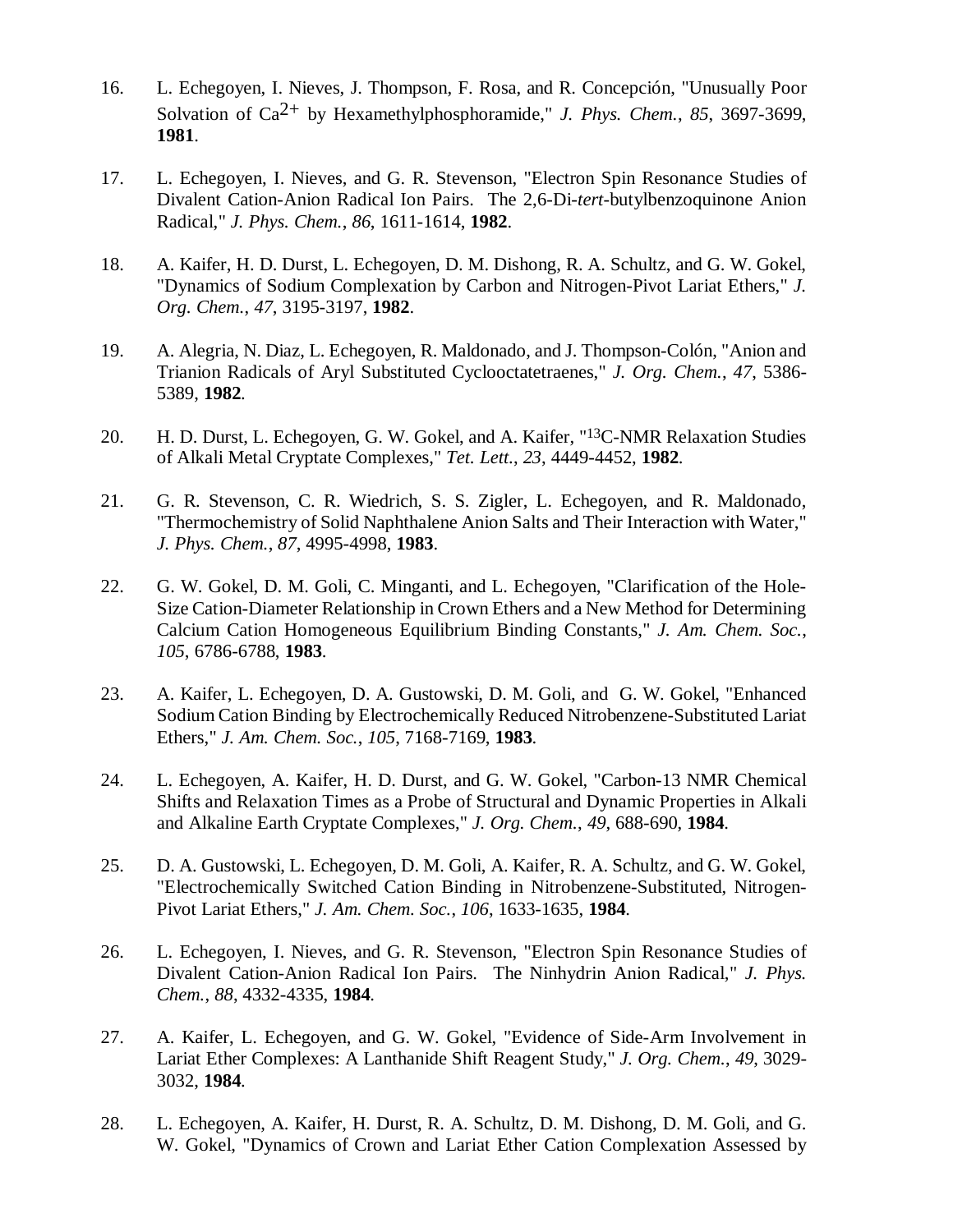16. L. Echegoyen, I. Nieves, J. Thompson, F. Rosa, and R. Concepción, "Unusually Poor Solvation of $Ca^{2+}$ by Hexamethylphosphoramide," *J. Phys. Chem.*, *85*, 3697-3699, **1981**.

17. L. Echegoyen, I. Nieves, and G. R. Stevenson, "Electron Spin Resonance Studies of Divalent Cation-Anion Radical Ion Pairs. The 2,6-Di-*tert*-butylbenzoquinone Anion Radical," *J. Phys. Chem.*, *86*, 1611-1614, **1982**.

18. A. Kaifer, H. D. Durst, L. Echegoyen, D. M. Dishong, R. A. Schultz, and G. W. Gokel, "Dynamics of Sodium Complexation by Carbon and Nitrogen-Pivot Lariat Ethers," *J. Org. Chem.*, *47*, 3195-3197, **1982**.

19. A. Alegria, N. Diaz, L. Echegoyen, R. Maldonado, and J. Thompson-Colón, "Anion and Trianion Radicals of Aryl Substituted Cyclooctatetraenes," *J. Org. Chem.*, *47*, 5386-5389, **1982**.

20. H. D. Durst, L. Echegoyen, G. W. Gokel, and A. Kaifer, "$^{13}$C-NMR Relaxation Studies of Alkali Metal Cryptate Complexes," *Tet. Lett.*, *23*, 4449-4452, **1982**.

21. G. R. Stevenson, C. R. Wiedrich, S. S. Zigler, L. Echegoyen, and R. Maldonado, "Thermochemistry of Solid Naphthalene Anion Salts and Their Interaction with Water," *J. Phys. Chem.*, *87*, 4995-4998, **1983**.

22. G. W. Gokel, D. M. Goli, C. Minganti, and L. Echegoyen, "Clarification of the Hole-Size Cation-Diameter Relationship in Crown Ethers and a New Method for Determining Calcium Cation Homogeneous Equilibrium Binding Constants," *J. Am. Chem. Soc.*, *105*, 6786-6788, **1983**.

23. A. Kaifer, L. Echegoyen, D. A. Gustowski, D. M. Goli, and G. W. Gokel, "Enhanced Sodium Cation Binding by Electrochemically Reduced Nitrobenzene-Substituted Lariat Ethers," *J. Am. Chem. Soc.*, *105*, 7168-7169, **1983**.

24. L. Echegoyen, A. Kaifer, H. D. Durst, and G. W. Gokel, "Carbon-13 NMR Chemical Shifts and Relaxation Times as a Probe of Structural and Dynamic Properties in Alkali and Alkaline Earth Cryptate Complexes," *J. Org. Chem.*, *49*, 688-690, **1984**.

25. D. A. Gustowski, L. Echegoyen, D. M. Goli, A. Kaifer, R. A. Schultz, and G. W. Gokel, "Electrochemically Switched Cation Binding in Nitrobenzene-Substituted, Nitrogen-Pivot Lariat Ethers," *J. Am. Chem. Soc.*, *106*, 1633-1635, **1984**.

26. L. Echegoyen, I. Nieves, and G. R. Stevenson, "Electron Spin Resonance Studies of Divalent Cation-Anion Radical Ion Pairs. The Ninhydrin Anion Radical," *J. Phys. Chem.*, *88*, 4332-4335, **1984**.

27. A. Kaifer, L. Echegoyen, and G. W. Gokel, "Evidence of Side-Arm Involvement in Lariat Ether Complexes: A Lanthanide Shift Reagent Study," *J. Org. Chem.*, *49*, 3029-3032, **1984**.

28. L. Echegoyen, A. Kaifer, H. Durst, R. A. Schultz, D. M. Dishong, D. M. Goli, and G. W. Gokel, "Dynamics of Crown and Lariat Ether Cation Complexation Assessed by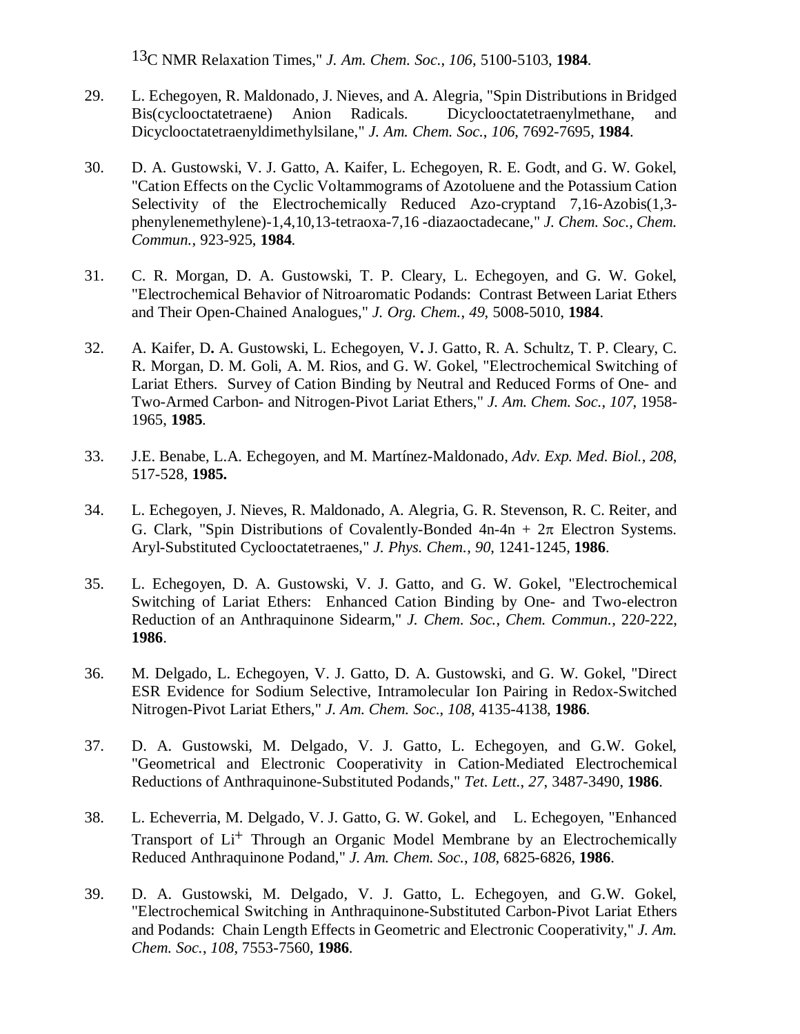$^{13}$C NMR Relaxation Times," *J. Am. Chem. Soc.*, *106*, 5100-5103, **1984**.

29. L. Echegoyen, R. Maldonado, J. Nieves, and A. Alegria, "Spin Distributions in Bridged Bis(cyclooctatetraene) Anion Radicals. Dicyclooctatetraenylmethane, and Dicyclooctatetraenyldimethylsilane," *J. Am. Chem. Soc.*, *106*, 7692-7695, **1984**.

30. D. A. Gustowski, V. J. Gatto, A. Kaifer, L. Echegoyen, R. E. Godt, and G. W. Gokel, "Cation Effects on the Cyclic Voltammograms of Azotoluene and the Potassium Cation Selectivity of the Electrochemically Reduced Azo-cryptand 7,16-Azobis(1,3-phenylenemethylene)-1,4,10,13-tetraoxa-7,16 -diazaoctadecane," *J. Chem. Soc., Chem. Commun.*, 923-925, **1984**.

31. C. R. Morgan, D. A. Gustowski, T. P. Cleary, L. Echegoyen, and G. W. Gokel, "Electrochemical Behavior of Nitroaromatic Podands: Contrast Between Lariat Ethers and Their Open-Chained Analogues," *J. Org. Chem.*, *49*, 5008-5010, **1984**.

32. A. Kaifer, D**.** A. Gustowski, L. Echegoyen, V**.** J. Gatto, R. A. Schultz, T. P. Cleary, C. R. Morgan, D. M. Goli, A. M. Rios, and G. W. Gokel, "Electrochemical Switching of Lariat Ethers. Survey of Cation Binding by Neutral and Reduced Forms of One- and Two-Armed Carbon- and Nitrogen-Pivot Lariat Ethers," *J. Am. Chem. Soc.*, *107*, 1958-1965, **1985**.

33. J.E. Benabe, L.A. Echegoyen, and M. Martínez-Maldonado, *Adv. Exp. Med. Biol.*, *208*, 517-528, **1985.**

34. L. Echegoyen, J. Nieves, R. Maldonado, A. Alegria, G. R. Stevenson, R. C. Reiter, and G. Clark, "Spin Distributions of Covalently-Bonded $4n$-$4n + 2\pi$ Electron Systems. Aryl-Substituted Cyclooctatetraenes," *J. Phys. Chem.*, *90*, 1241-1245, **1986**.

35. L. Echegoyen, D. A. Gustowski, V. J. Gatto, and G. W. Gokel, "Electrochemical Switching of Lariat Ethers: Enhanced Cation Binding by One- and Two-electron Reduction of an Anthraquinone Sidearm," *J. Chem. Soc., Chem. Commun.*, 220-222, **1986**.

36. M. Delgado, L. Echegoyen, V. J. Gatto, D. A. Gustowski, and G. W. Gokel, "Direct ESR Evidence for Sodium Selective, Intramolecular Ion Pairing in Redox-Switched Nitrogen-Pivot Lariat Ethers," *J. Am. Chem. Soc.*, *108*, 4135-4138, **1986**.

37. D. A. Gustowski, M. Delgado, V. J. Gatto, L. Echegoyen, and G.W. Gokel, "Geometrical and Electronic Cooperativity in Cation-Mediated Electrochemical Reductions of Anthraquinone-Substituted Podands," *Tet. Lett.*, *27*, 3487-3490, **1986**.

38. L. Echeverria, M. Delgado, V. J. Gatto, G. W. Gokel, and L. Echegoyen, "Enhanced Transport of $Li^+$ Through an Organic Model Membrane by an Electrochemically Reduced Anthraquinone Podand," *J. Am. Chem. Soc.*, *108*, 6825-6826, **1986**.

39. D. A. Gustowski, M. Delgado, V. J. Gatto, L. Echegoyen, and G.W. Gokel, "Electrochemical Switching in Anthraquinone-Substituted Carbon-Pivot Lariat Ethers and Podands: Chain Length Effects in Geometric and Electronic Cooperativity," *J. Am. Chem. Soc.*, *108*, 7553-7560, **1986**.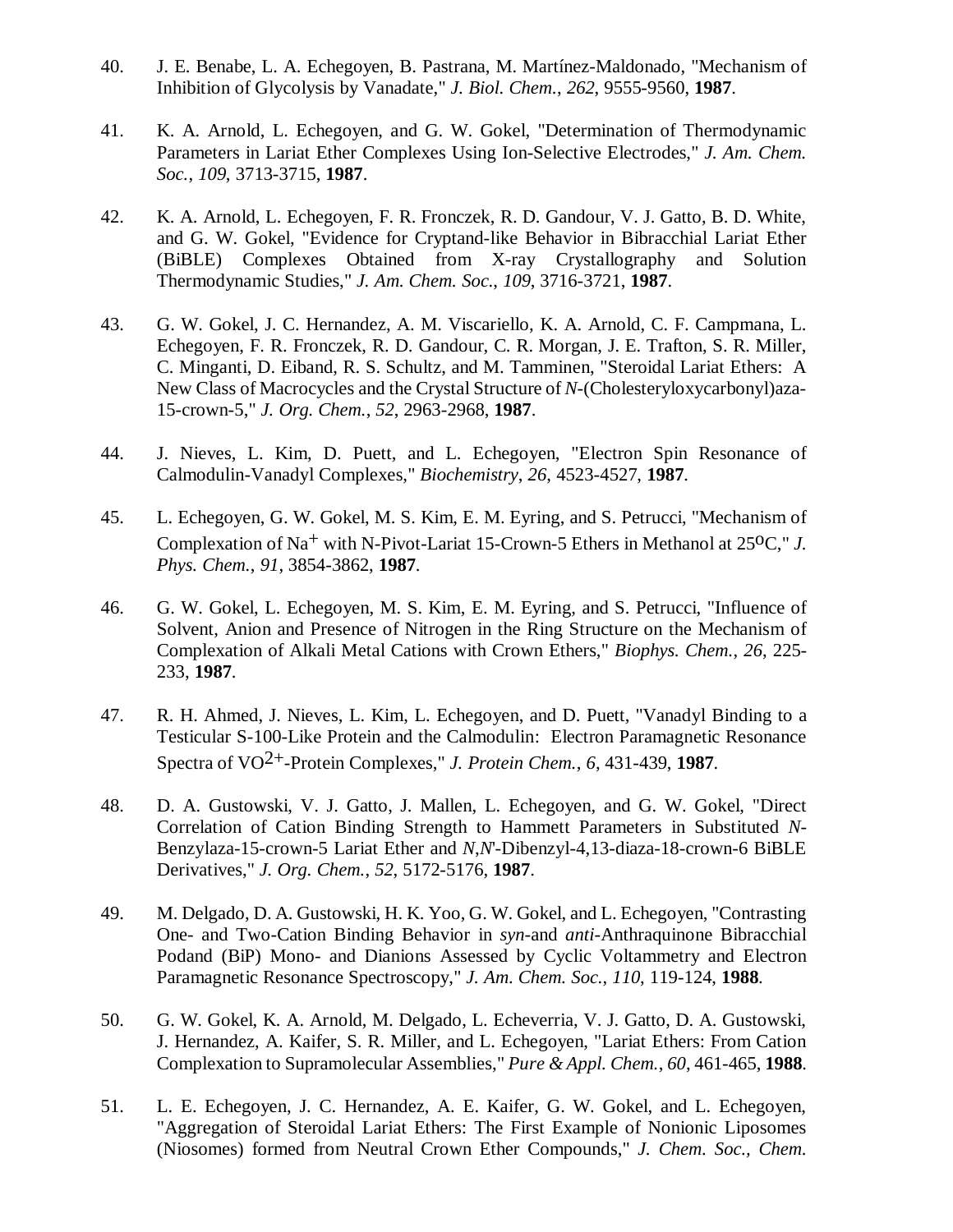40. J. E. Benabe, L. A. Echegoyen, B. Pastrana, M. Martínez-Maldonado, "Mechanism of Inhibition of Glycolysis by Vanadate," *J. Biol. Chem.*, *262*, 9555-9560, **1987**.

41. K. A. Arnold, L. Echegoyen, and G. W. Gokel, "Determination of Thermodynamic Parameters in Lariat Ether Complexes Using Ion-Selective Electrodes," *J. Am. Chem. Soc.*, *109*, 3713-3715, **1987**.

42. K. A. Arnold, L. Echegoyen, F. R. Fronczek, R. D. Gandour, V. J. Gatto, B. D. White, and G. W. Gokel, "Evidence for Cryptand-like Behavior in Bibracchial Lariat Ether (BiBLE) Complexes Obtained from X-ray Crystallography and Solution Thermodynamic Studies," *J. Am. Chem. Soc.*, *109*, 3716-3721, **1987**.

43. G. W. Gokel, J. C. Hernandez, A. M. Viscariello, K. A. Arnold, C. F. Campmana, L. Echegoyen, F. R. Fronczek, R. D. Gandour, C. R. Morgan, J. E. Trafton, S. R. Miller, C. Minganti, D. Eiband, R. S. Schultz, and M. Tamminen, "Steroidal Lariat Ethers: A New Class of Macrocycles and the Crystal Structure of *N*-(Cholesteryloxycarbonyl)aza-15-crown-5," *J. Org. Chem.*, *52*, 2963-2968, **1987**.

44. J. Nieves, L. Kim, D. Puett, and L. Echegoyen, "Electron Spin Resonance of Calmodulin-Vanadyl Complexes," *Biochemistry*, *26*, 4523-4527, **1987**.

45. L. Echegoyen, G. W. Gokel, M. S. Kim, E. M. Eyring, and S. Petrucci, "Mechanism of Complexation of $Na^+$ with N-Pivot-Lariat 15-Crown-5 Ethers in Methanol at 25$^o$C," *J. Phys. Chem.*, *91*, 3854-3862, **1987**.

46. G. W. Gokel, L. Echegoyen, M. S. Kim, E. M. Eyring, and S. Petrucci, "Influence of Solvent, Anion and Presence of Nitrogen in the Ring Structure on the Mechanism of Complexation of Alkali Metal Cations with Crown Ethers," *Biophys. Chem.*, *26*, 225-233, **1987**.

47. R. H. Ahmed, J. Nieves, L. Kim, L. Echegoyen, and D. Puett, "Vanadyl Binding to a Testicular S-100-Like Protein and the Calmodulin: Electron Paramagnetic Resonance Spectra of $VO^{2+}$-Protein Complexes," *J. Protein Chem.*, *6*, 431-439, **1987**.

48. D. A. Gustowski, V. J. Gatto, J. Mallen, L. Echegoyen, and G. W. Gokel, "Direct Correlation of Cation Binding Strength to Hammett Parameters in Substituted *N*-Benzylaza-15-crown-5 Lariat Ether and *N*,*N*'-Dibenzyl-4,13-diaza-18-crown-6 BiBLE Derivatives," *J. Org. Chem.*, *52*, 5172-5176, **1987**.

49. M. Delgado, D. A. Gustowski, H. K. Yoo, G. W. Gokel, and L. Echegoyen, "Contrasting One- and Two-Cation Binding Behavior in *syn*-and *anti*-Anthraquinone Bibracchial Podand (BiP) Mono- and Dianions Assessed by Cyclic Voltammetry and Electron Paramagnetic Resonance Spectroscopy," *J. Am. Chem. Soc.*, *110*, 119-124, **1988**.

50. G. W. Gokel, K. A. Arnold, M. Delgado, L. Echeverria, V. J. Gatto, D. A. Gustowski, J. Hernandez, A. Kaifer, S. R. Miller, and L. Echegoyen, "Lariat Ethers: From Cation Complexation to Supramolecular Assemblies," *Pure & Appl. Chem.*, *60*, 461-465, **1988**.

51. L. E. Echegoyen, J. C. Hernandez, A. E. Kaifer, G. W. Gokel, and L. Echegoyen, "Aggregation of Steroidal Lariat Ethers: The First Example of Nonionic Liposomes (Niosomes) formed from Neutral Crown Ether Compounds," *J. Chem. Soc., Chem.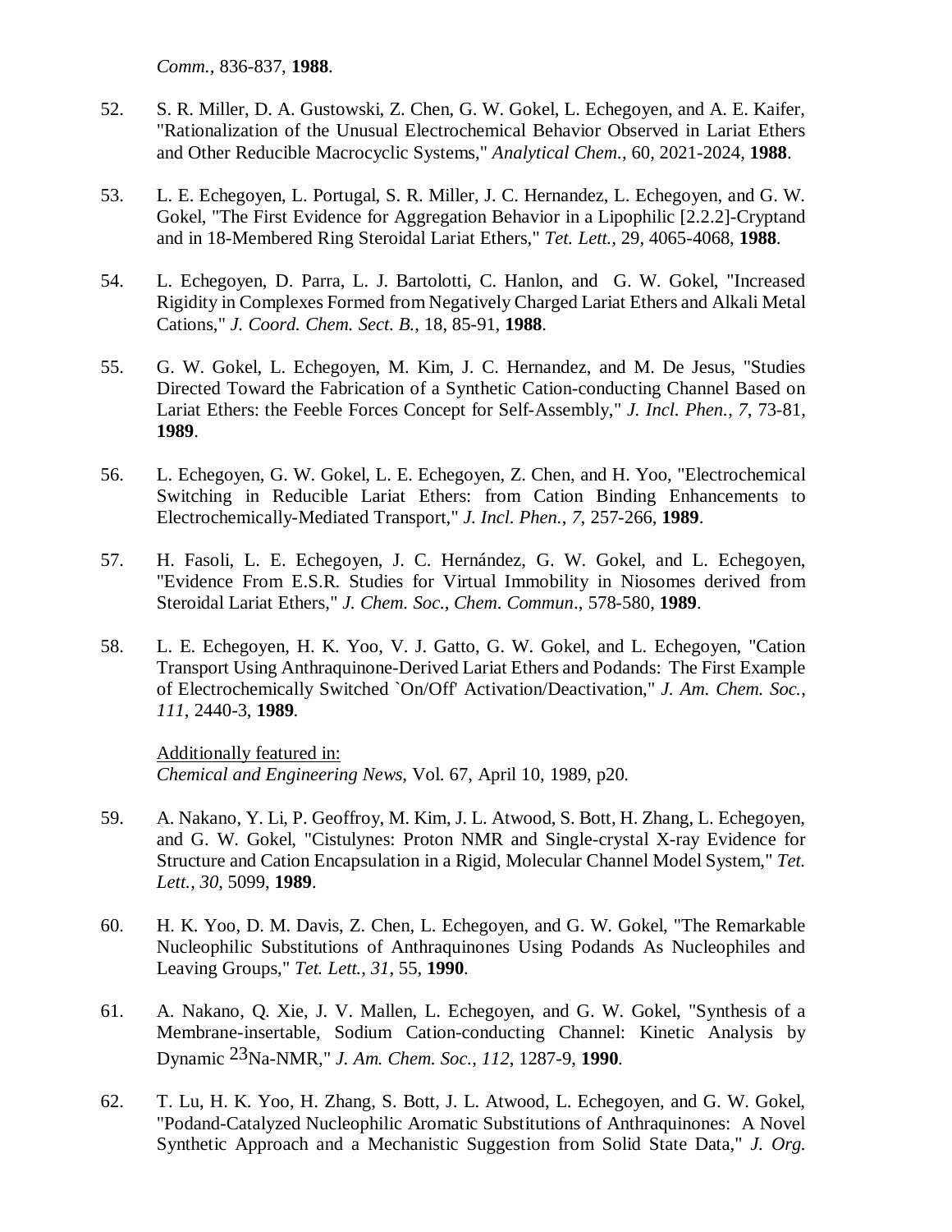*Comm.*, 836-837, **1988**.

52. S. R. Miller, D. A. Gustowski, Z. Chen, G. W. Gokel, L. Echegoyen, and A. E. Kaifer, "Rationalization of the Unusual Electrochemical Behavior Observed in Lariat Ethers and Other Reducible Macrocyclic Systems," *Analytical Chem.*, 60, 2021-2024, **1988**.

53. L. E. Echegoyen, L. Portugal, S. R. Miller, J. C. Hernandez, L. Echegoyen, and G. W. Gokel, "The First Evidence for Aggregation Behavior in a Lipophilic [2.2.2]-Cryptand and in 18-Membered Ring Steroidal Lariat Ethers," *Tet. Lett.*, 29, 4065-4068, **1988**.

54. L. Echegoyen, D. Parra, L. J. Bartolotti, C. Hanlon, and G. W. Gokel, "Increased Rigidity in Complexes Formed from Negatively Charged Lariat Ethers and Alkali Metal Cations," *J. Coord. Chem. Sect. B.*, 18, 85-91, **1988**.

55. G. W. Gokel, L. Echegoyen, M. Kim, J. C. Hernandez, and M. De Jesus, "Studies Directed Toward the Fabrication of a Synthetic Cation-conducting Channel Based on Lariat Ethers: the Feeble Forces Concept for Self-Assembly," *J. Incl. Phen.*, *7*, 73-81, **1989**.

56. L. Echegoyen, G. W. Gokel, L. E. Echegoyen, Z. Chen, and H. Yoo, "Electrochemical Switching in Reducible Lariat Ethers: from Cation Binding Enhancements to Electrochemically-Mediated Transport," *J. Incl. Phen.*, *7*, 257-266, **1989**.

57. H. Fasoli, L. E. Echegoyen, J. C. Hernández, G. W. Gokel, and L. Echegoyen, "Evidence From E.S.R. Studies for Virtual Immobility in Niosomes derived from Steroidal Lariat Ethers," *J. Chem. Soc., Chem. Commun*., 578-580, **1989**.

58. L. E. Echegoyen, H. K. Yoo, V. J. Gatto, G. W. Gokel, and L. Echegoyen, "Cation Transport Using Anthraquinone-Derived Lariat Ethers and Podands: The First Example of Electrochemically Switched `On/Off' Activation/Deactivation," *J. Am. Chem. Soc.*, *111*, 2440-3, **1989**.

    Additionally featured in:
    *Chemical and Engineering News*, Vol. 67, April 10, 1989, p20.

59. A. Nakano, Y. Li, P. Geoffroy, M. Kim, J. L. Atwood, S. Bott, H. Zhang, L. Echegoyen, and G. W. Gokel, "Cistulynes: Proton NMR and Single-crystal X-ray Evidence for Structure and Cation Encapsulation in a Rigid, Molecular Channel Model System," *Tet. Lett.*, *30*, 5099, **1989**.

60. H. K. Yoo, D. M. Davis, Z. Chen, L. Echegoyen, and G. W. Gokel, "The Remarkable Nucleophilic Substitutions of Anthraquinones Using Podands As Nucleophiles and Leaving Groups," *Tet. Lett.*, *31*, 55, **1990**.

61. A. Nakano, Q. Xie, J. V. Mallen, L. Echegoyen, and G. W. Gokel, "Synthesis of a Membrane-insertable, Sodium Cation-conducting Channel: Kinetic Analysis by Dynamic $^{23}$Na-NMR," *J. Am. Chem. Soc.*, *112*, 1287-9, **1990**.

62. T. Lu, H. K. Yoo, H. Zhang, S. Bott, J. L. Atwood, L. Echegoyen, and G. W. Gokel, "Podand-Catalyzed Nucleophilic Aromatic Substitutions of Anthraquinones: A Novel Synthetic Approach and a Mechanistic Suggestion from Solid State Data," *J. Org.*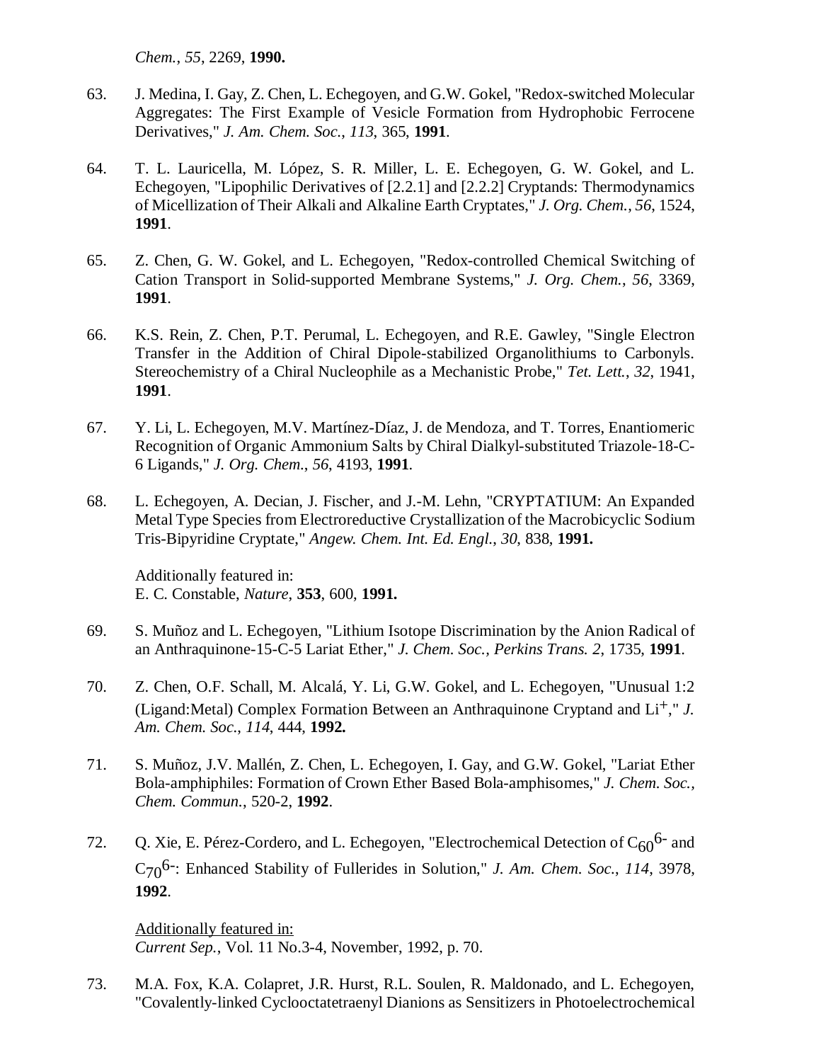*Chem.*, *55*, 2269, **1990.**

63. J. Medina, I. Gay, Z. Chen, L. Echegoyen, and G.W. Gokel, "Redox-switched Molecular Aggregates: The First Example of Vesicle Formation from Hydrophobic Ferrocene Derivatives," *J. Am. Chem. Soc.*, *113*, 365, **1991**.

64. T. L. Lauricella, M. López, S. R. Miller, L. E. Echegoyen, G. W. Gokel, and L. Echegoyen, "Lipophilic Derivatives of [2.2.1] and [2.2.2] Cryptands: Thermodynamics of Micellization of Their Alkali and Alkaline Earth Cryptates," *J. Org. Chem.*, *56*, 1524, **1991**.

65. Z. Chen, G. W. Gokel, and L. Echegoyen, "Redox-controlled Chemical Switching of Cation Transport in Solid-supported Membrane Systems," *J. Org. Chem.*, *56*, 3369, **1991**.

66. K.S. Rein, Z. Chen, P.T. Perumal, L. Echegoyen, and R.E. Gawley, "Single Electron Transfer in the Addition of Chiral Dipole-stabilized Organolithiums to Carbonyls. Stereochemistry of a Chiral Nucleophile as a Mechanistic Probe," *Tet. Lett.*, *32*, 1941, **1991**.

67. Y. Li, L. Echegoyen, M.V. Martínez-Díaz, J. de Mendoza, and T. Torres, Enantiomeric Recognition of Organic Ammonium Salts by Chiral Dialkyl-substituted Triazole-18-C-6 Ligands," *J. Org. Chem.*, *56*, 4193, **1991**.

68. L. Echegoyen, A. Decian, J. Fischer, and J.-M. Lehn, "CRYPTATIUM: An Expanded Metal Type Species from Electroreductive Crystallization of the Macrobicyclic Sodium Tris-Bipyridine Cryptate," *Angew. Chem. Int. Ed. Engl.*, *30*, 838, **1991.**

    Additionally featured in:
    E. C. Constable, *Nature*, **353**, 600, **1991.**

69. S. Muñoz and L. Echegoyen, "Lithium Isotope Discrimination by the Anion Radical of an Anthraquinone-15-C-5 Lariat Ether," *J. Chem. Soc., Perkins Trans. 2*, 1735, **1991**.

70. Z. Chen, O.F. Schall, M. Alcalá, Y. Li, G.W. Gokel, and L. Echegoyen, "Unusual 1:2 (Ligand:Metal) Complex Formation Between an Anthraquinone Cryptand and $Li^+$," *J. Am. Chem. Soc.*, *114*, 444, **1992.**

71. S. Muñoz, J.V. Mallén, Z. Chen, L. Echegoyen, I. Gay, and G.W. Gokel, "Lariat Ether Bola-amphiphiles: Formation of Crown Ether Based Bola-amphisomes," *J. Chem. Soc., Chem. Commun.*, 520-2, **1992**.

72. Q. Xie, E. Pérez-Cordero, and L. Echegoyen, "Electrochemical Detection of $C_{60}{}^{6-}$ and $C_{70}{}^{6-}$: Enhanced Stability of Fullerides in Solution," *J. Am. Chem. Soc.*, *114*, 3978, **1992**.

    Additionally featured in:
    *Current Sep.*, Vol. 11 No.3-4, November, 1992, p. 70.

73. M.A. Fox, K.A. Colapret, J.R. Hurst, R.L. Soulen, R. Maldonado, and L. Echegoyen, "Covalently-linked Cyclooctatetraenyl Dianions as Sensitizers in Photoelectrochemical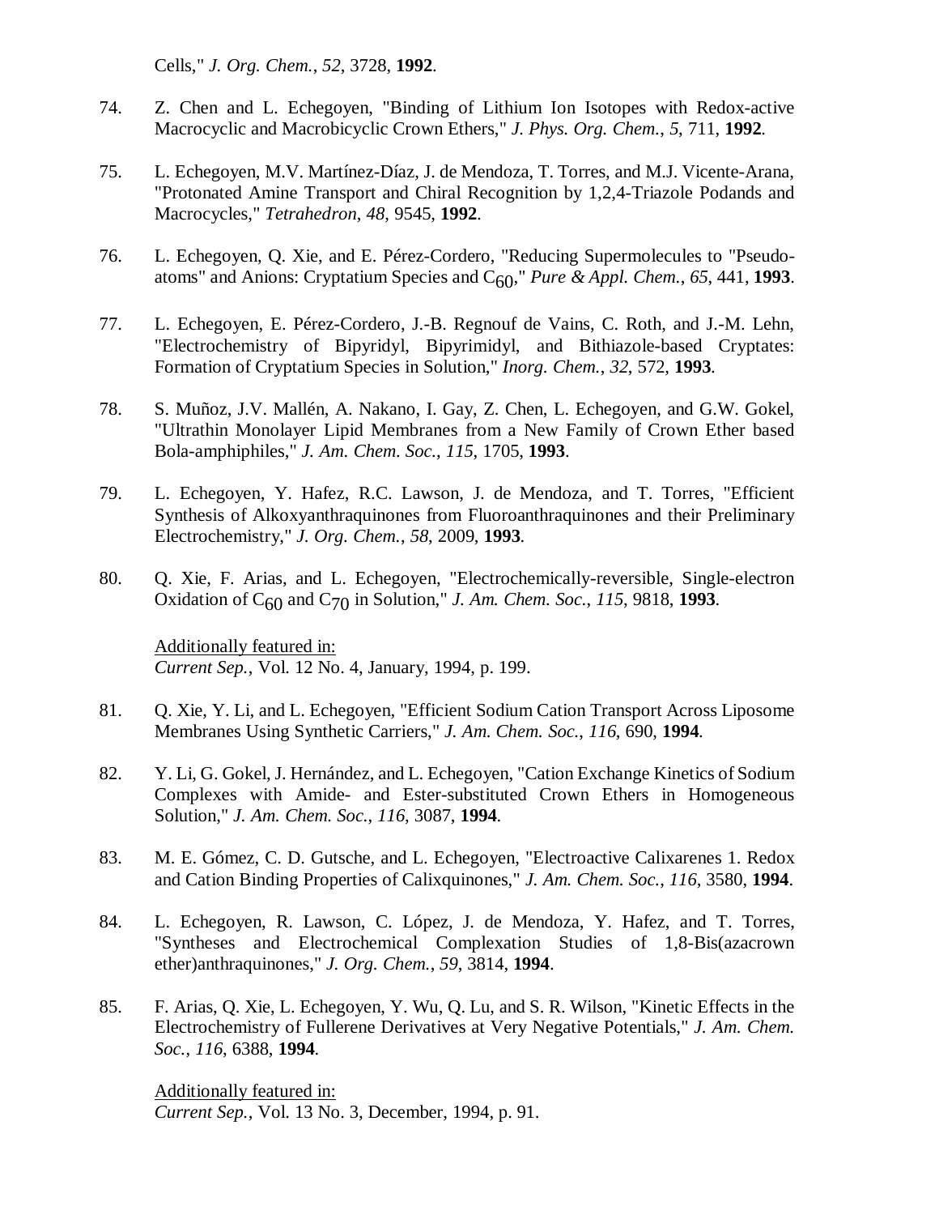Cells," *J. Org. Chem.*, *52*, 3728, **1992**.

74. Z. Chen and L. Echegoyen, "Binding of Lithium Ion Isotopes with Redox-active Macrocyclic and Macrobicyclic Crown Ethers," *J. Phys. Org. Chem.*, *5*, 711, **1992**.

75. L. Echegoyen, M.V. Martínez-Díaz, J. de Mendoza, T. Torres, and M.J. Vicente-Arana, "Protonated Amine Transport and Chiral Recognition by 1,2,4-Triazole Podands and Macrocycles," *Tetrahedron*, *48*, 9545, **1992**.

76. L. Echegoyen, Q. Xie, and E. Pérez-Cordero, "Reducing Supermolecules to "Pseudo-atoms" and Anions: Cryptatium Species and $C_{60}$," *Pure & Appl. Chem.*, *65*, 441, **1993**.

77. L. Echegoyen, E. Pérez-Cordero, J.-B. Regnouf de Vains, C. Roth, and J.-M. Lehn, "Electrochemistry of Bipyridyl, Bipyrimidyl, and Bithiazole-based Cryptates: Formation of Cryptatium Species in Solution," *Inorg. Chem.*, *32*, 572, **1993**.

78. S. Muñoz, J.V. Mallén, A. Nakano, I. Gay, Z. Chen, L. Echegoyen, and G.W. Gokel, "Ultrathin Monolayer Lipid Membranes from a New Family of Crown Ether based Bola-amphiphiles," *J. Am. Chem. Soc.*, *115*, 1705, **1993**.

79. L. Echegoyen, Y. Hafez, R.C. Lawson, J. de Mendoza, and T. Torres, "Efficient Synthesis of Alkoxyanthraquinones from Fluoroanthraquinones and their Preliminary Electrochemistry," *J. Org. Chem.*, *58*, 2009, **1993**.

80. Q. Xie, F. Arias, and L. Echegoyen, "Electrochemically-reversible, Single-electron Oxidation of $C_{60}$ and $C_{70}$ in Solution," *J. Am. Chem. Soc.*, *115*, 9818, **1993**.

    Additionally featured in:
    *Current Sep.*, Vol. 12 No. 4, January, 1994, p. 199.

81. Q. Xie, Y. Li, and L. Echegoyen, "Efficient Sodium Cation Transport Across Liposome Membranes Using Synthetic Carriers," *J. Am. Chem. Soc.*, *116*, 690, **1994**.

82. Y. Li, G. Gokel, J. Hernández, and L. Echegoyen, "Cation Exchange Kinetics of Sodium Complexes with Amide- and Ester-substituted Crown Ethers in Homogeneous Solution," *J. Am. Chem. Soc.*, *116*, 3087, **1994**.

83. M. E. Gómez, C. D. Gutsche, and L. Echegoyen, "Electroactive Calixarenes 1. Redox and Cation Binding Properties of Calixquinones," *J. Am. Chem. Soc.*, *116*, 3580, **1994**.

84. L. Echegoyen, R. Lawson, C. López, J. de Mendoza, Y. Hafez, and T. Torres, "Syntheses and Electrochemical Complexation Studies of 1,8-Bis(azacrown ether)anthraquinones," *J. Org. Chem.*, *59*, 3814, **1994**.

85. F. Arias, Q. Xie, L. Echegoyen, Y. Wu, Q. Lu, and S. R. Wilson, "Kinetic Effects in the Electrochemistry of Fullerene Derivatives at Very Negative Potentials," *J. Am. Chem. Soc.*, *116*, 6388, **1994**.

    Additionally featured in:
    *Current Sep.*, Vol. 13 No. 3, December, 1994, p. 91.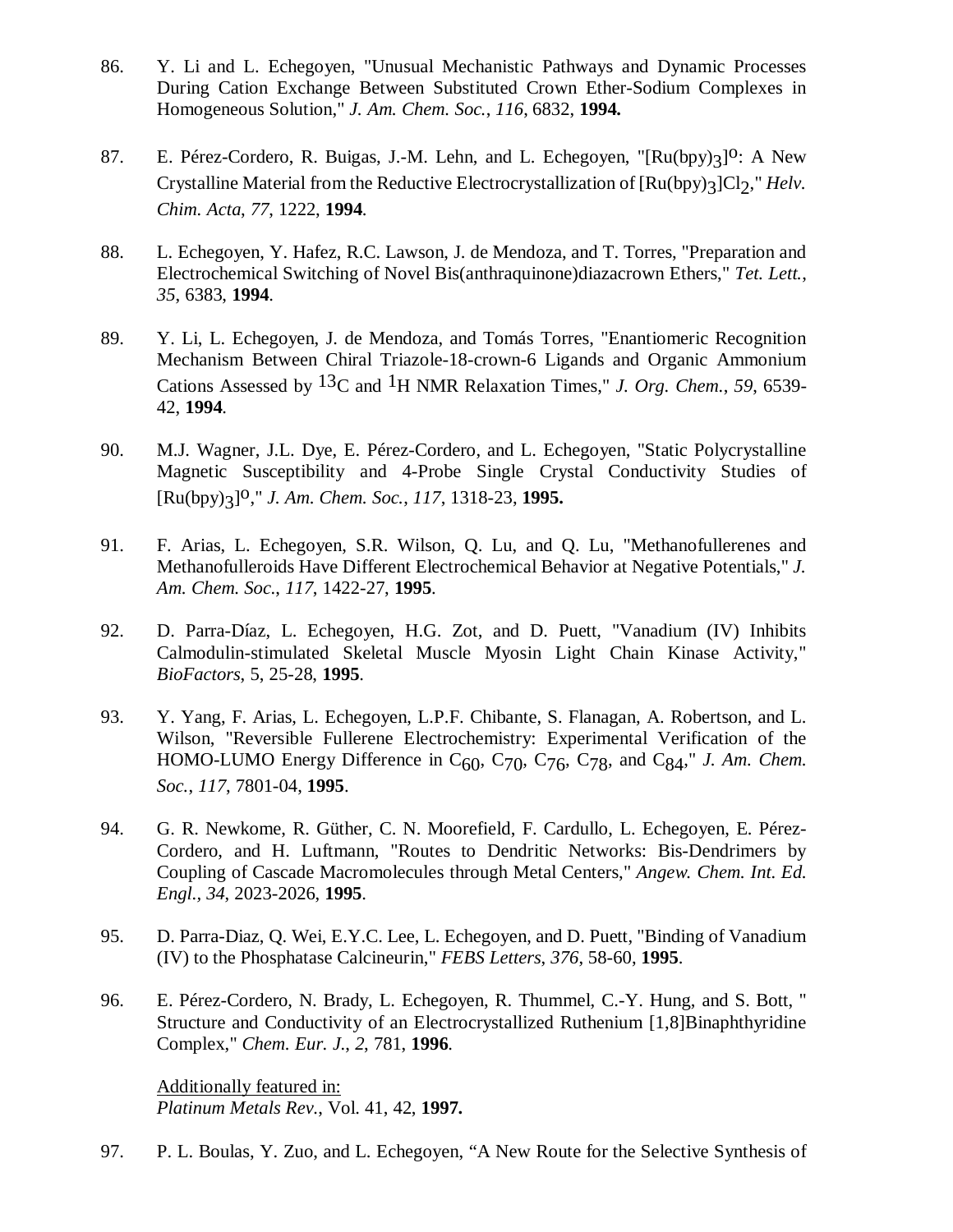86. Y. Li and L. Echegoyen, "Unusual Mechanistic Pathways and Dynamic Processes During Cation Exchange Between Substituted Crown Ether-Sodium Complexes in Homogeneous Solution," *J. Am. Chem. Soc.*, *116*, 6832, **1994.**

87. E. Pérez-Cordero, R. Buigas, J.-M. Lehn, and L. Echegoyen, "$[Ru(bpy)_3]^o$: A New Crystalline Material from the Reductive Electrocrystallization of $[Ru(bpy)_3]Cl_2$," *Helv. Chim. Acta*, *77*, 1222, **1994**.

88. L. Echegoyen, Y. Hafez, R.C. Lawson, J. de Mendoza, and T. Torres, "Preparation and Electrochemical Switching of Novel Bis(anthraquinone)diazacrown Ethers," *Tet. Lett.*, *35*, 6383, **1994**.

89. Y. Li, L. Echegoyen, J. de Mendoza, and Tomás Torres, "Enantiomeric Recognition Mechanism Between Chiral Triazole-18-crown-6 Ligands and Organic Ammonium Cations Assessed by $^{13}C$ and $^{1}H$ NMR Relaxation Times," *J. Org. Chem.*, *59*, 6539-42, **1994**.

90. M.J. Wagner, J.L. Dye, E. Pérez-Cordero, and L. Echegoyen, "Static Polycrystalline Magnetic Susceptibility and 4-Probe Single Crystal Conductivity Studies of $[Ru(bpy)_3]^o$," *J. Am. Chem. Soc.*, *117*, 1318-23, **1995.**

91. F. Arias, L. Echegoyen, S.R. Wilson, Q. Lu, and Q. Lu, "Methanofullerenes and Methanofulleroids Have Different Electrochemical Behavior at Negative Potentials," *J. Am. Chem. Soc.*, *117*, 1422-27, **1995**.

92. D. Parra-Díaz, L. Echegoyen, H.G. Zot, and D. Puett, "Vanadium (IV) Inhibits Calmodulin-stimulated Skeletal Muscle Myosin Light Chain Kinase Activity," *BioFactors*, 5, 25-28, **1995**.

93. Y. Yang, F. Arias, L. Echegoyen, L.P.F. Chibante, S. Flanagan, A. Robertson, and L. Wilson, "Reversible Fullerene Electrochemistry: Experimental Verification of the HOMO-LUMO Energy Difference in $C_{60}$, $C_{70}$, $C_{76}$, $C_{78}$, and $C_{84}$," *J. Am. Chem. Soc.*, *117*, 7801-04, **1995**.

94. G. R. Newkome, R. Güther, C. N. Moorefield, F. Cardullo, L. Echegoyen, E. Pérez-Cordero, and H. Luftmann, "Routes to Dendritic Networks: Bis-Dendrimers by Coupling of Cascade Macromolecules through Metal Centers," *Angew. Chem. Int. Ed. Engl.*, *34*, 2023-2026, **1995**.

95. D. Parra-Diaz, Q. Wei, E.Y.C. Lee, L. Echegoyen, and D. Puett, "Binding of Vanadium (IV) to the Phosphatase Calcineurin," *FEBS Letters*, *376*, 58-60, **1995**.

96. E. Pérez-Cordero, N. Brady, L. Echegoyen, R. Thummel, C.-Y. Hung, and S. Bott, " Structure and Conductivity of an Electrocrystallized Ruthenium [1,8]Binaphthyridine Complex," *Chem. Eur. J.*, *2*, 781, **1996**.

    Additionally featured in:
    *Platinum Metals Rev.*, Vol. 41, 42, **1997.**

97. P. L. Boulas, Y. Zuo, and L. Echegoyen, "A New Route for the Selective Synthesis of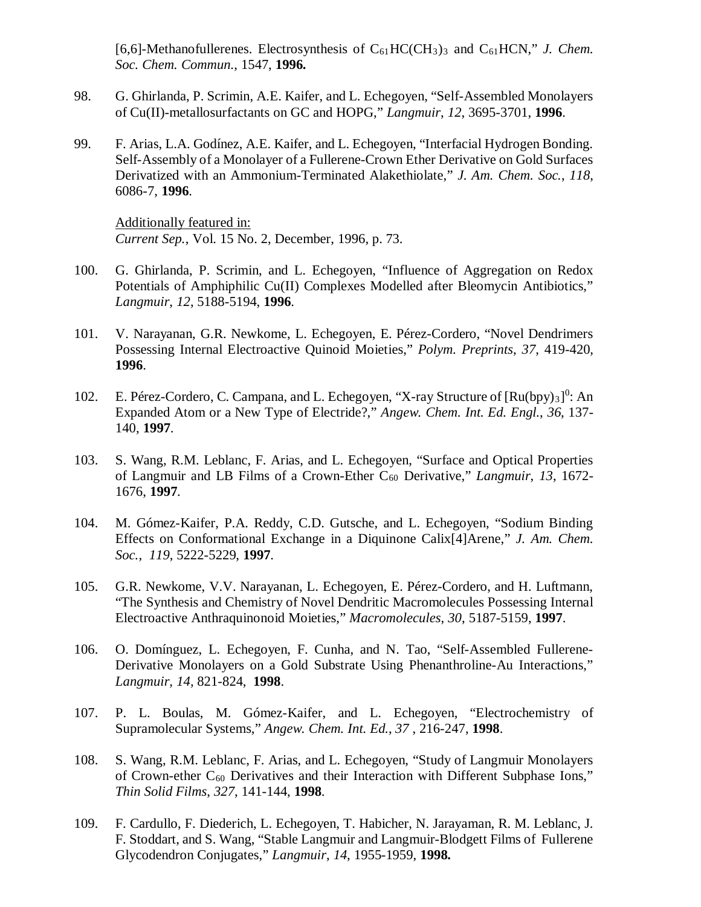[6,6]-Methanofullerenes. Electrosynthesis of $C_{61}HC(CH_3)_3$ and $C_{61}HCN$," *J. Chem. Soc. Chem. Commun.*, 1547, **1996.**

98. G. Ghirlanda, P. Scrimin, A.E. Kaifer, and L. Echegoyen, "Self-Assembled Monolayers of Cu(II)-metallosurfactants on GC and HOPG," *Langmuir*, *12*, 3695-3701, **1996**.

99. F. Arias, L.A. Godínez, A.E. Kaifer, and L. Echegoyen, "Interfacial Hydrogen Bonding. Self-Assembly of a Monolayer of a Fullerene-Crown Ether Derivative on Gold Surfaces Derivatized with an Ammonium-Terminated Alakethiolate," *J. Am. Chem. Soc.*, *118*, 6086-7, **1996**.

    Additionally featured in:
    *Current Sep.*, Vol. 15 No. 2, December, 1996, p. 73.

100. G. Ghirlanda, P. Scrimin, and L. Echegoyen, "Influence of Aggregation on Redox Potentials of Amphiphilic Cu(II) Complexes Modelled after Bleomycin Antibiotics," *Langmuir*, *12*, 5188-5194, **1996**.

101. V. Narayanan, G.R. Newkome, L. Echegoyen, E. Pérez-Cordero, "Novel Dendrimers Possessing Internal Electroactive Quinoid Moieties," *Polym. Preprints*, *37*, 419-420, **1996**.

102. E. Pérez-Cordero, C. Campana, and L. Echegoyen, "X-ray Structure of $[Ru(bpy)_3]^0$: An Expanded Atom or a New Type of Electride?," *Angew. Chem. Int. Ed. Engl.*, *36*, 137-140, **1997**.

103. S. Wang, R.M. Leblanc, F. Arias, and L. Echegoyen, "Surface and Optical Properties of Langmuir and LB Films of a Crown-Ether $C_{60}$ Derivative," *Langmuir*, *13*, 1672-1676, **1997**.

104. M. Gómez-Kaifer, P.A. Reddy, C.D. Gutsche, and L. Echegoyen, "Sodium Binding Effects on Conformational Exchange in a Diquinone Calix[4]Arene," *J. Am. Chem. Soc.*, *119*, 5222-5229, **1997**.

105. G.R. Newkome, V.V. Narayanan, L. Echegoyen, E. Pérez-Cordero, and H. Luftmann, "The Synthesis and Chemistry of Novel Dendritic Macromolecules Possessing Internal Electroactive Anthraquinonoid Moieties," *Macromolecules*, *30*, 5187-5159, **1997**.

106. O. Domínguez, L. Echegoyen, F. Cunha, and N. Tao, "Self-Assembled Fullerene-Derivative Monolayers on a Gold Substrate Using Phenanthroline-Au Interactions," *Langmuir*, *14,* 821-824, **1998**.

107. P. L. Boulas, M. Gómez-Kaifer, and L. Echegoyen, "Electrochemistry of Supramolecular Systems," *Angew. Chem. Int. Ed.*, *37* , 216-247, **1998**.

108. S. Wang, R.M. Leblanc, F. Arias, and L. Echegoyen, "Study of Langmuir Monolayers of Crown-ether $C_{60}$ Derivatives and their Interaction with Different Subphase Ions," *Thin Solid Films*, *327*, 141-144, **1998**.

109. F. Cardullo, F. Diederich, L. Echegoyen, T. Habicher, N. Jarayaman, R. M. Leblanc, J. F. Stoddart, and S. Wang, "Stable Langmuir and Langmuir-Blodgett Films of Fullerene Glycodendron Conjugates," *Langmuir*, *14*, 1955-1959, **1998.**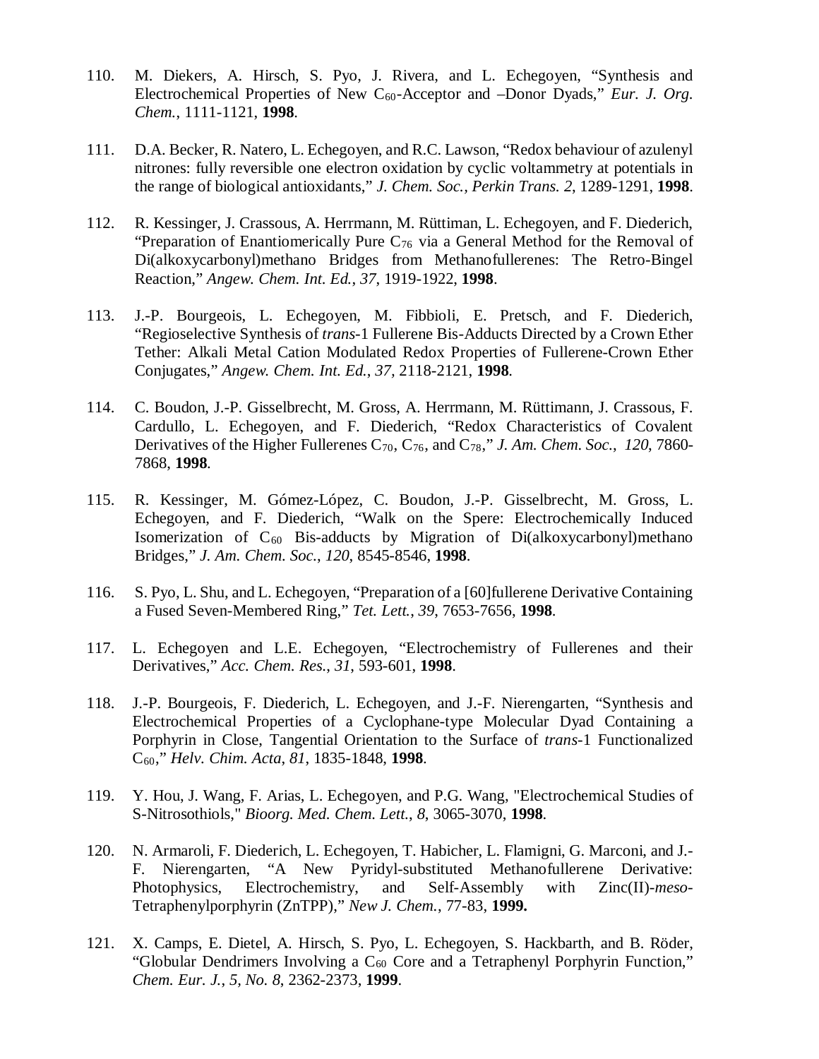110. M. Diekers, A. Hirsch, S. Pyo, J. Rivera, and L. Echegoyen, "Synthesis and Electrochemical Properties of New $C_{60}$-Acceptor and –Donor Dyads," *Eur. J. Org. Chem.*, 1111-1121, **1998**.

111. D.A. Becker, R. Natero, L. Echegoyen, and R.C. Lawson, "Redox behaviour of azulenyl nitrones: fully reversible one electron oxidation by cyclic voltammetry at potentials in the range of biological antioxidants," *J. Chem. Soc., Perkin Trans. 2*, 1289-1291, **1998**.

112. R. Kessinger, J. Crassous, A. Herrmann, M. Rüttiman, L. Echegoyen, and F. Diederich, "Preparation of Enantiomerically Pure $C_{76}$ via a General Method for the Removal of Di(alkoxycarbonyl)methano Bridges from Methanofullerenes: The Retro-Bingel Reaction," *Angew. Chem. Int. Ed.*, *37*, 1919-1922, **1998**.

113. J.-P. Bourgeois, L. Echegoyen, M. Fibbioli, E. Pretsch, and F. Diederich, "Regioselective Synthesis of *trans*-1 Fullerene Bis-Adducts Directed by a Crown Ether Tether: Alkali Metal Cation Modulated Redox Properties of Fullerene-Crown Ether Conjugates," *Angew. Chem. Int. Ed.*, *37*, 2118-2121, **1998**.

114. C. Boudon, J.-P. Gisselbrecht, M. Gross, A. Herrmann, M. Rüttimann, J. Crassous, F. Cardullo, L. Echegoyen, and F. Diederich, "Redox Characteristics of Covalent Derivatives of the Higher Fullerenes $C_{70}$, $C_{76}$, and $C_{78}$," *J. Am. Chem. Soc.*, *120*, 7860-7868, **1998**.

115. R. Kessinger, M. Gómez-López, C. Boudon, J.-P. Gisselbrecht, M. Gross, L. Echegoyen, and F. Diederich, "Walk on the Spere: Electrochemically Induced Isomerization of $C_{60}$ Bis-adducts by Migration of Di(alkoxycarbonyl)methano Bridges," *J. Am. Chem. Soc.*, *120*, 8545-8546, **1998**.

116. S. Pyo, L. Shu, and L. Echegoyen, "Preparation of a [60]fullerene Derivative Containing a Fused Seven-Membered Ring," *Tet. Lett.*, *39*, 7653-7656, **1998**.

117. L. Echegoyen and L.E. Echegoyen, "Electrochemistry of Fullerenes and their Derivatives," *Acc. Chem. Res.*, *31*, 593-601, **1998**.

118. J.-P. Bourgeois, F. Diederich, L. Echegoyen, and J.-F. Nierengarten, "Synthesis and Electrochemical Properties of a Cyclophane-type Molecular Dyad Containing a Porphyrin in Close, Tangential Orientation to the Surface of *trans*-1 Functionalized $C_{60}$," *Helv. Chim. Acta*, *81*, 1835-1848, **1998**.

119. Y. Hou, J. Wang, F. Arias, L. Echegoyen, and P.G. Wang, "Electrochemical Studies of S-Nitrosothiols," *Bioorg. Med. Chem. Lett.*, *8*, 3065-3070, **1998**.

120. N. Armaroli, F. Diederich, L. Echegoyen, T. Habicher, L. Flamigni, G. Marconi, and J.-F. Nierengarten, "A New Pyridyl-substituted Methanofullerene Derivative: Photophysics, Electrochemistry, and Self-Assembly with Zinc(II)-*meso*-Tetraphenylporphyrin (ZnTPP)," *New J. Chem.*, 77-83, **1999.**

121. X. Camps, E. Dietel, A. Hirsch, S. Pyo, L. Echegoyen, S. Hackbarth, and B. Röder, "Globular Dendrimers Involving a $C_{60}$ Core and a Tetraphenyl Porphyrin Function," *Chem. Eur. J.*, *5, No. 8*, 2362-2373, **1999**.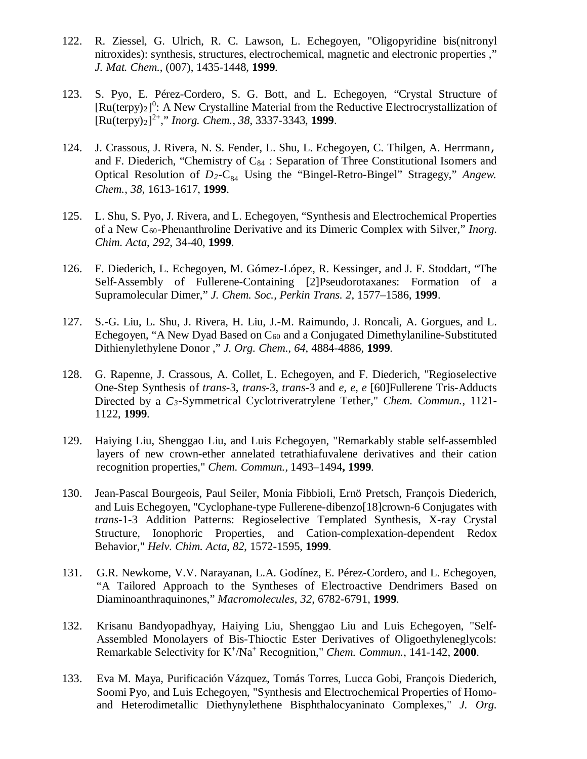122. R. Ziessel, G. Ulrich, R. C. Lawson, L. Echegoyen, "Oligopyridine bis(nitronyl nitroxides): synthesis, structures, electrochemical, magnetic and electronic properties ," *J. Mat. Chem.*, (007), 1435-1448, **1999**.

123. S. Pyo, E. Pérez-Cordero, S. G. Bott, and L. Echegoyen, "Crystal Structure of $[Ru(terpy)_2]^0$: A New Crystalline Material from the Reductive Electrocrystallization of $[Ru(terpy)_2]^{2+}$," *Inorg. Chem.*, *38*, 3337-3343, **1999**.

124. J. Crassous, J. Rivera, N. S. Fender, L. Shu, L. Echegoyen, C. Thilgen, A. Herrmann, and F. Diederich, "Chemistry of $C_{84}$ : Separation of Three Constitutional Isomers and Optical Resolution of $D_2$-$C_{84}$ Using the "Bingel-Retro-Bingel" Stragegy," *Angew. Chem.*, *38*, 1613-1617, **1999**.

125. L. Shu, S. Pyo, J. Rivera, and L. Echegoyen, "Synthesis and Electrochemical Properties of a New $C_{60}$-Phenanthroline Derivative and its Dimeric Complex with Silver," *Inorg. Chim. Acta*, *292*, 34-40, **1999**.

126. F. Diederich, L. Echegoyen, M. Gómez-López, R. Kessinger, and J. F. Stoddart, "The Self-Assembly of Fullerene-Containing [2]Pseudorotaxanes: Formation of a Supramolecular Dimer," *J. Chem. Soc., Perkin Trans. 2*, 1577–1586, **1999**.

127. S.-G. Liu, L. Shu, J. Rivera, H. Liu, J.-M. Raimundo, J. Roncali, A. Gorgues, and L. Echegoyen, "A New Dyad Based on $C_{60}$ and a Conjugated Dimethylaniline-Substituted Dithienylethylene Donor ," *J. Org. Chem.*, *64*, 4884-4886, **1999**.

128. G. Rapenne, J. Crassous, A. Collet, L. Echegoyen, and F. Diederich, "Regioselective One-Step Synthesis of *trans*-3, *trans*-3, *trans*-3 and *e, e, e* [60]Fullerene Tris-Adducts Directed by a $C_3$-Symmetrical Cyclotriveratrylene Tether," *Chem. Commun.*, 1121-1122, **1999**.

129. Haiying Liu, Shenggao Liu, and Luis Echegoyen, "Remarkably stable self-assembled layers of new crown-ether annelated tetrathiafuvalene derivatives and their cation recognition properties," *Chem. Commun.*, 1493–1494**, 1999**.

130. Jean-Pascal Bourgeois, Paul Seiler, Monia Fibbioli, Ernö Pretsch, François Diederich, and Luis Echegoyen, "Cyclophane-type Fullerene-dibenzo[18]crown-6 Conjugates with *trans*-1-3 Addition Patterns: Regioselective Templated Synthesis, X-ray Crystal Structure, Ionophoric Properties, and Cation-complexation-dependent Redox Behavior," *Helv. Chim. Acta*, *82*, 1572-1595, **1999**.

131. G.R. Newkome, V.V. Narayanan, L.A. Godínez, E. Pérez-Cordero, and L. Echegoyen, "A Tailored Approach to the Syntheses of Electroactive Dendrimers Based on Diaminoanthraquinones," *Macromolecules*, *32*, 6782-6791, **1999**.

132. Krisanu Bandyopadhyay, Haiying Liu, Shenggao Liu and Luis Echegoyen, "Self-Assembled Monolayers of Bis-Thioctic Ester Derivatives of Oligoethyleneglycols: Remarkable Selectivity for $K^+$/$Na^+$ Recognition," *Chem. Commun.*, 141-142, **2000**.

133. Eva M. Maya, Purificación Vázquez, Tomás Torres, Lucca Gobi, François Diederich, Soomi Pyo, and Luis Echegoyen, "Synthesis and Electrochemical Properties of Homo- and Heterodimetallic Diethynylethene Bisphthalocyaninato Complexes," *J. Org.*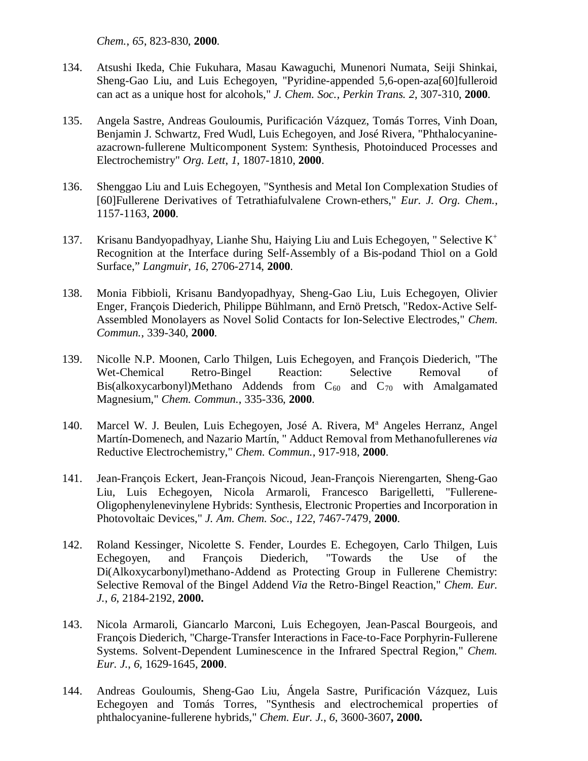*Chem.*, *65*, 823-830, **2000**.

134. Atsushi Ikeda, Chie Fukuhara, Masau Kawaguchi, Munenori Numata, Seiji Shinkai, Sheng-Gao Liu, and Luis Echegoyen, "Pyridine-appended 5,6-open-aza[60]fulleroid can act as a unique host for alcohols," *J. Chem. Soc., Perkin Trans. 2*, 307-310, **2000**.

135. Angela Sastre, Andreas Gouloumis, Purificación Vázquez, Tomás Torres, Vinh Doan, Benjamin J. Schwartz, Fred Wudl, Luis Echegoyen, and José Rivera, "Phthalocyanine-azacrown-fullerene Multicomponent System: Synthesis, Photoinduced Processes and Electrochemistry" *Org. Lett*, *1*, 1807-1810, **2000**.

136. Shenggao Liu and Luis Echegoyen, "Synthesis and Metal Ion Complexation Studies of [60]Fullerene Derivatives of Tetrathiafulvalene Crown-ethers," *Eur. J. Org. Chem.*, 1157-1163, **2000**.

137. Krisanu Bandyopadhyay, Lianhe Shu, Haiying Liu and Luis Echegoyen, " Selective $K^+$ Recognition at the Interface during Self-Assembly of a Bis-podand Thiol on a Gold Surface," *Langmuir*, *16*, 2706-2714, **2000**.

138. Monia Fibbioli, Krisanu Bandyopadhyay, Sheng-Gao Liu, Luis Echegoyen, Olivier Enger, François Diederich, Philippe Bühlmann, and Ernö Pretsch, "Redox-Active Self-Assembled Monolayers as Novel Solid Contacts for Ion-Selective Electrodes," *Chem. Commun.*, 339-340, **2000**.

139. Nicolle N.P. Moonen, Carlo Thilgen, Luis Echegoyen, and François Diederich, "The Wet-Chemical Retro-Bingel Reaction: Selective Removal of Bis(alkoxycarbonyl)Methano Addends from $C_{60}$ and $C_{70}$ with Amalgamated Magnesium," *Chem. Commun.*, 335-336, **2000**.

140. Marcel W. J. Beulen, Luis Echegoyen, José A. Rivera, Mª Angeles Herranz, Angel Martín-Domenech, and Nazario Martín, " Adduct Removal from Methanofullerenes *via* Reductive Electrochemistry," *Chem. Commun.*, 917-918, **2000**.

141. Jean-François Eckert, Jean-François Nicoud, Jean-François Nierengarten, Sheng-Gao Liu, Luis Echegoyen, Nicola Armaroli, Francesco Barigelletti, "Fullerene-Oligophenylenevinylene Hybrids: Synthesis, Electronic Properties and Incorporation in Photovoltaic Devices," *J. Am. Chem. Soc.*, *122*, 7467-7479, **2000**.

142. Roland Kessinger, Nicolette S. Fender, Lourdes E. Echegoyen, Carlo Thilgen, Luis Echegoyen, and François Diederich, "Towards the Use of the Di(Alkoxycarbonyl)methano-Addend as Protecting Group in Fullerene Chemistry: Selective Removal of the Bingel Addend *Via* the Retro-Bingel Reaction," *Chem. Eur. J.*, *6*, 2184-2192, **2000.**

143. Nicola Armaroli, Giancarlo Marconi, Luis Echegoyen, Jean-Pascal Bourgeois, and François Diederich, "Charge-Transfer Interactions in Face-to-Face Porphyrin-Fullerene Systems. Solvent-Dependent Luminescence in the Infrared Spectral Region," *Chem. Eur. J.*, *6*, 1629-1645, **2000**.

144. Andreas Gouloumis, Sheng-Gao Liu, Ángela Sastre, Purificación Vázquez, Luis Echegoyen and Tomás Torres, "Synthesis and electrochemical properties of phthalocyanine-fullerene hybrids," *Chem. Eur. J.*, *6*, 3600-3607**, 2000.**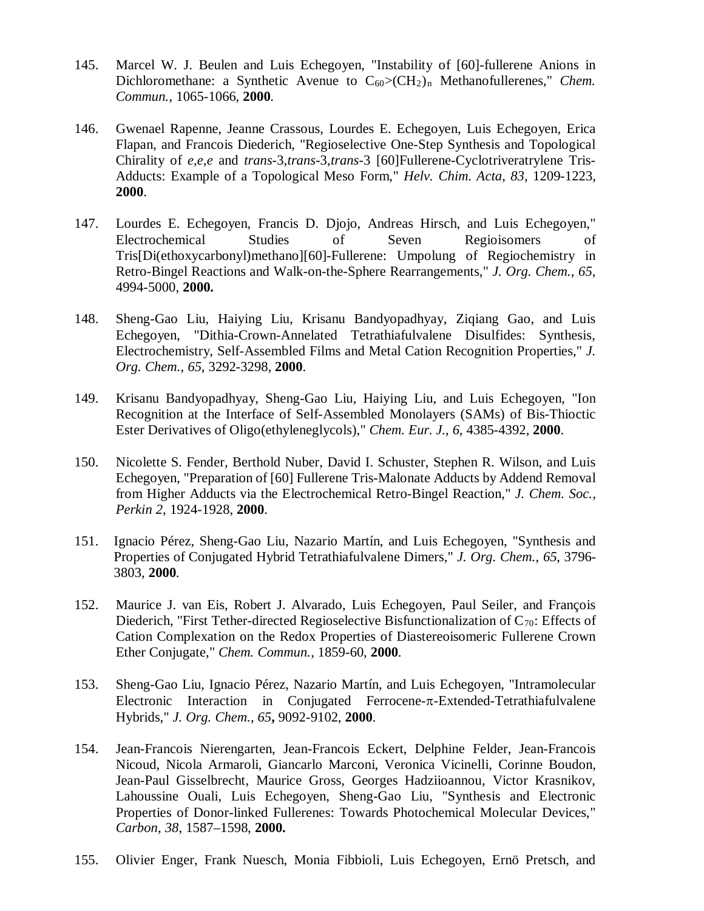145. Marcel W. J. Beulen and Luis Echegoyen, "Instability of [60]-fullerene Anions in Dichloromethane: a Synthetic Avenue to $C_{60}$>$(CH_2)_n$ Methanofullerenes," *Chem. Commun.*, 1065-1066, **2000**.

146. Gwenael Rapenne, Jeanne Crassous, Lourdes E. Echegoyen, Luis Echegoyen, Erica Flapan, and Francois Diederich, "Regioselective One-Step Synthesis and Topological Chirality of *e,e,e* and *trans*-3,*trans*-3,*trans*-3 [60]Fullerene-Cyclotriveratrylene Tris-Adducts: Example of a Topological Meso Form," *Helv. Chim. Acta*, *83*, 1209-1223, **2000**.

147. Lourdes E. Echegoyen, Francis D. Djojo, Andreas Hirsch, and Luis Echegoyen," Electrochemical Studies of Seven Regioisomers of Tris[Di(ethoxycarbonyl)methano][60]-Fullerene: Umpolung of Regiochemistry in Retro-Bingel Reactions and Walk-on-the-Sphere Rearrangements," *J. Org. Chem.*, *65*, 4994-5000, **2000.**

148. Sheng-Gao Liu, Haiying Liu, Krisanu Bandyopadhyay, Ziqiang Gao, and Luis Echegoyen, "Dithia-Crown-Annelated Tetrathiafulvalene Disulfides: Synthesis, Electrochemistry, Self-Assembled Films and Metal Cation Recognition Properties," *J. Org. Chem.*, *65*, 3292-3298, **2000**.

149. Krisanu Bandyopadhyay, Sheng-Gao Liu, Haiying Liu, and Luis Echegoyen, "Ion Recognition at the Interface of Self-Assembled Monolayers (SAMs) of Bis-Thioctic Ester Derivatives of Oligo(ethyleneglycols)," *Chem. Eur. J.*, *6*, 4385-4392, **2000**.

150. Nicolette S. Fender, Berthold Nuber, David I. Schuster, Stephen R. Wilson, and Luis Echegoyen, "Preparation of [60] Fullerene Tris-Malonate Adducts by Addend Removal from Higher Adducts via the Electrochemical Retro-Bingel Reaction," *J. Chem. Soc., Perkin 2*, 1924-1928, **2000**.

151. Ignacio Pérez, Sheng-Gao Liu, Nazario Martín, and Luis Echegoyen, "Synthesis and Properties of Conjugated Hybrid Tetrathiafulvalene Dimers," *J. Org. Chem.*, *65*, 3796-3803, **2000**.

152. Maurice J. van Eis, Robert J. Alvarado, Luis Echegoyen, Paul Seiler, and François Diederich, "First Tether-directed Regioselective Bisfunctionalization of $C_{70}$: Effects of Cation Complexation on the Redox Properties of Diastereoisomeric Fullerene Crown Ether Conjugate," *Chem. Commun.*, 1859-60, **2000**.

153. Sheng-Gao Liu, Ignacio Pérez, Nazario Martín, and Luis Echegoyen, "Intramolecular Electronic Interaction in Conjugated Ferrocene-$\pi$-Extended-Tetrathiafulvalene Hybrids," *J. Org. Chem.*, *65***,** 9092-9102, **2000**.

154. Jean-Francois Nierengarten, Jean-Francois Eckert, Delphine Felder, Jean-Francois Nicoud, Nicola Armaroli, Giancarlo Marconi, Veronica Vicinelli, Corinne Boudon, Jean-Paul Gisselbrecht, Maurice Gross, Georges Hadziioannou, Victor Krasnikov, Lahoussine Ouali, Luis Echegoyen, Sheng-Gao Liu, "Synthesis and Electronic Properties of Donor-linked Fullerenes: Towards Photochemical Molecular Devices," *Carbon*, *38*, 1587–1598, **2000.**

155. Olivier Enger, Frank Nuesch, Monia Fibbioli, Luis Echegoyen, Ernö Pretsch, and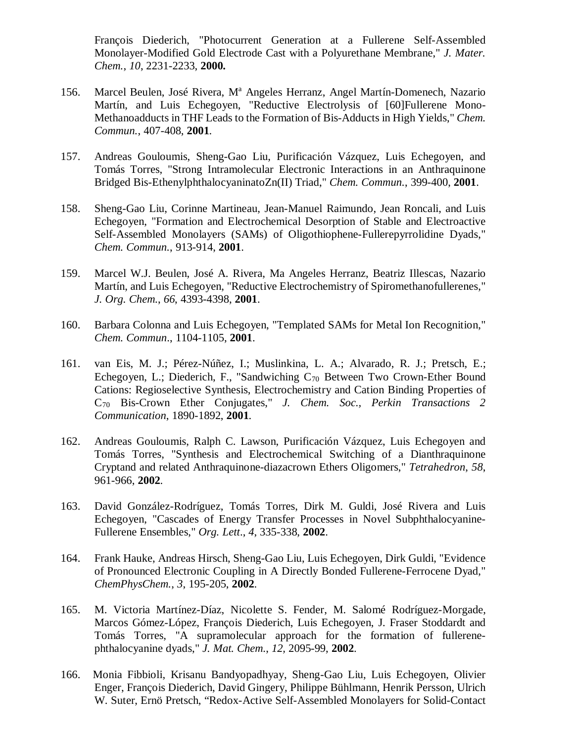François Diederich, "Photocurrent Generation at a Fullerene Self-Assembled Monolayer-Modified Gold Electrode Cast with a Polyurethane Membrane," *J. Mater. Chem., 10*, 2231-2233, **2000.**

156. Marcel Beulen, José Rivera, Mª Angeles Herranz, Angel Martín-Domenech, Nazario Martín, and Luis Echegoyen, "Reductive Electrolysis of [60]Fullerene Mono-Methanoadducts in THF Leads to the Formation of Bis-Adducts in High Yields," *Chem. Commun.*, 407-408, **2001**.

157. Andreas Gouloumis, Sheng-Gao Liu, Purificación Vázquez, Luis Echegoyen, and Tomás Torres, "Strong Intramolecular Electronic Interactions in an Anthraquinone Bridged Bis-EthenylphthalocyaninatoZn(II) Triad," *Chem. Commun.*, 399-400, **2001**.

158. Sheng-Gao Liu, Corinne Martineau, Jean-Manuel Raimundo, Jean Roncali, and Luis Echegoyen, "Formation and Electrochemical Desorption of Stable and Electroactive Self-Assembled Monolayers (SAMs) of Oligothiophene-Fullerepyrrolidine Dyads," *Chem. Commun.*, 913-914, **2001**.

159. Marcel W.J. Beulen, José A. Rivera, Ma Angeles Herranz, Beatriz Illescas, Nazario Martín, and Luis Echegoyen, "Reductive Electrochemistry of Spiromethanofullerenes," *J. Org. Chem., 66*, 4393-4398, **2001**.

160. Barbara Colonna and Luis Echegoyen, "Templated SAMs for Metal Ion Recognition," *Chem. Commun*., 1104-1105, **2001**.

161. van Eis, M. J.; Pérez-Núñez, I.; Muslinkina, L. A.; Alvarado, R. J.; Pretsch, E.; Echegoyen, L.; Diederich, F., "Sandwiching $C_{70}$ Between Two Crown-Ether Bound Cations: Regioselective Synthesis, Electrochemistry and Cation Binding Properties of $C_{70}$ Bis-Crown Ether Conjugates," *J. Chem. Soc., Perkin Transactions 2 Communication*, 1890-1892, **2001**.

162. Andreas Gouloumis, Ralph C. Lawson, Purificación Vázquez, Luis Echegoyen and Tomás Torres, "Synthesis and Electrochemical Switching of a Dianthraquinone Cryptand and related Anthraquinone-diazacrown Ethers Oligomers," *Tetrahedron*, *58*, 961-966, **2002**.

163. David González-Rodríguez, Tomás Torres, Dirk M. Guldi, José Rivera and Luis Echegoyen, "Cascades of Energy Transfer Processes in Novel Subphthalocyanine-Fullerene Ensembles," *Org. Lett*., *4*, 335-338, **2002**.

164. Frank Hauke, Andreas Hirsch, Sheng-Gao Liu, Luis Echegoyen, Dirk Guldi, "Evidence of Pronounced Electronic Coupling in A Directly Bonded Fullerene-Ferrocene Dyad," *ChemPhysChem.*, *3*, 195-205, **2002**.

165. M. Victoria Martínez-Díaz, Nicolette S. Fender, M. Salomé Rodríguez-Morgade, Marcos Gómez-López, François Diederich, Luis Echegoyen, J. Fraser Stoddardt and Tomás Torres, "A supramolecular approach for the formation of fullerene-phthalocyanine dyads," *J. Mat. Chem.*, *12,* 2095-99, **2002**.

166. Monia Fibbioli, Krisanu Bandyopadhyay, Sheng-Gao Liu, Luis Echegoyen, Olivier Enger, François Diederich, David Gingery, Philippe Bühlmann, Henrik Persson, Ulrich W. Suter, Ernö Pretsch, "Redox-Active Self-Assembled Monolayers for Solid-Contact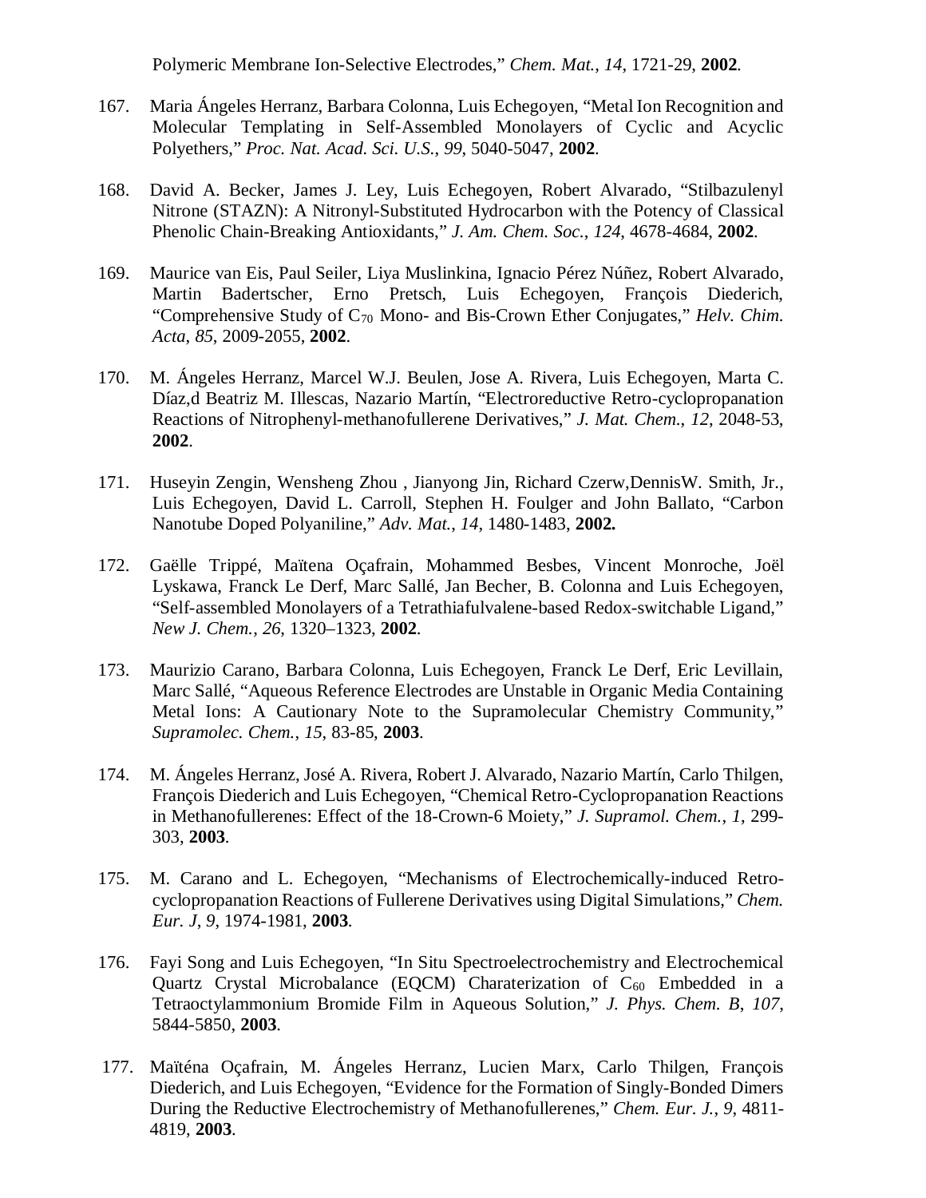Polymeric Membrane Ion-Selective Electrodes," *Chem. Mat.*, *14*, 1721-29, **2002**.

167. Maria Ángeles Herranz, Barbara Colonna, Luis Echegoyen, "Metal Ion Recognition and Molecular Templating in Self-Assembled Monolayers of Cyclic and Acyclic Polyethers," *Proc. Nat. Acad. Sci. U.S.*, *99*, 5040-5047, **2002**.

168. David A. Becker, James J. Ley, Luis Echegoyen, Robert Alvarado, "Stilbazulenyl Nitrone (STAZN): A Nitronyl-Substituted Hydrocarbon with the Potency of Classical Phenolic Chain-Breaking Antioxidants," *J. Am. Chem. Soc.*, *124*, 4678-4684, **2002**.

169. Maurice van Eis, Paul Seiler, Liya Muslinkina, Ignacio Pérez Núñez, Robert Alvarado, Martin Badertscher, Erno Pretsch, Luis Echegoyen, François Diederich, "Comprehensive Study of $C_{70}$ Mono- and Bis-Crown Ether Conjugates," *Helv. Chim. Acta*, *85*, 2009-2055, **2002**.

170. M. Ángeles Herranz, Marcel W.J. Beulen, Jose A. Rivera, Luis Echegoyen, Marta C. Díaz,d Beatriz M. Illescas, Nazario Martín, "Electroreductive Retro-cyclopropanation Reactions of Nitrophenyl-methanofullerene Derivatives," *J. Mat. Chem.*, *12*, 2048-53, **2002**.

171. Huseyin Zengin, Wensheng Zhou , Jianyong Jin, Richard Czerw,DennisW. Smith, Jr., Luis Echegoyen, David L. Carroll, Stephen H. Foulger and John Ballato, "Carbon Nanotube Doped Polyaniline," *Adv. Mat.*, *14*, 1480-1483, **2002.**

172. Gaëlle Trippé, Maïtena Oçafrain, Mohammed Besbes, Vincent Monroche, Joël Lyskawa, Franck Le Derf, Marc Sallé, Jan Becher, B. Colonna and Luis Echegoyen, "Self-assembled Monolayers of a Tetrathiafulvalene-based Redox-switchable Ligand," *New J. Chem.*, *26*, 1320–1323, **2002**.

173. Maurizio Carano, Barbara Colonna, Luis Echegoyen, Franck Le Derf, Eric Levillain, Marc Sallé, "Aqueous Reference Electrodes are Unstable in Organic Media Containing Metal Ions: A Cautionary Note to the Supramolecular Chemistry Community," *Supramolec. Chem.*, *15*, 83-85, **2003**.

174. M. Ángeles Herranz, José A. Rivera, Robert J. Alvarado, Nazario Martín, Carlo Thilgen, François Diederich and Luis Echegoyen, "Chemical Retro-Cyclopropanation Reactions in Methanofullerenes: Effect of the 18-Crown-6 Moiety," *J. Supramol. Chem.*, *1*, 299-303, **2003**.

175. M. Carano and L. Echegoyen, "Mechanisms of Electrochemically-induced Retro-cyclopropanation Reactions of Fullerene Derivatives using Digital Simulations," *Chem. Eur. J*, *9*, 1974-1981, **2003**.

176. Fayi Song and Luis Echegoyen, "In Situ Spectroelectrochemistry and Electrochemical Quartz Crystal Microbalance (EQCM) Charaterization of $C_{60}$ Embedded in a Tetraoctylammonium Bromide Film in Aqueous Solution," *J. Phys. Chem. B*, *107*, 5844-5850, **2003**.

177. Maïténa Oçafrain, M. Ángeles Herranz, Lucien Marx, Carlo Thilgen, François Diederich, and Luis Echegoyen, "Evidence for the Formation of Singly-Bonded Dimers During the Reductive Electrochemistry of Methanofullerenes," *Chem. Eur. J.*, *9*, 4811-4819, **2003**.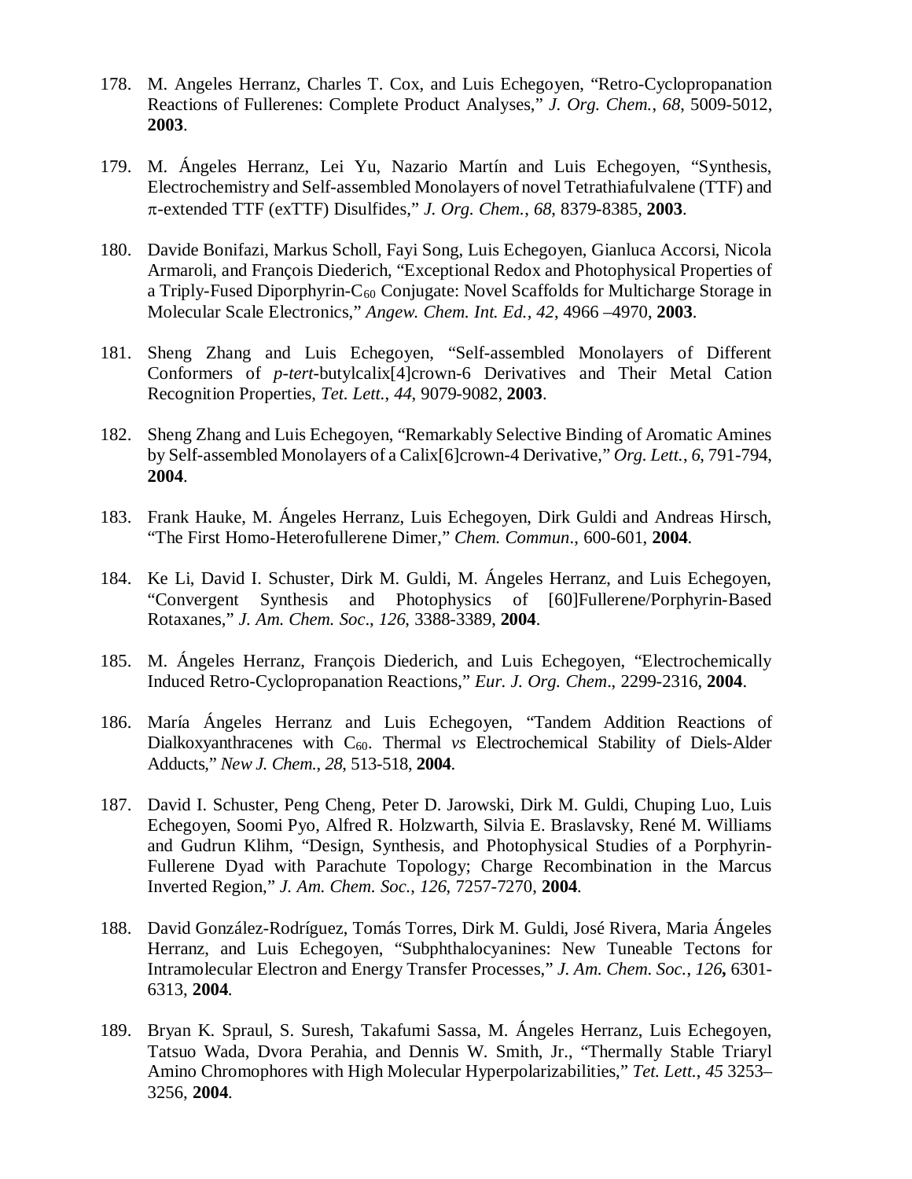178. M. Angeles Herranz, Charles T. Cox, and Luis Echegoyen, “Retro-Cyclopropanation Reactions of Fullerenes: Complete Product Analyses,” *J. Org. Chem.*, *68*, 5009-5012, **2003**.

179. M. Ángeles Herranz, Lei Yu, Nazario Martín and Luis Echegoyen, “Synthesis, Electrochemistry and Self-assembled Monolayers of novel Tetrathiafulvalene (TTF) and $\pi$-extended TTF (exTTF) Disulfides,” *J. Org. Chem.*, *68*, 8379-8385, **2003**.

180. Davide Bonifazi, Markus Scholl, Fayi Song, Luis Echegoyen, Gianluca Accorsi, Nicola Armaroli, and François Diederich, “Exceptional Redox and Photophysical Properties of a Triply-Fused Diporphyrin-$C_{60}$ Conjugate: Novel Scaffolds for Multicharge Storage in Molecular Scale Electronics,” *Angew. Chem. Int. Ed.*, *42*, 4966 –4970, **2003**.

181. Sheng Zhang and Luis Echegoyen, “Self-assembled Monolayers of Different Conformers of *p-tert*-butylcalix[4]crown-6 Derivatives and Their Metal Cation Recognition Properties, *Tet. Lett.*, *44*, 9079-9082, **2003**.

182. Sheng Zhang and Luis Echegoyen, “Remarkably Selective Binding of Aromatic Amines by Self-assembled Monolayers of a Calix[6]crown-4 Derivative,” *Org. Lett.*, *6*, 791-794, **2004**.

183. Frank Hauke, M. Ángeles Herranz, Luis Echegoyen, Dirk Guldi and Andreas Hirsch, “The First Homo-Heterofullerene Dimer,” *Chem. Commun*., 600-601, **2004**.

184. Ke Li, David I. Schuster, Dirk M. Guldi, M. Ángeles Herranz, and Luis Echegoyen, “Convergent Synthesis and Photophysics of [60]Fullerene/Porphyrin-Based Rotaxanes,” *J. Am. Chem. Soc*., *126*, 3388-3389, **2004**.

185. M. Ángeles Herranz, François Diederich, and Luis Echegoyen, “Electrochemically Induced Retro-Cyclopropanation Reactions,” *Eur. J. Org. Chem*., 2299-2316, **2004**.

186. María Ángeles Herranz and Luis Echegoyen, “Tandem Addition Reactions of Dialkoxyanthracenes with $C_{60}$. Thermal *vs* Electrochemical Stability of Diels-Alder Adducts,” *New J. Chem.*, *28*, 513-518, **2004**.

187. David I. Schuster, Peng Cheng, Peter D. Jarowski, Dirk M. Guldi, Chuping Luo, Luis Echegoyen, Soomi Pyo, Alfred R. Holzwarth, Silvia E. Braslavsky, René M. Williams and Gudrun Klihm, “Design, Synthesis, and Photophysical Studies of a Porphyrin-Fullerene Dyad with Parachute Topology; Charge Recombination in the Marcus Inverted Region,” *J. Am. Chem. Soc.*, *126*, 7257-7270, **2004**.

188. David González-Rodríguez, Tomás Torres, Dirk M. Guldi, José Rivera, Maria Ángeles Herranz, and Luis Echegoyen, “Subphthalocyanines: New Tuneable Tectons for Intramolecular Electron and Energy Transfer Processes,” *J. Am. Chem. Soc.*, ***126*,** 6301-6313, **2004**.

189. Bryan K. Spraul, S. Suresh, Takafumi Sassa, M. Ángeles Herranz, Luis Echegoyen, Tatsuo Wada, Dvora Perahia, and Dennis W. Smith, Jr., “Thermally Stable Triaryl Amino Chromophores with High Molecular Hyperpolarizabilities,” *Tet. Lett.*, *45* 3253–3256, **2004**.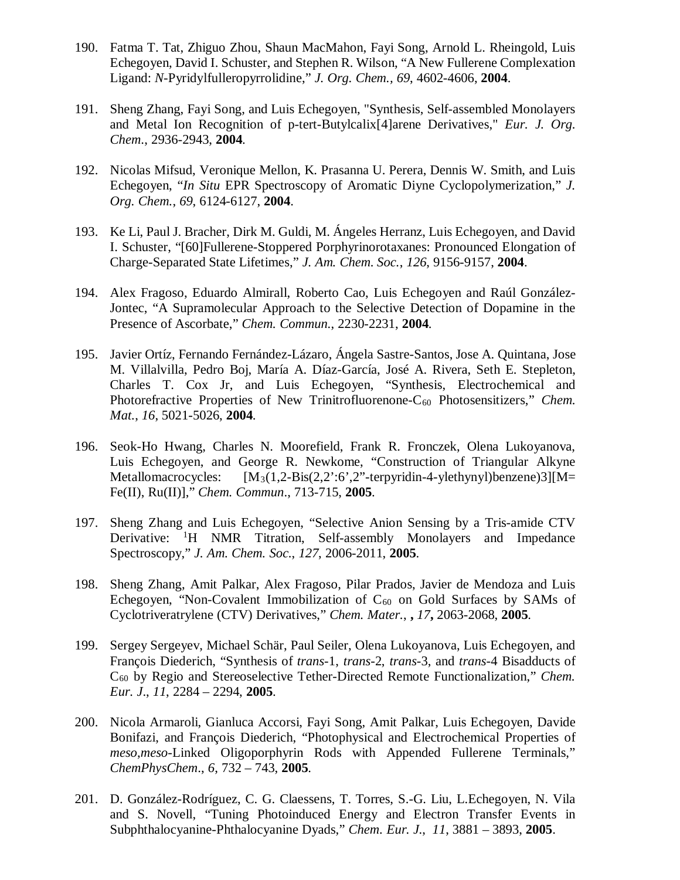190. Fatma T. Tat, Zhiguo Zhou, Shaun MacMahon, Fayi Song, Arnold L. Rheingold, Luis Echegoyen, David I. Schuster, and Stephen R. Wilson, "A New Fullerene Complexation Ligand: *N*-Pyridylfulleropyrrolidine," *J. Org. Chem.*, *69*, 4602-4606, **2004**.

191. Sheng Zhang, Fayi Song, and Luis Echegoyen, "Synthesis, Self-assembled Monolayers and Metal Ion Recognition of p-tert-Butylcalix[4]arene Derivatives," *Eur. J. Org. Chem.*, 2936-2943, **2004**.

192. Nicolas Mifsud, Veronique Mellon, K. Prasanna U. Perera, Dennis W. Smith, and Luis Echegoyen, "*In Situ* EPR Spectroscopy of Aromatic Diyne Cyclopolymerization," *J. Org. Chem.*, *69*, 6124-6127, **2004**.

193. Ke Li, Paul J. Bracher, Dirk M. Guldi, M. Ángeles Herranz, Luis Echegoyen, and David I. Schuster, "[60]Fullerene-Stoppered Porphyrinorotaxanes: Pronounced Elongation of Charge-Separated State Lifetimes," *J. Am. Chem. Soc.*, *126*, 9156-9157, **2004**.

194. Alex Fragoso, Eduardo Almirall, Roberto Cao, Luis Echegoyen and Raúl González-Jontec, "A Supramolecular Approach to the Selective Detection of Dopamine in the Presence of Ascorbate," *Chem. Commun.*, 2230-2231, **2004**.

195. Javier Ortíz, Fernando Fernández-Lázaro, Ángela Sastre-Santos, Jose A. Quintana, Jose M. Villalvilla, Pedro Boj, María A. Díaz-García, José A. Rivera, Seth E. Stepleton, Charles T. Cox Jr, and Luis Echegoyen, "Synthesis, Electrochemical and Photorefractive Properties of New Trinitrofluorenone-$C_{60}$ Photosensitizers," *Chem. Mat.*, *16*, 5021-5026, **2004**.

196. Seok-Ho Hwang, Charles N. Moorefield, Frank R. Fronczek, Olena Lukoyanova, Luis Echegoyen, and George R. Newkome, "Construction of Triangular Alkyne Metallomacrocycles: [$M_3$(1,2-Bis(2,2':6',2"-terpyridin-4-ylethynyl)benzene)3][M= Fe(II), Ru(II)]," *Chem. Commun*., 713-715, **2005**.

197. Sheng Zhang and Luis Echegoyen, "Selective Anion Sensing by a Tris-amide CTV Derivative: $^{1}$H NMR Titration, Self-assembly Monolayers and Impedance Spectroscopy," *J. Am. Chem. Soc.*, *127*, 2006-2011, **2005**.

198. Sheng Zhang, Amit Palkar, Alex Fragoso, Pilar Prados, Javier de Mendoza and Luis Echegoyen, "Non-Covalent Immobilization of $C_{60}$ on Gold Surfaces by SAMs of Cyclotriveratrylene (CTV) Derivatives," *Chem. Mater.*, ***, 17***, 2063-2068, **2005**.

199. Sergey Sergeyev, Michael Schär, Paul Seiler, Olena Lukoyanova, Luis Echegoyen, and François Diederich, "Synthesis of *trans*-1, *trans*-2, *trans*-3, and *trans*-4 Bisadducts of $C_{60}$ by Regio and Stereoselective Tether-Directed Remote Functionalization," *Chem. Eur. J*., *11*, 2284 – 2294, **2005**.

200. Nicola Armaroli, Gianluca Accorsi, Fayi Song, Amit Palkar, Luis Echegoyen, Davide Bonifazi, and François Diederich, "Photophysical and Electrochemical Properties of *meso,meso*-Linked Oligoporphyrin Rods with Appended Fullerene Terminals," *ChemPhysChem*., *6*, 732 – 743, **2005**.

201. D. González-Rodríguez, C. G. Claessens, T. Torres, S.-G. Liu, L.Echegoyen, N. Vila and S. Novell, "Tuning Photoinduced Energy and Electron Transfer Events in Subphthalocyanine-Phthalocyanine Dyads," *Chem. Eur. J.*, *11*, 3881 – 3893, **2005**.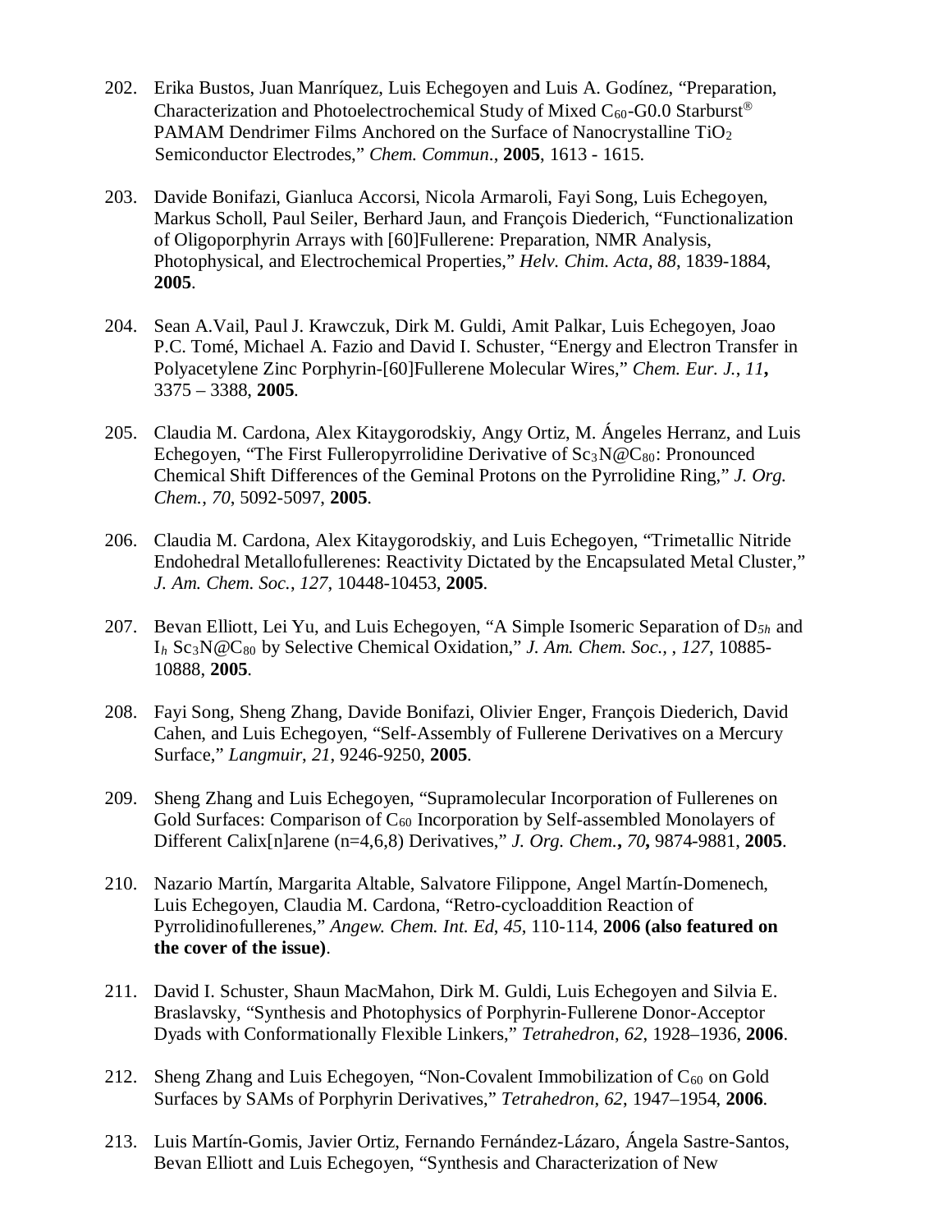202. Erika Bustos, Juan Manríquez, Luis Echegoyen and Luis A. Godínez, "Preparation, Characterization and Photoelectrochemical Study of Mixed $C_{60}$-G0.0 Starburst® PAMAM Dendrimer Films Anchored on the Surface of Nanocrystalline $TiO_2$ Semiconductor Electrodes," *Chem. Commun.*, **2005**, 1613 - 1615.

203. Davide Bonifazi, Gianluca Accorsi, Nicola Armaroli, Fayi Song, Luis Echegoyen, Markus Scholl, Paul Seiler, Berhard Jaun, and François Diederich, "Functionalization of Oligoporphyrin Arrays with [60]Fullerene: Preparation, NMR Analysis, Photophysical, and Electrochemical Properties," *Helv. Chim. Acta*, *88*, 1839-1884, **2005**.

204. Sean A.Vail, Paul J. Krawczuk, Dirk M. Guldi, Amit Palkar, Luis Echegoyen, Joao P.C. Tomé, Michael A. Fazio and David I. Schuster, "Energy and Electron Transfer in Polyacetylene Zinc Porphyrin-[60]Fullerene Molecular Wires," *Chem. Eur. J.*, *11*, 3375 – 3388, **2005**.

205. Claudia M. Cardona, Alex Kitaygorodskiy, Angy Ortiz, M. Ángeles Herranz, and Luis Echegoyen, "The First Fulleropyrrolidine Derivative of $Sc_3N@C_{80}$: Pronounced Chemical Shift Differences of the Geminal Protons on the Pyrrolidine Ring," *J. Org. Chem.*, *70*, 5092-5097, **2005**.

206. Claudia M. Cardona, Alex Kitaygorodskiy, and Luis Echegoyen, "Trimetallic Nitride Endohedral Metallofullerenes: Reactivity Dictated by the Encapsulated Metal Cluster," *J. Am. Chem. Soc.*, *127*, 10448-10453, **2005**.

207. Bevan Elliott, Lei Yu, and Luis Echegoyen, "A Simple Isomeric Separation of $D_{5h}$ and $I_h$ $Sc_3N@C_{80}$ by Selective Chemical Oxidation," *J. Am. Chem. Soc.*, , *127*, 10885-10888, **2005**.

208. Fayi Song, Sheng Zhang, Davide Bonifazi, Olivier Enger, François Diederich, David Cahen, and Luis Echegoyen, "Self-Assembly of Fullerene Derivatives on a Mercury Surface," *Langmuir*, *21*, 9246-9250, **2005**.

209. Sheng Zhang and Luis Echegoyen, "Supramolecular Incorporation of Fullerenes on Gold Surfaces: Comparison of $C_{60}$ Incorporation by Self-assembled Monolayers of Different Calix[n]arene (n=4,6,8) Derivatives," *J. Org. Chem.***,** *70***,** 9874-9881, **2005**.

210. Nazario Martín, Margarita Altable, Salvatore Filippone, Angel Martín-Domenech, Luis Echegoyen, Claudia M. Cardona, "Retro-cycloaddition Reaction of Pyrrolidinofullerenes," *Angew. Chem. Int. Ed*, *45*, 110-114, **2006 (also featured on the cover of the issue)**.

211. David I. Schuster, Shaun MacMahon, Dirk M. Guldi, Luis Echegoyen and Silvia E. Braslavsky, "Synthesis and Photophysics of Porphyrin-Fullerene Donor-Acceptor Dyads with Conformationally Flexible Linkers," *Tetrahedron*, *62*, 1928–1936, **2006**.

212. Sheng Zhang and Luis Echegoyen, "Non-Covalent Immobilization of $C_{60}$ on Gold Surfaces by SAMs of Porphyrin Derivatives," *Tetrahedron*, *62*, 1947–1954, **2006**.

213. Luis Martín-Gomis, Javier Ortiz, Fernando Fernández-Lázaro, Ángela Sastre-Santos, Bevan Elliott and Luis Echegoyen, "Synthesis and Characterization of New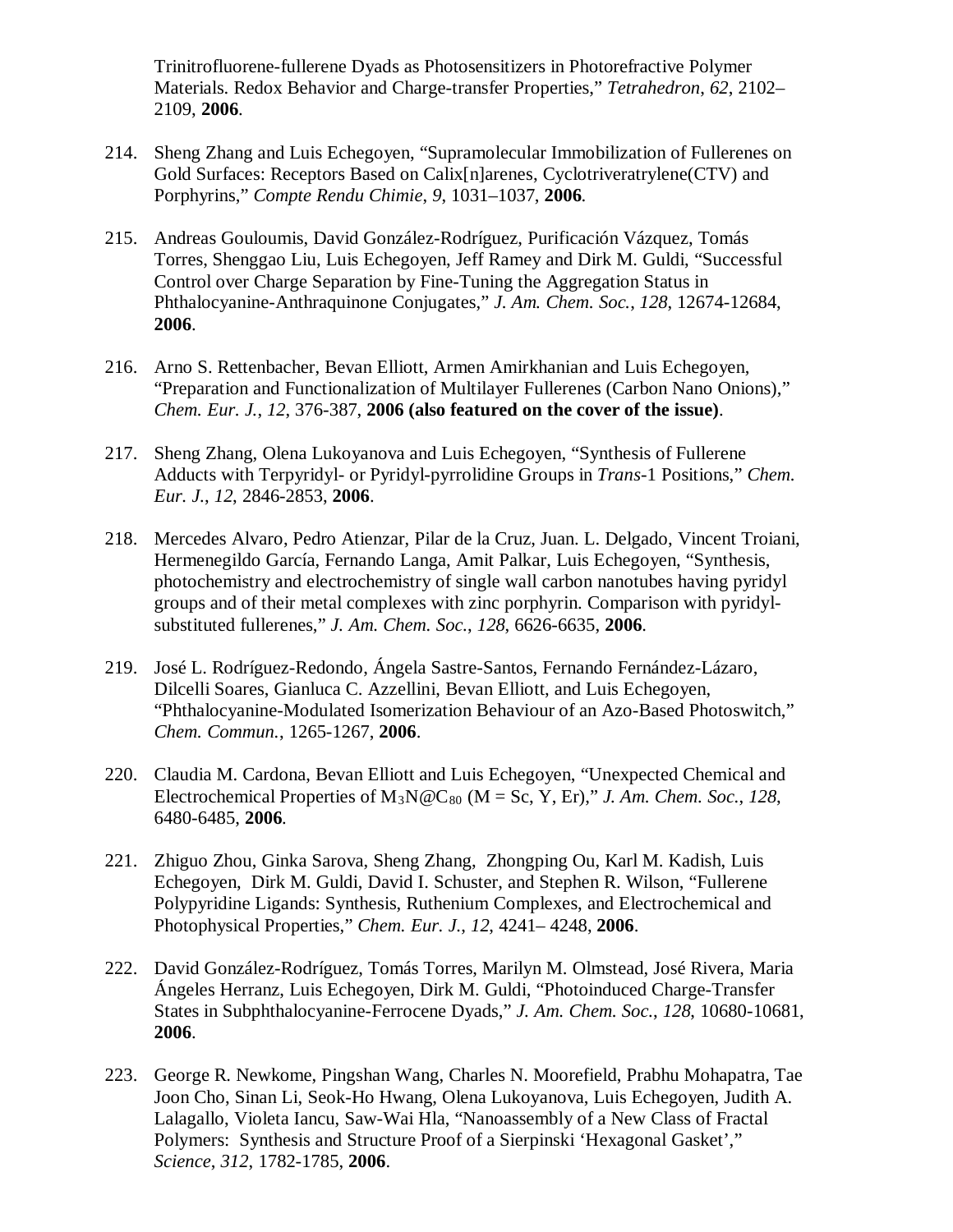Trinitrofluorene-fullerene Dyads as Photosensitizers in Photorefractive Polymer Materials. Redox Behavior and Charge-transfer Properties," *Tetrahedron*, *62*, 2102–2109, **2006**.

214. Sheng Zhang and Luis Echegoyen, "Supramolecular Immobilization of Fullerenes on Gold Surfaces: Receptors Based on Calix[n]arenes, Cyclotriveratrylene(CTV) and Porphyrins," *Compte Rendu Chimie*, *9*, 1031–1037, **2006**.

215. Andreas Gouloumis, David González-Rodríguez, Purificación Vázquez, Tomás Torres, Shenggao Liu, Luis Echegoyen, Jeff Ramey and Dirk M. Guldi, "Successful Control over Charge Separation by Fine-Tuning the Aggregation Status in Phthalocyanine-Anthraquinone Conjugates," *J. Am. Chem. Soc.*, *128*, 12674-12684, **2006**.

216. Arno S. Rettenbacher, Bevan Elliott, Armen Amirkhanian and Luis Echegoyen, "Preparation and Functionalization of Multilayer Fullerenes (Carbon Nano Onions)," *Chem. Eur. J.*, *12*, 376-387, **2006 (also featured on the cover of the issue)**.

217. Sheng Zhang, Olena Lukoyanova and Luis Echegoyen, "Synthesis of Fullerene Adducts with Terpyridyl- or Pyridyl-pyrrolidine Groups in *Trans*-1 Positions," *Chem. Eur. J.*, *12*, 2846-2853, **2006**.

218. Mercedes Alvaro, Pedro Atienzar, Pilar de la Cruz, Juan. L. Delgado, Vincent Troiani, Hermenegildo García, Fernando Langa, Amit Palkar, Luis Echegoyen, "Synthesis, photochemistry and electrochemistry of single wall carbon nanotubes having pyridyl groups and of their metal complexes with zinc porphyrin. Comparison with pyridyl-substituted fullerenes," *J. Am. Chem. Soc.*, *128*, 6626-6635, **2006**.

219. José L. Rodríguez-Redondo, Ángela Sastre-Santos, Fernando Fernández-Lázaro, Dilcelli Soares, Gianluca C. Azzellini, Bevan Elliott, and Luis Echegoyen, "Phthalocyanine-Modulated Isomerization Behaviour of an Azo-Based Photoswitch," *Chem. Commun.*, 1265-1267, **2006**.

220. Claudia M. Cardona, Bevan Elliott and Luis Echegoyen, "Unexpected Chemical and Electrochemical Properties of $M_3N@C_{80}$ (M = Sc, Y, Er)," *J. Am. Chem. Soc.*, *128*, 6480-6485, **2006**.

221. Zhiguo Zhou, Ginka Sarova, Sheng Zhang, Zhongping Ou, Karl M. Kadish, Luis Echegoyen, Dirk M. Guldi, David I. Schuster, and Stephen R. Wilson, "Fullerene Polypyridine Ligands: Synthesis, Ruthenium Complexes, and Electrochemical and Photophysical Properties," *Chem. Eur. J.*, *12*, 4241– 4248, **2006**.

222. David González-Rodríguez, Tomás Torres, Marilyn M. Olmstead, José Rivera, Maria Ángeles Herranz, Luis Echegoyen, Dirk M. Guldi, "Photoinduced Charge-Transfer States in Subphthalocyanine-Ferrocene Dyads," *J. Am. Chem. Soc.*, *128*, 10680-10681, **2006**.

223. George R. Newkome, Pingshan Wang, Charles N. Moorefield, Prabhu Mohapatra, Tae Joon Cho, Sinan Li, Seok-Ho Hwang, Olena Lukoyanova, Luis Echegoyen, Judith A. Lalagallo, Violeta Iancu, Saw-Wai Hla, "Nanoassembly of a New Class of Fractal Polymers: Synthesis and Structure Proof of a Sierpinski 'Hexagonal Gasket'," *Science*, *312*, 1782-1785, **2006**.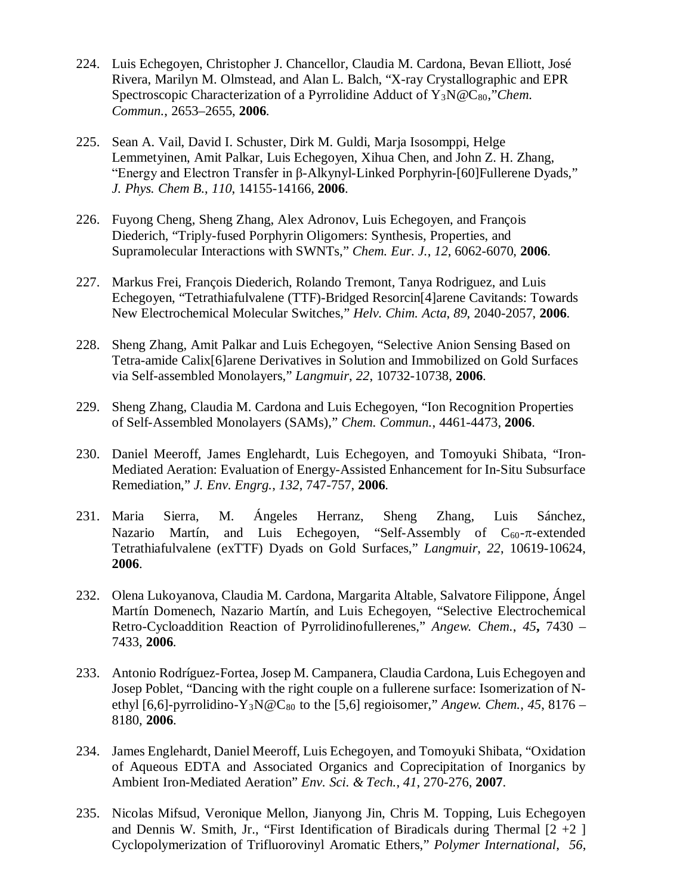224. Luis Echegoyen, Christopher J. Chancellor, Claudia M. Cardona, Bevan Elliott, José Rivera, Marilyn M. Olmstead, and Alan L. Balch, “X-ray Crystallographic and EPR Spectroscopic Characterization of a Pyrrolidine Adduct of $Y_3N@C_{80}$,” *Chem. Commun.*, 2653–2655, **2006**.

225. Sean A. Vail, David I. Schuster, Dirk M. Guldi, Marja Isosomppi, Helge Lemmetyinen, Amit Palkar, Luis Echegoyen, Xihua Chen, and John Z. H. Zhang, “Energy and Electron Transfer in β-Alkynyl-Linked Porphyrin-[60]Fullerene Dyads,” *J. Phys. Chem B.*, *110*, 14155-14166, **2006**.

226. Fuyong Cheng, Sheng Zhang, Alex Adronov, Luis Echegoyen, and François Diederich, “Triply-fused Porphyrin Oligomers: Synthesis, Properties, and Supramolecular Interactions with SWNTs,” *Chem. Eur. J.*, *12*, 6062-6070, **2006**.

227. Markus Frei, François Diederich, Rolando Tremont, Tanya Rodriguez, and Luis Echegoyen, “Tetrathiafulvalene (TTF)-Bridged Resorcin[4]arene Cavitands: Towards New Electrochemical Molecular Switches,” *Helv. Chim. Acta, 89*, 2040-2057, **2006**.

228. Sheng Zhang, Amit Palkar and Luis Echegoyen, “Selective Anion Sensing Based on Tetra-amide Calix[6]arene Derivatives in Solution and Immobilized on Gold Surfaces via Self-assembled Monolayers,” *Langmuir*, *22*, 10732-10738, **2006**.

229. Sheng Zhang, Claudia M. Cardona and Luis Echegoyen, “Ion Recognition Properties of Self-Assembled Monolayers (SAMs),” *Chem. Commun.*, 4461-4473, **2006**.

230. Daniel Meeroff, James Englehardt, Luis Echegoyen, and Tomoyuki Shibata, “Iron-Mediated Aeration: Evaluation of Energy-Assisted Enhancement for In-Situ Subsurface Remediation,” *J. Env. Engrg.*, *132*, 747-757, **2006**.

231. Maria Sierra, M. Ángeles Herranz, Sheng Zhang, Luis Sánchez, Nazario Martín, and Luis Echegoyen, “Self-Assembly of $C_{60}$-π-extended Tetrathiafulvalene (exTTF) Dyads on Gold Surfaces,” *Langmuir*, *22*, 10619-10624, **2006**.

232. Olena Lukoyanova, Claudia M. Cardona, Margarita Altable, Salvatore Filippone, Ángel Martín Domenech, Nazario Martín, and Luis Echegoyen, “Selective Electrochemical Retro-Cycloaddition Reaction of Pyrrolidinofullerenes,” *Angew. Chem.*, *45***,** 7430 – 7433, **2006**.

233. Antonio Rodríguez-Fortea, Josep M. Campanera, Claudia Cardona, Luis Echegoyen and Josep Poblet, “Dancing with the right couple on a fullerene surface: Isomerization of N-ethyl [6,6]-pyrrolidino-$Y_3N@C_{80}$ to the [5,6] regioisomer,” *Angew. Chem.*, *45*, 8176 – 8180, **2006**.

234. James Englehardt, Daniel Meeroff, Luis Echegoyen, and Tomoyuki Shibata, “Oxidation of Aqueous EDTA and Associated Organics and Coprecipitation of Inorganics by Ambient Iron-Mediated Aeration” *Env. Sci. & Tech.*, *41*, 270-276, **2007**.

235. Nicolas Mifsud, Veronique Mellon, Jianyong Jin, Chris M. Topping, Luis Echegoyen and Dennis W. Smith, Jr., “First Identification of Biradicals during Thermal [2 +2 ] Cyclopolymerization of Trifluorovinyl Aromatic Ethers,” *Polymer International*, *56*,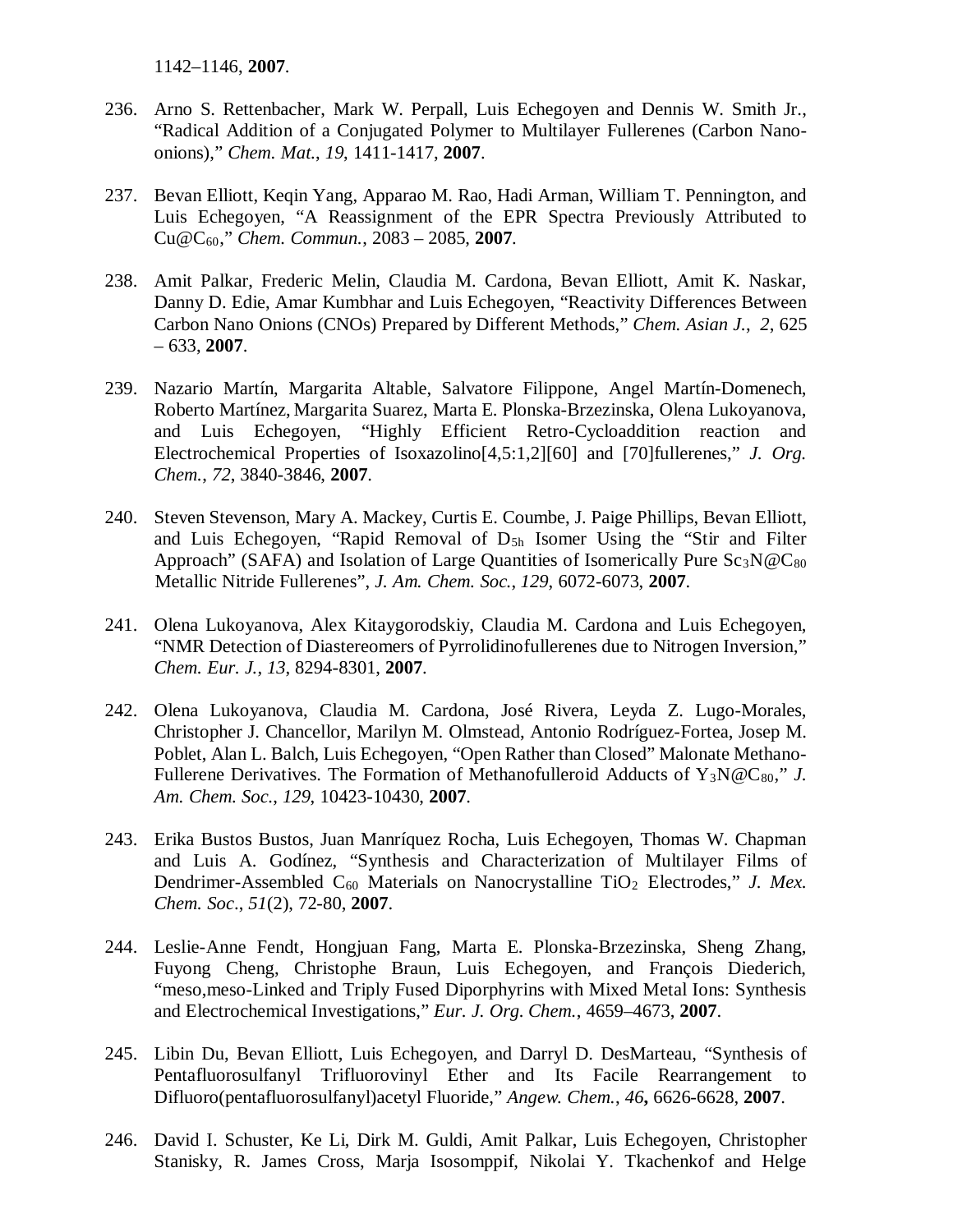1142–1146, **2007**.

236. Arno S. Rettenbacher, Mark W. Perpall, Luis Echegoyen and Dennis W. Smith Jr., "Radical Addition of a Conjugated Polymer to Multilayer Fullerenes (Carbon Nano-onions)," *Chem. Mat.*, *19*, 1411-1417, **2007**.

237. Bevan Elliott, Keqin Yang, Apparao M. Rao, Hadi Arman, William T. Pennington, and Luis Echegoyen, "A Reassignment of the EPR Spectra Previously Attributed to Cu@$C_{60}$," *Chem. Commun.*, 2083 – 2085, **2007**.

238. Amit Palkar, Frederic Melin, Claudia M. Cardona, Bevan Elliott, Amit K. Naskar, Danny D. Edie, Amar Kumbhar and Luis Echegoyen, "Reactivity Differences Between Carbon Nano Onions (CNOs) Prepared by Different Methods," *Chem. Asian J.*, *2*, 625 – 633, **2007**.

239. Nazario Martín, Margarita Altable, Salvatore Filippone, Angel Martín-Domenech, Roberto Martínez, Margarita Suarez, Marta E. Plonska-Brzezinska, Olena Lukoyanova, and Luis Echegoyen, "Highly Efficient Retro-Cycloaddition reaction and Electrochemical Properties of Isoxazolino[4,5:1,2][60] and [70]fullerenes," *J. Org. Chem.*, *72*, 3840-3846, **2007**.

240. Steven Stevenson, Mary A. Mackey, Curtis E. Coumbe, J. Paige Phillips, Bevan Elliott, and Luis Echegoyen, "Rapid Removal of $D_{5h}$ Isomer Using the "Stir and Filter Approach" (SAFA) and Isolation of Large Quantities of Isomerically Pure $Sc_3N@C_{80}$ Metallic Nitride Fullerenes", *J. Am. Chem. Soc.*, *129*, 6072-6073, **2007**.

241. Olena Lukoyanova, Alex Kitaygorodskiy, Claudia M. Cardona and Luis Echegoyen, "NMR Detection of Diastereomers of Pyrrolidinofullerenes due to Nitrogen Inversion," *Chem. Eur. J.*, *13*, 8294-8301, **2007**.

242. Olena Lukoyanova, Claudia M. Cardona, José Rivera, Leyda Z. Lugo-Morales, Christopher J. Chancellor, Marilyn M. Olmstead, Antonio Rodríguez-Fortea, Josep M. Poblet, Alan L. Balch, Luis Echegoyen, "Open Rather than Closed" Malonate Methano-Fullerene Derivatives. The Formation of Methanofulleroid Adducts of $Y_3N@C_{80}$," *J. Am. Chem. Soc.*, *129*, 10423-10430, **2007**.

243. Erika Bustos Bustos, Juan Manríquez Rocha, Luis Echegoyen, Thomas W. Chapman and Luis A. Godínez, "Synthesis and Characterization of Multilayer Films of Dendrimer-Assembled $C_{60}$ Materials on Nanocrystalline $TiO_2$ Electrodes," *J. Mex. Chem. Soc*., *51*(2), 72-80, **2007**.

244. Leslie-Anne Fendt, Hongjuan Fang, Marta E. Plonska-Brzezinska, Sheng Zhang, Fuyong Cheng, Christophe Braun, Luis Echegoyen, and François Diederich, "meso,meso-Linked and Triply Fused Diporphyrins with Mixed Metal Ions: Synthesis and Electrochemical Investigations," *Eur. J. Org. Chem.*, 4659–4673, **2007**.

245. Libin Du, Bevan Elliott, Luis Echegoyen, and Darryl D. DesMarteau, "Synthesis of Pentafluorosulfanyl Trifluorovinyl Ether and Its Facile Rearrangement to Difluoro(pentafluorosulfanyl)acetyl Fluoride," *Angew. Chem.*, *46***,** 6626-6628, **2007**.

246. David I. Schuster, Ke Li, Dirk M. Guldi, Amit Palkar, Luis Echegoyen, Christopher Stanisky, R. James Cross, Marja Isosomppif, Nikolai Y. Tkachenkof and Helge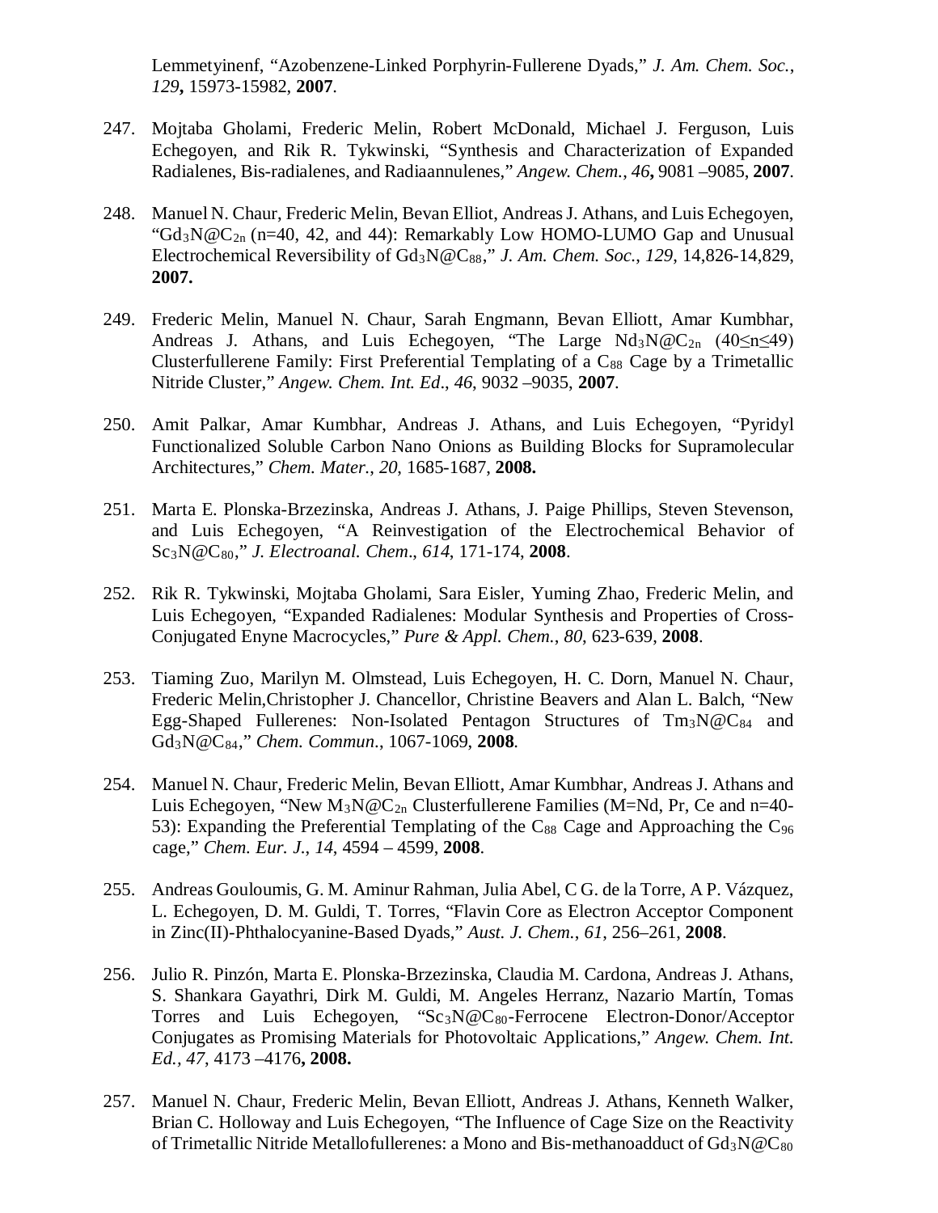Lemmetyinenf, “Azobenzene-Linked Porphyrin-Fullerene Dyads,” *J. Am. Chem. Soc.*, *129***,** 15973-15982, **2007**.

247. Mojtaba Gholami, Frederic Melin, Robert McDonald, Michael J. Ferguson, Luis Echegoyen, and Rik R. Tykwinski, “Synthesis and Characterization of Expanded Radialenes, Bis-radialenes, and Radiaannulenes,” *Angew. Chem.*, *46***,** 9081 –9085, **2007**.

248. Manuel N. Chaur, Frederic Melin, Bevan Elliot, Andreas J. Athans, and Luis Echegoyen, “$Gd_3N@C_{2n}$ (n=40, 42, and 44): Remarkably Low HOMO-LUMO Gap and Unusual Electrochemical Reversibility of $Gd_3N@C_{88}$,” *J. Am. Chem. Soc.*, *129*, 14,826-14,829, **2007.**

249. Frederic Melin, Manuel N. Chaur, Sarah Engmann, Bevan Elliott, Amar Kumbhar, Andreas J. Athans, and Luis Echegoyen, “The Large $Nd_3N@C_{2n}$ ($40 \leq n \leq 49$) Clusterfullerene Family: First Preferential Templating of a $C_{88}$ Cage by a Trimetallic Nitride Cluster,” *Angew. Chem. Int. Ed*., *46*, 9032 –9035, **2007**.

250. Amit Palkar, Amar Kumbhar, Andreas J. Athans, and Luis Echegoyen, “Pyridyl Functionalized Soluble Carbon Nano Onions as Building Blocks for Supramolecular Architectures,” *Chem. Mater.*, *20*, 1685-1687, **2008.**

251. Marta E. Plonska-Brzezinska, Andreas J. Athans, J. Paige Phillips, Steven Stevenson, and Luis Echegoyen, “A Reinvestigation of the Electrochemical Behavior of $Sc_3N@C_{80}$,” *J. Electroanal. Chem*., *614*, 171-174, **2008**.

252. Rik R. Tykwinski, Mojtaba Gholami, Sara Eisler, Yuming Zhao, Frederic Melin, and Luis Echegoyen, “Expanded Radialenes: Modular Synthesis and Properties of Cross-Conjugated Enyne Macrocycles,” *Pure & Appl. Chem.*, *80*, 623-639, **2008**.

253. Tiaming Zuo, Marilyn M. Olmstead, Luis Echegoyen, H. C. Dorn, Manuel N. Chaur, Frederic Melin,Christopher J. Chancellor, Christine Beavers and Alan L. Balch, “New Egg-Shaped Fullerenes: Non-Isolated Pentagon Structures of $Tm_3N@C_{84}$ and $Gd_3N@C_{84}$,” *Chem. Commun.*, 1067-1069, **2008**.

254. Manuel N. Chaur, Frederic Melin, Bevan Elliott, Amar Kumbhar, Andreas J. Athans and Luis Echegoyen, “New $M_3N@C_{2n}$ Clusterfullerene Families (M=Nd, Pr, Ce and n=40-53): Expanding the Preferential Templating of the $C_{88}$ Cage and Approaching the $C_{96}$ cage,” *Chem. Eur. J.*, *14*, 4594 – 4599, **2008**.

255. Andreas Gouloumis, G. M. Aminur Rahman, Julia Abel, C G. de la Torre, A P. Vázquez, L. Echegoyen, D. M. Guldi, T. Torres, “Flavin Core as Electron Acceptor Component in Zinc(II)-Phthalocyanine-Based Dyads,” *Aust. J. Chem.*, *61*, 256–261, **2008**.

256. Julio R. Pinzón, Marta E. Plonska-Brzezinska, Claudia M. Cardona, Andreas J. Athans, S. Shankara Gayathri, Dirk M. Guldi, M. Angeles Herranz, Nazario Martín, Tomas Torres and Luis Echegoyen, “$Sc_3N@C_{80}$-Ferrocene Electron-Donor/Acceptor Conjugates as Promising Materials for Photovoltaic Applications,” *Angew. Chem. Int. Ed.*, *47*, 4173 –4176**, 2008.**

257. Manuel N. Chaur, Frederic Melin, Bevan Elliott, Andreas J. Athans, Kenneth Walker, Brian C. Holloway and Luis Echegoyen, “The Influence of Cage Size on the Reactivity of Trimetallic Nitride Metallofullerenes: a Mono and Bis-methanoadduct of $Gd_3N@C_{80}$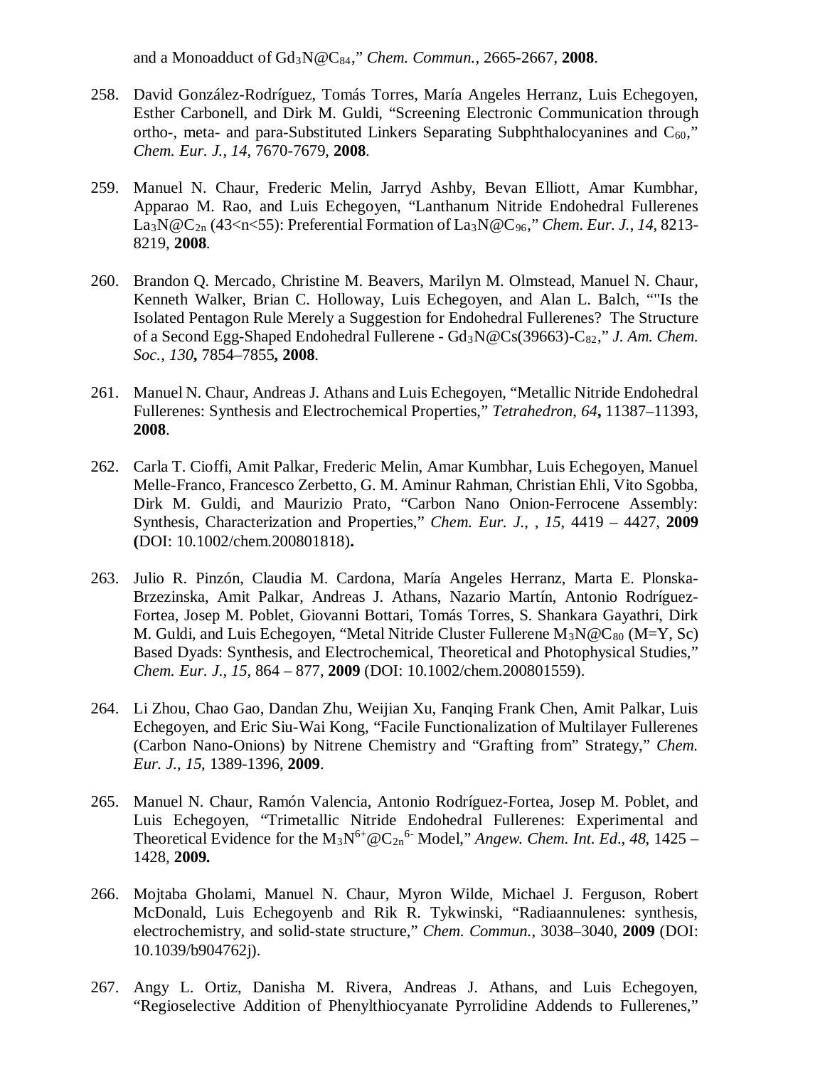and a Monoadduct of $Gd_3N@C_{84}$," *Chem. Commun.*, 2665-2667, **2008**.

258. David González-Rodríguez, Tomás Torres, María Angeles Herranz, Luis Echegoyen, Esther Carbonell, and Dirk M. Guldi, "Screening Electronic Communication through ortho-, meta- and para-Substituted Linkers Separating Subphthalocyanines and $C_{60}$," *Chem. Eur. J.*, *14*, 7670-7679, **2008**.

259. Manuel N. Chaur, Frederic Melin, Jarryd Ashby, Bevan Elliott, Amar Kumbhar, Apparao M. Rao, and Luis Echegoyen, "Lanthanum Nitride Endohedral Fullerenes $La_3N@C_{2n}$ ($43<n<55$): Preferential Formation of $La_3N@C_{96}$," *Chem. Eur. J.*, *14*, 8213-8219, **2008**.

260. Brandon Q. Mercado, Christine M. Beavers, Marilyn M. Olmstead, Manuel N. Chaur, Kenneth Walker, Brian C. Holloway, Luis Echegoyen, and Alan L. Balch, ""Is the Isolated Pentagon Rule Merely a Suggestion for Endohedral Fullerenes? The Structure of a Second Egg-Shaped Endohedral Fullerene - $Gd_3N@Cs(39663)$-$C_{82}$," *J. Am. Chem. Soc.*, *130***,** 7854–7855**, 2008**.

261. Manuel N. Chaur, Andreas J. Athans and Luis Echegoyen, "Metallic Nitride Endohedral Fullerenes: Synthesis and Electrochemical Properties," *Tetrahedron*, *64***,** 11387–11393, **2008**.

262. Carla T. Cioffi, Amit Palkar, Frederic Melin, Amar Kumbhar, Luis Echegoyen, Manuel Melle-Franco, Francesco Zerbetto, G. M. Aminur Rahman, Christian Ehli, Vito Sgobba, Dirk M. Guldi, and Maurizio Prato, "Carbon Nano Onion-Ferrocene Assembly: Synthesis, Characterization and Properties," *Chem. Eur. J.*, , *15*, 4419 – 4427, **2009 (**DOI: 10.1002/chem.200801818)**.**

263. Julio R. Pinzón, Claudia M. Cardona, María Angeles Herranz, Marta E. Plonska-Brzezinska, Amit Palkar, Andreas J. Athans, Nazario Martín, Antonio Rodríguez-Fortea, Josep M. Poblet, Giovanni Bottari, Tomás Torres, S. Shankara Gayathri, Dirk M. Guldi, and Luis Echegoyen, "Metal Nitride Cluster Fullerene $M_3N@C_{80}$ (M=Y, Sc) Based Dyads: Synthesis, and Electrochemical, Theoretical and Photophysical Studies," *Chem. Eur. J.*, *15*, 864 – 877, **2009** (DOI: 10.1002/chem.200801559).

264. Li Zhou, Chao Gao, Dandan Zhu, Weijian Xu, Fanqing Frank Chen, Amit Palkar, Luis Echegoyen, and Eric Siu-Wai Kong, "Facile Functionalization of Multilayer Fullerenes (Carbon Nano-Onions) by Nitrene Chemistry and "Grafting from" Strategy," *Chem. Eur. J.*, *15*, 1389-1396, **2009**.

265. Manuel N. Chaur, Ramón Valencia, Antonio Rodríguez-Fortea, Josep M. Poblet, and Luis Echegoyen, "Trimetallic Nitride Endohedral Fullerenes: Experimental and Theoretical Evidence for the $M_3N^{6+}@C_{2n}^{6-}$ Model," *Angew. Chem. Int. Ed*., *48*, 1425 – 1428, **2009.**

266. Mojtaba Gholami, Manuel N. Chaur, Myron Wilde, Michael J. Ferguson, Robert McDonald, Luis Echegoyenb and Rik R. Tykwinski, "Radiaannulenes: synthesis, electrochemistry, and solid-state structure," *Chem. Commun.*, 3038–3040, **2009** (DOI: 10.1039/b904762j).

267. Angy L. Ortiz, Danisha M. Rivera, Andreas J. Athans, and Luis Echegoyen, "Regioselective Addition of Phenylthiocyanate Pyrrolidine Addends to Fullerenes,"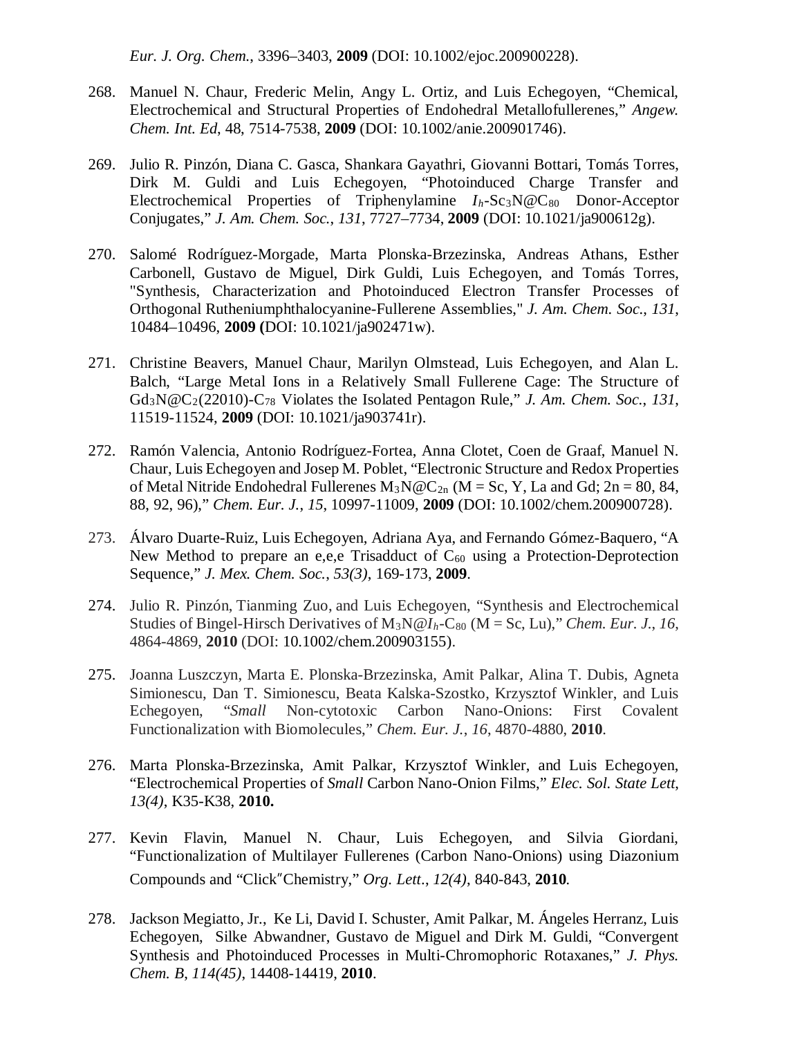*Eur. J. Org. Chem.*, 3396–3403, **2009** (DOI: 10.1002/ejoc.200900228).

268. Manuel N. Chaur, Frederic Melin, Angy L. Ortiz, and Luis Echegoyen, "Chemical, Electrochemical and Structural Properties of Endohedral Metallofullerenes," *Angew. Chem. Int. Ed*, 48, 7514-7538, **2009** (DOI: 10.1002/anie.200901746).

269. Julio R. Pinzón, Diana C. Gasca, Shankara Gayathri, Giovanni Bottari, Tomás Torres, Dirk M. Guldi and Luis Echegoyen, "Photoinduced Charge Transfer and Electrochemical Properties of Triphenylamine $I_h$-$Sc_3N@C_{80}$ Donor-Acceptor Conjugates," *J. Am. Chem. Soc.*, *131*, 7727–7734, **2009** (DOI: 10.1021/ja900612g).

270. Salomé Rodríguez-Morgade, Marta Plonska-Brzezinska, Andreas Athans, Esther Carbonell, Gustavo de Miguel, Dirk Guldi, Luis Echegoyen, and Tomás Torres, "Synthesis, Characterization and Photoinduced Electron Transfer Processes of Orthogonal Rutheniumphthalocyanine-Fullerene Assemblies," *J. Am. Chem. Soc.*, *131*, 10484–10496, **2009 (**DOI: 10.1021/ja902471w).

271. Christine Beavers, Manuel Chaur, Marilyn Olmstead, Luis Echegoyen, and Alan L. Balch, "Large Metal Ions in a Relatively Small Fullerene Cage: The Structure of $Gd_3N@C_2(22010)$-$C_{78}$ Violates the Isolated Pentagon Rule," *J. Am. Chem. Soc.*, *131*, 11519-11524, **2009** (DOI: 10.1021/ja903741r).

272. Ramón Valencia, Antonio Rodríguez-Fortea, Anna Clotet, Coen de Graaf, Manuel N. Chaur, Luis Echegoyen and Josep M. Poblet, "Electronic Structure and Redox Properties of Metal Nitride Endohedral Fullerenes $M_3N@C_{2n}$ (M = Sc, Y, La and Gd; 2n = 80, 84, 88, 92, 96)," *Chem. Eur. J.*, *15*, 10997-11009, **2009** (DOI: 10.1002/chem.200900728).

273. Álvaro Duarte-Ruiz, Luis Echegoyen, Adriana Aya, and Fernando Gómez-Baquero, "A New Method to prepare an e,e,e Trisadduct of $C_{60}$ using a Protection-Deprotection Sequence," *J. Mex. Chem. Soc.*, *53(3)*, 169-173, **2009**.

274. Julio R. Pinzón, Tianming Zuo, and Luis Echegoyen, "Synthesis and Electrochemical Studies of Bingel-Hirsch Derivatives of $M_3N@I_h$-$C_{80}$ (M = Sc, Lu)," *Chem. Eur. J.*, *16*, 4864-4869, **2010** (DOI: 10.1002/chem.200903155).

275. Joanna Luszczyn, Marta E. Plonska-Brzezinska, Amit Palkar, Alina T. Dubis, Agneta Simionescu, Dan T. Simionescu, Beata Kalska-Szostko, Krzysztof Winkler, and Luis Echegoyen, "*Small* Non-cytotoxic Carbon Nano-Onions: First Covalent Functionalization with Biomolecules," *Chem. Eur. J.*, *16*, 4870-4880, **2010**.

276. Marta Plonska-Brzezinska, Amit Palkar, Krzysztof Winkler, and Luis Echegoyen, "Electrochemical Properties of *Small* Carbon Nano-Onion Films," *Elec. Sol. State Lett*, *13(4)*, K35-K38, **2010.**

277. Kevin Flavin, Manuel N. Chaur, Luis Echegoyen, and Silvia Giordani, "Functionalization of Multilayer Fullerenes (Carbon Nano-Onions) using Diazonium Compounds and "Click"Chemistry," *Org. Lett.*, *12(4)*, 840-843, **2010**.

278. Jackson Megiatto, Jr., Ke Li, David I. Schuster, Amit Palkar, M. Ángeles Herranz, Luis Echegoyen, Silke Abwandner, Gustavo de Miguel and Dirk M. Guldi, "Convergent Synthesis and Photoinduced Processes in Multi-Chromophoric Rotaxanes," *J. Phys. Chem. B*, *114(45)*, 14408-14419, **2010**.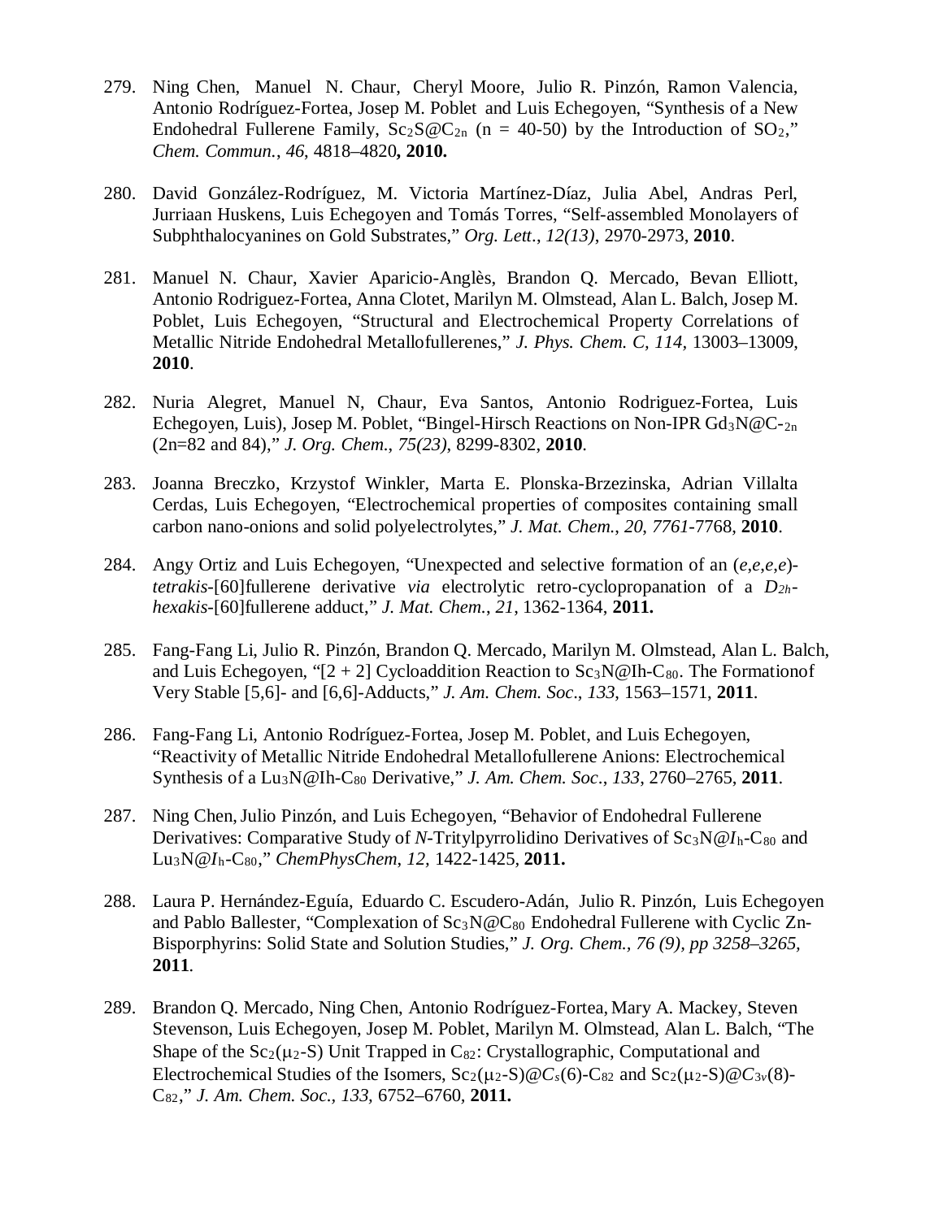279. Ning Chen, Manuel N. Chaur, Cheryl Moore, Julio R. Pinzón, Ramon Valencia, Antonio Rodríguez-Fortea, Josep M. Poblet and Luis Echegoyen, "Synthesis of a New Endohedral Fullerene Family, $Sc_2S@C_{2n}$ (n = 40-50) by the Introduction of $SO_2$," *Chem. Commun.*, *46*, 4818–4820**, 2010.**

280. David González-Rodríguez, M. Victoria Martínez-Díaz, Julia Abel, Andras Perl, Jurriaan Huskens, Luis Echegoyen and Tomás Torres, "Self-assembled Monolayers of Subphthalocyanines on Gold Substrates," *Org. Lett*., *12(13)*, 2970-2973, **2010**.

281. Manuel N. Chaur, Xavier Aparicio-Anglès, Brandon Q. Mercado, Bevan Elliott, Antonio Rodriguez-Fortea, Anna Clotet, Marilyn M. Olmstead, Alan L. Balch, Josep M. Poblet, Luis Echegoyen, "Structural and Electrochemical Property Correlations of Metallic Nitride Endohedral Metallofullerenes," *J. Phys. Chem. C*, *114*, 13003–13009, **2010**.

282. Nuria Alegret, Manuel N, Chaur, Eva Santos, Antonio Rodriguez-Fortea, Luis Echegoyen, Luis), Josep M. Poblet, "Bingel-Hirsch Reactions on Non-IPR $Gd_3N@C\text{-}_{2n}$ (2n=82 and 84)," *J. Org. Chem*., *75(23)*, 8299-8302, **2010**.

283. Joanna Breczko, Krzystof Winkler, Marta E. Plonska-Brzezinska, Adrian Villalta Cerdas, Luis Echegoyen, "Electrochemical properties of composites containing small carbon nano-onions and solid polyelectrolytes," *J. Mat. Chem.*, *20*, *7761*-7768, **2010**.

284. Angy Ortiz and Luis Echegoyen, "Unexpected and selective formation of an (*e*,*e*,*e*,*e*)-*tetrakis*-[60]fullerene derivative *via* electrolytic retro-cyclopropanation of a $D_{2h}$-*hexakis*-[60]fullerene adduct," *J. Mat. Chem.*, *21*, 1362-1364, **2011.**

285. Fang-Fang Li, Julio R. Pinzón, Brandon Q. Mercado, Marilyn M. Olmstead, Alan L. Balch, and Luis Echegoyen, "[2 + 2] Cycloaddition Reaction to $Sc_3N@Ih\text{-}C_{80}$. The Formationof Very Stable [5,6]- and [6,6]-Adducts," *J. Am. Chem. Soc*., *133*, 1563–1571, **2011**.

286. Fang-Fang Li, Antonio Rodríguez-Fortea, Josep M. Poblet, and Luis Echegoyen, "Reactivity of Metallic Nitride Endohedral Metallofullerene Anions: Electrochemical Synthesis of a $Lu_3N@Ih\text{-}C_{80}$ Derivative," *J. Am. Chem. Soc*., *133*, 2760–2765, **2011**.

287. Ning Chen, Julio Pinzón, and Luis Echegoyen, "Behavior of Endohedral Fullerene Derivatives: Comparative Study of *N*-Tritylpyrrolidino Derivatives of $Sc_3N@I_h\text{-}C_{80}$ and $Lu_3N@I_h\text{-}C_{80}$," *ChemPhysChem*, *12,* 1422-1425, **2011.**

288. Laura P. Hernández-Eguía, Eduardo C. Escudero-Adán, Julio R. Pinzón, Luis Echegoyen and Pablo Ballester, "Complexation of $Sc_3N@C_{80}$ Endohedral Fullerene with Cyclic Zn-Bisporphyrins: Solid State and Solution Studies," *J. Org. Chem., 76 (9), pp 3258–3265,* **2011**.

289. Brandon Q. Mercado, Ning Chen, Antonio Rodríguez-Fortea, Mary A. Mackey, Steven Stevenson, Luis Echegoyen, Josep M. Poblet, Marilyn M. Olmstead, Alan L. Balch, "The Shape of the $Sc_2(\mu_2\text{-}S)$ Unit Trapped in $C_{82}$: Crystallographic, Computational and Electrochemical Studies of the Isomers, $Sc_2(\mu_2\text{-}S)@C_s(6)\text{-}C_{82}$ and $Sc_2(\mu_2\text{-}S)@C_{3v}(8)\text{-}C_{82}$," *J. Am. Chem. Soc.*, *133,* 6752–6760*,* **2011.**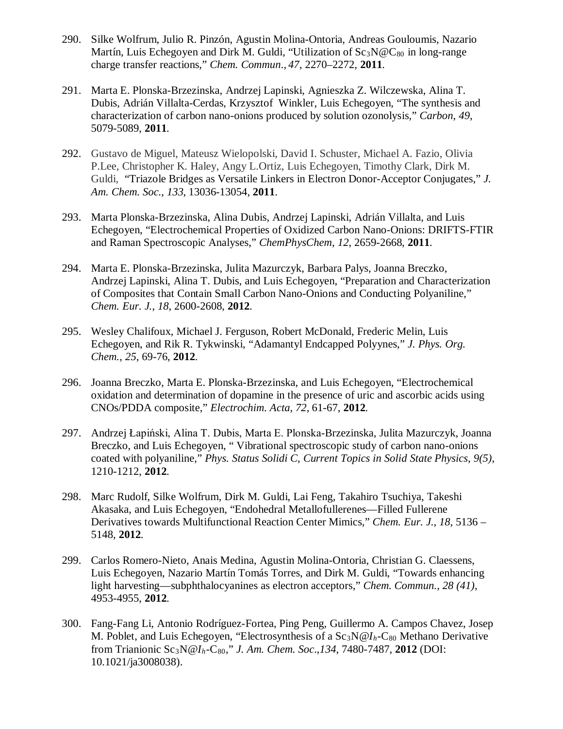290. Silke Wolfrum, Julio R. Pinzón, Agustin Molina-Ontoria, Andreas Gouloumis, Nazario Martín, Luis Echegoyen and Dirk M. Guldi, "Utilization of $Sc_3N@C_{80}$ in long-range charge transfer reactions," *Chem. Commun.*, *47*, 2270–2272, **2011**.

291. Marta E. Plonska-Brzezinska, Andrzej Lapinski, Agnieszka Z. Wilczewska, Alina T. Dubis, Adrián Villalta-Cerdas, Krzysztof Winkler, Luis Echegoyen, "The synthesis and characterization of carbon nano-onions produced by solution ozonolysis," *Carbon*, *49*, 5079-5089, **2011**.

292. Gustavo de Miguel, Mateusz Wielopolski, David I. Schuster, Michael A. Fazio, Olivia P.Lee, Christopher K. Haley, Angy L.Ortiz, Luis Echegoyen, Timothy Clark, Dirk M. Guldi, "Triazole Bridges as Versatile Linkers in Electron Donor-Acceptor Conjugates," *J. Am. Chem. Soc.*, *133*, 13036-13054, **2011**.

293. Marta Plonska-Brzezinska, Alina Dubis, Andrzej Lapinski, Adrián Villalta, and Luis Echegoyen, "Electrochemical Properties of Oxidized Carbon Nano-Onions: DRIFTS-FTIR and Raman Spectroscopic Analyses," *ChemPhysChem*, *12*, 2659-2668, **2011**.

294. Marta E. Plonska-Brzezinska, Julita Mazurczyk, Barbara Palys, Joanna Breczko, Andrzej Lapinski, Alina T. Dubis, and Luis Echegoyen, "Preparation and Characterization of Composites that Contain Small Carbon Nano-Onions and Conducting Polyaniline," *Chem. Eur. J.*, *18*, 2600-2608, **2012**.

295. Wesley Chalifoux, Michael J. Ferguson, Robert McDonald, Frederic Melin, Luis Echegoyen, and Rik R. Tykwinski, "Adamantyl Endcapped Polyynes," *J. Phys. Org. Chem.*, *25*, 69-76, **2012**.

296. Joanna Breczko, Marta E. Plonska-Brzezinska, and Luis Echegoyen, "Electrochemical oxidation and determination of dopamine in the presence of uric and ascorbic acids using CNOs/PDDA composite," *Electrochim. Acta*, *72*, 61-67, **2012**.

297. Andrzej Łapiński, Alina T. Dubis, Marta E. Plonska-Brzezinska, Julita Mazurczyk, Joanna Breczko, and Luis Echegoyen, " Vibrational spectroscopic study of carbon nano-onions coated with polyaniline," *Phys. Status Solidi C, Current Topics in Solid State Physics*, *9(5)*, 1210-1212, **2012**.

298. Marc Rudolf, Silke Wolfrum, Dirk M. Guldi, Lai Feng, Takahiro Tsuchiya, Takeshi Akasaka, and Luis Echegoyen, "Endohedral Metallofullerenes—Filled Fullerene Derivatives towards Multifunctional Reaction Center Mimics," *Chem. Eur. J.*, *18*, 5136 – 5148, **2012**.

299. Carlos Romero-Nieto, Anais Medina, Agustin Molina-Ontoria, Christian G. Claessens, Luis Echegoyen, Nazario Martín Tomás Torres, and Dirk M. Guldi, "Towards enhancing light harvesting—subphthalocyanines as electron acceptors," *Chem. Commun.*, *28 (41)*, 4953-4955, **2012**.

300. Fang-Fang Li, Antonio Rodríguez-Fortea, Ping Peng, Guillermo A. Campos Chavez, Josep M. Poblet, and Luis Echegoyen, "Electrosynthesis of a $Sc_3N@I_h$-$C_{80}$ Methano Derivative from Trianionic $Sc_3N@I_h$-$C_{80}$," *J. Am. Chem. Soc.*,*134*, 7480-7487, **2012** (DOI: 10.1021/ja3008038).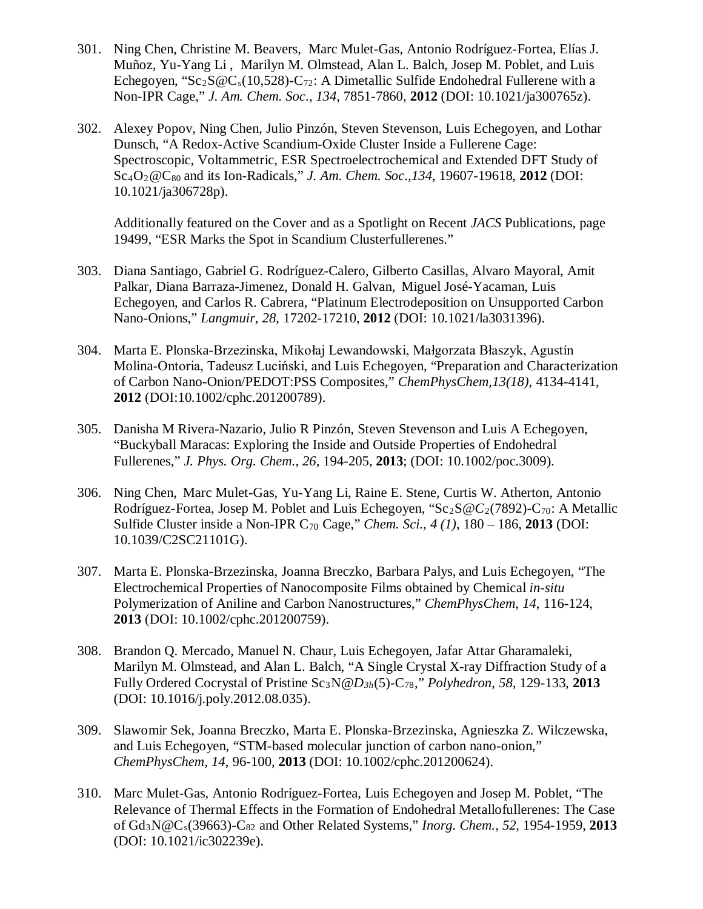301. Ning Chen, Christine M. Beavers, Marc Mulet-Gas, Antonio Rodríguez-Fortea, Elías J. Muñoz, Yu-Yang Li , Marilyn M. Olmstead, Alan L. Balch, Josep M. Poblet, and Luis Echegoyen, "$Sc_2S@C_s(10,528)$-$C_{72}$: A Dimetallic Sulfide Endohedral Fullerene with a Non-IPR Cage," *J. Am. Chem. Soc., 134*, 7851-7860, **2012** (DOI: 10.1021/ja300765z).

302. Alexey Popov, Ning Chen, Julio Pinzón, Steven Stevenson, Luis Echegoyen, and Lothar Dunsch, "A Redox-Active Scandium-Oxide Cluster Inside a Fullerene Cage: Spectroscopic, Voltammetric, ESR Spectroelectrochemical and Extended DFT Study of $Sc_4O_2@C_{80}$ and its Ion-Radicals," *J. Am. Chem. Soc.,134*, 19607-19618, **2012** (DOI: 10.1021/ja306728p).

    Additionally featured on the Cover and as a Spotlight on Recent *JACS* Publications, page 19499, "ESR Marks the Spot in Scandium Clusterfullerenes."

303. Diana Santiago, Gabriel G. Rodríguez-Calero, Gilberto Casillas, Alvaro Mayoral, Amit Palkar, Diana Barraza-Jimenez, Donald H. Galvan, Miguel José-Yacaman, Luis Echegoyen, and Carlos R. Cabrera, "Platinum Electrodeposition on Unsupported Carbon Nano-Onions," *Langmuir, 28*, 17202-17210, **2012** (DOI: 10.1021/la3031396).

304. Marta E. Plonska-Brzezinska, Mikołaj Lewandowski, Małgorzata Błaszyk, Agustín Molina-Ontoria, Tadeusz Luciński, and Luis Echegoyen, "Preparation and Characterization of Carbon Nano-Onion/PEDOT:PSS Composites," *ChemPhysChem,13(18)*, 4134-4141, **2012** (DOI:10.1002/cphc.201200789).

305. Danisha M Rivera-Nazario, Julio R Pinzón, Steven Stevenson and Luis A Echegoyen, "Buckyball Maracas: Exploring the Inside and Outside Properties of Endohedral Fullerenes," *J. Phys. Org. Chem., 26*, 194-205, **2013**; (DOI: 10.1002/poc.3009).

306. Ning Chen, Marc Mulet-Gas, Yu-Yang Li, Raine E. Stene, Curtis W. Atherton, Antonio Rodríguez-Fortea, Josep M. Poblet and Luis Echegoyen, "$Sc_2S@C_2(7892)$-$C_{70}$: A Metallic Sulfide Cluster inside a Non-IPR $C_{70}$ Cage," *Chem. Sci., 4 (1)*, 180 – 186, **2013** (DOI: 10.1039/C2SC21101G).

307. Marta E. Plonska-Brzezinska, Joanna Breczko, Barbara Palys, and Luis Echegoyen, "The Electrochemical Properties of Nanocomposite Films obtained by Chemical *in-situ* Polymerization of Aniline and Carbon Nanostructures," *ChemPhysChem*, *14*, 116-124, **2013** (DOI: 10.1002/cphc.201200759).

308. Brandon Q. Mercado, Manuel N. Chaur, Luis Echegoyen, Jafar Attar Gharamaleki, Marilyn M. Olmstead, and Alan L. Balch, "A Single Crystal X-ray Diffraction Study of a Fully Ordered Cocrystal of Pristine $Sc_3N@D_{3h}(5)$-$C_{78}$," *Polyhedron, 58*, 129-133, **2013** (DOI: 10.1016/j.poly.2012.08.035).

309. Slawomir Sek, Joanna Breczko, Marta E. Plonska-Brzezinska, Agnieszka Z. Wilczewska, and Luis Echegoyen, "STM-based molecular junction of carbon nano-onion," *ChemPhysChem, 14*, 96-100, **2013** (DOI: 10.1002/cphc.201200624).

310. Marc Mulet-Gas, Antonio Rodríguez-Fortea, Luis Echegoyen and Josep M. Poblet, "The Relevance of Thermal Effects in the Formation of Endohedral Metallofullerenes: The Case of $Gd_3N@C_s(39663)$-$C_{82}$ and Other Related Systems," *Inorg. Chem.*, *52*, 1954-1959, **2013** (DOI: 10.1021/ic302239e).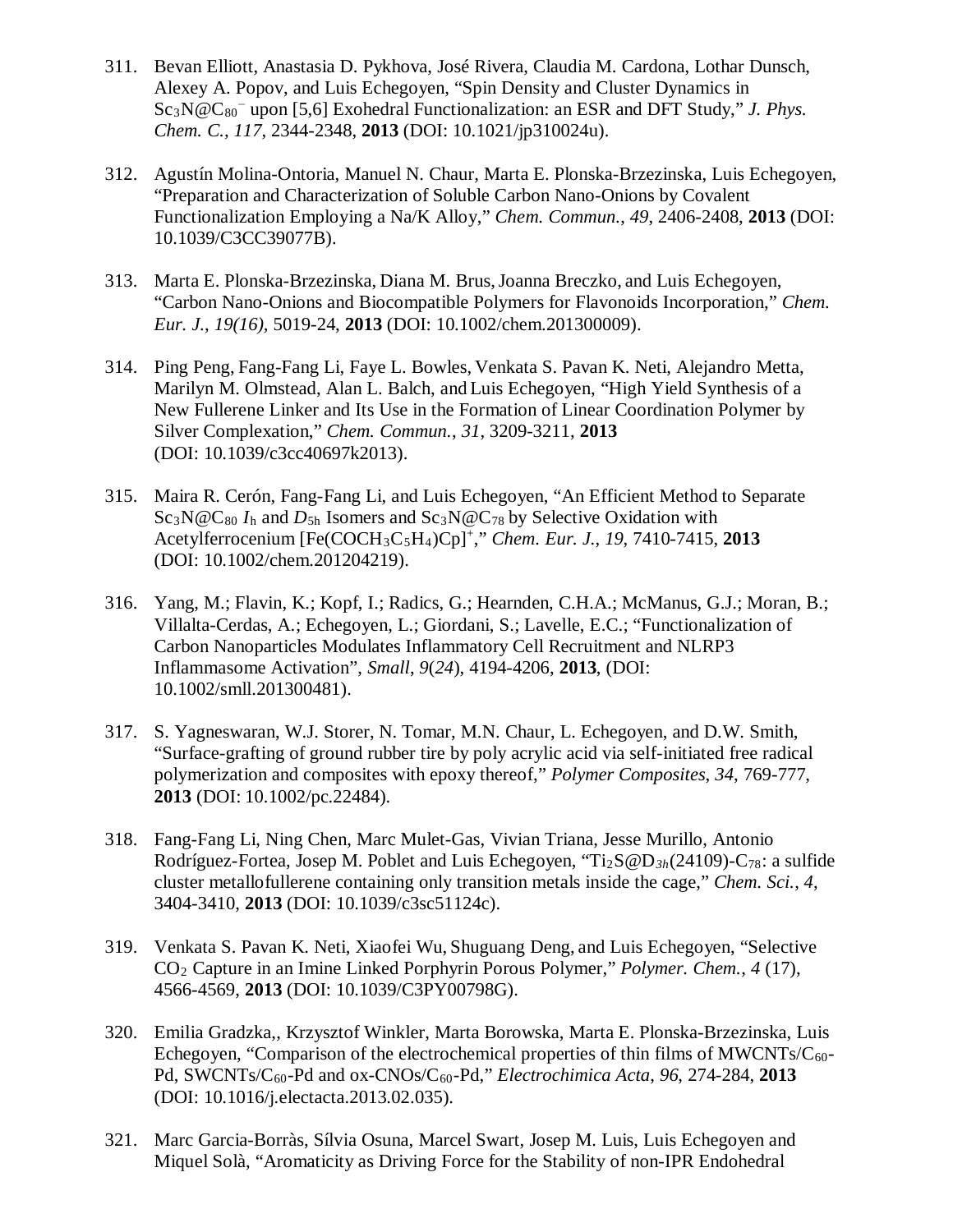311. Bevan Elliott, Anastasia D. Pykhova, José Rivera, Claudia M. Cardona, Lothar Dunsch, Alexey A. Popov, and Luis Echegoyen, "Spin Density and Cluster Dynamics in $Sc_3N@C_{80}^-$ upon [5,6] Exohedral Functionalization: an ESR and DFT Study," *J. Phys. Chem. C.*, *117*, 2344-2348, **2013** (DOI: 10.1021/jp310024u).

312. Agustín Molina-Ontoria, Manuel N. Chaur, Marta E. Plonska-Brzezinska, Luis Echegoyen, "Preparation and Characterization of Soluble Carbon Nano-Onions by Covalent Functionalization Employing a Na/K Alloy," *Chem. Commun.*, *49*, 2406-2408, **2013** (DOI: 10.1039/C3CC39077B).

313. Marta E. Plonska-Brzezinska, Diana M. Brus, Joanna Breczko, and Luis Echegoyen, "Carbon Nano-Onions and Biocompatible Polymers for Flavonoids Incorporation," *Chem. Eur. J.*, *19(16)*, 5019-24, **2013** (DOI: 10.1002/chem.201300009).

314. Ping Peng, Fang-Fang Li, Faye L. Bowles, Venkata S. Pavan K. Neti, Alejandro Metta, Marilyn M. Olmstead, Alan L. Balch, and Luis Echegoyen, "High Yield Synthesis of a New Fullerene Linker and Its Use in the Formation of Linear Coordination Polymer by Silver Complexation," *Chem. Commun.*, *31*, 3209-3211, **2013** (DOI: 10.1039/c3cc40697k2013).

315. Maira R. Cerón, Fang-Fang Li, and Luis Echegoyen, "An Efficient Method to Separate $Sc_3N@C_{80}$ $I_h$ and $D_{5h}$ Isomers and $Sc_3N@C_{78}$ by Selective Oxidation with Acetylferrocenium $[Fe(COCH_3C_5H_4)Cp]^+$," *Chem. Eur. J.*, *19*, 7410-7415, **2013** (DOI: 10.1002/chem.201204219).

316. Yang, M.; Flavin, K.; Kopf, I.; Radics, G.; Hearnden, C.H.A.; McManus, G.J.; Moran, B.; Villalta-Cerdas, A.; Echegoyen, L.; Giordani, S.; Lavelle, E.C.; "Functionalization of Carbon Nanoparticles Modulates Inflammatory Cell Recruitment and NLRP3 Inflammasome Activation", *Small*, *9*(*24*), 4194-4206, **2013**, (DOI: 10.1002/smll.201300481).

317. S. Yagneswaran, W.J. Storer, N. Tomar, M.N. Chaur, L. Echegoyen, and D.W. Smith, "Surface-grafting of ground rubber tire by poly acrylic acid via self-initiated free radical polymerization and composites with epoxy thereof," *Polymer Composites*, *34*, 769-777, **2013** (DOI: 10.1002/pc.22484).

318. Fang-Fang Li, Ning Chen, Marc Mulet-Gas, Vivian Triana, Jesse Murillo, Antonio Rodríguez-Fortea, Josep M. Poblet and Luis Echegoyen, "$Ti_2S@D_{3h}(24109)$-$C_{78}$: a sulfide cluster metallofullerene containing only transition metals inside the cage," *Chem. Sci.*, *4*, 3404-3410, **2013** (DOI: 10.1039/c3sc51124c).

319. Venkata S. Pavan K. Neti, Xiaofei Wu, Shuguang Deng, and Luis Echegoyen, "Selective $CO_2$ Capture in an Imine Linked Porphyrin Porous Polymer," *Polymer. Chem.*, *4* (17), 4566-4569, **2013** (DOI: 10.1039/C3PY00798G).

320. Emilia Gradzka,, Krzysztof Winkler, Marta Borowska, Marta E. Plonska-Brzezinska, Luis Echegoyen, "Comparison of the electrochemical properties of thin films of MWCNTs/$C_{60}$-Pd, SWCNTs/$C_{60}$-Pd and ox-CNOs/$C_{60}$-Pd," *Electrochimica Acta*, *96*, 274-284, **2013** (DOI: 10.1016/j.electacta.2013.02.035).

321. Marc Garcia-Borràs, Sílvia Osuna, Marcel Swart, Josep M. Luis, Luis Echegoyen and Miquel Solà, "Aromaticity as Driving Force for the Stability of non-IPR Endohedral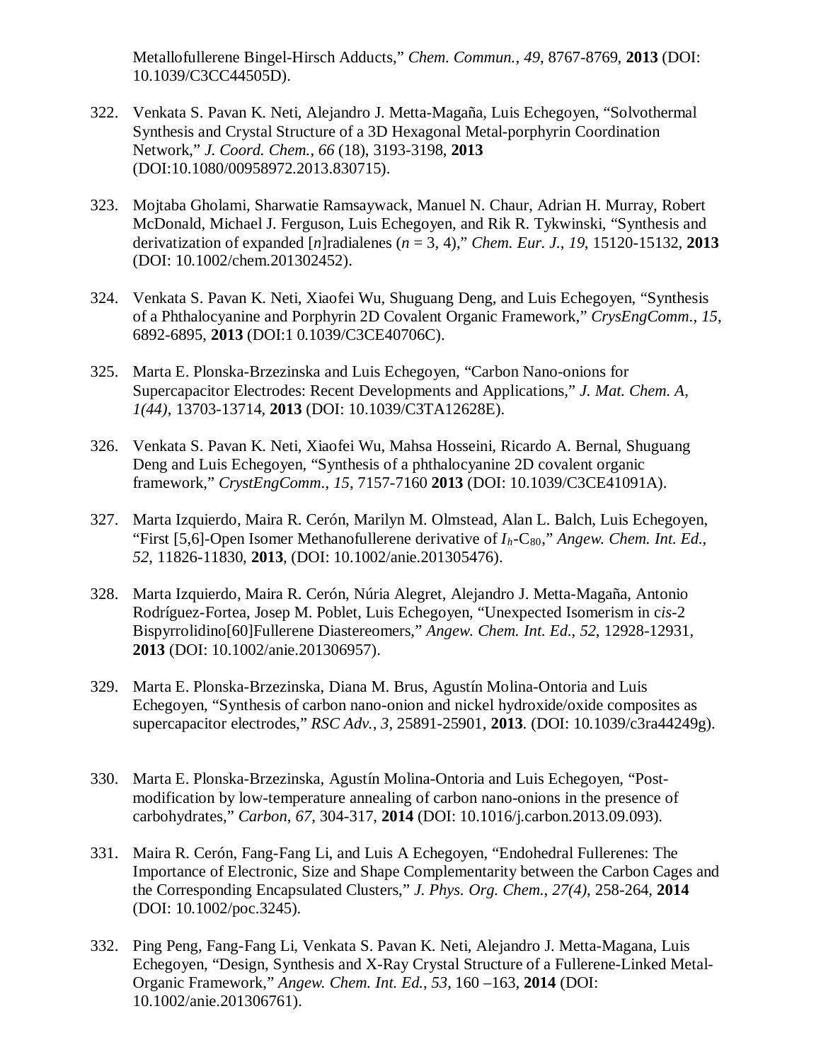Metallofullerene Bingel-Hirsch Adducts," *Chem. Commun.*, *49*, 8767-8769, **2013** (DOI: 10.1039/C3CC44505D).

322. Venkata S. Pavan K. Neti, Alejandro J. Metta-Magaña, Luis Echegoyen, "Solvothermal Synthesis and Crystal Structure of a 3D Hexagonal Metal-porphyrin Coordination Network," *J. Coord. Chem.*, *66* (18), 3193-3198, **2013** (DOI:10.1080/00958972.2013.830715).

323. Mojtaba Gholami, Sharwatie Ramsaywack, Manuel N. Chaur, Adrian H. Murray, Robert McDonald, Michael J. Ferguson, Luis Echegoyen, and Rik R. Tykwinski, "Synthesis and derivatization of expanded [*n*]radialenes ($n$ = 3, 4)," *Chem. Eur. J.*, *19*, 15120-15132, **2013** (DOI: 10.1002/chem.201302452).

324. Venkata S. Pavan K. Neti, Xiaofei Wu, Shuguang Deng, and Luis Echegoyen, "Synthesis of a Phthalocyanine and Porphyrin 2D Covalent Organic Framework," *CrysEngComm.*, *15*, 6892-6895, **2013** (DOI:1 0.1039/C3CE40706C).

325. Marta E. Plonska-Brzezinska and Luis Echegoyen, "Carbon Nano-onions for Supercapacitor Electrodes: Recent Developments and Applications," *J. Mat. Chem. A*, *1(44)*, 13703-13714, **2013** (DOI: 10.1039/C3TA12628E).

326. Venkata S. Pavan K. Neti, Xiaofei Wu, Mahsa Hosseini, Ricardo A. Bernal, Shuguang Deng and Luis Echegoyen, "Synthesis of a phthalocyanine 2D covalent organic framework," *CrystEngComm.*, *15*, 7157-7160 **2013** (DOI: 10.1039/C3CE41091A).

327. Marta Izquierdo, Maira R. Cerón, Marilyn M. Olmstead, Alan L. Balch, Luis Echegoyen, "First [5,6]-Open Isomer Methanofullerene derivative of $I_h$-$C_{80}$," *Angew. Chem. Int. Ed.*, *52*, 11826-11830, **2013**, (DOI: 10.1002/anie.201305476).

328. Marta Izquierdo, Maira R. Cerón, Núria Alegret, Alejandro J. Metta-Magaña, Antonio Rodríguez-Fortea, Josep M. Poblet, Luis Echegoyen, "Unexpected Isomerism in c*is*-2 Bispyrrolidino[60]Fullerene Diastereomers," *Angew. Chem. Int. Ed.*, *52*, 12928-12931, **2013** (DOI: 10.1002/anie.201306957).

329. Marta E. Plonska-Brzezinska, Diana M. Brus, Agustín Molina-Ontoria and Luis Echegoyen, "Synthesis of carbon nano-onion and nickel hydroxide/oxide composites as supercapacitor electrodes," *RSC Adv.*, *3*, 25891-25901, **2013**. (DOI: 10.1039/c3ra44249g).

330. Marta E. Plonska-Brzezinska, Agustín Molina-Ontoria and Luis Echegoyen, "Post-modification by low-temperature annealing of carbon nano-onions in the presence of carbohydrates," *Carbon*, *67*, 304-317, **2014** (DOI: 10.1016/j.carbon.2013.09.093).

331. Maira R. Cerón, Fang-Fang Li, and Luis A Echegoyen, "Endohedral Fullerenes: The Importance of Electronic, Size and Shape Complementarity between the Carbon Cages and the Corresponding Encapsulated Clusters," *J. Phys. Org. Chem.*, *27(4)*, 258-264, **2014** (DOI: 10.1002/poc.3245).

332. Ping Peng, Fang-Fang Li, Venkata S. Pavan K. Neti, Alejandro J. Metta-Magana, Luis Echegoyen, "Design, Synthesis and X-Ray Crystal Structure of a Fullerene-Linked Metal-Organic Framework," *Angew. Chem. Int. Ed.*, *53*, 160 –163, **2014** (DOI: 10.1002/anie.201306761).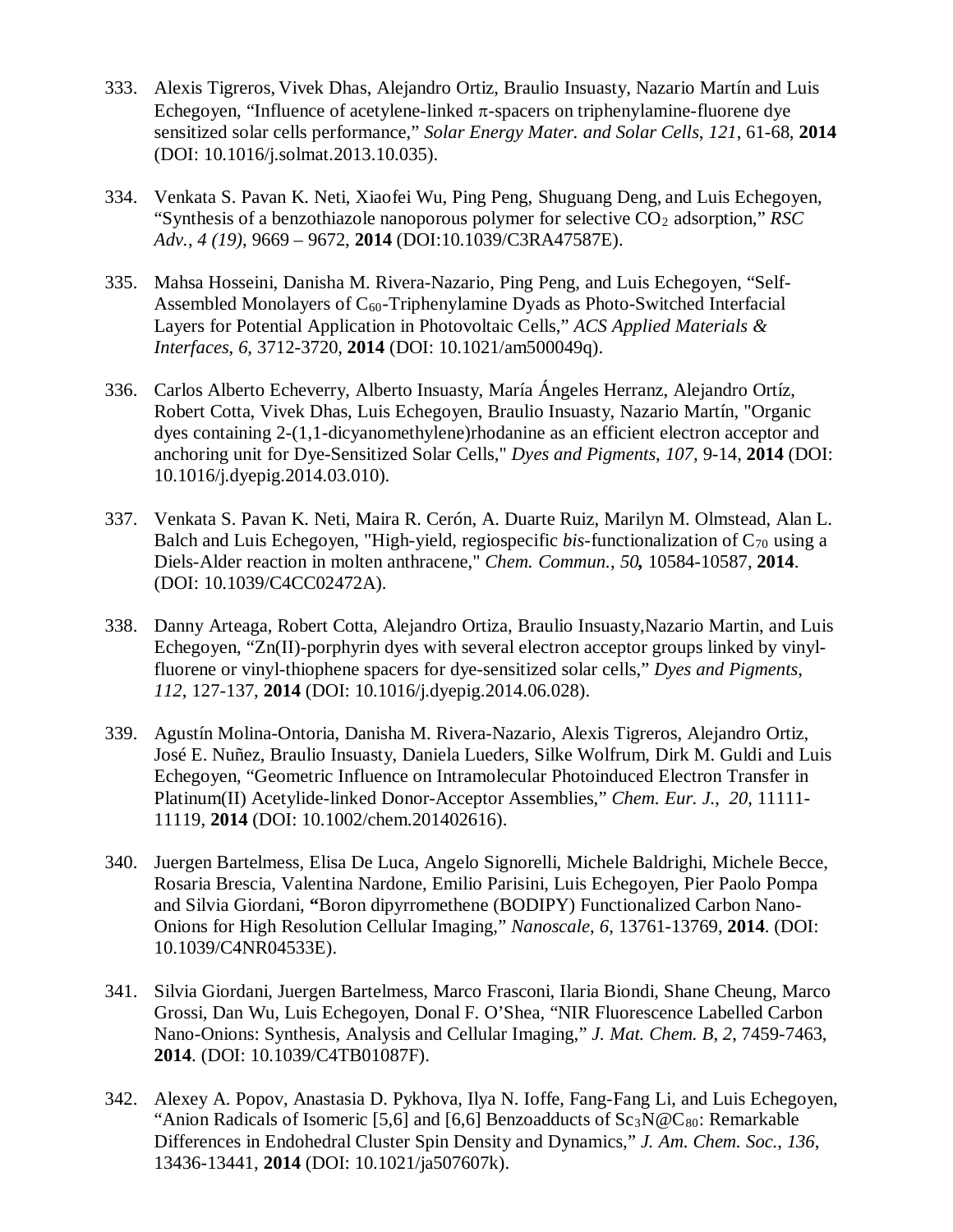333. Alexis Tigreros, Vivek Dhas, Alejandro Ortiz, Braulio Insuasty, Nazario Martín and Luis Echegoyen, "Influence of acetylene-linked $\pi$-spacers on triphenylamine-fluorene dye sensitized solar cells performance," *Solar Energy Mater. and Solar Cells*, *121*, 61-68, **2014** (DOI: 10.1016/j.solmat.2013.10.035).

334. Venkata S. Pavan K. Neti, Xiaofei Wu, Ping Peng, Shuguang Deng, and Luis Echegoyen, "Synthesis of a benzothiazole nanoporous polymer for selective $CO_2$ adsorption," *RSC Adv.*, *4 (19)*, 9669 – 9672, **2014** (DOI:10.1039/C3RA47587E).

335. Mahsa Hosseini, Danisha M. Rivera-Nazario, Ping Peng, and Luis Echegoyen, "Self-Assembled Monolayers of $C_{60}$-Triphenylamine Dyads as Photo-Switched Interfacial Layers for Potential Application in Photovoltaic Cells," *ACS Applied Materials & Interfaces*, *6*, 3712-3720, **2014** (DOI: 10.1021/am500049q).

336. Carlos Alberto Echeverry, Alberto Insuasty, María Ángeles Herranz, Alejandro Ortíz, Robert Cotta, Vivek Dhas, Luis Echegoyen, Braulio Insuasty, Nazario Martín, "Organic dyes containing 2-(1,1-dicyanomethylene)rhodanine as an efficient electron acceptor and anchoring unit for Dye-Sensitized Solar Cells," *Dyes and Pigments*, *107*, 9-14, **2014** (DOI: 10.1016/j.dyepig.2014.03.010).

337. Venkata S. Pavan K. Neti, Maira R. Cerón, A. Duarte Ruiz, Marilyn M. Olmstead, Alan L. Balch and Luis Echegoyen, "High-yield, regiospecific *bis*-functionalization of $C_{70}$ using a Diels-Alder reaction in molten anthracene," *Chem. Commun.*, *50***,** 10584-10587, **2014**. (DOI: 10.1039/C4CC02472A).

338. Danny Arteaga, Robert Cotta, Alejandro Ortiza, Braulio Insuasty,Nazario Martin, and Luis Echegoyen, "Zn(II)-porphyrin dyes with several electron acceptor groups linked by vinyl-fluorene or vinyl-thiophene spacers for dye-sensitized solar cells," *Dyes and Pigments*, *112*, 127-137, **2014** (DOI: 10.1016/j.dyepig.2014.06.028).

339. Agustín Molina-Ontoria, Danisha M. Rivera-Nazario, Alexis Tigreros, Alejandro Ortiz, José E. Nuñez, Braulio Insuasty, Daniela Lueders, Silke Wolfrum, Dirk M. Guldi and Luis Echegoyen, "Geometric Influence on Intramolecular Photoinduced Electron Transfer in Platinum(II) Acetylide-linked Donor-Acceptor Assemblies," *Chem. Eur. J.*, *20*, 11111-11119, **2014** (DOI: 10.1002/chem.201402616).

340. Juergen Bartelmess, Elisa De Luca, Angelo Signorelli, Michele Baldrighi, Michele Becce, Rosaria Brescia, Valentina Nardone, Emilio Parisini, Luis Echegoyen, Pier Paolo Pompa and Silvia Giordani, **"**Boron dipyrromethene (BODIPY) Functionalized Carbon Nano-Onions for High Resolution Cellular Imaging," *Nanoscale*, *6*, 13761-13769, **2014**. (DOI: 10.1039/C4NR04533E).

341. Silvia Giordani, Juergen Bartelmess, Marco Frasconi, Ilaria Biondi, Shane Cheung, Marco Grossi, Dan Wu, Luis Echegoyen, Donal F. O'Shea, "NIR Fluorescence Labelled Carbon Nano-Onions: Synthesis, Analysis and Cellular Imaging," *J. Mat. Chem. B*, *2*, 7459-7463, **2014**. (DOI: 10.1039/C4TB01087F).

342. Alexey A. Popov, Anastasia D. Pykhova, Ilya N. Ioffe, Fang-Fang Li, and Luis Echegoyen, "Anion Radicals of Isomeric [5,6] and [6,6] Benzoadducts of $Sc_3N@C_{80}$: Remarkable Differences in Endohedral Cluster Spin Density and Dynamics," *J. Am. Chem. Soc.*, *136*, 13436-13441, **2014** (DOI: 10.1021/ja507607k).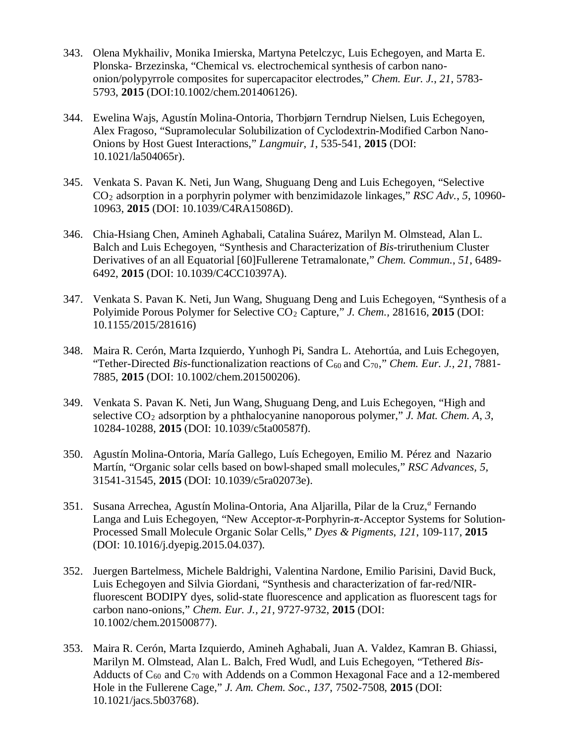343. Olena Mykhailiv, Monika Imierska, Martyna Petelczyc, Luis Echegoyen, and Marta E. Plonska- Brzezinska, "Chemical vs. electrochemical synthesis of carbon nano-onion/polypyrrole composites for supercapacitor electrodes," *Chem. Eur. J.*, *21*, 5783-5793, **2015** (DOI:10.1002/chem.201406126).

344. Ewelina Wajs, Agustín Molina-Ontoria, Thorbjørn Terndrup Nielsen, Luis Echegoyen, Alex Fragoso, "Supramolecular Solubilization of Cyclodextrin-Modified Carbon Nano-Onions by Host Guest Interactions," *Langmuir*, *1*, 535-541, **2015** (DOI: 10.1021/la504065r).

345. Venkata S. Pavan K. Neti, Jun Wang, Shuguang Deng and Luis Echegoyen, "Selective $CO_2$ adsorption in a porphyrin polymer with benzimidazole linkages," *RSC Adv.*, *5*, 10960-10963, **2015** (DOI: 10.1039/C4RA15086D).

346. Chia-Hsiang Chen, Amineh Aghabali, Catalina Suárez, Marilyn M. Olmstead, Alan L. Balch and Luis Echegoyen, "Synthesis and Characterization of *Bis*-triruthenium Cluster Derivatives of an all Equatorial [60]Fullerene Tetramalonate," *Chem. Commun.*, *51*, 6489-6492, **2015** (DOI: 10.1039/C4CC10397A).

347. Venkata S. Pavan K. Neti, Jun Wang, Shuguang Deng and Luis Echegoyen, "Synthesis of a Polyimide Porous Polymer for Selective $CO_2$ Capture," *J. Chem.*, 281616, **2015** (DOI: 10.1155/2015/281616)

348. Maira R. Cerón, Marta Izquierdo, Yunhogh Pi, Sandra L. Atehortúa, and Luis Echegoyen, "Tether-Directed *Bis*-functionalization reactions of $C_{60}$ and $C_{70}$," *Chem. Eur. J.*, *21*, 7881-7885, **2015** (DOI: 10.1002/chem.201500206).

349. Venkata S. Pavan K. Neti, Jun Wang, Shuguang Deng, and Luis Echegoyen, "High and selective $CO_2$ adsorption by a phthalocyanine nanoporous polymer," *J. Mat. Chem. A*, *3*, 10284-10288, **2015** (DOI: 10.1039/c5ta00587f).

350. Agustín Molina-Ontoria, María Gallego, Luís Echegoyen, Emilio M. Pérez and Nazario Martín, "Organic solar cells based on bowl-shaped small molecules," *RSC Advances*, *5*, 31541-31545, **2015** (DOI: 10.1039/c5ra02073e).

351. Susana Arrechea, Agustín Molina-Ontoria, Ana Aljarilla, Pilar de la Cruz,[a] Fernando Langa and Luis Echegoyen, "New Acceptor-π-Porphyrin-π-Acceptor Systems for Solution-Processed Small Molecule Organic Solar Cells," *Dyes & Pigments*, *121*, 109-117, **2015** (DOI: 10.1016/j.dyepig.2015.04.037).

352. Juergen Bartelmess, Michele Baldrighi, Valentina Nardone, Emilio Parisini, David Buck, Luis Echegoyen and Silvia Giordani, "Synthesis and characterization of far-red/NIR-fluorescent BODIPY dyes, solid-state fluorescence and application as fluorescent tags for carbon nano-onions," *Chem. Eur. J.*, *21*, 9727-9732, **2015** (DOI: 10.1002/chem.201500877).

353. Maira R. Cerón, Marta Izquierdo, Amineh Aghabali, Juan A. Valdez, Kamran B. Ghiassi, Marilyn M. Olmstead, Alan L. Balch, Fred Wudl, and Luis Echegoyen, "Tethered *Bis*-Adducts of $C_{60}$ and $C_{70}$ with Addends on a Common Hexagonal Face and a 12-membered Hole in the Fullerene Cage," *J. Am. Chem. Soc.*, *137*, 7502-7508, **2015** (DOI: 10.1021/jacs.5b03768).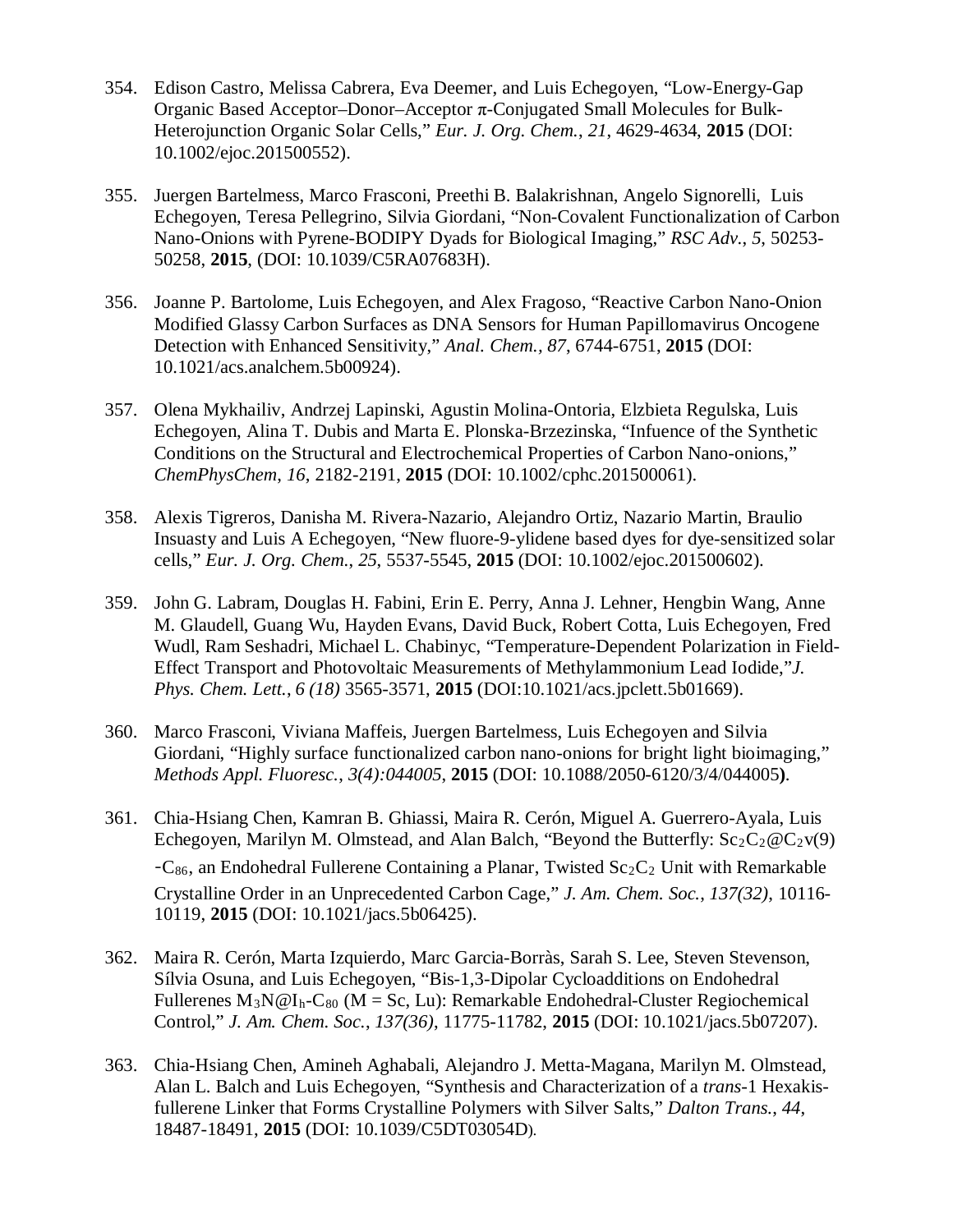354. Edison Castro, Melissa Cabrera, Eva Deemer, and Luis Echegoyen, "Low-Energy-Gap Organic Based Acceptor–Donor–Acceptor π-Conjugated Small Molecules for Bulk-Heterojunction Organic Solar Cells," *Eur. J. Org. Chem.*, *21*, 4629-4634, **2015** (DOI: 10.1002/ejoc.201500552).

355. Juergen Bartelmess, Marco Frasconi, Preethi B. Balakrishnan, Angelo Signorelli, Luis Echegoyen, Teresa Pellegrino, Silvia Giordani, "Non-Covalent Functionalization of Carbon Nano-Onions with Pyrene-BODIPY Dyads for Biological Imaging," *RSC Adv.*, *5*, 50253-50258, **2015**, (DOI: 10.1039/C5RA07683H).

356. Joanne P. Bartolome, Luis Echegoyen, and Alex Fragoso, "Reactive Carbon Nano-Onion Modified Glassy Carbon Surfaces as DNA Sensors for Human Papillomavirus Oncogene Detection with Enhanced Sensitivity," *Anal. Chem.*, *87*, 6744-6751, **2015** (DOI: 10.1021/acs.analchem.5b00924).

357. Olena Mykhailiv, Andrzej Lapinski, Agustin Molina-Ontoria, Elzbieta Regulska, Luis Echegoyen, Alina T. Dubis and Marta E. Plonska-Brzezinska, "Infuence of the Synthetic Conditions on the Structural and Electrochemical Properties of Carbon Nano-onions," *ChemPhysChem*, *16*, 2182-2191, **2015** (DOI: 10.1002/cphc.201500061).

358. Alexis Tigreros, Danisha M. Rivera-Nazario, Alejandro Ortiz, Nazario Martin, Braulio Insuasty and Luis A Echegoyen, "New fluore-9-ylidene based dyes for dye-sensitized solar cells," *Eur. J. Org. Chem.*, *25*, 5537-5545, **2015** (DOI: 10.1002/ejoc.201500602).

359. John G. Labram, Douglas H. Fabini, Erin E. Perry, Anna J. Lehner, Hengbin Wang, Anne M. Glaudell, Guang Wu, Hayden Evans, David Buck, Robert Cotta, Luis Echegoyen, Fred Wudl, Ram Seshadri, Michael L. Chabinyc, "Temperature-Dependent Polarization in Field-Effect Transport and Photovoltaic Measurements of Methylammonium Lead Iodide,"*J. Phys. Chem. Lett.*, *6 (18)* 3565-3571, **2015** (DOI:10.1021/acs.jpclett.5b01669).

360. Marco Frasconi, Viviana Maffeis, Juergen Bartelmess, Luis Echegoyen and Silvia Giordani, "Highly surface functionalized carbon nano-onions for bright light bioimaging," *Methods Appl. Fluoresc.*, *3(4):044005*, **2015** (DOI: 10.1088/2050-6120/3/4/044005**)**.

361. Chia-Hsiang Chen, Kamran B. Ghiassi, Maira R. Cerón, Miguel A. Guerrero-Ayala, Luis Echegoyen, Marilyn M. Olmstead, and Alan Balch, "Beyond the Butterfly: $Sc_2C_2@C_2v(9)$-$C_{86}$, an Endohedral Fullerene Containing a Planar, Twisted $Sc_2C_2$ Unit with Remarkable Crystalline Order in an Unprecedented Carbon Cage," *J. Am. Chem. Soc.*, *137(32)*, 10116-10119, **2015** (DOI: 10.1021/jacs.5b06425).

362. Maira R. Cerón, Marta Izquierdo, Marc Garcia-Borràs, Sarah S. Lee, Steven Stevenson, Sílvia Osuna, and Luis Echegoyen, "Bis-1,3-Dipolar Cycloadditions on Endohedral Fullerenes $M_3N@I_h$-$C_{80}$ (M = Sc, Lu): Remarkable Endohedral-Cluster Regiochemical Control," *J. Am. Chem. Soc.*, *137(36)*, 11775-11782, **2015** (DOI: 10.1021/jacs.5b07207).

363. Chia-Hsiang Chen, Amineh Aghabali, Alejandro J. Metta-Magana, Marilyn M. Olmstead, Alan L. Balch and Luis Echegoyen, "Synthesis and Characterization of a *trans*-1 Hexakis-fullerene Linker that Forms Crystalline Polymers with Silver Salts," *Dalton Trans.*, *44*, 18487-18491, **2015** (DOI: 10.1039/C5DT03054D).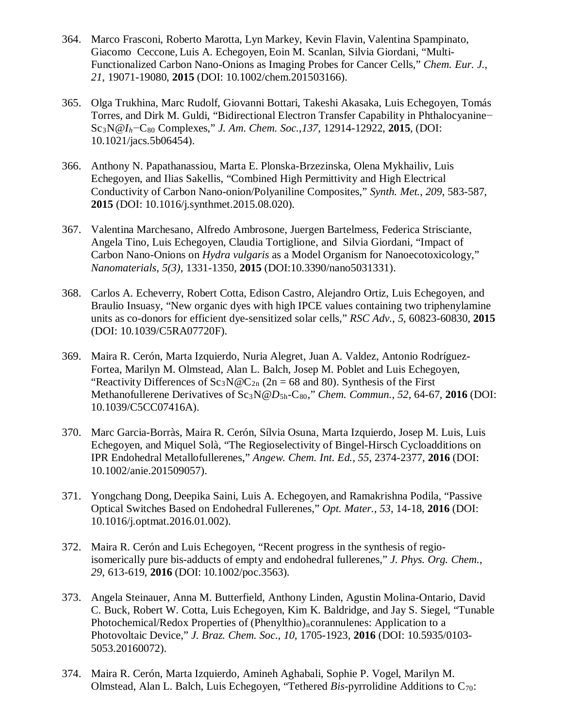364. Marco Frasconi, Roberto Marotta, Lyn Markey, Kevin Flavin, Valentina Spampinato, Giacomo Ceccone, Luis A. Echegoyen, Eoin M. Scanlan, Silvia Giordani, "Multi-Functionalized Carbon Nano-Onions as Imaging Probes for Cancer Cells," *Chem. Eur. J., 21*, 19071-19080, **2015** (DOI: 10.1002/chem.201503166).

365. Olga Trukhina, Marc Rudolf, Giovanni Bottari, Takeshi Akasaka, Luis Echegoyen, Tomás Torres, and Dirk M. Guldi, "Bidirectional Electron Transfer Capability in Phthalocyanine−$Sc_3N@I_h$−$C_{80}$ Complexes," *J. Am. Chem. Soc.,137*, 12914-12922, **2015**, (DOI: 10.1021/jacs.5b06454).

366. Anthony N. Papathanassiou, Marta E. Plonska-Brzezinska, Olena Mykhailiv, Luis Echegoyen, and Ilias Sakellis, "Combined High Permittivity and High Electrical Conductivity of Carbon Nano-onion/Polyaniline Composites," *Synth. Met., 209*, 583-587, **2015** (DOI: 10.1016/j.synthmet.2015.08.020).

367. Valentina Marchesano, Alfredo Ambrosone, Juergen Bartelmess, Federica Strisciante, Angela Tino, Luis Echegoyen, Claudia Tortiglione, and Silvia Giordani, "Impact of Carbon Nano-Onions on *Hydra vulgaris* as a Model Organism for Nanoecotoxicology," *Nanomaterials*, *5(3)*, 1331-1350, **2015** (DOI:10.3390/nano5031331).

368. Carlos A. Echeverry, Robert Cotta, Edison Castro, Alejandro Ortiz, Luis Echegoyen, and Braulio Insuasy, "New organic dyes with high IPCE values containing two triphenylamine units as co-donors for efficient dye-sensitized solar cells," *RSC Adv., 5,* 60823-60830, **2015** (DOI: 10.1039/C5RA07720F).

369. Maira R. Cerón, Marta Izquierdo, Nuria Alegret, Juan A. Valdez, Antonio Rodríguez-Fortea, Marilyn M. Olmstead, Alan L. Balch, Josep M. Poblet and Luis Echegoyen, "Reactivity Differences of $Sc_3N@C_{2n}$ (2n = 68 and 80). Synthesis of the First Methanofullerene Derivatives of $Sc_3N@D_{5h}$-$C_{80}$," *Chem. Commun., 52*, 64-67, **2016** (DOI: 10.1039/C5CC07416A).

370. Marc Garcia-Borràs, Maira R. Cerón, Sílvia Osuna, Marta Izquierdo, Josep M. Luis, Luis Echegoyen, and Miquel Solà, "The Regioselectivity of Bingel-Hirsch Cycloadditions on IPR Endohedral Metallofullerenes," *Angew. Chem. Int. Ed., 55*, 2374-2377, **2016** (DOI: 10.1002/anie.201509057).

371. Yongchang Dong, Deepika Saini, Luis A. Echegoyen, and Ramakrishna Podila, "Passive Optical Switches Based on Endohedral Fullerenes," *Opt. Mater., 53*, 14-18, **2016** (DOI: 10.1016/j.optmat.2016.01.002).

372. Maira R. Cerón and Luis Echegoyen, "Recent progress in the synthesis of regio-isomerically pure bis-adducts of empty and endohedral fullerenes," *J. Phys. Org. Chem., 29,* 613-619, **2016** (DOI: 10.1002/poc.3563).

373. Angela Steinauer, Anna M. Butterfield, Anthony Linden, Agustin Molina-Ontario, David C. Buck, Robert W. Cotta, Luis Echegoyen, Kim K. Baldridge, and Jay S. Siegel, "Tunable Photochemical/Redox Properties of $(\text{Phenylthio})_n$corannulenes: Application to a Photovoltaic Device," *J. Braz. Chem. Soc., 10,* 1705-1923*,* **2016** (DOI: 10.5935/0103-5053.20160072).

374. Maira R. Cerón, Marta Izquierdo, Amineh Aghabali, Sophie P. Vogel, Marilyn M. Olmstead, Alan L. Balch, Luis Echegoyen, "Tethered *Bis*-pyrrolidine Additions to $C_{70}$: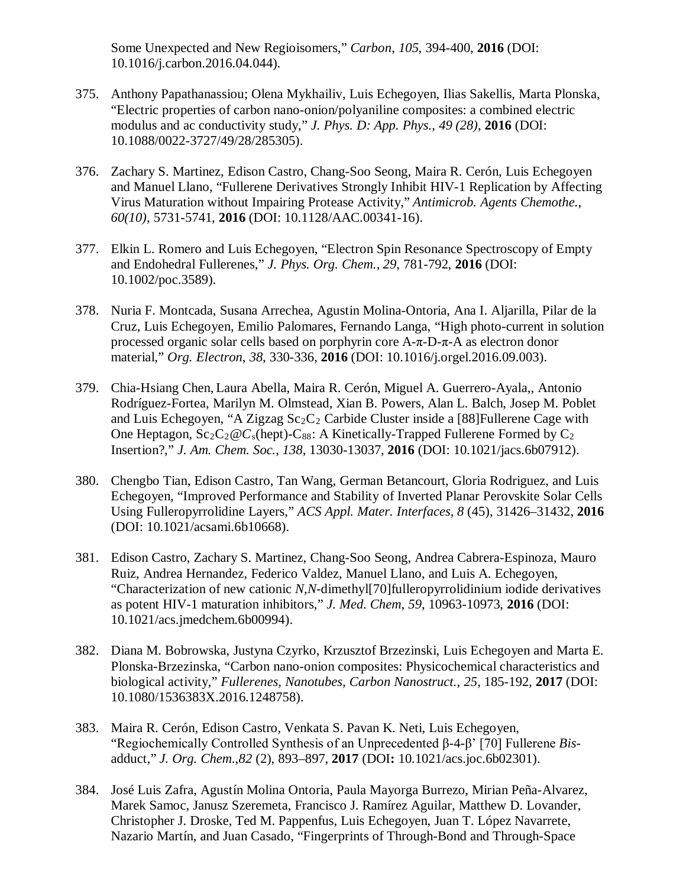Some Unexpected and New Regioisomers," *Carbon*, *105*, 394-400, **2016** (DOI: 10.1016/j.carbon.2016.04.044).

375. Anthony Papathanassiou; Olena Mykhailiv, Luis Echegoyen, Ilias Sakellis, Marta Plonska, "Electric properties of carbon nano-onion/polyaniline composites: a combined electric modulus and ac conductivity study," *J. Phys. D: App. Phys.*, *49 (28)*, **2016** (DOI: 10.1088/0022-3727/49/28/285305).

376. Zachary S. Martinez, Edison Castro, Chang-Soo Seong, Maira R. Cerón, Luis Echegoyen and Manuel Llano, "Fullerene Derivatives Strongly Inhibit HIV-1 Replication by Affecting Virus Maturation without Impairing Protease Activity," *Antimicrob. Agents Chemothe.*, *60(10)*, 5731-5741, **2016** (DOI: 10.1128/AAC.00341-16).

377. Elkin L. Romero and Luis Echegoyen, "Electron Spin Resonance Spectroscopy of Empty and Endohedral Fullerenes," *J. Phys. Org. Chem.*, *29*, 781-792, **2016** (DOI: 10.1002/poc.3589).

378. Nuria F. Montcada, Susana Arrechea, Agustin Molina-Ontoria, Ana I. Aljarilla, Pilar de la Cruz, Luis Echegoyen, Emilio Palomares, Fernando Langa, "High photo-current in solution processed organic solar cells based on porphyrin core A-π-D-π-A as electron donor material," *Org. Electron*, *38*, 330-336, **2016** (DOI: 10.1016/j.orgel.2016.09.003).

379. Chia-Hsiang Chen, Laura Abella, Maira R. Cerón, Miguel A. Guerrero-Ayala,, Antonio Rodríguez-Fortea, Marilyn M. Olmstead, Xian B. Powers, Alan L. Balch, Josep M. Poblet and Luis Echegoyen, "A Zigzag $Sc_2C_2$ Carbide Cluster inside a [88]Fullerene Cage with One Heptagon, $Sc_2C_2@C_s$(hept)-$C_{88}$: A Kinetically-Trapped Fullerene Formed by $C_2$ Insertion?," *J. Am. Chem. Soc.*, *138*, 13030-13037, **2016** (DOI: 10.1021/jacs.6b07912).

380. Chengbo Tian, Edison Castro, Tan Wang, German Betancourt, Gloria Rodriguez, and Luis Echegoyen, "Improved Performance and Stability of Inverted Planar Perovskite Solar Cells Using Fulleropyrrolidine Layers," *ACS Appl. Mater. Interfaces*, *8* (45), 31426–31432, **2016** (DOI: 10.1021/acsami.6b10668).

381. Edison Castro, Zachary S. Martinez, Chang-Soo Seong, Andrea Cabrera-Espinoza, Mauro Ruiz, Andrea Hernandez, Federico Valdez, Manuel Llano, and Luis A. Echegoyen, "Characterization of new cationic *N*,*N*-dimethyl[70]fulleropyrrolidinium iodide derivatives as potent HIV-1 maturation inhibitors," *J. Med. Chem*, *59*, 10963-10973, **2016** (DOI: 10.1021/acs.jmedchem.6b00994).

382. Diana M. Bobrowska, Justyna Czyrko, Krzusztof Brzezinski, Luis Echegoyen and Marta E. Plonska-Brzezinska, "Carbon nano-onion composites: Physicochemical characteristics and biological activity," *Fullerenes, Nanotubes, Carbon Nanostruct.*, *25*, 185-192, **2017** (DOI: 10.1080/1536383X.2016.1248758).

383. Maira R. Cerón, Edison Castro, Venkata S. Pavan K. Neti, Luis Echegoyen, "Regiochemically Controlled Synthesis of an Unprecedented β-4-β' [70] Fullerene *Bis*-adduct," *J. Org. Chem.*,*82* (2), 893–897, **2017** (DOI**:** 10.1021/acs.joc.6b02301).

384. José Luis Zafra, Agustín Molina Ontoria, Paula Mayorga Burrezo, Mirian Peña-Alvarez, Marek Samoc, Janusz Szeremeta, Francisco J. Ramírez Aguilar, Matthew D. Lovander, Christopher J. Droske, Ted M. Pappenfus, Luis Echegoyen, Juan T. López Navarrete, Nazario Martín, and Juan Casado, "Fingerprints of Through-Bond and Through-Space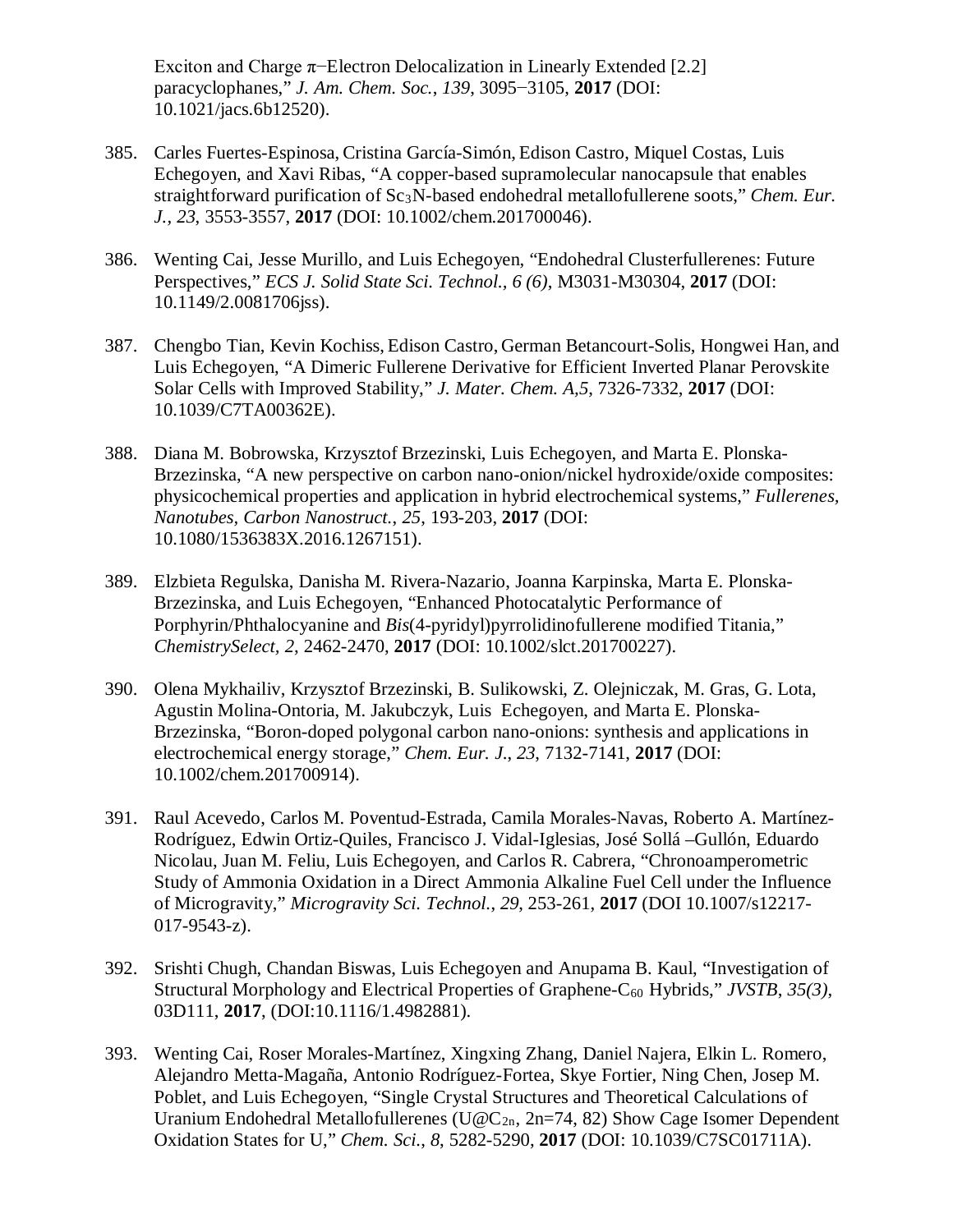Exciton and Charge π−Electron Delocalization in Linearly Extended [2.2] paracyclophanes," *J. Am. Chem. Soc.*, *139*, 3095−3105, **2017** (DOI: 10.1021/jacs.6b12520).

385. Carles Fuertes-Espinosa, Cristina García-Simón, Edison Castro, Miquel Costas, Luis Echegoyen, and Xavi Ribas, "A copper-based supramolecular nanocapsule that enables straightforward purification of $Sc_3N$-based endohedral metallofullerene soots," *Chem. Eur. J., 23*, 3553-3557, **2017** (DOI: 10.1002/chem.201700046).

386. Wenting Cai, Jesse Murillo, and Luis Echegoyen, "Endohedral Clusterfullerenes: Future Perspectives," *ECS J. Solid State Sci. Technol., 6 (6)*, M3031-M30304, **2017** (DOI: 10.1149/2.0081706jss).

387. Chengbo Tian, Kevin Kochiss, Edison Castro, German Betancourt-Solis, Hongwei Han, and Luis Echegoyen, "A Dimeric Fullerene Derivative for Efficient Inverted Planar Perovskite Solar Cells with Improved Stability," *J. Mater. Chem. A,5*, 7326-7332, **2017** (DOI: 10.1039/C7TA00362E).

388. Diana M. Bobrowska, Krzysztof Brzezinski, Luis Echegoyen, and Marta E. Plonska-Brzezinska, "A new perspective on carbon nano-onion/nickel hydroxide/oxide composites: physicochemical properties and application in hybrid electrochemical systems," *Fullerenes, Nanotubes, Carbon Nanostruct.*, *25*, 193-203, **2017** (DOI: 10.1080/1536383X.2016.1267151).

389. Elzbieta Regulska, Danisha M. Rivera-Nazario, Joanna Karpinska, Marta E. Plonska-Brzezinska, and Luis Echegoyen, "Enhanced Photocatalytic Performance of Porphyrin/Phthalocyanine and *Bis*(4-pyridyl)pyrrolidinofullerene modified Titania," *ChemistrySelect*, *2*, 2462-2470, **2017** (DOI: 10.1002/slct.201700227).

390. Olena Mykhailiv, Krzysztof Brzezinski, B. Sulikowski, Z. Olejniczak, M. Gras, G. Lota, Agustin Molina-Ontoria, M. Jakubczyk, Luis Echegoyen, and Marta E. Plonska-Brzezinska, "Boron-doped polygonal carbon nano-onions: synthesis and applications in electrochemical energy storage," *Chem. Eur. J.*, *23*, 7132-7141, **2017** (DOI: 10.1002/chem.201700914).

391. Raul Acevedo, Carlos M. Poventud-Estrada, Camila Morales-Navas, Roberto A. Martínez-Rodríguez, Edwin Ortiz-Quiles, Francisco J. Vidal-Iglesias, José Sollá –Gullón, Eduardo Nicolau, Juan M. Feliu, Luis Echegoyen, and Carlos R. Cabrera, "Chronoamperometric Study of Ammonia Oxidation in a Direct Ammonia Alkaline Fuel Cell under the Influence of Microgravity," *Microgravity Sci. Technol.*, *29*, 253-261, **2017** (DOI 10.1007/s12217-017-9543-z).

392. Srishti Chugh, Chandan Biswas, Luis Echegoyen and Anupama B. Kaul, "Investigation of Structural Morphology and Electrical Properties of Graphene-$C_{60}$ Hybrids," *JVSTB*, *35(3)*, 03D111, **2017**, (DOI:10.1116/1.4982881).

393. Wenting Cai, Roser Morales-Martínez, Xingxing Zhang, Daniel Najera, Elkin L. Romero, Alejandro Metta-Magaña, Antonio Rodríguez-Fortea, Skye Fortier, Ning Chen, Josep M. Poblet, and Luis Echegoyen, "Single Crystal Structures and Theoretical Calculations of Uranium Endohedral Metallofullerenes ($U@C_{2n}$, 2n=74, 82) Show Cage Isomer Dependent Oxidation States for U," *Chem. Sci.*, *8*, 5282-5290, **2017** (DOI: 10.1039/C7SC01711A).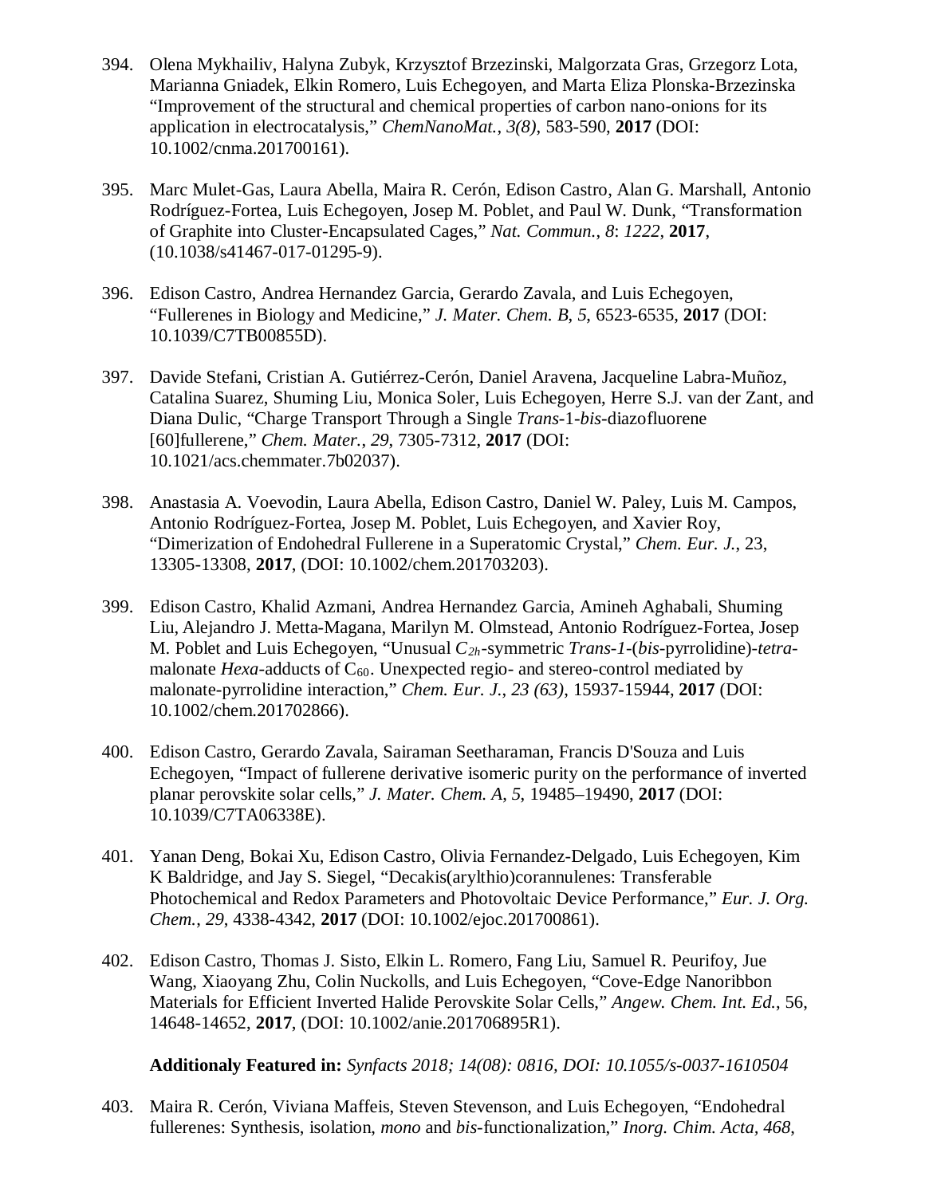394. Olena Mykhailiv, Halyna Zubyk, Krzysztof Brzezinski, Malgorzata Gras, Grzegorz Lota, Marianna Gniadek, Elkin Romero, Luis Echegoyen, and Marta Eliza Plonska-Brzezinska "Improvement of the structural and chemical properties of carbon nano-onions for its application in electrocatalysis," *ChemNanoMat.*, *3(8)*, 583-590, **2017** (DOI: 10.1002/cnma.201700161).

395. Marc Mulet-Gas, Laura Abella, Maira R. Cerón, Edison Castro, Alan G. Marshall, Antonio Rodríguez-Fortea, Luis Echegoyen, Josep M. Poblet, and Paul W. Dunk, "Transformation of Graphite into Cluster-Encapsulated Cages," *Nat. Commun.*, *8*: *1222*, **2017**, (10.1038/s41467-017-01295-9).

396. Edison Castro, Andrea Hernandez Garcia, Gerardo Zavala, and Luis Echegoyen, "Fullerenes in Biology and Medicine," *J. Mater. Chem. B*, *5*, 6523-6535, **2017** (DOI: 10.1039/C7TB00855D).

397. Davide Stefani, Cristian A. Gutiérrez-Cerón, Daniel Aravena, Jacqueline Labra-Muñoz, Catalina Suarez, Shuming Liu, Monica Soler, Luis Echegoyen, Herre S.J. van der Zant, and Diana Dulic, "Charge Transport Through a Single *Trans*-1-*bis*-diazofluorene [60]fullerene," *Chem. Mater.*, *29*, 7305-7312, **2017** (DOI: 10.1021/acs.chemmater.7b02037).

398. Anastasia A. Voevodin, Laura Abella, Edison Castro, Daniel W. Paley, Luis M. Campos, Antonio Rodríguez-Fortea, Josep M. Poblet, Luis Echegoyen, and Xavier Roy, "Dimerization of Endohedral Fullerene in a Superatomic Crystal," *Chem. Eur. J.*, 23, 13305-13308, **2017**, (DOI: 10.1002/chem.201703203).

399. Edison Castro, Khalid Azmani, Andrea Hernandez Garcia, Amineh Aghabali, Shuming Liu, Alejandro J. Metta-Magana, Marilyn M. Olmstead, Antonio Rodríguez-Fortea, Josep M. Poblet and Luis Echegoyen, "Unusual $C_{2h}$-symmetric *Trans-1*-(*bis*-pyrrolidine)-*tetra*-malonate *Hexa*-adducts of $C_{60}$. Unexpected regio- and stereo-control mediated by malonate-pyrrolidine interaction," *Chem. Eur. J.*, *23 (63)*, 15937-15944, **2017** (DOI: 10.1002/chem.201702866).

400. Edison Castro, Gerardo Zavala, Sairaman Seetharaman, Francis D'Souza and Luis Echegoyen, "Impact of fullerene derivative isomeric purity on the performance of inverted planar perovskite solar cells," *J. Mater. Chem. A*, *5*, 19485–19490, **2017** (DOI: 10.1039/C7TA06338E).

401. Yanan Deng, Bokai Xu, Edison Castro, Olivia Fernandez-Delgado, Luis Echegoyen, Kim K Baldridge, and Jay S. Siegel, "Decakis(arylthio)corannulenes: Transferable Photochemical and Redox Parameters and Photovoltaic Device Performance," *Eur. J. Org. Chem.*, *29*, 4338-4342, **2017** (DOI: 10.1002/ejoc.201700861).

402. Edison Castro, Thomas J. Sisto, Elkin L. Romero, Fang Liu, Samuel R. Peurifoy, Jue Wang, Xiaoyang Zhu, Colin Nuckolls, and Luis Echegoyen, "Cove-Edge Nanoribbon Materials for Efficient Inverted Halide Perovskite Solar Cells," *Angew. Chem. Int. Ed.*, 56, 14648-14652, **2017**, (DOI: 10.1002/anie.201706895R1).

**Additionaly Featured in:** *Synfacts 2018; 14(08): 0816, DOI: 10.1055/s-0037-1610504*

403. Maira R. Cerón, Viviana Maffeis, Steven Stevenson, and Luis Echegoyen, "Endohedral fullerenes: Synthesis, isolation, *mono* and *bis*-functionalization," *Inorg. Chim. Acta*, *468*,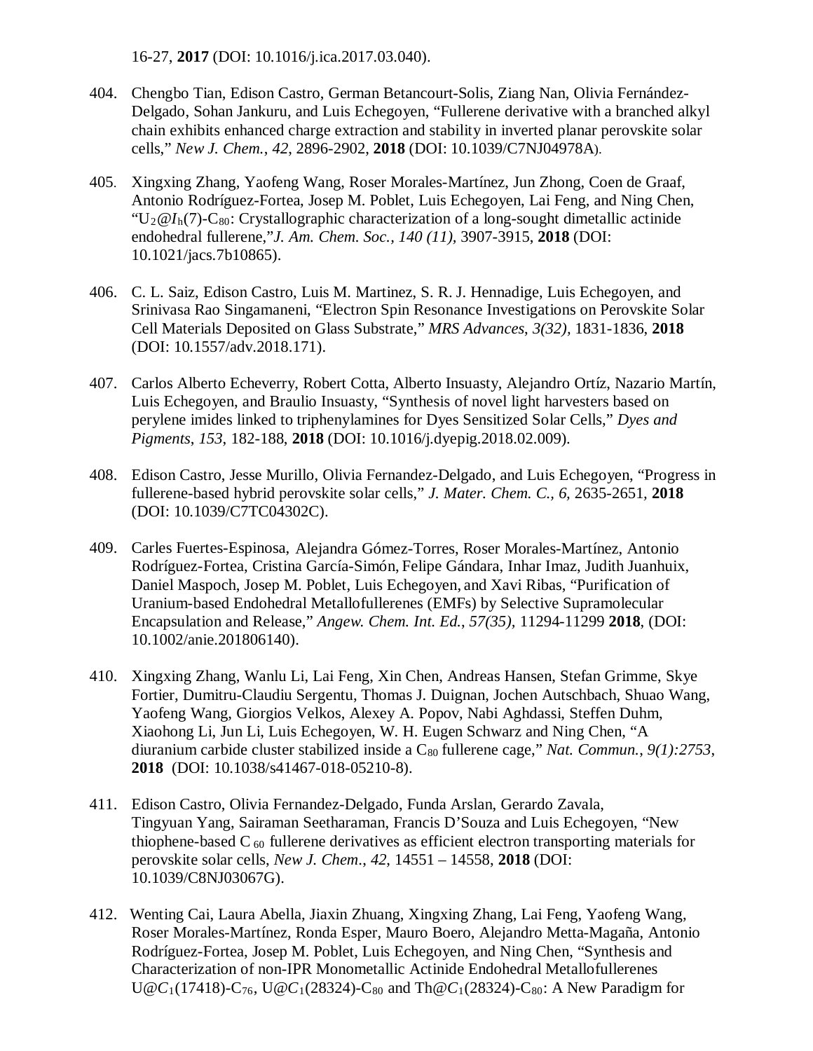16-27, **2017** (DOI: 10.1016/j.ica.2017.03.040).

404. Chengbo Tian, Edison Castro, German Betancourt-Solis, Ziang Nan, Olivia Fernández-Delgado, Sohan Jankuru, and Luis Echegoyen, "Fullerene derivative with a branched alkyl chain exhibits enhanced charge extraction and stability in inverted planar perovskite solar cells," *New J. Chem.*, *42*, 2896-2902, **2018** (DOI: 10.1039/C7NJ04978A).

405. Xingxing Zhang, Yaofeng Wang, Roser Morales-Martínez, Jun Zhong, Coen de Graaf, Antonio Rodríguez-Fortea, Josep M. Poblet, Luis Echegoyen, Lai Feng, and Ning Chen, "$U_2@I_h(7)$-$C_{80}$: Crystallographic characterization of a long-sought dimetallic actinide endohedral fullerene,"*J. Am. Chem. Soc.*, *140 (11)*, 3907-3915, **2018** (DOI: 10.1021/jacs.7b10865).

406. C. L. Saiz, Edison Castro, Luis M. Martinez, S. R. J. Hennadige, Luis Echegoyen, and Srinivasa Rao Singamaneni, "Electron Spin Resonance Investigations on Perovskite Solar Cell Materials Deposited on Glass Substrate," *MRS Advances*, *3(32)*, 1831-1836, **2018** (DOI: 10.1557/adv.2018.171).

407. Carlos Alberto Echeverry, Robert Cotta, Alberto Insuasty, Alejandro Ortíz, Nazario Martín, Luis Echegoyen, and Braulio Insuasty, "Synthesis of novel light harvesters based on perylene imides linked to triphenylamines for Dyes Sensitized Solar Cells," *Dyes and Pigments*, *153*, 182-188, **2018** (DOI: 10.1016/j.dyepig.2018.02.009).

408. Edison Castro, Jesse Murillo, Olivia Fernandez-Delgado, and Luis Echegoyen, "Progress in fullerene-based hybrid perovskite solar cells," *J. Mater. Chem. C.*, *6*, 2635-2651, **2018** (DOI: 10.1039/C7TC04302C).

409. Carles Fuertes-Espinosa, Alejandra Gómez-Torres, Roser Morales-Martínez, Antonio Rodríguez-Fortea, Cristina García-Simón, Felipe Gándara, Inhar Imaz, Judith Juanhuix, Daniel Maspoch, Josep M. Poblet, Luis Echegoyen, and Xavi Ribas, "Purification of Uranium-based Endohedral Metallofullerenes (EMFs) by Selective Supramolecular Encapsulation and Release," *Angew. Chem. Int. Ed.*, *57(35)*, 11294-11299 **2018**, (DOI: 10.1002/anie.201806140).

410. Xingxing Zhang, Wanlu Li, Lai Feng, Xin Chen, Andreas Hansen, Stefan Grimme, Skye Fortier, Dumitru-Claudiu Sergentu, Thomas J. Duignan, Jochen Autschbach, Shuao Wang, Yaofeng Wang, Giorgios Velkos, Alexey A. Popov, Nabi Aghdassi, Steffen Duhm, Xiaohong Li, Jun Li, Luis Echegoyen, W. H. Eugen Schwarz and Ning Chen, "A diuranium carbide cluster stabilized inside a $C_{80}$ fullerene cage," *Nat. Commun.*, *9(1):2753*, **2018** (DOI: 10.1038/s41467-018-05210-8).

411. Edison Castro, Olivia Fernandez-Delgado, Funda Arslan, Gerardo Zavala, Tingyuan Yang, Sairaman Seetharaman, Francis D'Souza and Luis Echegoyen, "New thiophene-based $C_{60}$ fullerene derivatives as efficient electron transporting materials for perovskite solar cells, *New J. Chem.*, *42*, 14551 – 14558, **2018** (DOI: 10.1039/C8NJ03067G).

412. Wenting Cai, Laura Abella, Jiaxin Zhuang, Xingxing Zhang, Lai Feng, Yaofeng Wang, Roser Morales-Martínez, Ronda Esper, Mauro Boero, Alejandro Metta-Magaña, Antonio Rodríguez-Fortea, Josep M. Poblet, Luis Echegoyen, and Ning Chen, "Synthesis and Characterization of non-IPR Monometallic Actinide Endohedral Metallofullerenes $U@C_1(17418)$-$C_{76}$, $U@C_1(28324)$-$C_{80}$ and $Th@C_1(28324)$-$C_{80}$: A New Paradigm for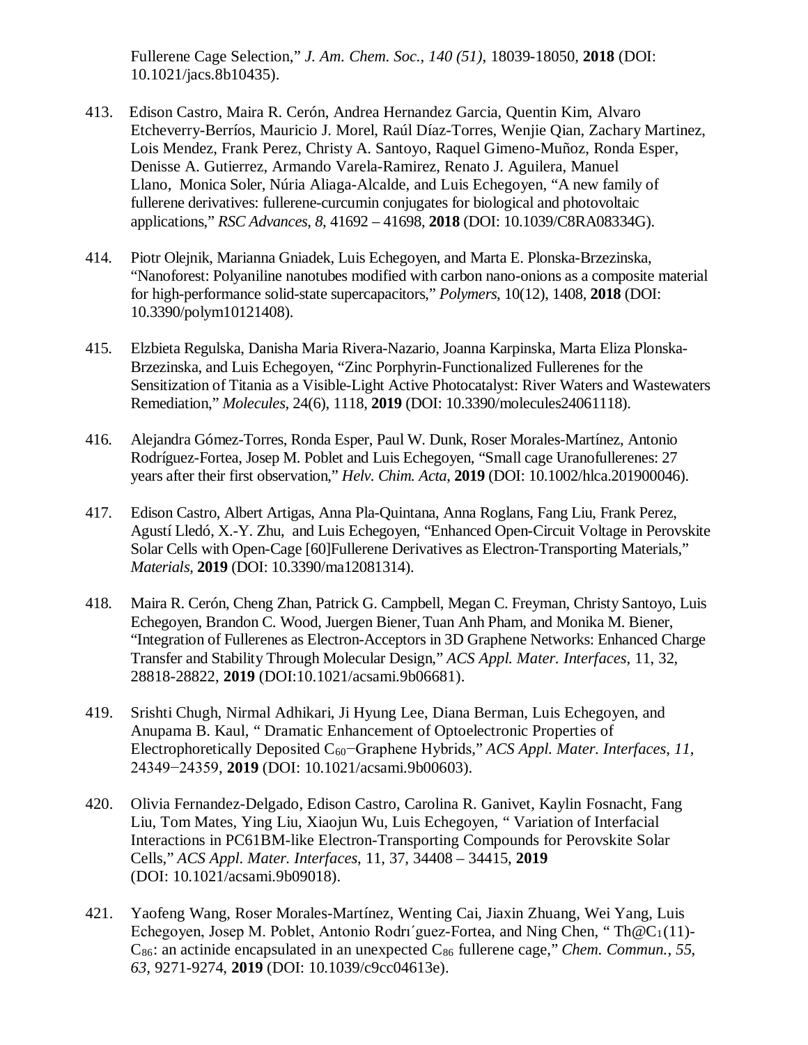Fullerene Cage Selection," *J. Am. Chem. Soc., 140 (51)*, 18039-18050, **2018** (DOI: 10.1021/jacs.8b10435).

413. Edison Castro, Maira R. Cerón, Andrea Hernandez Garcia, Quentin Kim, Alvaro Etcheverry-Berríos, Mauricio J. Morel, Raúl Díaz-Torres, Wenjie Qian, Zachary Martinez, Lois Mendez, Frank Perez, Christy A. Santoyo, Raquel Gimeno-Muñoz, Ronda Esper, Denisse A. Gutierrez, Armando Varela-Ramirez, Renato J. Aguilera, Manuel Llano, Monica Soler, Núria Aliaga-Alcalde, and Luis Echegoyen, "A new family of fullerene derivatives: fullerene-curcumin conjugates for biological and photovoltaic applications," *RSC Advances, 8*, 41692 – 41698, **2018** (DOI: 10.1039/C8RA08334G).

414. Piotr Olejnik, Marianna Gniadek, Luis Echegoyen, and Marta E. Plonska-Brzezinska, "Nanoforest: Polyaniline nanotubes modified with carbon nano-onions as a composite material for high-performance solid-state supercapacitors," *Polymers,* 10(12), 1408, **2018** (DOI: 10.3390/polym10121408).

415. Elzbieta Regulska, Danisha Maria Rivera-Nazario, Joanna Karpinska, Marta Eliza Plonska-Brzezinska, and Luis Echegoyen, "Zinc Porphyrin-Functionalized Fullerenes for the Sensitization of Titania as a Visible-Light Active Photocatalyst: River Waters and Wastewaters Remediation," *Molecules*, 24(6), 1118, **2019** (DOI: 10.3390/molecules24061118).

416. Alejandra Gómez-Torres, Ronda Esper, Paul W. Dunk, Roser Morales-Martínez, Antonio Rodríguez-Fortea, Josep M. Poblet and Luis Echegoyen, "Small cage Uranofullerenes: 27 years after their first observation," *Helv. Chim. Acta*, **2019** (DOI: 10.1002/hlca.201900046).

417. Edison Castro, Albert Artigas, Anna Pla-Quintana, Anna Roglans, Fang Liu, Frank Perez, Agustí Lledó, X.-Y. Zhu, and Luis Echegoyen, "Enhanced Open-Circuit Voltage in Perovskite Solar Cells with Open-Cage [60]Fullerene Derivatives as Electron-Transporting Materials," *Materials*, **2019** (DOI: 10.3390/ma12081314).

418. Maira R. Cerón, Cheng Zhan, Patrick G. Campbell, Megan C. Freyman, Christy Santoyo, Luis Echegoyen, Brandon C. Wood, Juergen Biener, Tuan Anh Pham, and Monika M. Biener, "Integration of Fullerenes as Electron-Acceptors in 3D Graphene Networks: Enhanced Charge Transfer and Stability Through Molecular Design," *ACS Appl. Mater. Interfaces*, 11, 32, 28818-28822, **2019** (DOI:10.1021/acsami.9b06681).

419. Srishti Chugh, Nirmal Adhikari, Ji Hyung Lee, Diana Berman, Luis Echegoyen, and Anupama B. Kaul, " Dramatic Enhancement of Optoelectronic Properties of Electrophoretically Deposited $C_{60}$−Graphene Hybrids," *ACS Appl. Mater. Interfaces*, *11*, 24349−24359, **2019** (DOI: 10.1021/acsami.9b00603).

420. Olivia Fernandez-Delgado, Edison Castro, Carolina R. Ganivet, Kaylin Fosnacht, Fang Liu, Tom Mates, Ying Liu, Xiaojun Wu, Luis Echegoyen, " Variation of Interfacial Interactions in PC61BM-like Electron-Transporting Compounds for Perovskite Solar Cells," *ACS Appl. Mater. Interfaces*, 11, 37, 34408 – 34415, **2019** (DOI: 10.1021/acsami.9b09018).

421. Yaofeng Wang, Roser Morales-Martínez, Wenting Cai, Jiaxin Zhuang, Wei Yang, Luis Echegoyen, Josep M. Poblet, Antonio Rodrı´guez-Fortea, and Ning Chen, " Th@$C_1$(11)-$C_{86}$: an actinide encapsulated in an unexpected $C_{86}$ fullerene cage," *Chem. Commun., 55, 63*, 9271-9274, **2019** (DOI: 10.1039/c9cc04613e).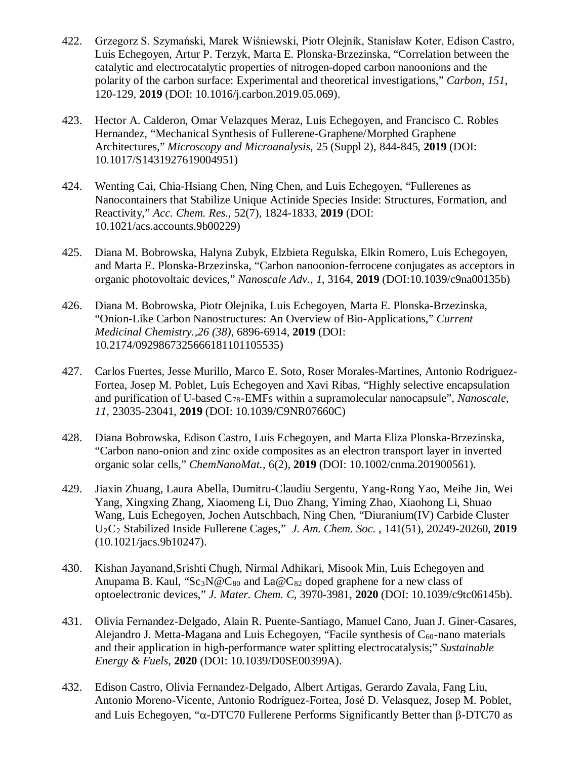422. Grzegorz S. Szymański, Marek Wiśniewski, Piotr Olejnik, Stanisław Koter, Edison Castro, Luis Echegoyen, Artur P. Terzyk, Marta E. Plonska-Brzezinska, "Correlation between the catalytic and electrocatalytic properties of nitrogen-doped carbon nanoonions and the polarity of the carbon surface: Experimental and theoretical investigations," *Carbon*, *151*, 120-129, **2019** (DOI: 10.1016/j.carbon.2019.05.069).

423. Hector A. Calderon, Omar Velazques Meraz, Luis Echegoyen, and Francisco C. Robles Hernandez, "Mechanical Synthesis of Fullerene-Graphene/Morphed Graphene Architectures," *Microscopy and Microanalysis*, 25 (Suppl 2), 844-845, **2019** (DOI: 10.1017/S1431927619004951)

424. Wenting Cai, Chia-Hsiang Chen, Ning Chen, and Luis Echegoyen, "Fullerenes as Nanocontainers that Stabilize Unique Actinide Species Inside: Structures, Formation, and Reactivity," *Acc. Chem. Res.*, 52(7), 1824-1833, **2019** (DOI: 10.1021/acs.accounts.9b00229)

425. Diana M. Bobrowska, Halyna Zubyk, Elzbieta Regulska, Elkin Romero, Luis Echegoyen, and Marta E. Plonska-Brzezinska, "Carbon nanoonion-ferrocene conjugates as acceptors in organic photovoltaic devices," *Nanoscale Adv*., *1*, 3164, **2019** (DOI:10.1039/c9na00135b)

426. Diana M. Bobrowska, Piotr Olejnika, Luis Echegoyen, Marta E. Plonska-Brzezinska, "Onion-Like Carbon Nanostructures: An Overview of Bio-Applications," *Current Medicinal Chemistry.,26 (38)*, 6896-6914, **2019** (DOI: 10.2174/0929867325666181101105535)

427. Carlos Fuertes, Jesse Murillo, Marco E. Soto, Roser Morales-Martines, Antonio Rodriguez-Fortea, Josep M. Poblet, Luis Echegoyen and Xavi Ribas, "Highly selective encapsulation and purification of U-based $C_{78}$-EMFs within a supramolecular nanocapsule", *Nanoscale*, *11*, 23035-23041, **2019** (DOI: 10.1039/C9NR07660C)

428. Diana Bobrowska, Edison Castro, Luis Echegoyen, and Marta Eliza Plonska-Brzezinska, "Carbon nano-onion and zinc oxide composites as an electron transport layer in inverted organic solar cells," *ChemNanoMat.*, 6(2), **2019** (DOI: 10.1002/cnma.201900561).

429. Jiaxin Zhuang, Laura Abella, Dumitru-Claudiu Sergentu, Yang-Rong Yao, Meihe Jin, Wei Yang, Xingxing Zhang, Xiaomeng Li, Duo Zhang, Yiming Zhao, Xiaohong Li, Shuao Wang, Luis Echegoyen, Jochen Autschbach, Ning Chen, "Diuranium(IV) Carbide Cluster $U_2C_2$ Stabilized Inside Fullerene Cages," *J. Am. Chem. Soc.* , 141(51), 20249-20260, **2019** (10.1021/jacs.9b10247).

430. Kishan Jayanand,Srishti Chugh, Nirmal Adhikari, Misook Min, Luis Echegoyen and Anupama B. Kaul, "$Sc_3N@C_{80}$ and $La@C_{82}$ doped graphene for a new class of optoelectronic devices," *J. Mater. Chem. C*, 3970-3981, **2020** (DOI: 10.1039/c9tc06145b).

431. Olivia Fernandez-Delgado, Alain R. Puente-Santiago, Manuel Cano, Juan J. Giner-Casares, Alejandro J. Metta-Magana and Luis Echegoyen, "Facile synthesis of $C_{60}$-nano materials and their application in high-performance water splitting electrocatalysis;" *Sustainable Energy & Fuels*, **2020** (DOI: 10.1039/D0SE00399A).

432. Edison Castro, Olivia Fernandez-Delgado, Albert Artigas, Gerardo Zavala, Fang Liu, Antonio Moreno-Vicente, Antonio Rodríguez-Fortea, José D. Velasquez, Josep M. Poblet, and Luis Echegoyen, "$\alpha$-DTC70 Fullerene Performs Significantly Better than $\beta$-DTC70 as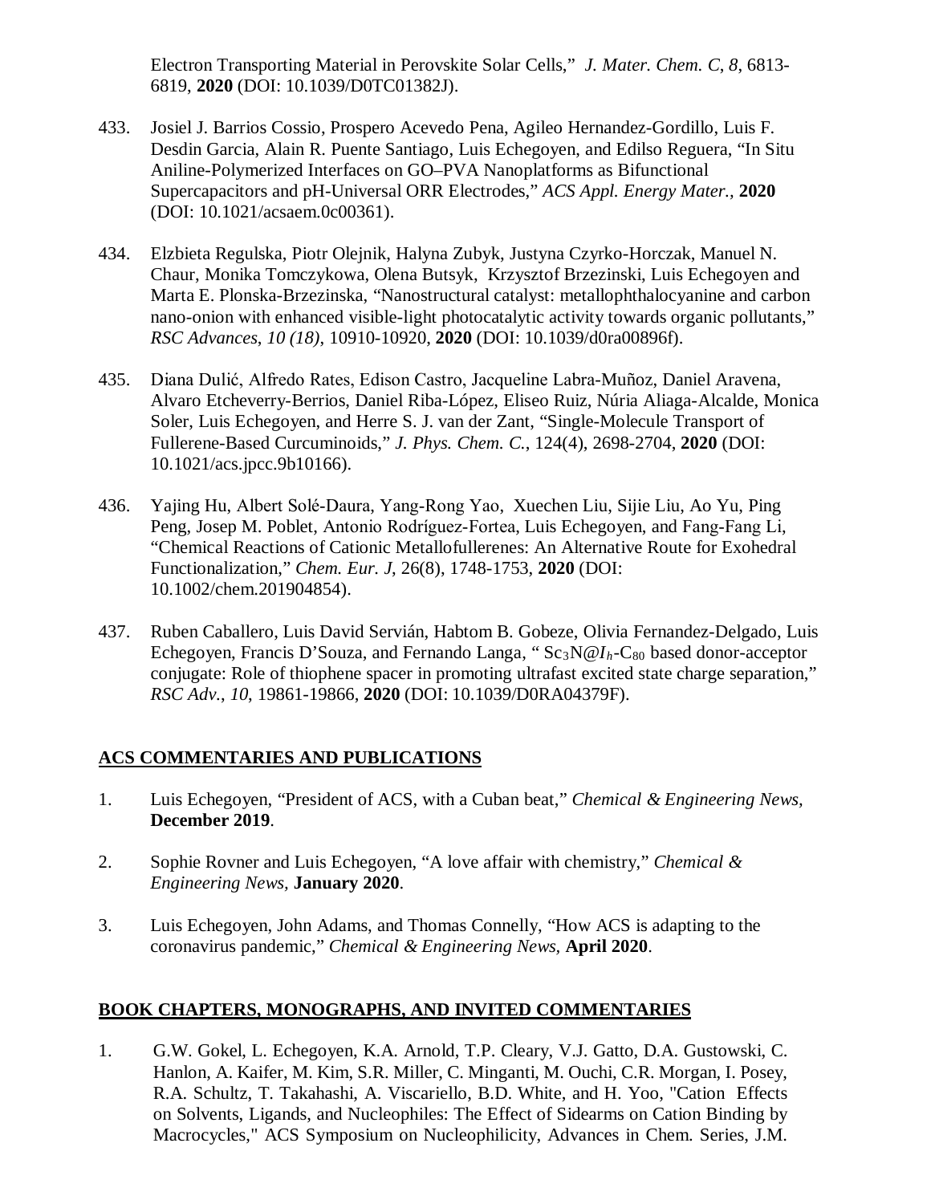Electron Transporting Material in Perovskite Solar Cells," *J. Mater. Chem. C*, *8*, 6813-6819, **2020** (DOI: 10.1039/D0TC01382J).

433. Josiel J. Barrios Cossio, Prospero Acevedo Pena, Agileo Hernandez-Gordillo, Luis F. Desdin Garcia, Alain R. Puente Santiago, Luis Echegoyen, and Edilso Reguera, "In Situ Aniline-Polymerized Interfaces on GO–PVA Nanoplatforms as Bifunctional Supercapacitors and pH-Universal ORR Electrodes," *ACS Appl. Energy Mater.,* **2020** (DOI: 10.1021/acsaem.0c00361).

434. Elzbieta Regulska, Piotr Olejnik, Halyna Zubyk, Justyna Czyrko-Horczak, Manuel N. Chaur, Monika Tomczykowa, Olena Butsyk, Krzysztof Brzezinski, Luis Echegoyen and Marta E. Plonska-Brzezinska, "Nanostructural catalyst: metallophthalocyanine and carbon nano-onion with enhanced visible-light photocatalytic activity towards organic pollutants," *RSC Advances*, *10 (18)*, 10910-10920, **2020** (DOI: 10.1039/d0ra00896f).

435. Diana Dulić, Alfredo Rates, Edison Castro, Jacqueline Labra-Muñoz, Daniel Aravena, Alvaro Etcheverry-Berrios, Daniel Riba-López, Eliseo Ruiz, Núria Aliaga-Alcalde, Monica Soler, Luis Echegoyen, and Herre S. J. van der Zant, "Single-Molecule Transport of Fullerene-Based Curcuminoids," *J. Phys. Chem. C.*, 124(4), 2698-2704, **2020** (DOI: 10.1021/acs.jpcc.9b10166).

436. Yajing Hu, Albert Solé-Daura, Yang-Rong Yao, Xuechen Liu, Sijie Liu, Ao Yu, Ping Peng, Josep M. Poblet, Antonio Rodríguez-Fortea, Luis Echegoyen, and Fang-Fang Li, "Chemical Reactions of Cationic Metallofullerenes: An Alternative Route for Exohedral Functionalization," *Chem. Eur. J*, 26(8), 1748-1753, **2020** (DOI: 10.1002/chem.201904854).

437. Ruben Caballero, Luis David Servián, Habtom B. Gobeze, Olivia Fernandez-Delgado, Luis Echegoyen, Francis D'Souza, and Fernando Langa, " $Sc_3N@I_h$-$C_{80}$ based donor-acceptor conjugate: Role of thiophene spacer in promoting ultrafast excited state charge separation," *RSC Adv.*, *10*, 19861-19866, **2020** (DOI: 10.1039/D0RA04379F).

## ACS COMMENTARIES AND PUBLICATIONS

1. Luis Echegoyen, "President of ACS, with a Cuban beat," *Chemical & Engineering News,* **December 2019**.

2. Sophie Rovner and Luis Echegoyen, "A love affair with chemistry," *Chemical & Engineering News,* **January 2020**.

3. Luis Echegoyen, John Adams, and Thomas Connelly, "How ACS is adapting to the coronavirus pandemic," *Chemical & Engineering News,* **April 2020**.

## BOOK CHAPTERS, MONOGRAPHS, AND INVITED COMMENTARIES

1. G.W. Gokel, L. Echegoyen, K.A. Arnold, T.P. Cleary, V.J. Gatto, D.A. Gustowski, C. Hanlon, A. Kaifer, M. Kim, S.R. Miller, C. Minganti, M. Ouchi, C.R. Morgan, I. Posey, R.A. Schultz, T. Takahashi, A. Viscariello, B.D. White, and H. Yoo, "Cation Effects on Solvents, Ligands, and Nucleophiles: The Effect of Sidearms on Cation Binding by Macrocycles," ACS Symposium on Nucleophilicity, Advances in Chem. Series, J.M.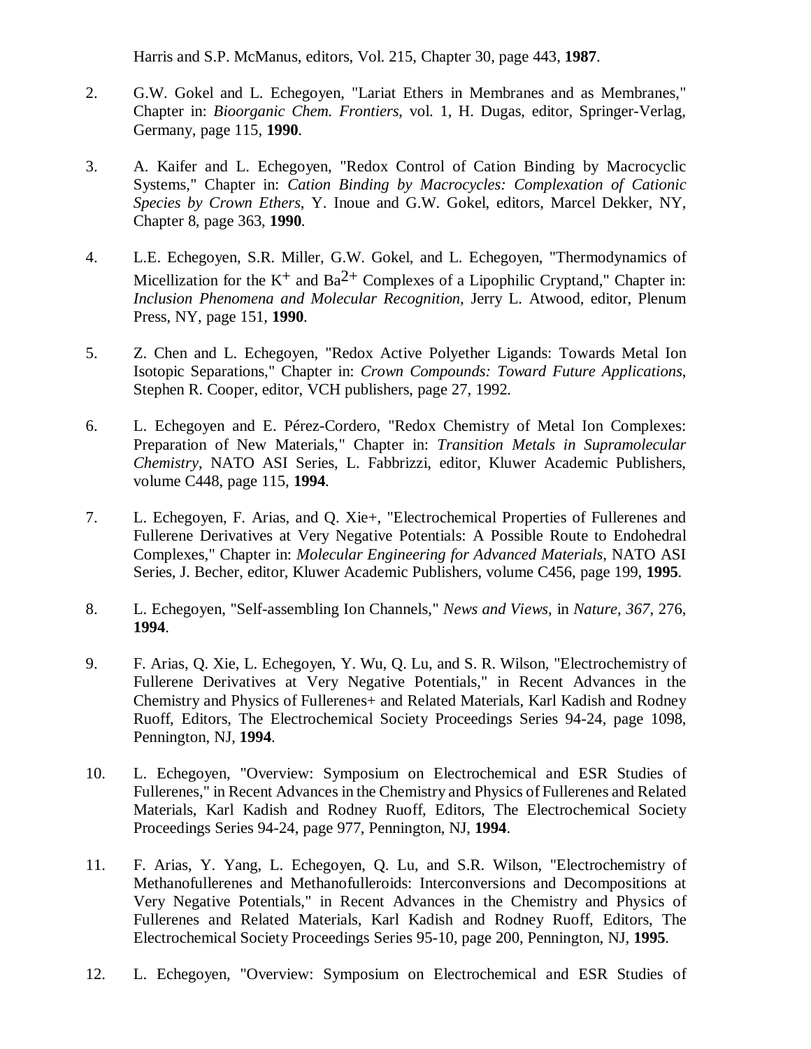Harris and S.P. McManus, editors, Vol. 215, Chapter 30, page 443, **1987**.

2. G.W. Gokel and L. Echegoyen, "Lariat Ethers in Membranes and as Membranes," Chapter in: *Bioorganic Chem. Frontiers*, vol. 1, H. Dugas, editor, Springer-Verlag, Germany, page 115, **1990**.

3. A. Kaifer and L. Echegoyen, "Redox Control of Cation Binding by Macrocyclic Systems," Chapter in: *Cation Binding by Macrocycles: Complexation of Cationic Species by Crown Ethers*, Y. Inoue and G.W. Gokel, editors, Marcel Dekker, NY, Chapter 8, page 363, **1990**.

4. L.E. Echegoyen, S.R. Miller, G.W. Gokel, and L. Echegoyen, "Thermodynamics of Micellization for the $K^+$ and $Ba^{2+}$ Complexes of a Lipophilic Cryptand," Chapter in: *Inclusion Phenomena and Molecular Recognition*, Jerry L. Atwood, editor, Plenum Press, NY, page 151, **1990**.

5. Z. Chen and L. Echegoyen, "Redox Active Polyether Ligands: Towards Metal Ion Isotopic Separations," Chapter in: *Crown Compounds: Toward Future Applications*, Stephen R. Cooper, editor, VCH publishers, page 27, 1992.

6. L. Echegoyen and E. Pérez-Cordero, "Redox Chemistry of Metal Ion Complexes: Preparation of New Materials," Chapter in: *Transition Metals in Supramolecular Chemistry*, NATO ASI Series, L. Fabbrizzi, editor, Kluwer Academic Publishers, volume C448, page 115, **1994**.

7. L. Echegoyen, F. Arias, and Q. Xie+, "Electrochemical Properties of Fullerenes and Fullerene Derivatives at Very Negative Potentials: A Possible Route to Endohedral Complexes," Chapter in: *Molecular Engineering for Advanced Materials*, NATO ASI Series, J. Becher, editor, Kluwer Academic Publishers, volume C456, page 199, **1995**.

8. L. Echegoyen, "Self-assembling Ion Channels," *News and Views*, in *Nature*, *367*, 276, **1994**.

9. F. Arias, Q. Xie, L. Echegoyen, Y. Wu, Q. Lu, and S. R. Wilson, "Electrochemistry of Fullerene Derivatives at Very Negative Potentials," in Recent Advances in the Chemistry and Physics of Fullerenes+ and Related Materials, Karl Kadish and Rodney Ruoff, Editors, The Electrochemical Society Proceedings Series 94-24, page 1098, Pennington, NJ, **1994**.

10. L. Echegoyen, "Overview: Symposium on Electrochemical and ESR Studies of Fullerenes," in Recent Advances in the Chemistry and Physics of Fullerenes and Related Materials, Karl Kadish and Rodney Ruoff, Editors, The Electrochemical Society Proceedings Series 94-24, page 977, Pennington, NJ, **1994**.

11. F. Arias, Y. Yang, L. Echegoyen, Q. Lu, and S.R. Wilson, "Electrochemistry of Methanofullerenes and Methanofulleroids: Interconversions and Decompositions at Very Negative Potentials," in Recent Advances in the Chemistry and Physics of Fullerenes and Related Materials, Karl Kadish and Rodney Ruoff, Editors, The Electrochemical Society Proceedings Series 95-10, page 200, Pennington, NJ, **1995**.

12. L. Echegoyen, "Overview: Symposium on Electrochemical and ESR Studies of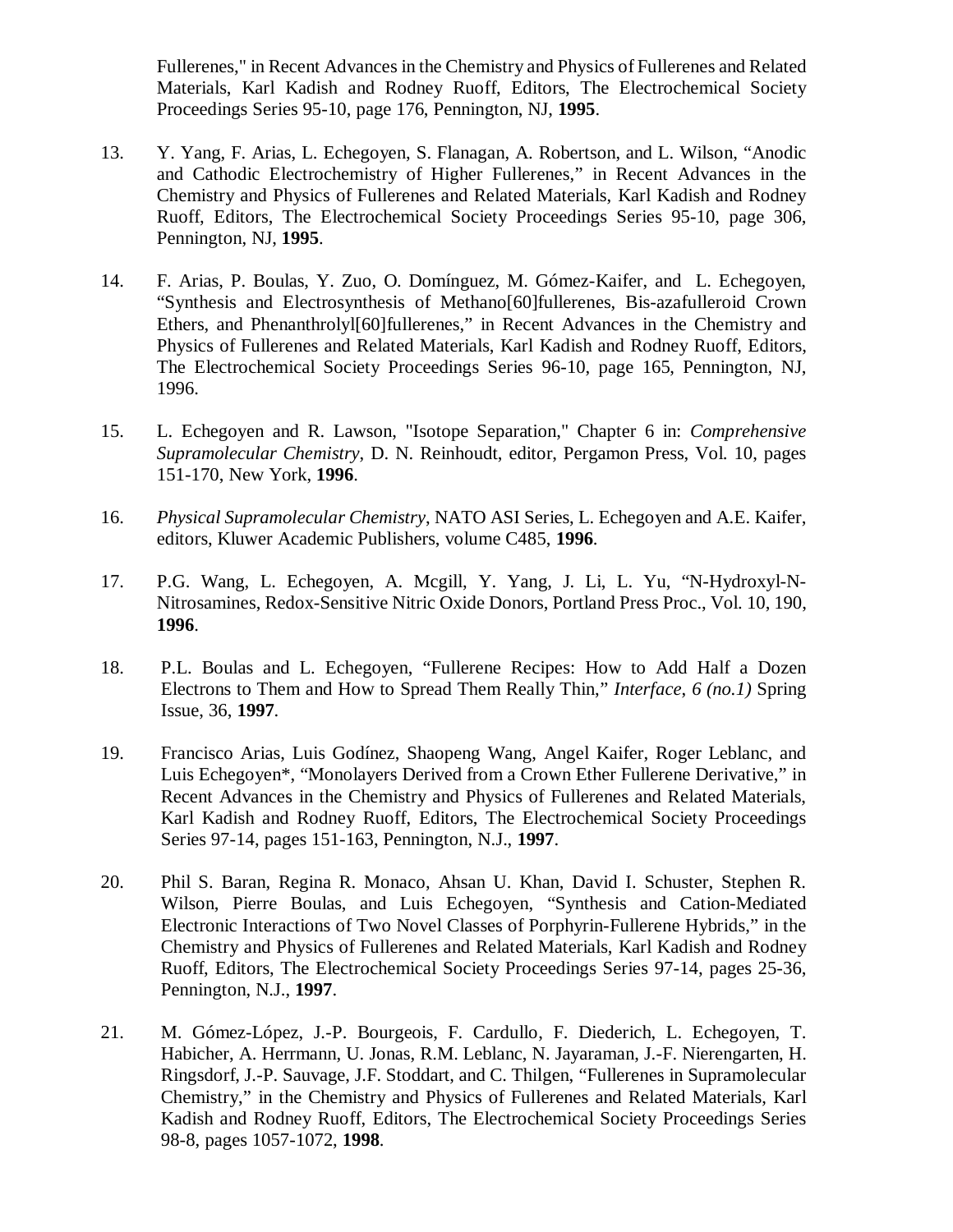Fullerenes," in Recent Advances in the Chemistry and Physics of Fullerenes and Related Materials, Karl Kadish and Rodney Ruoff, Editors, The Electrochemical Society Proceedings Series 95-10, page 176, Pennington, NJ, **1995**.

13. Y. Yang, F. Arias, L. Echegoyen, S. Flanagan, A. Robertson, and L. Wilson, "Anodic and Cathodic Electrochemistry of Higher Fullerenes," in Recent Advances in the Chemistry and Physics of Fullerenes and Related Materials, Karl Kadish and Rodney Ruoff, Editors, The Electrochemical Society Proceedings Series 95-10, page 306, Pennington, NJ, **1995**.

14. F. Arias, P. Boulas, Y. Zuo, O. Domínguez, M. Gómez-Kaifer, and L. Echegoyen, "Synthesis and Electrosynthesis of Methano[60]fullerenes, Bis-azafulleroid Crown Ethers, and Phenanthrolyl[60]fullerenes," in Recent Advances in the Chemistry and Physics of Fullerenes and Related Materials, Karl Kadish and Rodney Ruoff, Editors, The Electrochemical Society Proceedings Series 96-10, page 165, Pennington, NJ, 1996.

15. L. Echegoyen and R. Lawson, "Isotope Separation," Chapter 6 in: *Comprehensive Supramolecular Chemistry*, D. N. Reinhoudt, editor, Pergamon Press, Vol. 10, pages 151-170, New York, **1996**.

16. *Physical Supramolecular Chemistry*, NATO ASI Series, L. Echegoyen and A.E. Kaifer, editors, Kluwer Academic Publishers, volume C485, **1996**.

17. P.G. Wang, L. Echegoyen, A. Mcgill, Y. Yang, J. Li, L. Yu, "N-Hydroxyl-N-Nitrosamines, Redox-Sensitive Nitric Oxide Donors, Portland Press Proc., Vol. 10, 190, **1996**.

18. P.L. Boulas and L. Echegoyen, "Fullerene Recipes: How to Add Half a Dozen Electrons to Them and How to Spread Them Really Thin," *Interface, 6 (no.1)* Spring Issue, 36, **1997**.

19. Francisco Arias, Luis Godínez, Shaopeng Wang, Angel Kaifer, Roger Leblanc, and Luis Echegoyen*, "Monolayers Derived from a Crown Ether Fullerene Derivative," in Recent Advances in the Chemistry and Physics of Fullerenes and Related Materials, Karl Kadish and Rodney Ruoff, Editors, The Electrochemical Society Proceedings Series 97-14, pages 151-163, Pennington, N.J., **1997**.

20. Phil S. Baran, Regina R. Monaco, Ahsan U. Khan, David I. Schuster, Stephen R. Wilson, Pierre Boulas, and Luis Echegoyen, "Synthesis and Cation-Mediated Electronic Interactions of Two Novel Classes of Porphyrin-Fullerene Hybrids," in the Chemistry and Physics of Fullerenes and Related Materials, Karl Kadish and Rodney Ruoff, Editors, The Electrochemical Society Proceedings Series 97-14, pages 25-36, Pennington, N.J., **1997**.

21. M. Gómez-López, J.-P. Bourgeois, F. Cardullo, F. Diederich, L. Echegoyen, T. Habicher, A. Herrmann, U. Jonas, R.M. Leblanc, N. Jayaraman, J.-F. Nierengarten, H. Ringsdorf, J.-P. Sauvage, J.F. Stoddart, and C. Thilgen, "Fullerenes in Supramolecular Chemistry," in the Chemistry and Physics of Fullerenes and Related Materials, Karl Kadish and Rodney Ruoff, Editors, The Electrochemical Society Proceedings Series 98-8, pages 1057-1072, **1998**.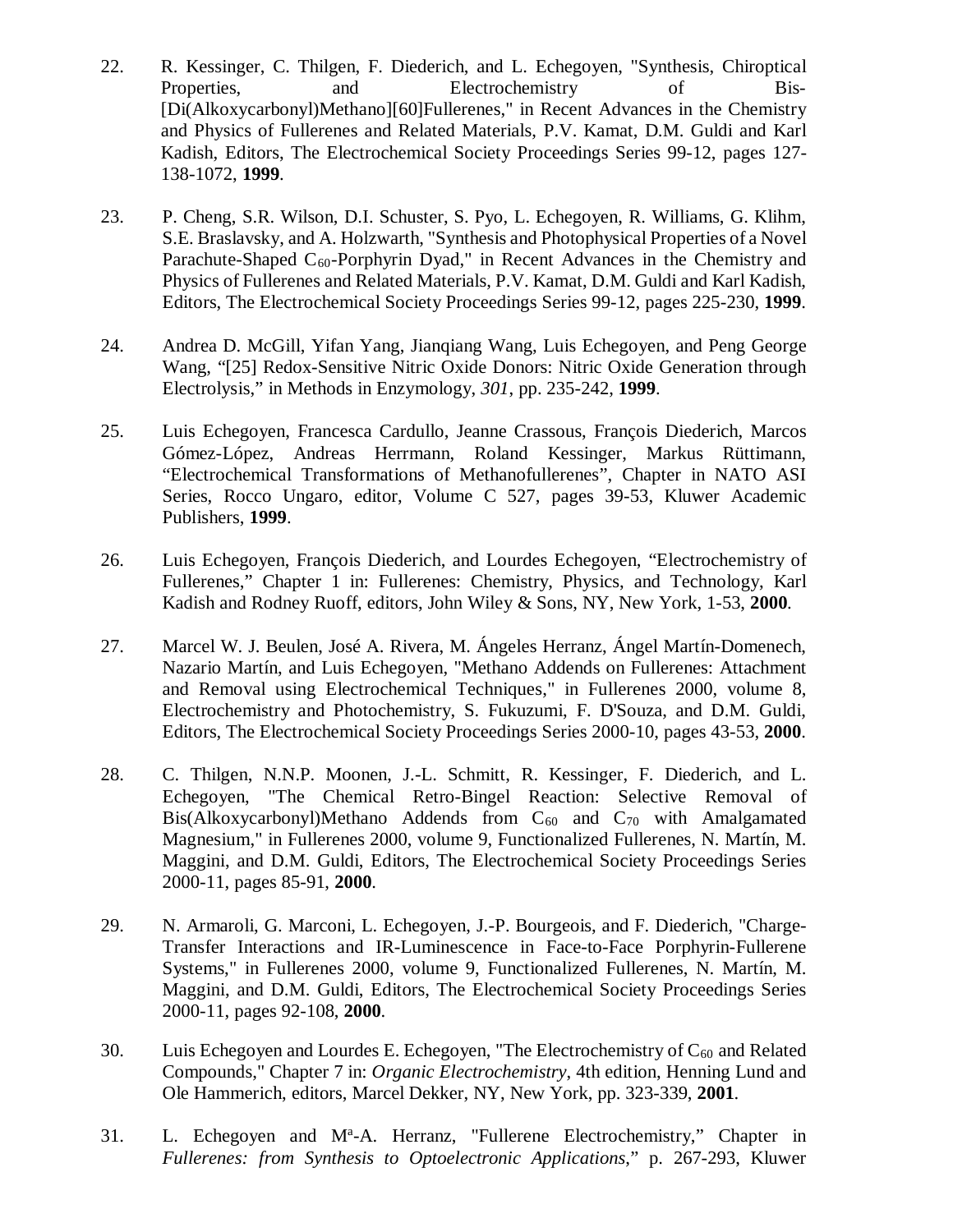22. R. Kessinger, C. Thilgen, F. Diederich, and L. Echegoyen, "Synthesis, Chiroptical Properties, and Electrochemistry of Bis-[Di(Alkoxycarbonyl)Methano][60]Fullerenes," in Recent Advances in the Chemistry and Physics of Fullerenes and Related Materials, P.V. Kamat, D.M. Guldi and Karl Kadish, Editors, The Electrochemical Society Proceedings Series 99-12, pages 127-138-1072, **1999**.

23. P. Cheng, S.R. Wilson, D.I. Schuster, S. Pyo, L. Echegoyen, R. Williams, G. Klihm, S.E. Braslavsky, and A. Holzwarth, "Synthesis and Photophysical Properties of a Novel Parachute-Shaped $C_{60}$-Porphyrin Dyad," in Recent Advances in the Chemistry and Physics of Fullerenes and Related Materials, P.V. Kamat, D.M. Guldi and Karl Kadish, Editors, The Electrochemical Society Proceedings Series 99-12, pages 225-230, **1999**.

24. Andrea D. McGill, Yifan Yang, Jianqiang Wang, Luis Echegoyen, and Peng George Wang, "[25] Redox-Sensitive Nitric Oxide Donors: Nitric Oxide Generation through Electrolysis," in Methods in Enzymology, *301*, pp. 235-242, **1999**.

25. Luis Echegoyen, Francesca Cardullo, Jeanne Crassous, François Diederich, Marcos Gómez-López, Andreas Herrmann, Roland Kessinger, Markus Rüttimann, "Electrochemical Transformations of Methanofullerenes", Chapter in NATO ASI Series, Rocco Ungaro, editor, Volume C 527, pages 39-53, Kluwer Academic Publishers, **1999**.

26. Luis Echegoyen, François Diederich, and Lourdes Echegoyen, "Electrochemistry of Fullerenes," Chapter 1 in: Fullerenes: Chemistry, Physics, and Technology, Karl Kadish and Rodney Ruoff, editors, John Wiley & Sons, NY, New York, 1-53, **2000**.

27. Marcel W. J. Beulen, José A. Rivera, M. Ángeles Herranz, Ángel Martín-Domenech, Nazario Martín, and Luis Echegoyen, "Methano Addends on Fullerenes: Attachment and Removal using Electrochemical Techniques," in Fullerenes 2000, volume 8, Electrochemistry and Photochemistry, S. Fukuzumi, F. D'Souza, and D.M. Guldi, Editors, The Electrochemical Society Proceedings Series 2000-10, pages 43-53, **2000**.

28. C. Thilgen, N.N.P. Moonen, J.-L. Schmitt, R. Kessinger, F. Diederich, and L. Echegoyen, "The Chemical Retro-Bingel Reaction: Selective Removal of Bis(Alkoxycarbonyl)Methano Addends from $C_{60}$ and $C_{70}$ with Amalgamated Magnesium," in Fullerenes 2000, volume 9, Functionalized Fullerenes, N. Martín, M. Maggini, and D.M. Guldi, Editors, The Electrochemical Society Proceedings Series 2000-11, pages 85-91, **2000**.

29. N. Armaroli, G. Marconi, L. Echegoyen, J.-P. Bourgeois, and F. Diederich, "Charge-Transfer Interactions and IR-Luminescence in Face-to-Face Porphyrin-Fullerene Systems," in Fullerenes 2000, volume 9, Functionalized Fullerenes, N. Martín, M. Maggini, and D.M. Guldi, Editors, The Electrochemical Society Proceedings Series 2000-11, pages 92-108, **2000**.

30. Luis Echegoyen and Lourdes E. Echegoyen, "The Electrochemistry of $C_{60}$ and Related Compounds," Chapter 7 in: *Organic Electrochemistry*, 4th edition, Henning Lund and Ole Hammerich, editors, Marcel Dekker, NY, New York, pp. 323-339, **2001**.

31. L. Echegoyen and Mª-A. Herranz, "Fullerene Electrochemistry," Chapter in *Fullerenes: from Synthesis to Optoelectronic Applications*," p. 267-293, Kluwer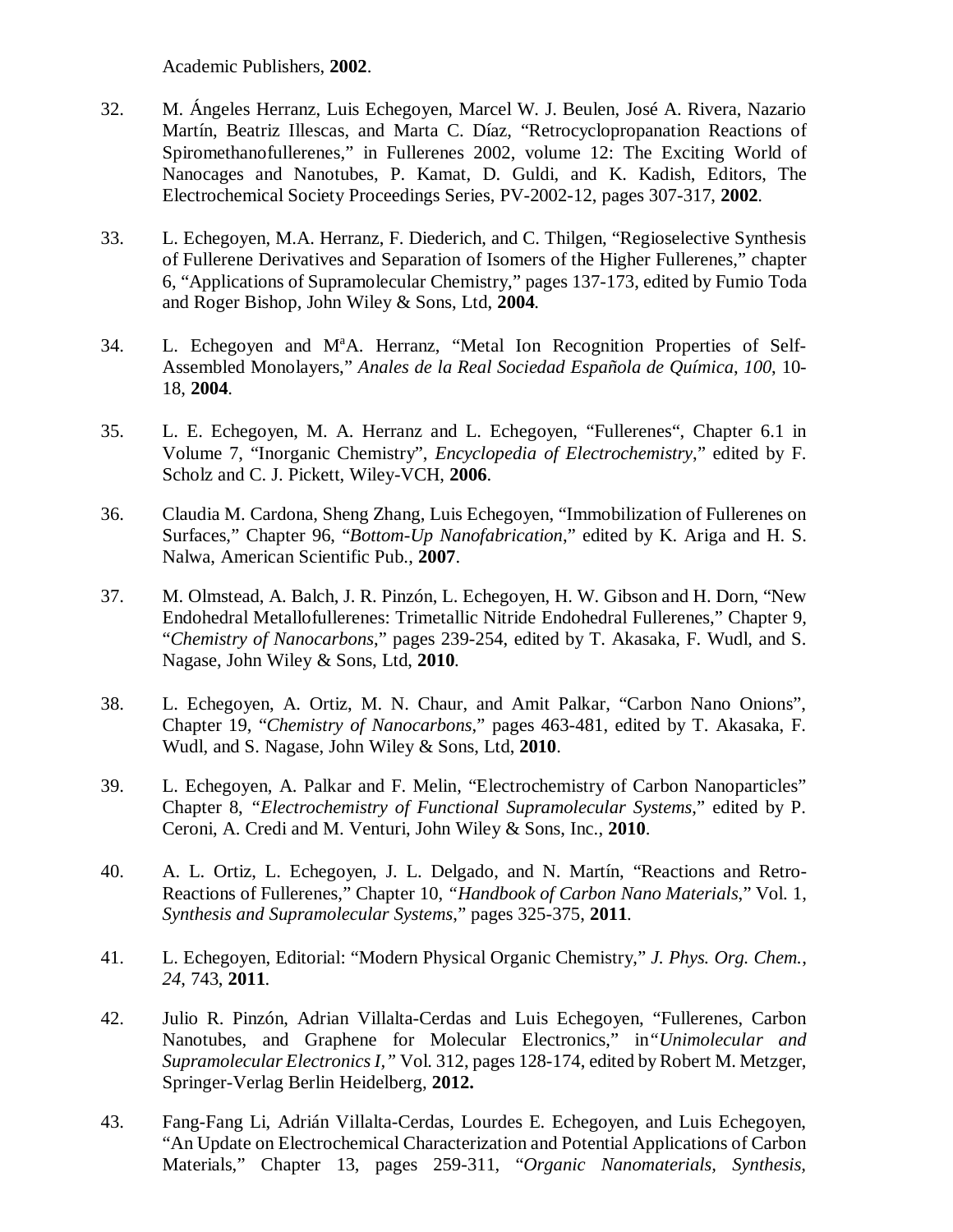Academic Publishers, **2002**.

32. M. Ángeles Herranz, Luis Echegoyen, Marcel W. J. Beulen, José A. Rivera, Nazario Martín, Beatriz Illescas, and Marta C. Díaz, "Retrocyclopropanation Reactions of Spiromethanofullerenes," in Fullerenes 2002, volume 12: The Exciting World of Nanocages and Nanotubes, P. Kamat, D. Guldi, and K. Kadish, Editors, The Electrochemical Society Proceedings Series, PV-2002-12, pages 307-317, **2002**.

33. L. Echegoyen, M.A. Herranz, F. Diederich, and C. Thilgen, "Regioselective Synthesis of Fullerene Derivatives and Separation of Isomers of the Higher Fullerenes," chapter 6, "Applications of Supramolecular Chemistry," pages 137-173, edited by Fumio Toda and Roger Bishop, John Wiley & Sons, Ltd, **2004**.

34. L. Echegoyen and M$^{a}$A. Herranz, "Metal Ion Recognition Properties of Self-Assembled Monolayers," *Anales de la Real Sociedad Española de Química*, *100*, 10-18, **2004**.

35. L. E. Echegoyen, M. A. Herranz and L. Echegoyen, "Fullerenes", Chapter 6.1 in Volume 7, "Inorganic Chemistry", *Encyclopedia of Electrochemistry*," edited by F. Scholz and C. J. Pickett, Wiley-VCH, **2006**.

36. Claudia M. Cardona, Sheng Zhang, Luis Echegoyen, "Immobilization of Fullerenes on Surfaces," Chapter 96, "*Bottom-Up Nanofabrication*," edited by K. Ariga and H. S. Nalwa, American Scientific Pub., **2007**.

37. M. Olmstead, A. Balch, J. R. Pinzón, L. Echegoyen, H. W. Gibson and H. Dorn, "New Endohedral Metallofullerenes: Trimetallic Nitride Endohedral Fullerenes," Chapter 9, "*Chemistry of Nanocarbons*," pages 239-254, edited by T. Akasaka, F. Wudl, and S. Nagase, John Wiley & Sons, Ltd, **2010**.

38. L. Echegoyen, A. Ortiz, M. N. Chaur, and Amit Palkar, "Carbon Nano Onions", Chapter 19, "*Chemistry of Nanocarbons*," pages 463-481, edited by T. Akasaka, F. Wudl, and S. Nagase, John Wiley & Sons, Ltd, **2010**.

39. L. Echegoyen, A. Palkar and F. Melin, "Electrochemistry of Carbon Nanoparticles" Chapter 8, "*Electrochemistry of Functional Supramolecular Systems*," edited by P. Ceroni, A. Credi and M. Venturi, John Wiley & Sons, Inc., **2010**.

40. A. L. Ortiz, L. Echegoyen, J. L. Delgado, and N. Martín, "Reactions and Retro-Reactions of Fullerenes," Chapter 10, "*Handbook of Carbon Nano Materials*," Vol. 1, *Synthesis and Supramolecular Systems*," pages 325-375, **2011**.

41. L. Echegoyen, Editorial: "Modern Physical Organic Chemistry," *J. Phys. Org. Chem.*, *24*, 743, **2011**.

42. Julio R. Pinzón, Adrian Villalta-Cerdas and Luis Echegoyen, "Fullerenes, Carbon Nanotubes, and Graphene for Molecular Electronics," in "*Unimolecular and Supramolecular Electronics I*," Vol. 312, pages 128-174, edited by Robert M. Metzger, Springer-Verlag Berlin Heidelberg, **2012.**

43. Fang-Fang Li, Adrián Villalta-Cerdas, Lourdes E. Echegoyen, and Luis Echegoyen, "An Update on Electrochemical Characterization and Potential Applications of Carbon Materials," Chapter 13, pages 259-311, "*Organic Nanomaterials, Synthesis,*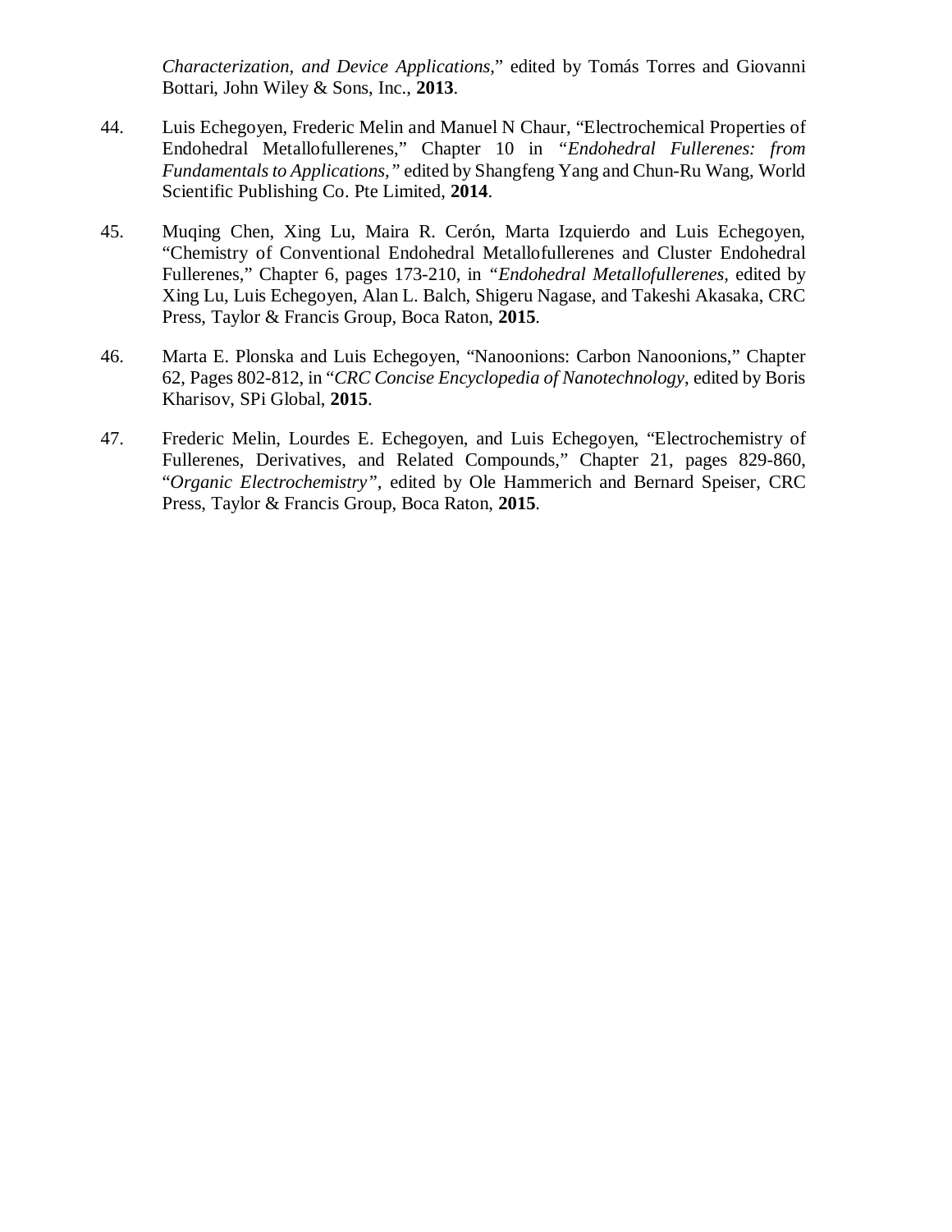*Characterization, and Device Applications*," edited by Tomás Torres and Giovanni Bottari, John Wiley & Sons, Inc., **2013**.

44. Luis Echegoyen, Frederic Melin and Manuel N Chaur, "Electrochemical Properties of Endohedral Metallofullerenes," Chapter 10 in *"Endohedral Fullerenes: from Fundamentals to Applications,"* edited by Shangfeng Yang and Chun-Ru Wang, World Scientific Publishing Co. Pte Limited, **2014**.

45. Muqing Chen, Xing Lu, Maira R. Cerón, Marta Izquierdo and Luis Echegoyen, "Chemistry of Conventional Endohedral Metallofullerenes and Cluster Endohedral Fullerenes," Chapter 6, pages 173-210, in *"Endohedral Metallofullerenes,* edited by Xing Lu, Luis Echegoyen, Alan L. Balch, Shigeru Nagase, and Takeshi Akasaka, CRC Press, Taylor & Francis Group, Boca Raton, **2015**.

46. Marta E. Plonska and Luis Echegoyen, "Nanoonions: Carbon Nanoonions," Chapter 62, Pages 802-812, in "*CRC Concise Encyclopedia of Nanotechnology*, edited by Boris Kharisov, SPi Global, **2015**.

47. Frederic Melin, Lourdes E. Echegoyen, and Luis Echegoyen, "Electrochemistry of Fullerenes, Derivatives, and Related Compounds," Chapter 21, pages 829-860, "*Organic Electrochemistry",* edited by Ole Hammerich and Bernard Speiser, CRC Press, Taylor & Francis Group, Boca Raton, **2015**.